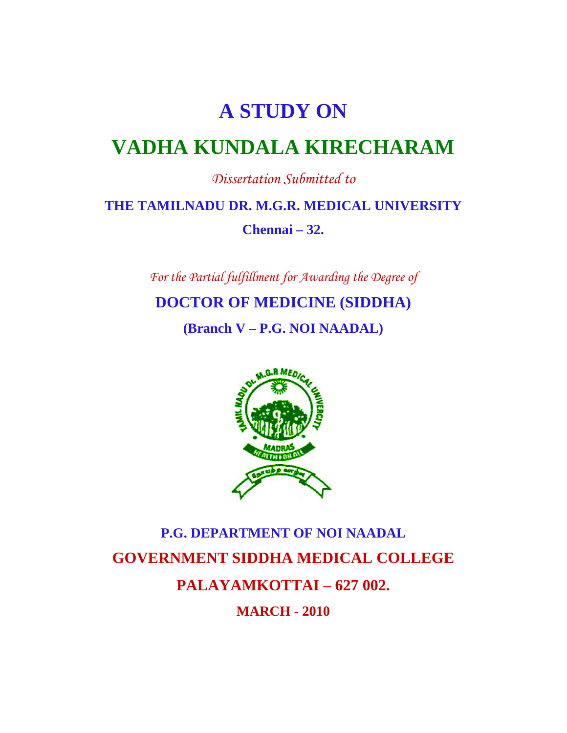# A STUDY ON

# VADHA KUNDALA KIRECHARAM

*Dissertation Submitted to*

**THE TAMILNADU DR. M.G.R. MEDICAL UNIVERSITY**

**Chennai – 32.**

*For the Partial fulfillment for Awarding the Degree of*

**DOCTOR OF MEDICINE (SIDDHA)**

**(Branch V – P.G. NOI NAADAL)**

**P.G. DEPARTMENT OF NOI NAADAL**

**GOVERNMENT SIDDHA MEDICAL COLLEGE**

**PALAYAMKOTTAI – 627 002.**

**MARCH - 2010**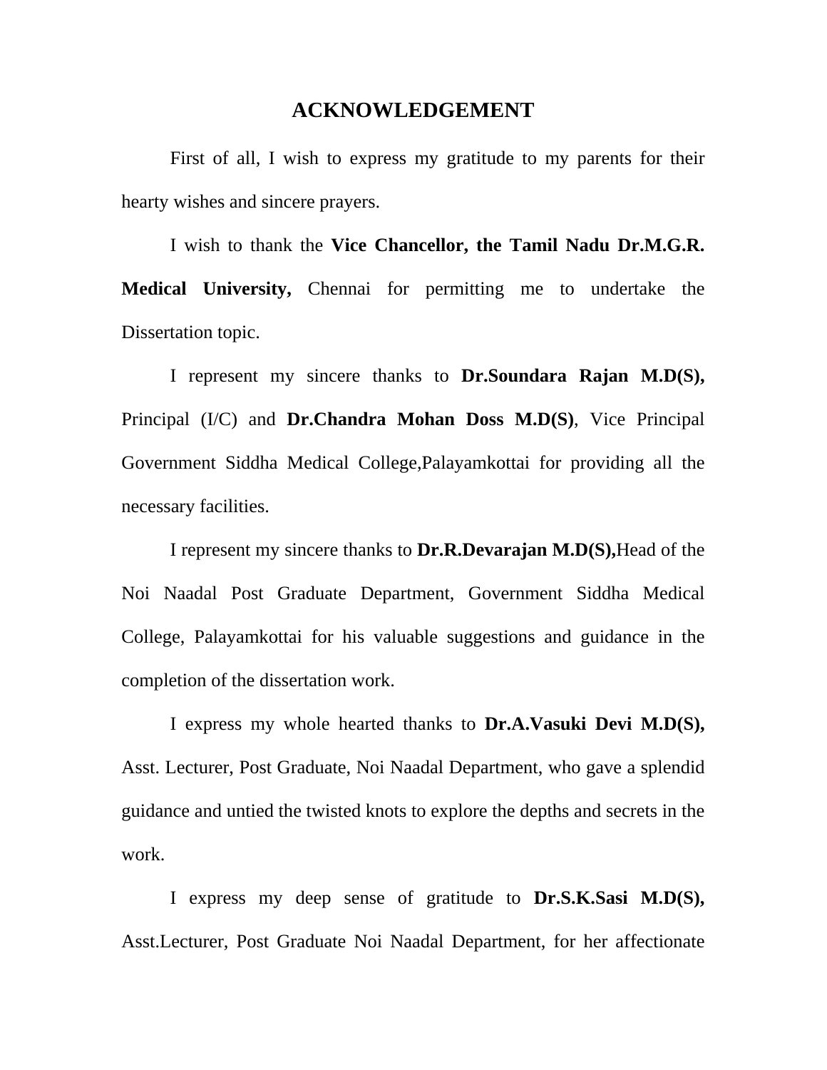# ACKNOWLEDGEMENT

First of all, I wish to express my gratitude to my parents for their hearty wishes and sincere prayers.

I wish to thank the **Vice Chancellor, the Tamil Nadu Dr.M.G.R. Medical University,** Chennai for permitting me to undertake the Dissertation topic.

I represent my sincere thanks to **Dr.Soundara Rajan M.D(S),** Principal (I/C) and **Dr.Chandra Mohan Doss M.D(S)**, Vice Principal Government Siddha Medical College,Palayamkottai for providing all the necessary facilities.

I represent my sincere thanks to **Dr.R.Devarajan M.D(S),**Head of the Noi Naadal Post Graduate Department, Government Siddha Medical College, Palayamkottai for his valuable suggestions and guidance in the completion of the dissertation work.

I express my whole hearted thanks to **Dr.A.Vasuki Devi M.D(S),** Asst. Lecturer, Post Graduate, Noi Naadal Department, who gave a splendid guidance and untied the twisted knots to explore the depths and secrets in the work.

I express my deep sense of gratitude to **Dr.S.K.Sasi M.D(S),** Asst.Lecturer, Post Graduate Noi Naadal Department, for her affectionate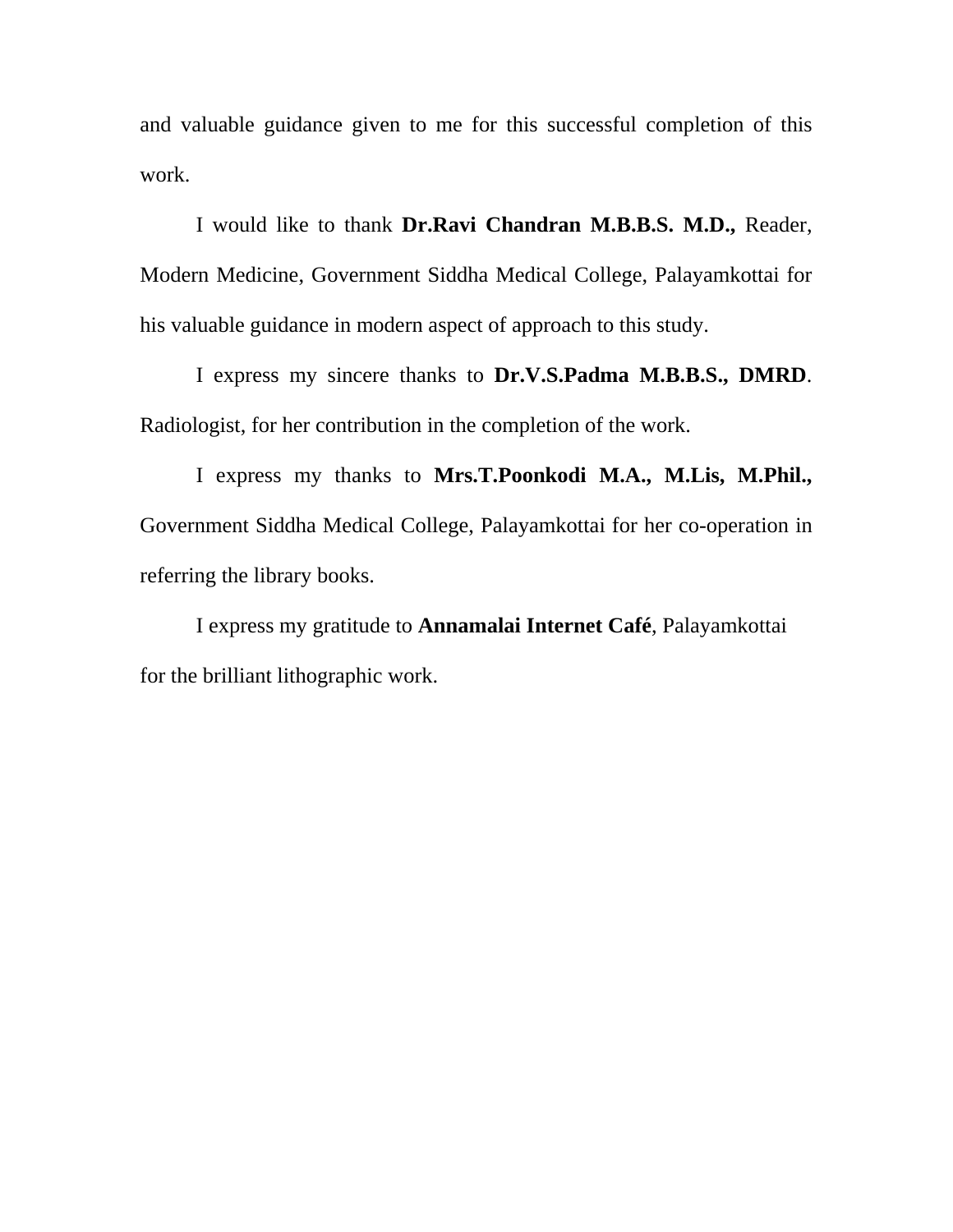and valuable guidance given to me for this successful completion of this work.

I would like to thank **Dr.Ravi Chandran M.B.B.S. M.D.,** Reader, Modern Medicine, Government Siddha Medical College, Palayamkottai for his valuable guidance in modern aspect of approach to this study.

I express my sincere thanks to **Dr.V.S.Padma M.B.B.S., DMRD**. Radiologist, for her contribution in the completion of the work.

I express my thanks to **Mrs.T.Poonkodi M.A., M.Lis, M.Phil.,** Government Siddha Medical College, Palayamkottai for her co-operation in referring the library books.

I express my gratitude to **Annamalai Internet Café**, Palayamkottai for the brilliant lithographic work.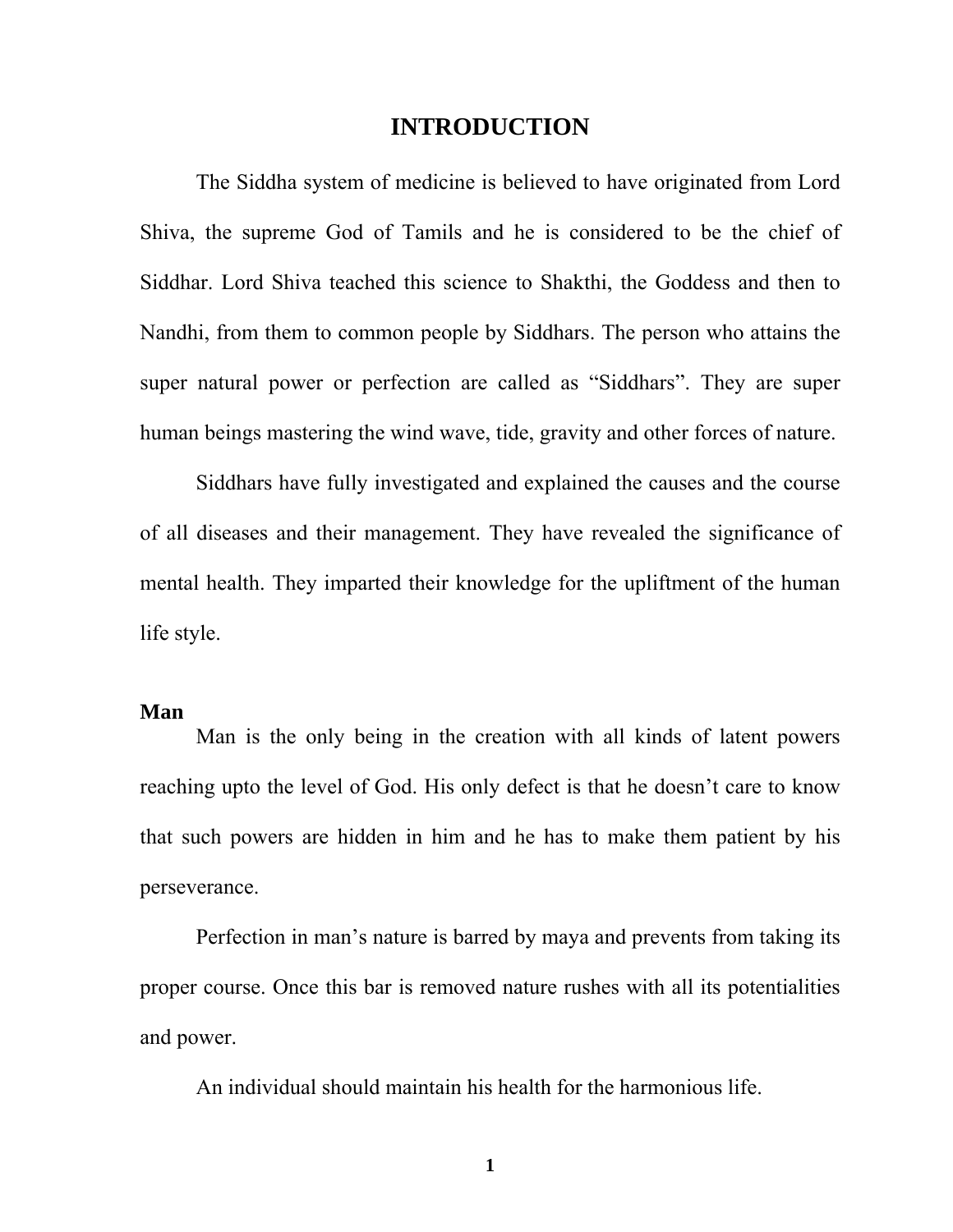# INTRODUCTION

The Siddha system of medicine is believed to have originated from Lord Shiva, the supreme God of Tamils and he is considered to be the chief of Siddhar. Lord Shiva teached this science to Shakthi, the Goddess and then to Nandhi, from them to common people by Siddhars. The person who attains the super natural power or perfection are called as “Siddhars”. They are super human beings mastering the wind wave, tide, gravity and other forces of nature.

Siddhars have fully investigated and explained the causes and the course of all diseases and their management. They have revealed the significance of mental health. They imparted their knowledge for the upliftment of the human life style.

**Man**

Man is the only being in the creation with all kinds of latent powers reaching upto the level of God. His only defect is that he doesn’t care to know that such powers are hidden in him and he has to make them patient by his perseverance.

Perfection in man’s nature is barred by maya and prevents from taking its proper course. Once this bar is removed nature rushes with all its potentialities and power.

An individual should maintain his health for the harmonious life.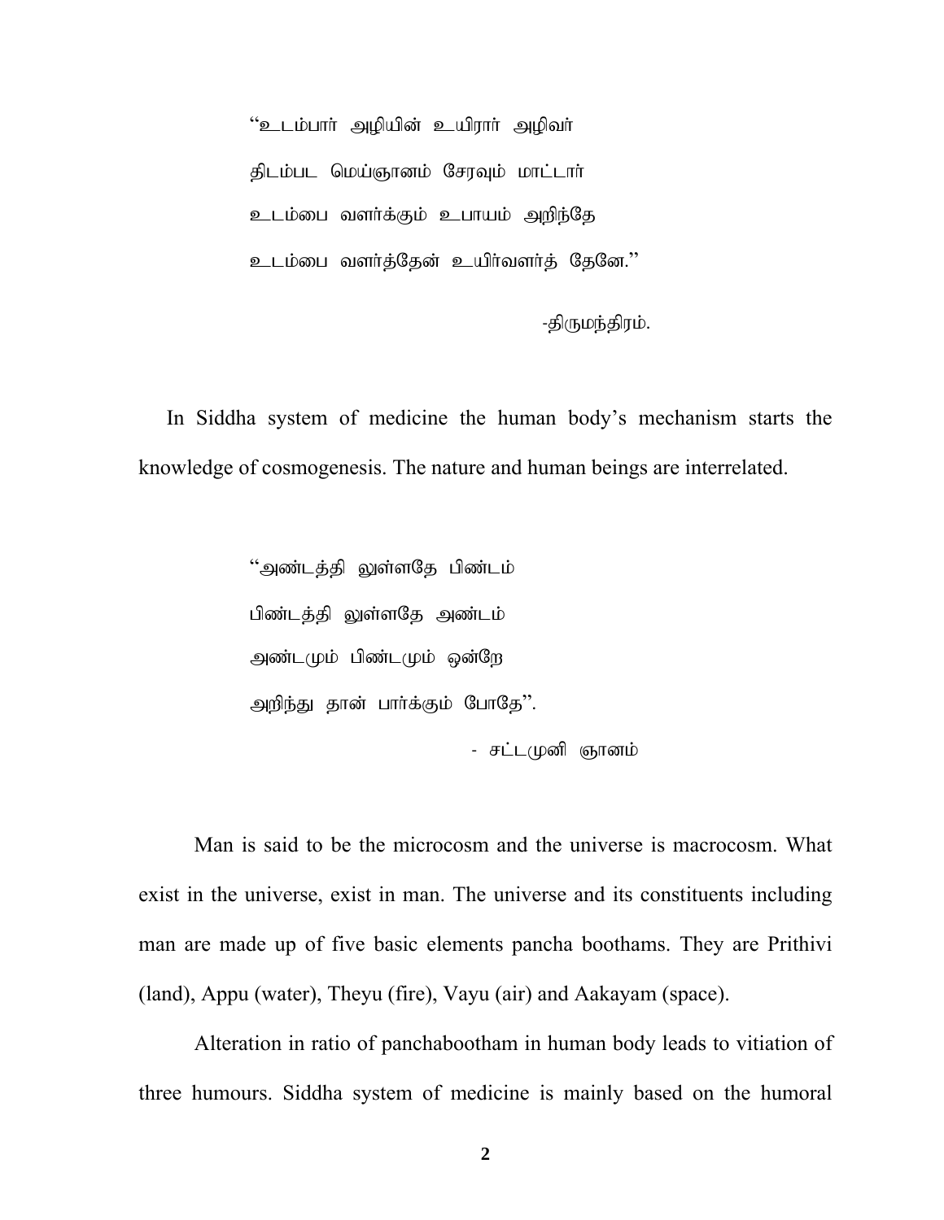"உடம்பார் அழியின் உயிரார் அழிவர்  
திடம்பட மெய்ஞானம் சேரவும் மாட்டார்  
உடம்பை வளர்க்கும் உபாயம் அறிந்தே  
உடம்பை வளர்த்தேன் உயிர்வளர்த் தேனே."

-திருமந்திரம்.

In Siddha system of medicine the human body's mechanism starts the knowledge of cosmogenesis. The nature and human beings are interrelated.

"அண்டத்தி லுள்ளதே பிண்டம்  
பிண்டத்தி லுள்ளதே அண்டம்  
அண்டமும் பிண்டமும் ஒன்றே  
அறிந்து தான் பார்க்கும் போதே".

- சட்டமுனி ஞானம்

Man is said to be the microcosm and the universe is macrocosm. What exist in the universe, exist in man. The universe and its constituents including man are made up of five basic elements pancha boothams. They are Prithivi (land), Appu (water), Theyu (fire), Vayu (air) and Aakayam (space).

Alteration in ratio of panchabootham in human body leads to vitiation of three humours. Siddha system of medicine is mainly based on the humoral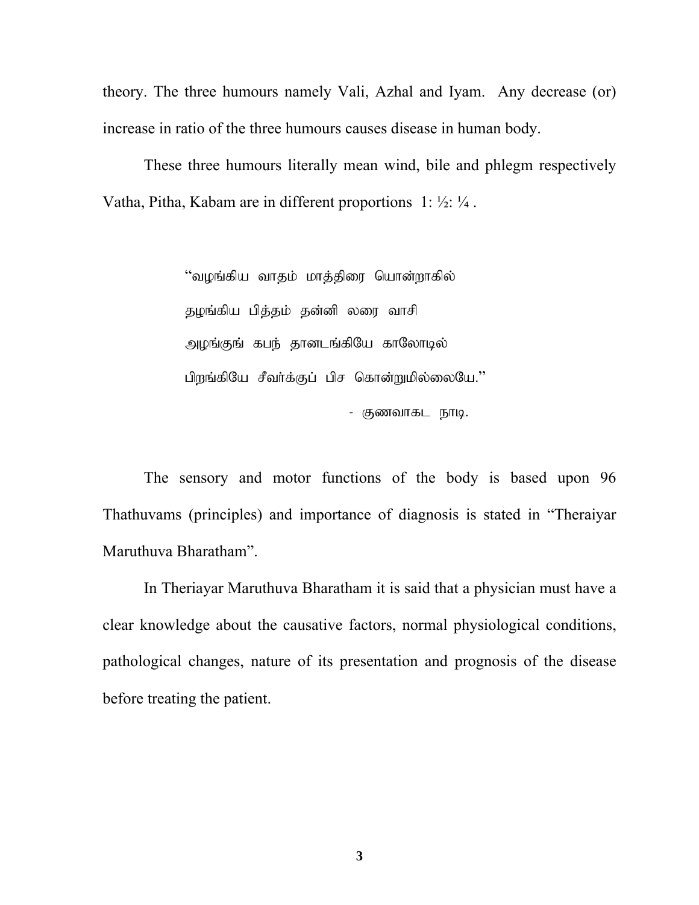theory. The three humours namely Vali, Azhal and Iyam. Any decrease (or) increase in ratio of the three humours causes disease in human body.

These three humours literally mean wind, bile and phlegm respectively Vatha, Pitha, Kabam are in different proportions 1: ½: ¼ .

> "வழங்கிய வாதம் மாத்திரை யொன்றாகில்
> தழங்கிய பித்தம் தன்னி லரை வாசி
> அழங்குங் கபந் தானடங்கியே காலோடில்
> பிறங்கியே சீவர்க்குப் பிச கொன்றுமில்லையே."
>
> \- குணவாகட நாடி.

The sensory and motor functions of the body is based upon 96 Thathuvams (principles) and importance of diagnosis is stated in "Theraiyar Maruthuva Bharatham".

In Theriayar Maruthuva Bharatham it is said that a physician must have a clear knowledge about the causative factors, normal physiological conditions, pathological changes, nature of its presentation and prognosis of the disease before treating the patient.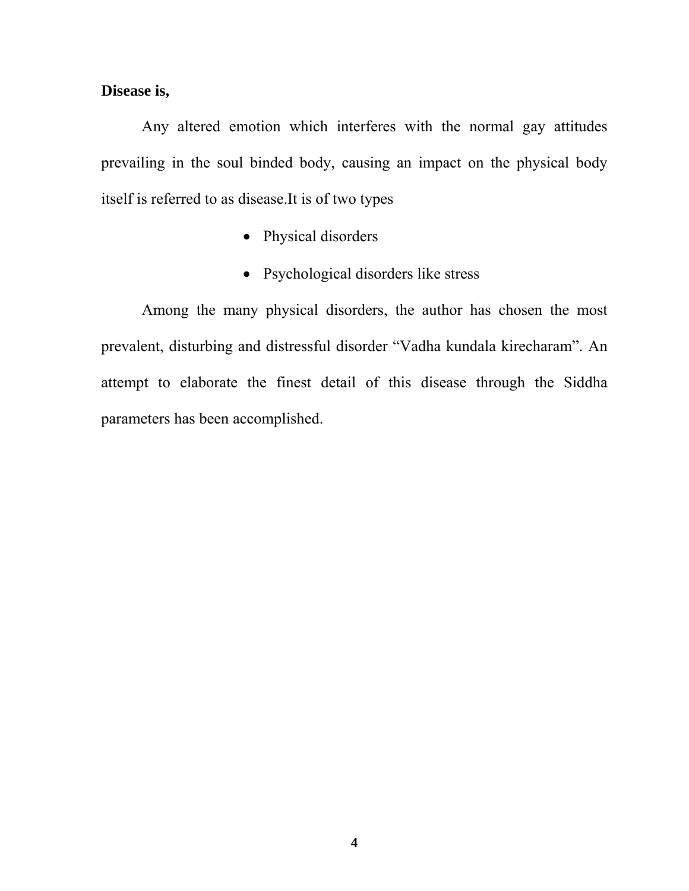**Disease is,**

Any altered emotion which interferes with the normal gay attitudes prevailing in the soul binded body, causing an impact on the physical body itself is referred to as disease.It is of two types

- Physical disorders
- Psychological disorders like stress

Among the many physical disorders, the author has chosen the most prevalent, disturbing and distressful disorder “Vadha kundala kirecharam”. An attempt to elaborate the finest detail of this disease through the Siddha parameters has been accomplished.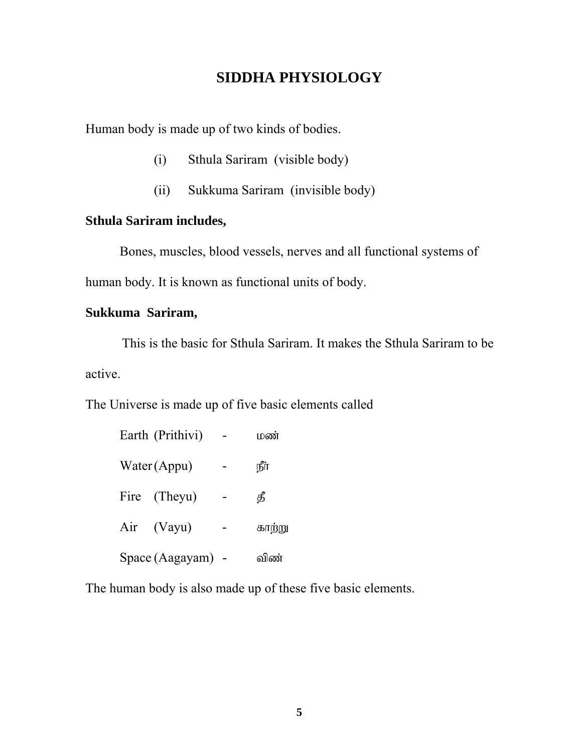# SIDDHA PHYSIOLOGY

Human body is made up of two kinds of bodies.

(i) Sthula Sariram (visible body)

(ii) Sukkuma Sariram (invisible body)

**Sthula Sariram includes,**

Bones, muscles, blood vessels, nerves and all functional systems of human body. It is known as functional units of body.

**Sukkuma Sariram,**

This is the basic for Sthula Sariram. It makes the Sthula Sariram to be active.

The Universe is made up of five basic elements called

Earth (Prithivi) - மண்

Water (Appu) - நீர்

Fire (Theyu) - தீ

Air (Vayu) - காற்று

Space (Aagayam) - விண்

The human body is also made up of these five basic elements.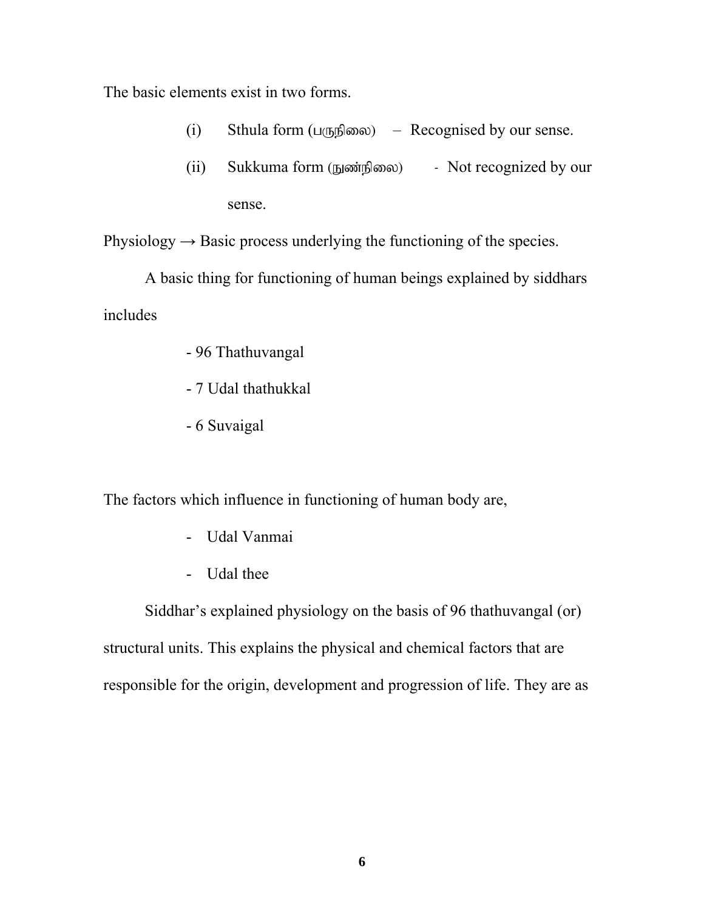The basic elements exist in two forms.

(i) Sthula form (பருநிலை) – Recognised by our sense.

(ii) Sukkuma form (நுண்நிலை) - Not recognized by our sense.

Physiology → Basic process underlying the functioning of the species.

A basic thing for functioning of human beings explained by siddhars includes

- 96 Thathuvangal
- 7 Udal thathukkal
- 6 Suvaigal

The factors which influence in functioning of human body are,

- Udal Vanmai
- Udal thee

Siddhar's explained physiology on the basis of 96 thathuvangal (or) structural units. This explains the physical and chemical factors that are responsible for the origin, development and progression of life. They are as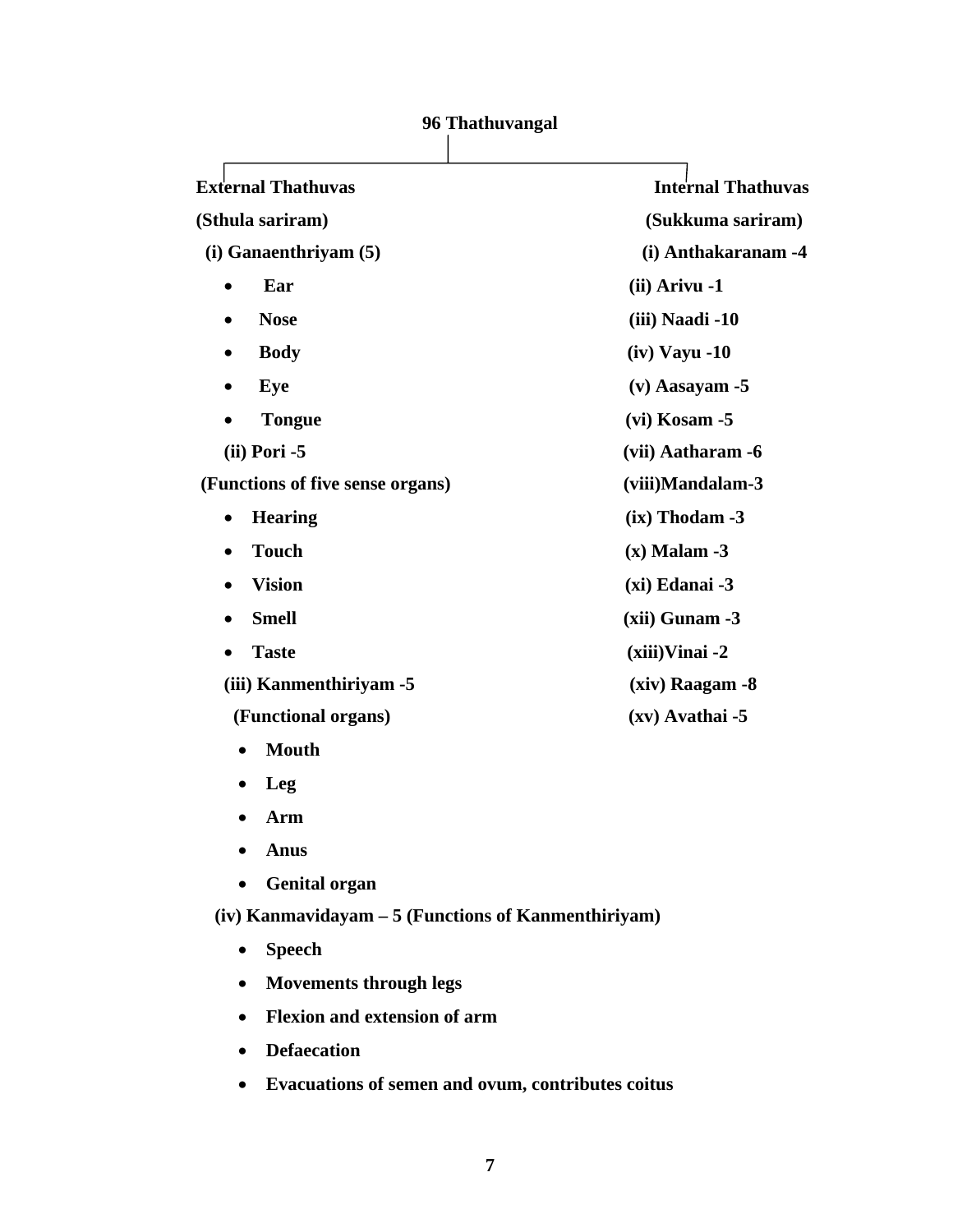**96 Thathuvangal**

**External Thathuvas**

**(Sthula sariram)**

**(i) Ganaenthriyam (5)**

- **Ear**
- **Nose**
- **Body**
- **Eye**
- **Tongue**

**(ii) Pori -5**

**(Functions of five sense organs)**

- **Hearing**
- **Touch**
- **Vision**
- **Smell**
- **Taste**

**(iii) Kanmenthiriyam -5**

**(Functional organs)**

- **Mouth**
- **Leg**
- **Arm**
- **Anus**
- **Genital organ**

**(iv) Kanmavidayam – 5 (Functions of Kanmenthiriyam)**

- **Speech**
- **Movements through legs**
- **Flexion and extension of arm**
- **Defaecation**
- **Evacuations of semen and ovum, contributes coitus**

**Internal Thathuvas**

**(Sukkuma sariram)**

**(i) Anthakaranam -4**

**(ii) Arivu -1**

**(iii) Naadi -10**

**(iv) Vayu -10**

**(v) Aasayam -5**

**(vi) Kosam -5**

**(vii) Aatharam -6**

**(viii)Mandalam-3**

**(ix) Thodam -3**

**(x) Malam -3**

**(xi) Edanai -3**

**(xii) Gunam -3**

**(xiii)Vinai -2**

**(xiv) Raagam -8**

**(xv) Avathai -5**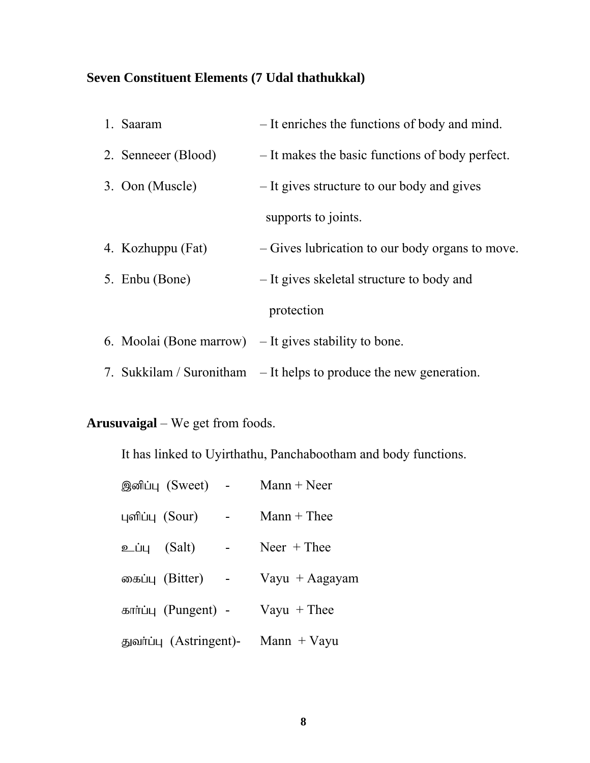**Seven Constituent Elements (7 Udal thathukkal)**

1. Saaram – It enriches the functions of body and mind.
2. Senneeer (Blood) – It makes the basic functions of body perfect.
3. Oon (Muscle) – It gives structure to our body and gives supports to joints.
4. Kozhuppu (Fat) – Gives lubrication to our body organs to move.
5. Enbu (Bone) – It gives skeletal structure to body and protection
6. Moolai (Bone marrow) – It gives stability to bone.
7. Sukkilam / Suronitham – It helps to produce the new generation.

**Arusuvaigal** – We get from foods.

It has linked to Uyirthathu, Panchabootham and body functions.

இனிப்பு (Sweet) - Mann + Neer

புளிப்பு (Sour) - Mann + Thee

உப்பு (Salt) - Neer + Thee

கைப்பு (Bitter) - Vayu + Aagayam

கார்ப்பு (Pungent) - Vayu + Thee

துவர்ப்பு (Astringent)- Mann + Vayu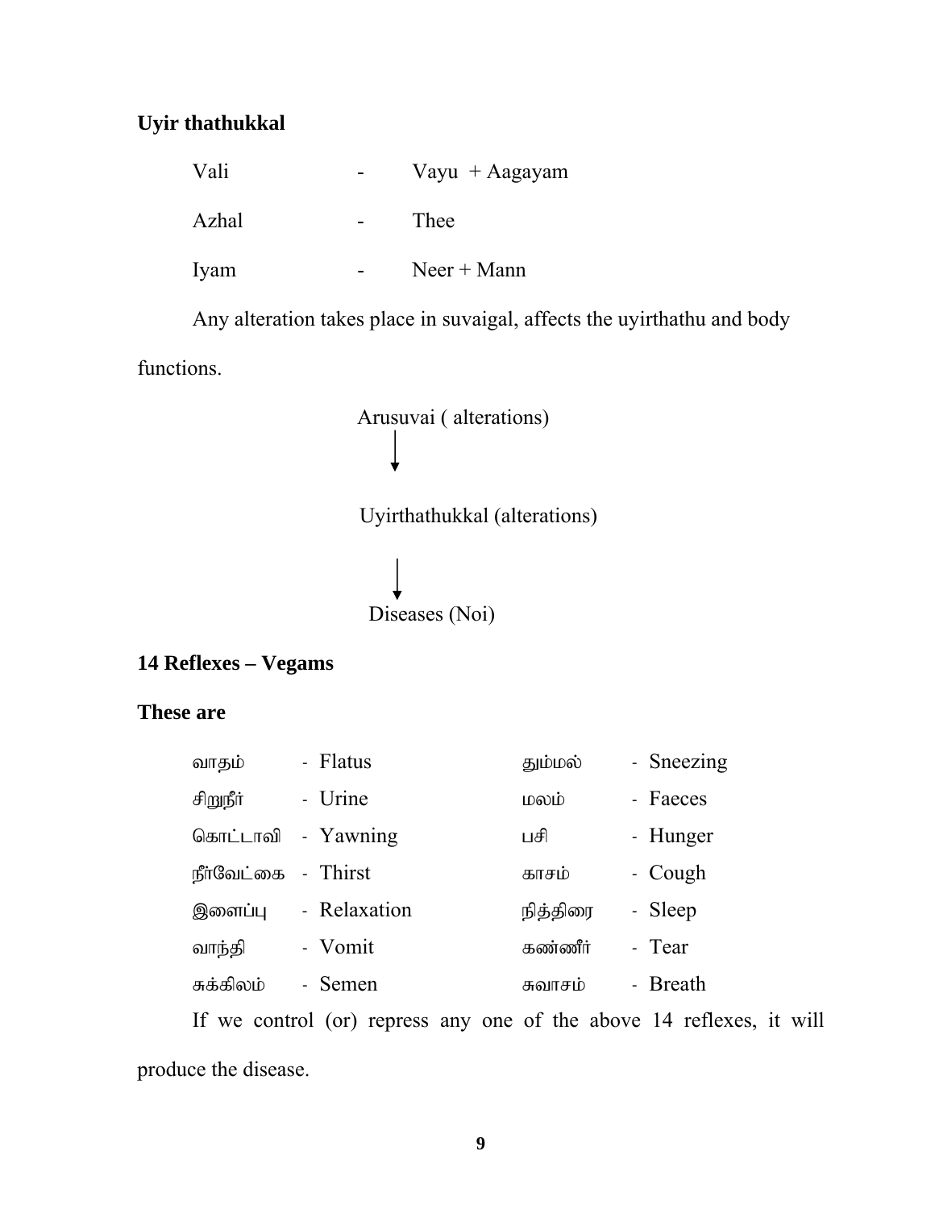**Uyir thathukkal**

| | | |
|---|---|---|
| Vali | - | Vayu + Aagayam |
| Azhal | - | Thee |
| Iyam | - | Neer + Mann |

Any alteration takes place in suvaigal, affects the uyirthathu and body functions.

Arusuvai ( alterations)

↓

Uyirthathukkal (alterations)

↓

Diseases (Noi)

**14 Reflexes – Vegams**

**These are**

| | | | |
|---|---|---|---|
| வாதம் | - Flatus | தும்மல் | - Sneezing |
| சிறுநீர் | - Urine | மலம் | - Faeces |
| கொட்டாவி | - Yawning | பசி | - Hunger |
| நீர்வேட்கை | - Thirst | காசம் | - Cough |
| இளைப்பு | - Relaxation | நித்திரை | - Sleep |
| வாந்தி | - Vomit | கண்ணீர் | - Tear |
| சுக்கிலம் | - Semen | சுவாசம் | - Breath |

If we control (or) repress any one of the above 14 reflexes, it will produce the disease.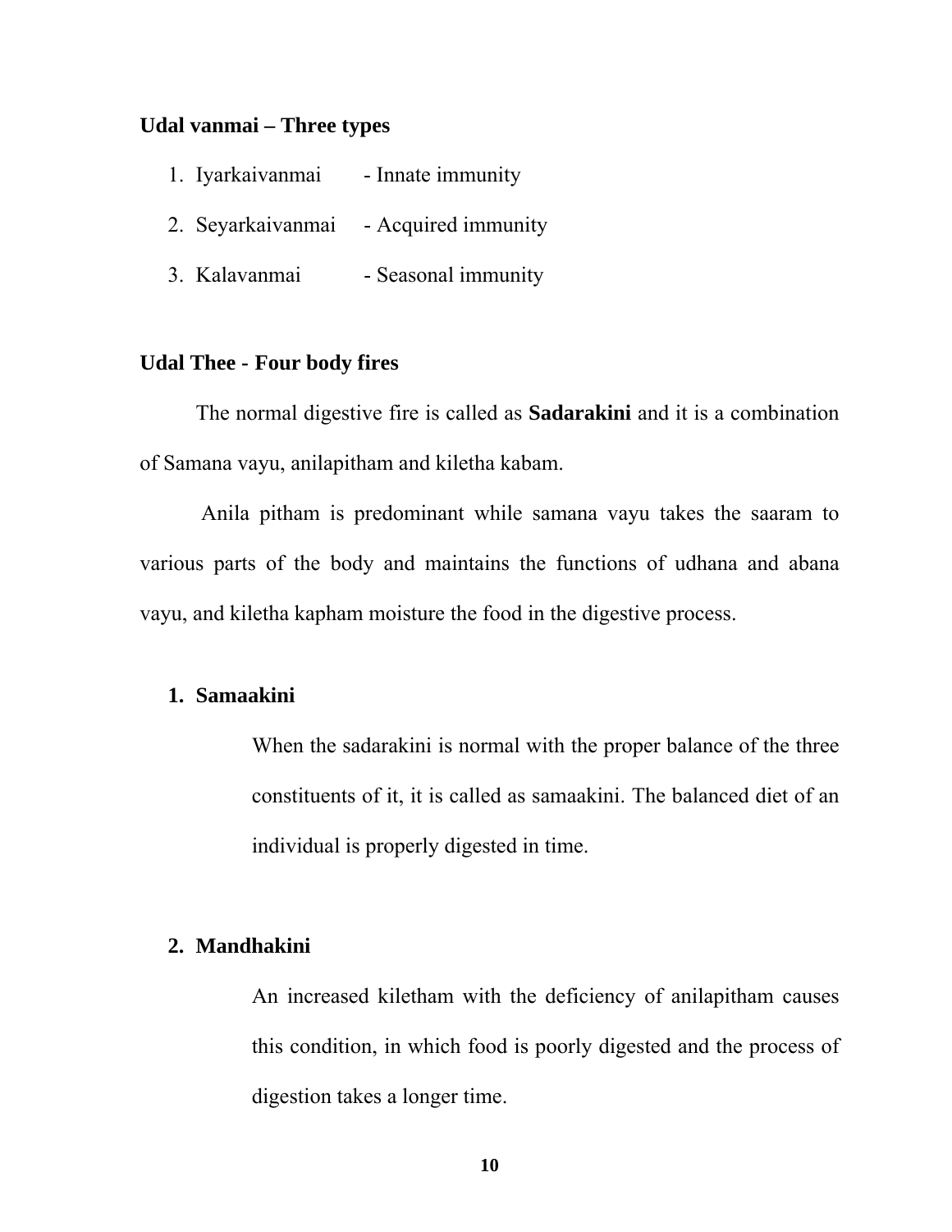**Udal vanmai – Three types**

1. Iyarkaivanmai - Innate immunity
2. Seyarkaivanmai - Acquired immunity
3. Kalavanmai - Seasonal immunity

**Udal Thee - Four body fires**

The normal digestive fire is called as **Sadarakini** and it is a combination of Samana vayu, anilapitham and kiletha kabam.

Anila pitham is predominant while samana vayu takes the saaram to various parts of the body and maintains the functions of udhana and abana vayu, and kiletha kapham moisture the food in the digestive process.

1. **Samaakini**

   When the sadarakini is normal with the proper balance of the three constituents of it, it is called as samaakini. The balanced diet of an individual is properly digested in time.

2. **Mandhakini**

   An increased kiletham with the deficiency of anilapitham causes this condition, in which food is poorly digested and the process of digestion takes a longer time.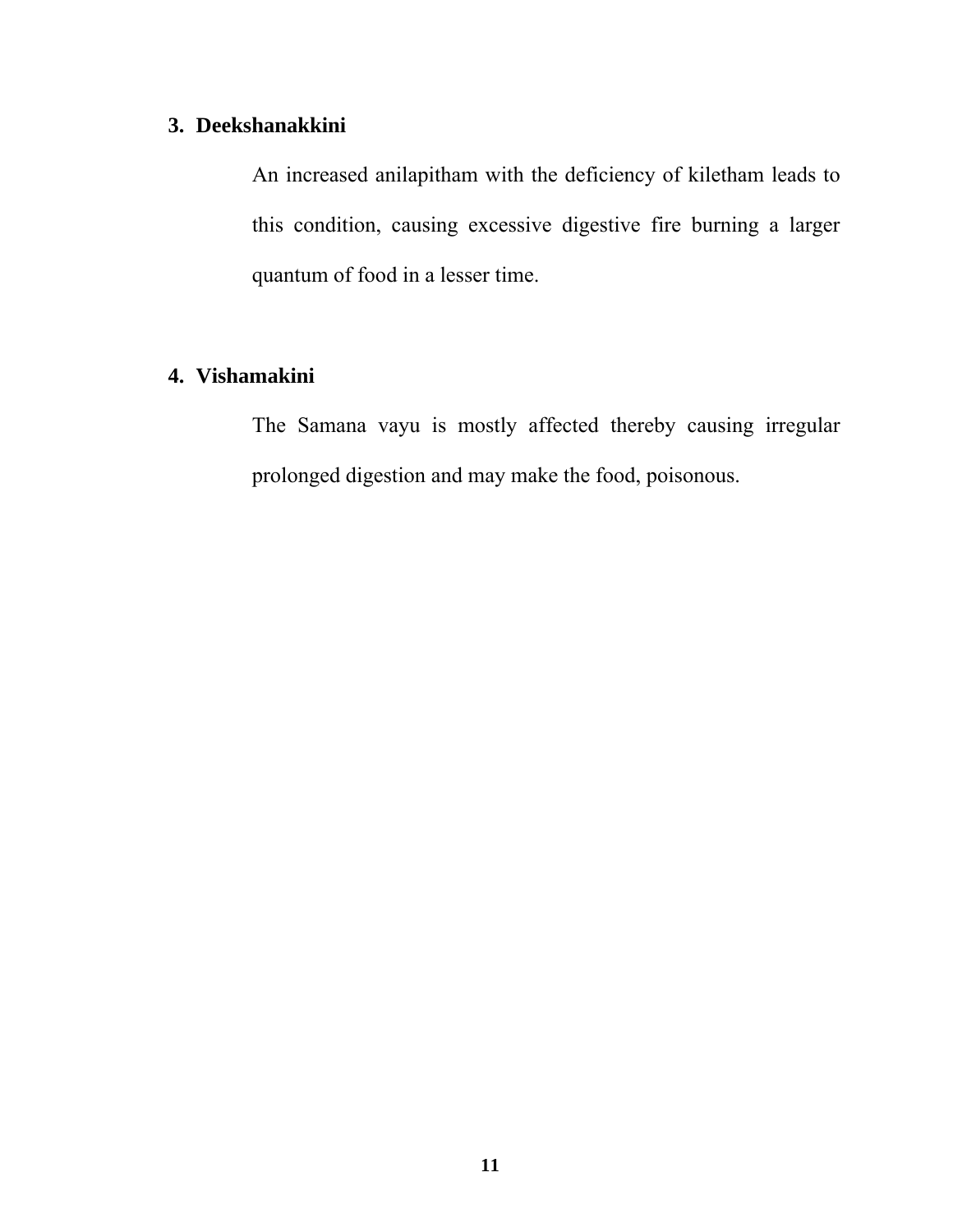3. **Deekshanakkini**

   An increased anilapitham with the deficiency of kiletham leads to this condition, causing excessive digestive fire burning a larger quantum of food in a lesser time.

4. **Vishamakini**

   The Samana vayu is mostly affected thereby causing irregular prolonged digestion and may make the food, poisonous.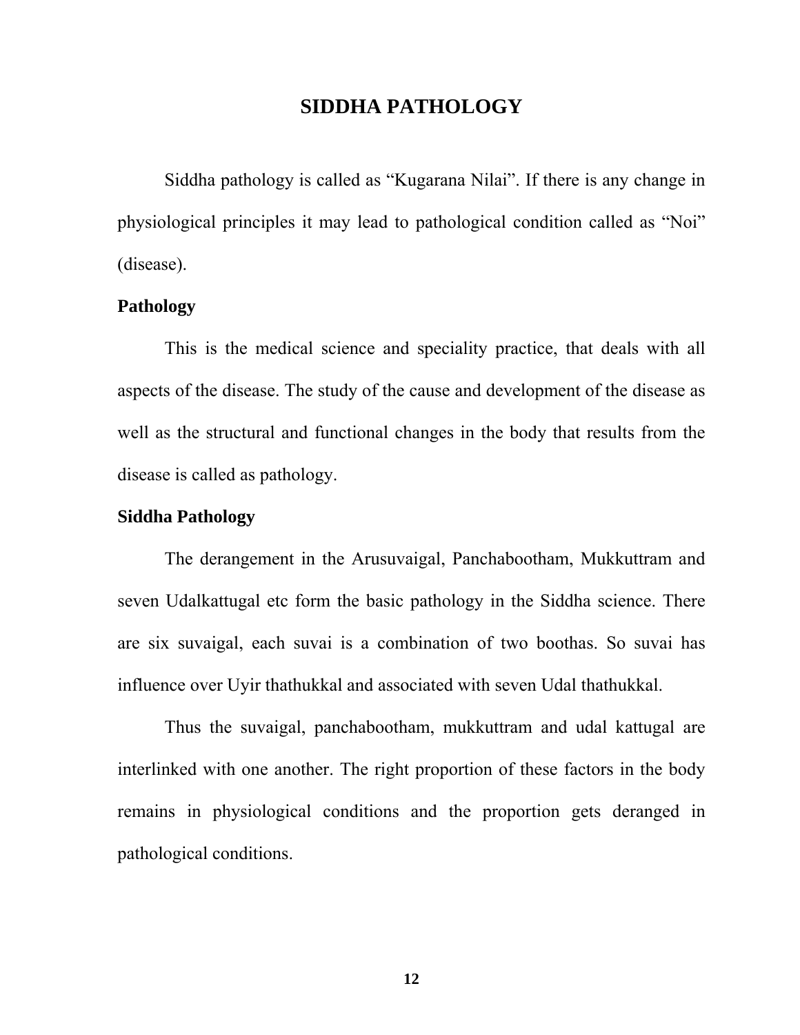# SIDDHA PATHOLOGY

Siddha pathology is called as “Kugarana Nilai”. If there is any change in physiological principles it may lead to pathological condition called as “Noi” (disease).

**Pathology**

This is the medical science and speciality practice, that deals with all aspects of the disease. The study of the cause and development of the disease as well as the structural and functional changes in the body that results from the disease is called as pathology.

**Siddha Pathology**

The derangement in the Arusuvaigal, Panchabootham, Mukkuttram and seven Udalkattugal etc form the basic pathology in the Siddha science. There are six suvaigal, each suvai is a combination of two boothas. So suvai has influence over Uyir thathukkal and associated with seven Udal thathukkal.

Thus the suvaigal, panchabootham, mukkuttram and udal kattugal are interlinked with one another. The right proportion of these factors in the body remains in physiological conditions and the proportion gets deranged in pathological conditions.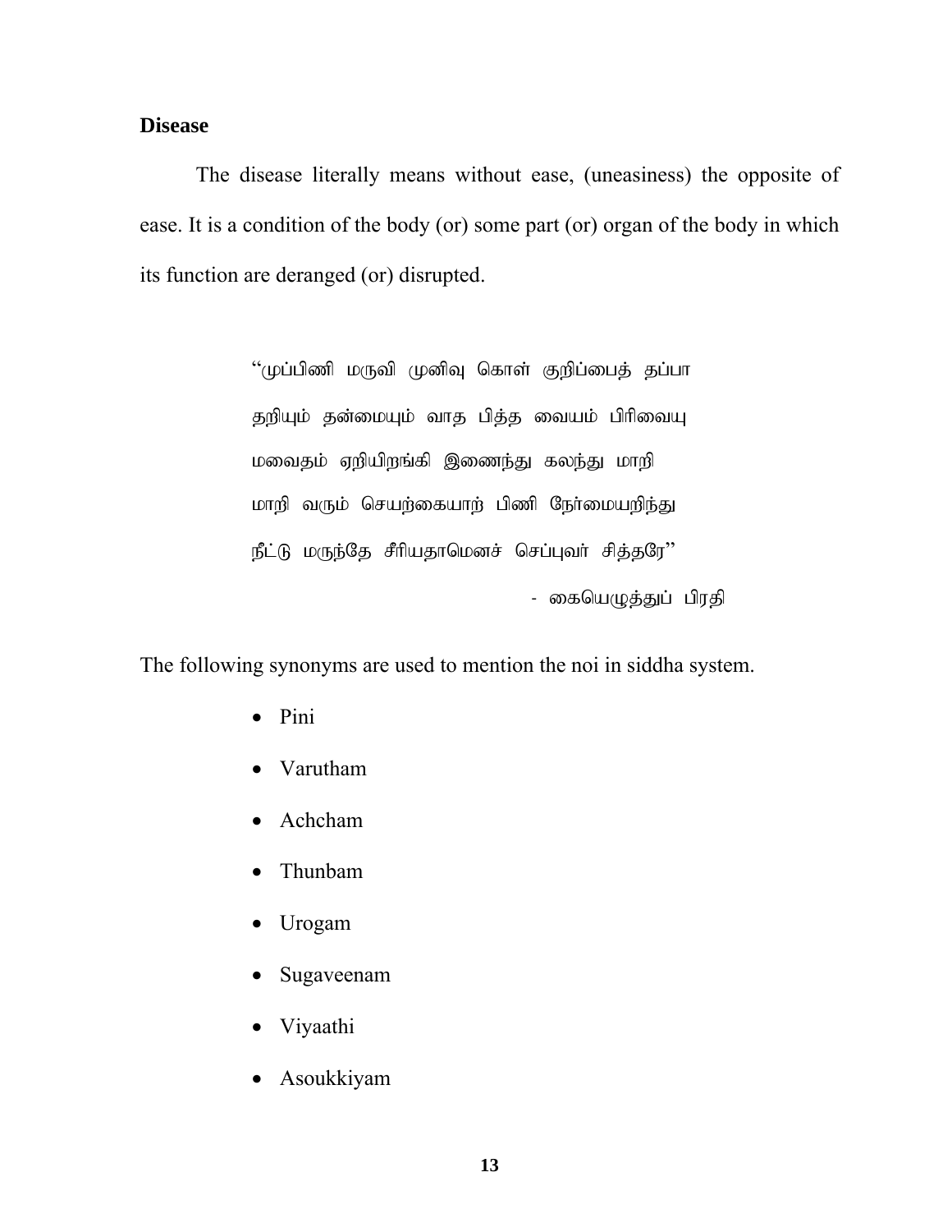**Disease**

The disease literally means without ease, (uneasiness) the opposite of ease. It is a condition of the body (or) some part (or) organ of the body in which its function are deranged (or) disrupted.

> "முப்பிணி மருவி முனிவு கொள் குறிப்பைத் தப்பா
> தறியும் தன்மையும் வாத பித்த வையம் பிரிவையு
> மவைதம் ஏறியிறங்கி இணைந்து கலந்து மாறி
> மாறி வரும் செயற்கையாற் பிணி நேர்மையறிந்து
> நீட்டு மருந்தே சீரியதாமெனச் செப்புவர் சித்தரே"
>
> \- கையெழுத்துப் பிரதி

The following synonyms are used to mention the noi in siddha system.

- Pini
- Varutham
- Achcham
- Thunbam
- Urogam
- Sugaveenam
- Viyaathi
- Asoukkiyam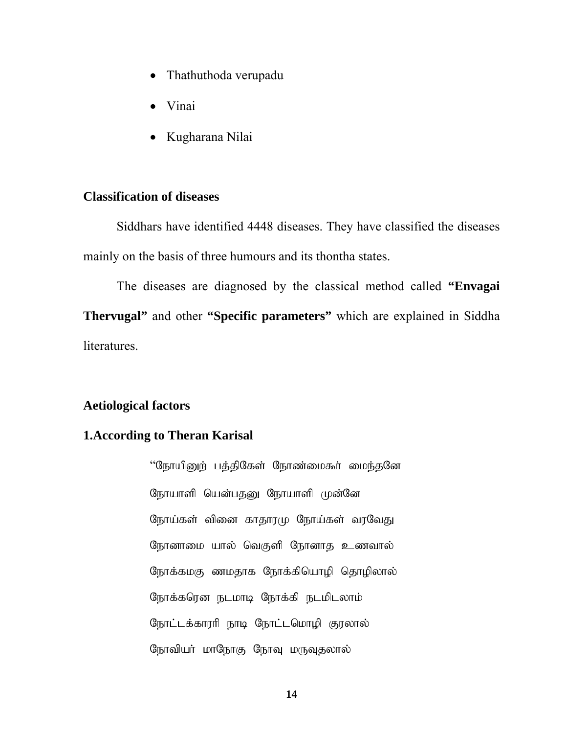- Thathuthoda verupadu
- Vinai
- Kugharana Nilai

## Classification of diseases

Siddhars have identified 4448 diseases. They have classified the diseases mainly on the basis of three humours and its thontha states.

The diseases are diagnosed by the classical method called **"Envagai Thervugal"** and other **"Specific parameters"** which are explained in Siddha literatures.

## Aetiological factors

### 1.According to Theran Karisal

"நோயினுற் பத்திகேள் நோண்மைகூர் மைந்தனே

நோயாளி யென்பதனு நோயாளி முன்னே

நோய்கள் வினை காதாரமு நோய்கள் வரவேது

நோனாமை யால் வெகுளி நோனாத உணவால்

நோக்கமகு ணமதாக நோக்கியொழி தொழிலால்

நோக்கரென நடமாடி நோக்கி நடமிடலாம்

நோட்டக்காரரி நாடி நோட்டமொழி குரலால்

நோவியர் மாநோகு நோவு மருவுதலால்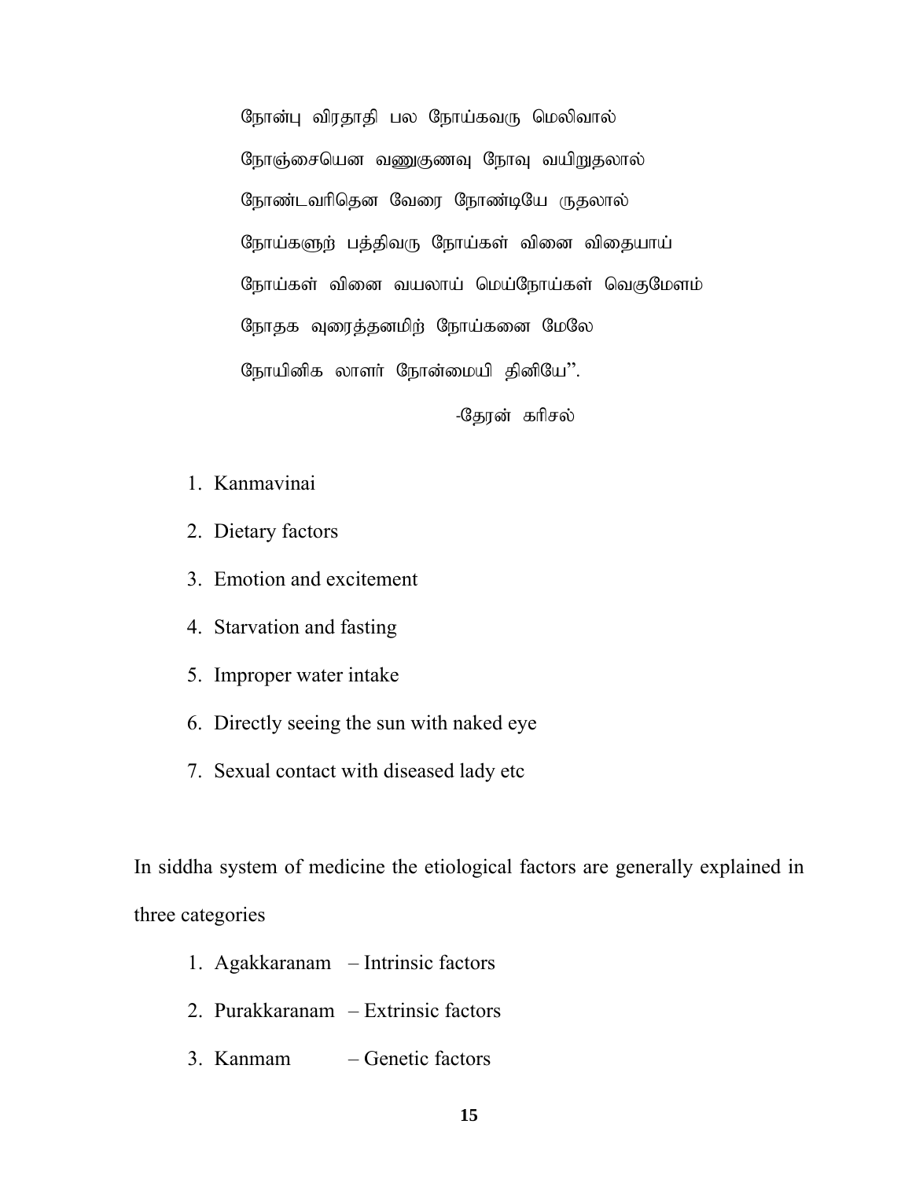நோன்பு விரதாதி பல நோய்கவரு மெலிவால்

நோஞ்சையென வணுகுணவு நோவு வயிறுதலால்

நோண்டவரிதென வேரை நோண்டியே ருதலால்

நோய்களுற் பத்திவரு நோய்கள் வினை விதையாய்

நோய்கள் வினை வயலாய் மெய்நோய்கள் வெகுமேளம்

நோதக வுரைத்தனமிற் நோய்கனை மேலே

நோயினிக லாளர் நோன்மையி தினியே".

-தேரன் கரிசல்

1. Kanmavinai
2. Dietary factors
3. Emotion and excitement
4. Starvation and fasting
5. Improper water intake
6. Directly seeing the sun with naked eye
7. Sexual contact with diseased lady etc

In siddha system of medicine the etiological factors are generally explained in three categories

1. Agakkaranam – Intrinsic factors
2. Purakkaranam – Extrinsic factors
3. Kanmam – Genetic factors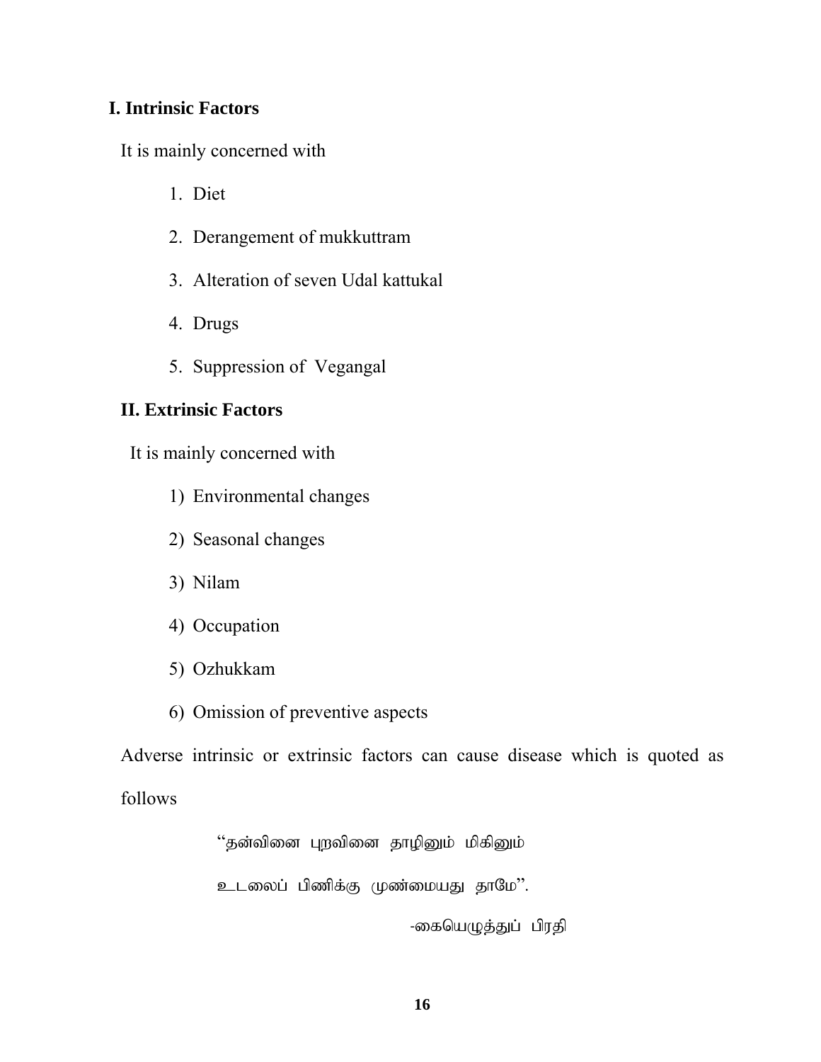### I. Intrinsic Factors

It is mainly concerned with

1. Diet
2. Derangement of mukkuttram
3. Alteration of seven Udal kattukal
4. Drugs
5. Suppression of Vegangal

### II. Extrinsic Factors

It is mainly concerned with

1) Environmental changes
2) Seasonal changes
3) Nilam
4) Occupation
5) Ozhukkam
6) Omission of preventive aspects

Adverse intrinsic or extrinsic factors can cause disease which is quoted as follows

> "தன்வினை புறவினை தாழினும் மிகினும்
>
> உடலைப் பிணிக்கு முண்மையது தாமே".
>
> -கையெழுத்துப் பிரதி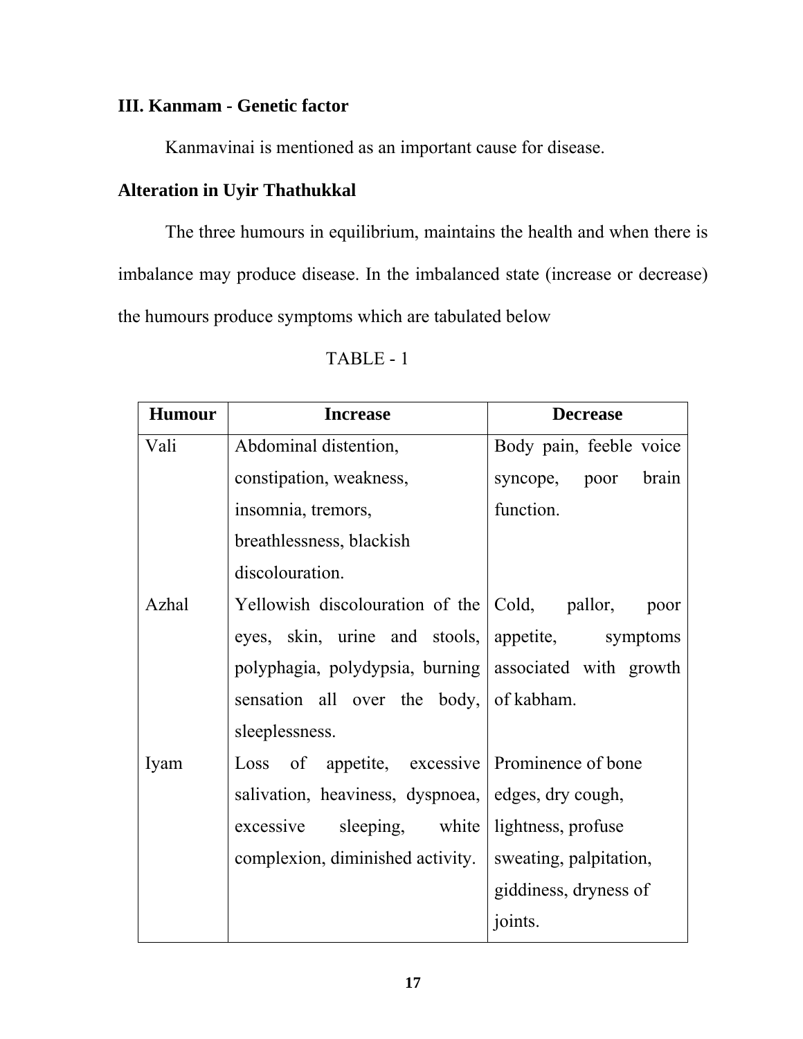### III. Kanmam - Genetic factor

Kanmavinai is mentioned as an important cause for disease.

### Alteration in Uyir Thathukkal

The three humours in equilibrium, maintains the health and when there is imbalance may produce disease. In the imbalanced state (increase or decrease) the humours produce symptoms which are tabulated below

TABLE - 1

| Humour | Increase | Decrease |
|---|---|---|
| Vali | Abdominal distention, constipation, weakness, insomnia, tremors, breathlessness, blackish discolouration. | Body pain, feeble voice syncope, poor brain function. |
| Azhal | Yellowish discolouration of the eyes, skin, urine and stools, polyphagia, polydypsia, burning sensation all over the body, sleeplessness. | Cold, pallor, poor appetite, symptoms associated with growth of kabham. |
| Iyam | Loss of appetite, excessive salivation, heaviness, dyspnoea, excessive sleeping, white complexion, diminished activity. | Prominence of bone edges, dry cough, lightness, profuse sweating, palpitation, giddiness, dryness of joints. |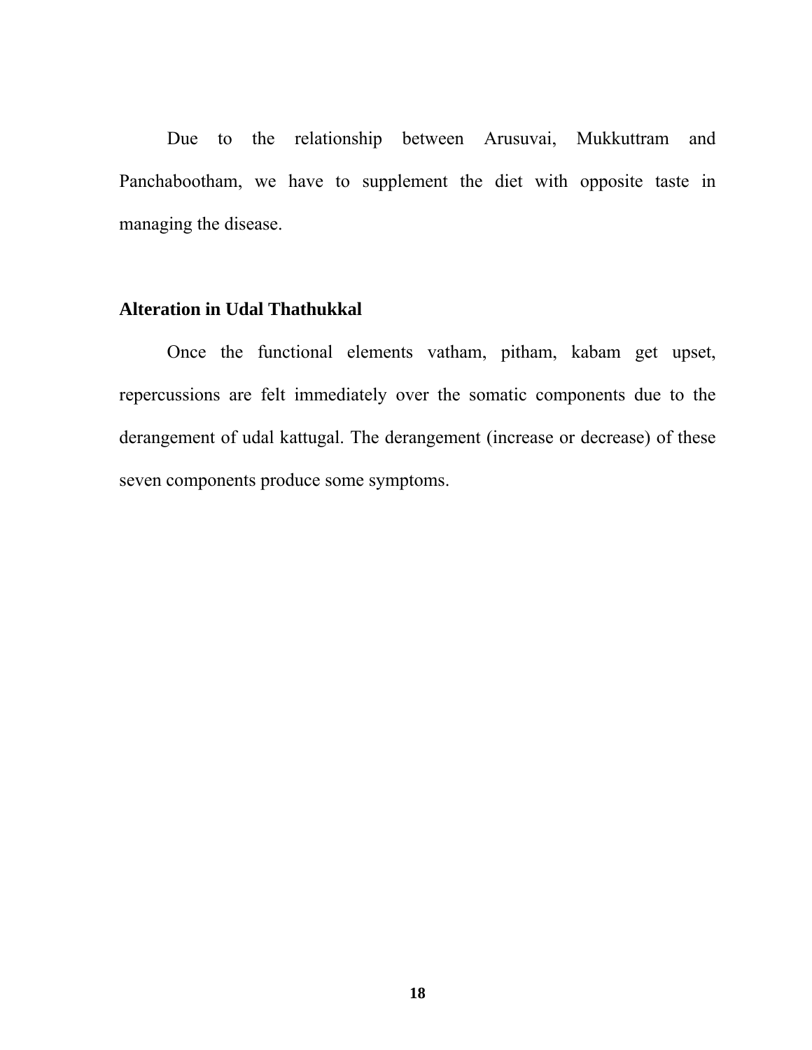Due to the relationship between Arusuvai, Mukkuttram and Panchabootham, we have to supplement the diet with opposite taste in managing the disease.

**Alteration in Udal Thathukkal**

Once the functional elements vatham, pitham, kabam get upset, repercussions are felt immediately over the somatic components due to the derangement of udal kattugal. The derangement (increase or decrease) of these seven components produce some symptoms.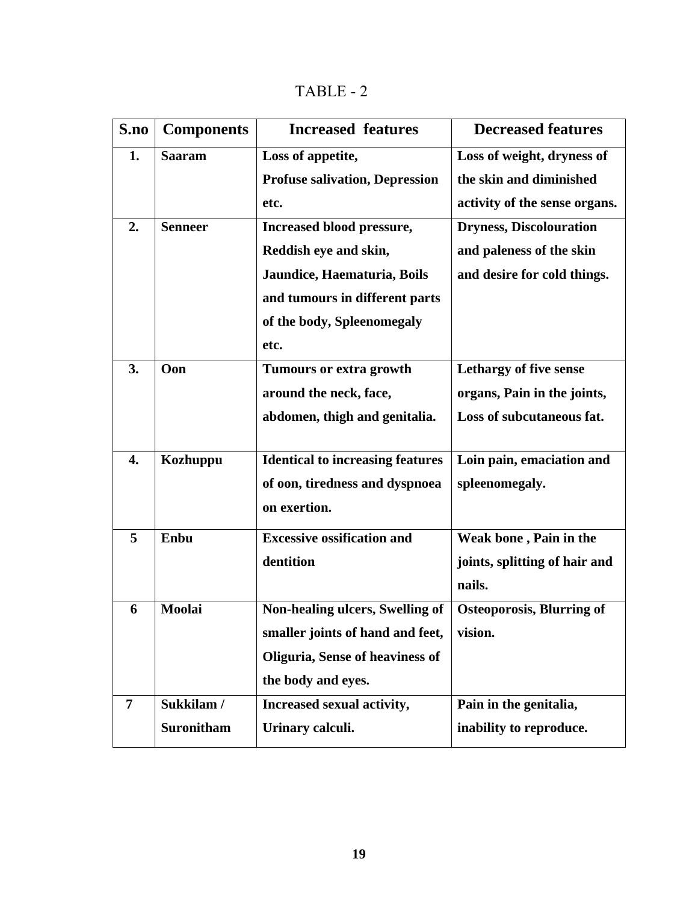TABLE - 2

| S.no | Components | Increased features | Decreased features |
|---|---|---|---|
| 1. | **Saaram** | **Loss of appetite, Profuse salivation, Depression etc.** | **Loss of weight, dryness of the skin and diminished activity of the sense organs.** |
| 2. | **Senneer** | **Increased blood pressure, Reddish eye and skin, Jaundice, Haematuria, Boils and tumours in different parts of the body, Spleenomegaly etc.** | **Dryness, Discolouration and paleness of the skin and desire for cold things.** |
| 3. | **Oon** | **Tumours or extra growth around the neck, face, abdomen, thigh and genitalia.** | **Lethargy of five sense organs, Pain in the joints, Loss of subcutaneous fat.** |
| 4. | **Kozhuppu** | **Identical to increasing features of oon, tiredness and dyspnoea on exertion.** | **Loin pain, emaciation and spleenomegaly.** |
| 5 | **Enbu** | **Excessive ossification and dentition** | **Weak bone , Pain in the joints, splitting of hair and nails.** |
| 6 | **Moolai** | **Non-healing ulcers, Swelling of smaller joints of hand and feet, Oliguria, Sense of heaviness of the body and eyes.** | **Osteoporosis, Blurring of vision.** |
| 7 | **Sukkilam / Suronitham** | **Increased sexual activity, Urinary calculi.** | **Pain in the genitalia, inability to reproduce.** |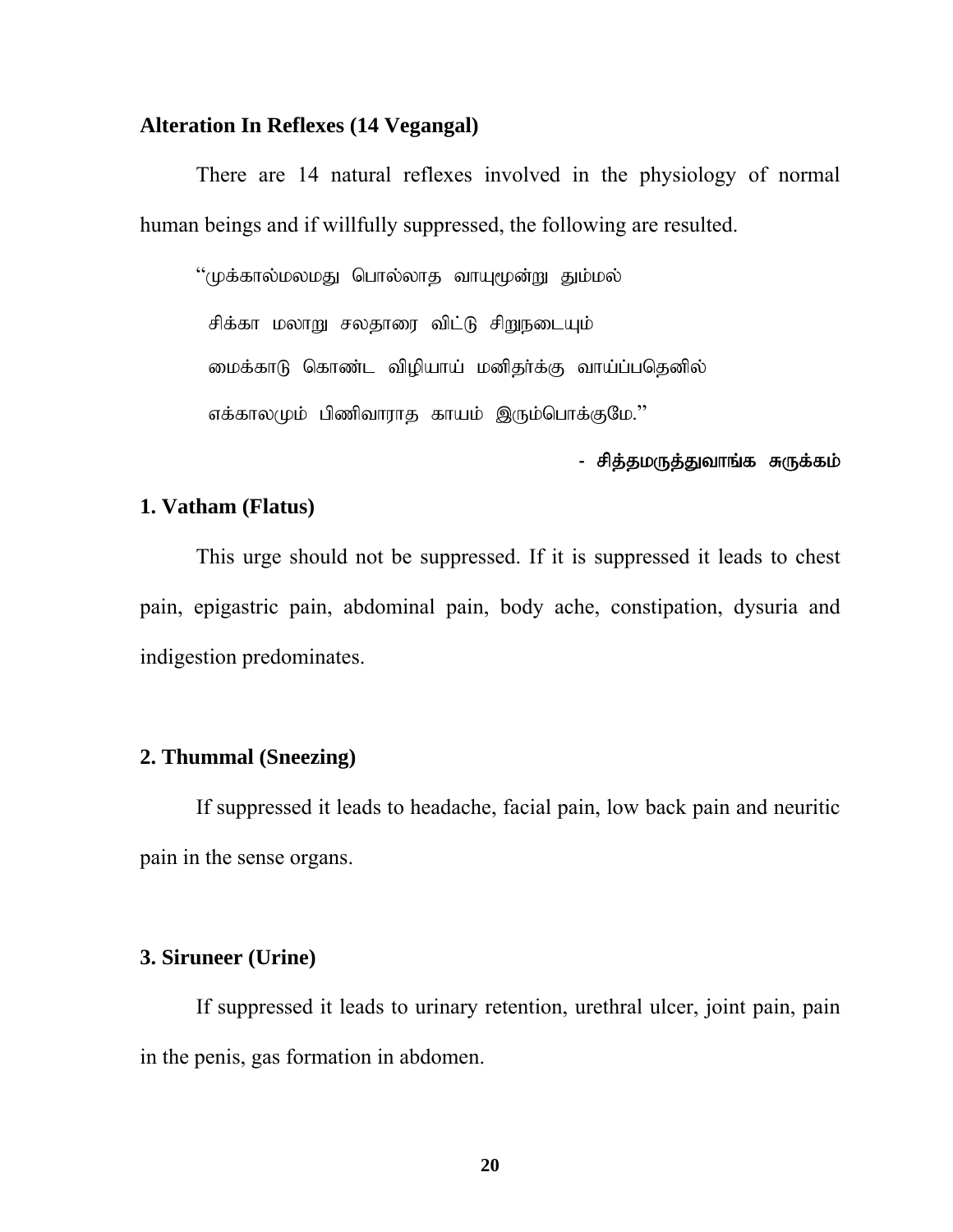**Alteration In Reflexes (14 Vegangal)**

There are 14 natural reflexes involved in the physiology of normal human beings and if willfully suppressed, the following are resulted.

"முக்கால்மலமது பொல்லாத வாயுமூன்று தும்மல்
சிக்கா மலாறு சலதாரை விட்டு சிறுநடையும்
மைக்காடு கொண்ட விழியாய் மனிதர்க்கு வாய்ப்பதெனில்
எக்காலமும் பிணிவாராத காயம் இரும்பொக்குமே."

- சித்தமருத்துவாங்க சுருக்கம்

**1. Vatham (Flatus)**

This urge should not be suppressed. If it is suppressed it leads to chest pain, epigastric pain, abdominal pain, body ache, constipation, dysuria and indigestion predominates.

**2. Thummal (Sneezing)**

If suppressed it leads to headache, facial pain, low back pain and neuritic pain in the sense organs.

**3. Siruneer (Urine)**

If suppressed it leads to urinary retention, urethral ulcer, joint pain, pain in the penis, gas formation in abdomen.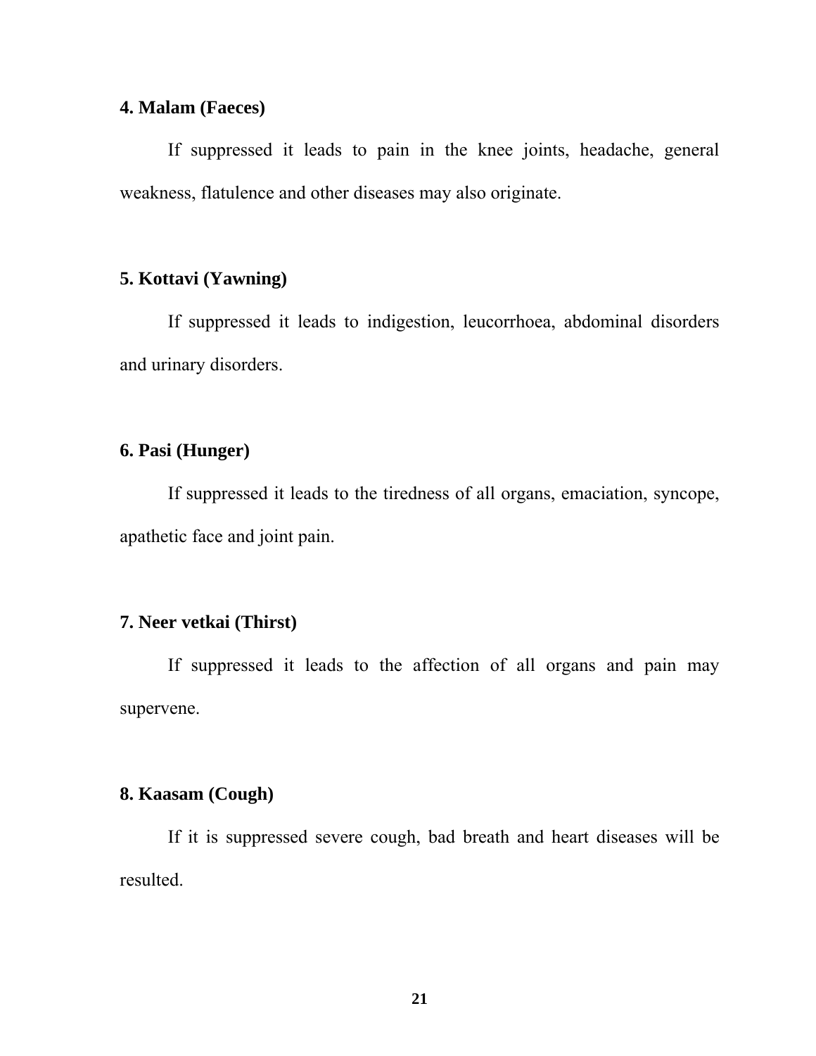**4. Malam (Faeces)**

If suppressed it leads to pain in the knee joints, headache, general weakness, flatulence and other diseases may also originate.

**5. Kottavi (Yawning)**

If suppressed it leads to indigestion, leucorrhoea, abdominal disorders and urinary disorders.

**6. Pasi (Hunger)**

If suppressed it leads to the tiredness of all organs, emaciation, syncope, apathetic face and joint pain.

**7. Neer vetkai (Thirst)**

If suppressed it leads to the affection of all organs and pain may supervene.

**8. Kaasam (Cough)**

If it is suppressed severe cough, bad breath and heart diseases will be resulted.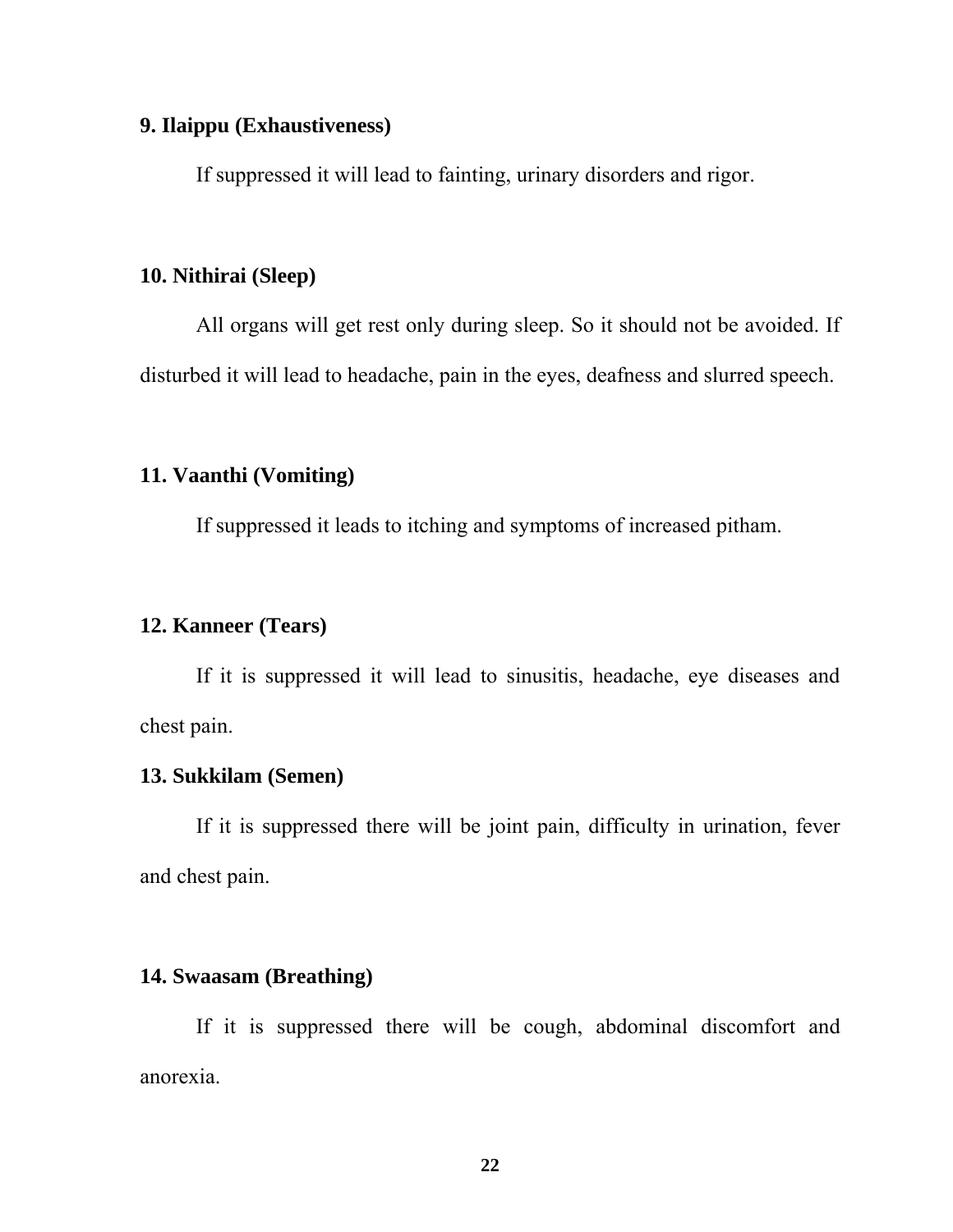**9. Ilaippu (Exhaustiveness)**

If suppressed it will lead to fainting, urinary disorders and rigor.

**10. Nithirai (Sleep)**

All organs will get rest only during sleep. So it should not be avoided. If disturbed it will lead to headache, pain in the eyes, deafness and slurred speech.

**11. Vaanthi (Vomiting)**

If suppressed it leads to itching and symptoms of increased pitham.

**12. Kanneer (Tears)**

If it is suppressed it will lead to sinusitis, headache, eye diseases and chest pain.

**13. Sukkilam (Semen)**

If it is suppressed there will be joint pain, difficulty in urination, fever and chest pain.

**14. Swaasam (Breathing)**

If it is suppressed there will be cough, abdominal discomfort and anorexia.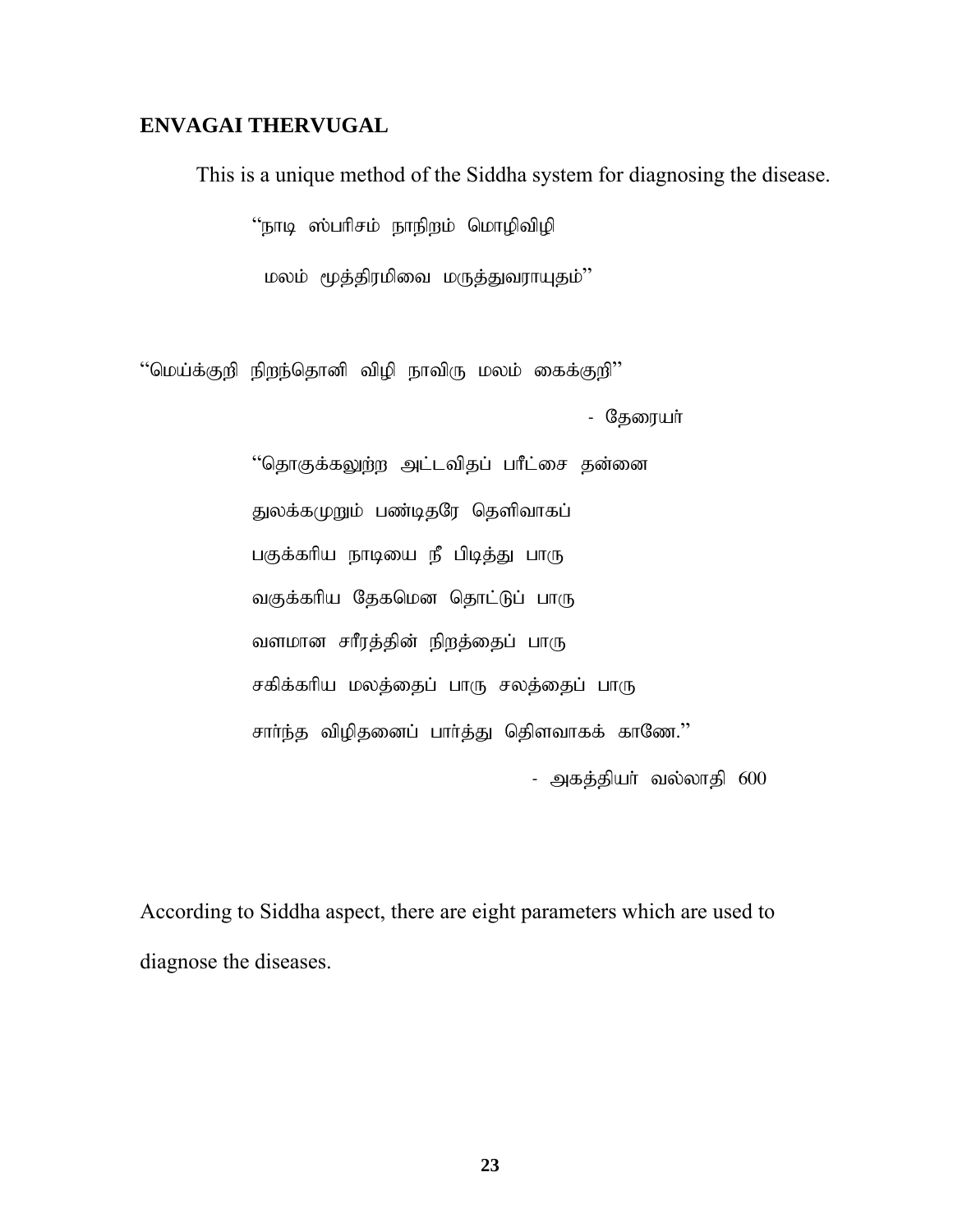## ENVAGAI THERVUGAL

This is a unique method of the Siddha system for diagnosing the disease.

"நாடி ஸ்பரிசம் நாநிறம் மொழிவிழி

மலம் மூத்திரமிவை மருத்துவராயுதம்"

"மெய்க்குறி நிறந்தொனி விழி நாவிரு மலம் கைக்குறி"

- தேரையர்

"தொகுக்கலுற்ற அட்டவிதப் பரீட்சை தன்னை

துலக்கமுறும் பண்டிதரே தெளிவாகப்

பகுக்கரிய நாடியை நீ பிடித்து பாரு

வகுக்கரிய தேகமென தொட்டுப் பாரு

வளமான சரீரத்தின் நிறத்தைப் பாரு

சகிக்கரிய மலத்தைப் பாரு சலத்தைப் பாரு

சார்ந்த விழிதனைப் பார்த்து தெளிவாகக் காணே."

- அகத்தியர் வல்லாதி 600

According to Siddha aspect, there are eight parameters which are used to diagnose the diseases.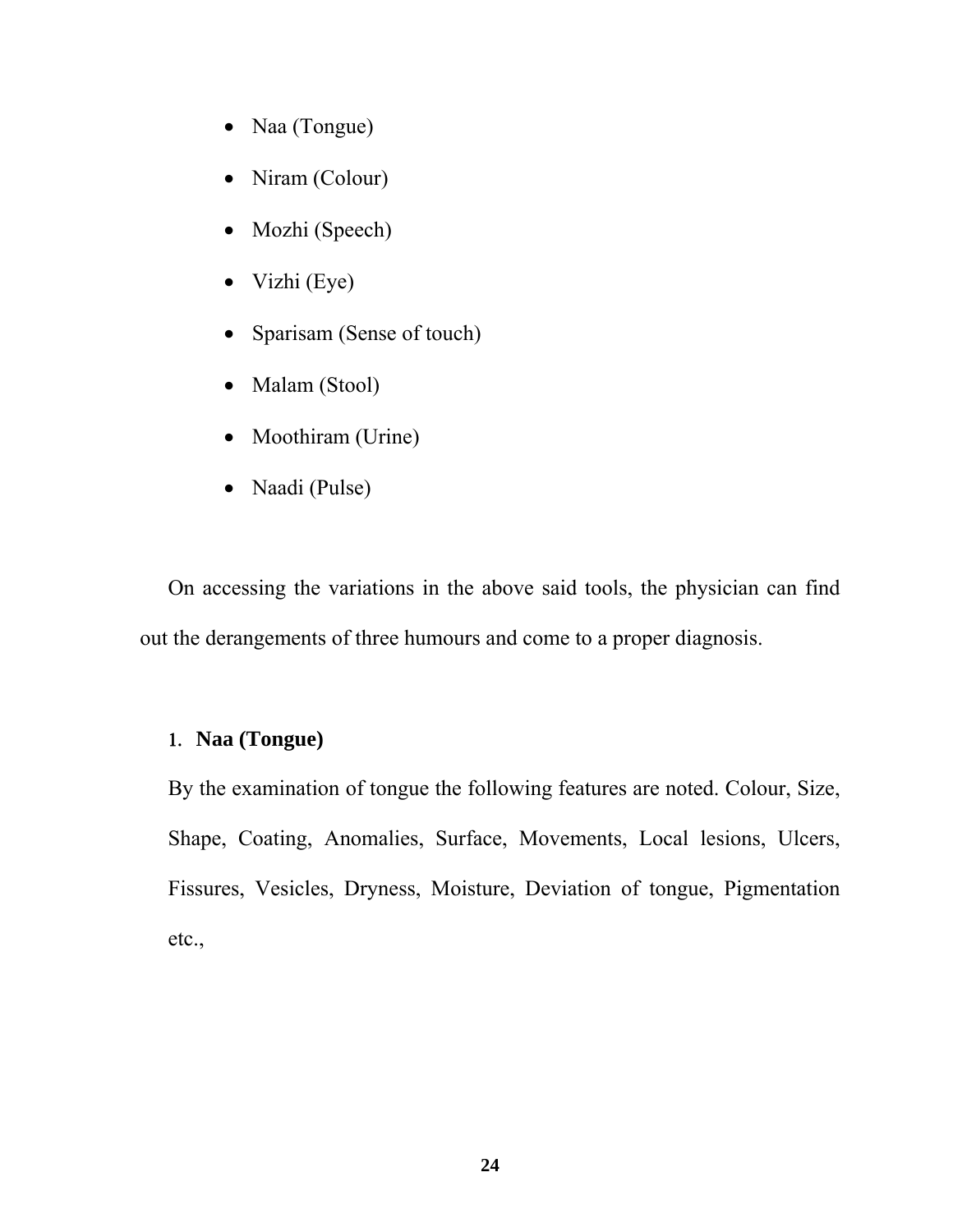- Naa (Tongue)
- Niram (Colour)
- Mozhi (Speech)
- Vizhi (Eye)
- Sparisam (Sense of touch)
- Malam (Stool)
- Moothiram (Urine)
- Naadi (Pulse)

On accessing the variations in the above said tools, the physician can find out the derangements of three humours and come to a proper diagnosis.

### 1. Naa (Tongue)

By the examination of tongue the following features are noted. Colour, Size, Shape, Coating, Anomalies, Surface, Movements, Local lesions, Ulcers, Fissures, Vesicles, Dryness, Moisture, Deviation of tongue, Pigmentation etc.,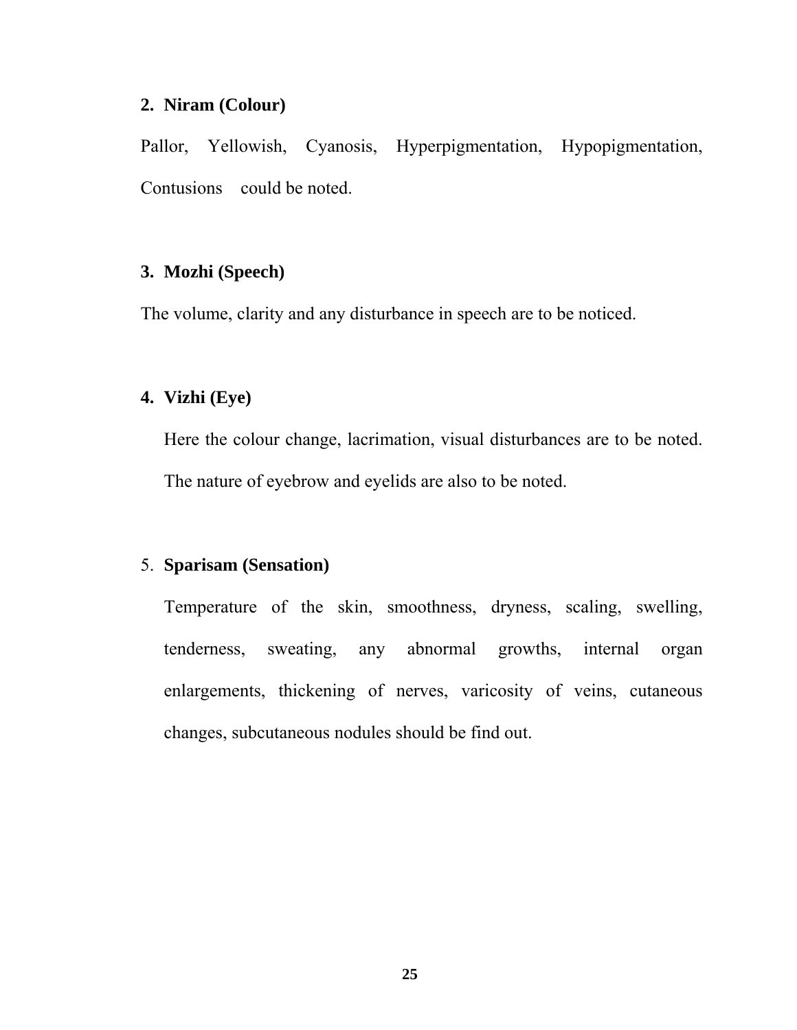2. **Niram (Colour)**

Pallor, Yellowish, Cyanosis, Hyperpigmentation, Hypopigmentation, Contusions could be noted.

3. **Mozhi (Speech)**

The volume, clarity and any disturbance in speech are to be noticed.

4. **Vizhi (Eye)**

   Here the colour change, lacrimation, visual disturbances are to be noted. The nature of eyebrow and eyelids are also to be noted.

5. **Sparisam (Sensation)**

   Temperature of the skin, smoothness, dryness, scaling, swelling, tenderness, sweating, any abnormal growths, internal organ enlargements, thickening of nerves, varicosity of veins, cutaneous changes, subcutaneous nodules should be find out.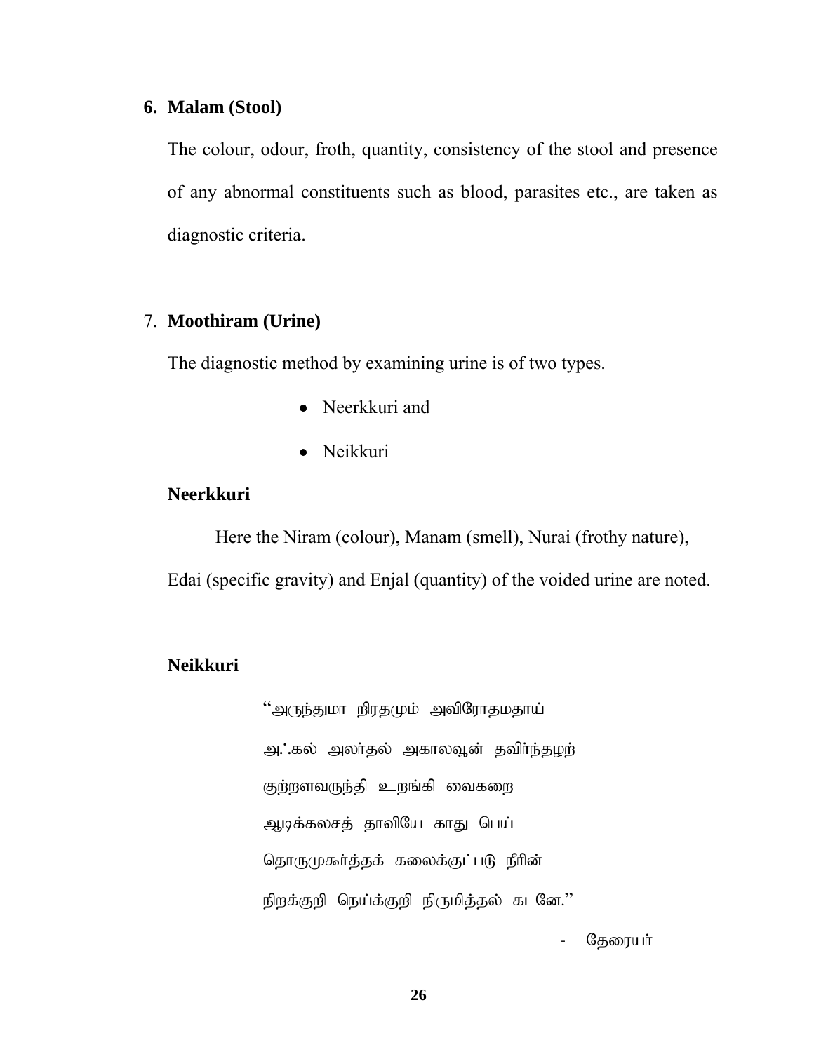### 6. Malam (Stool)

The colour, odour, froth, quantity, consistency of the stool and presence of any abnormal constituents such as blood, parasites etc., are taken as diagnostic criteria.

### 7. Moothiram (Urine)

The diagnostic method by examining urine is of two types.

- Neerkkuri and
- Neikkuri

**Neerkkuri**

Here the Niram (colour), Manam (smell), Nurai (frothy nature), Edai (specific gravity) and Enjal (quantity) of the voided urine are noted.

**Neikkuri**

"அருந்துமா றிரதமும் அவிரோதமதாய்
அஃகல் அலர்தல் அகாலவூன் தவிர்ந்தழற்
குற்றளவருந்தி உறங்கி வைகறை
ஆடிக்கலசத் தாவியே காது பெய்
தொருமுகூர்த்தக் கலைக்குட்படு நீரின்
நிறக்குறி நெய்க்குறி நிருமித்தல் கடனே."

- தேரையர்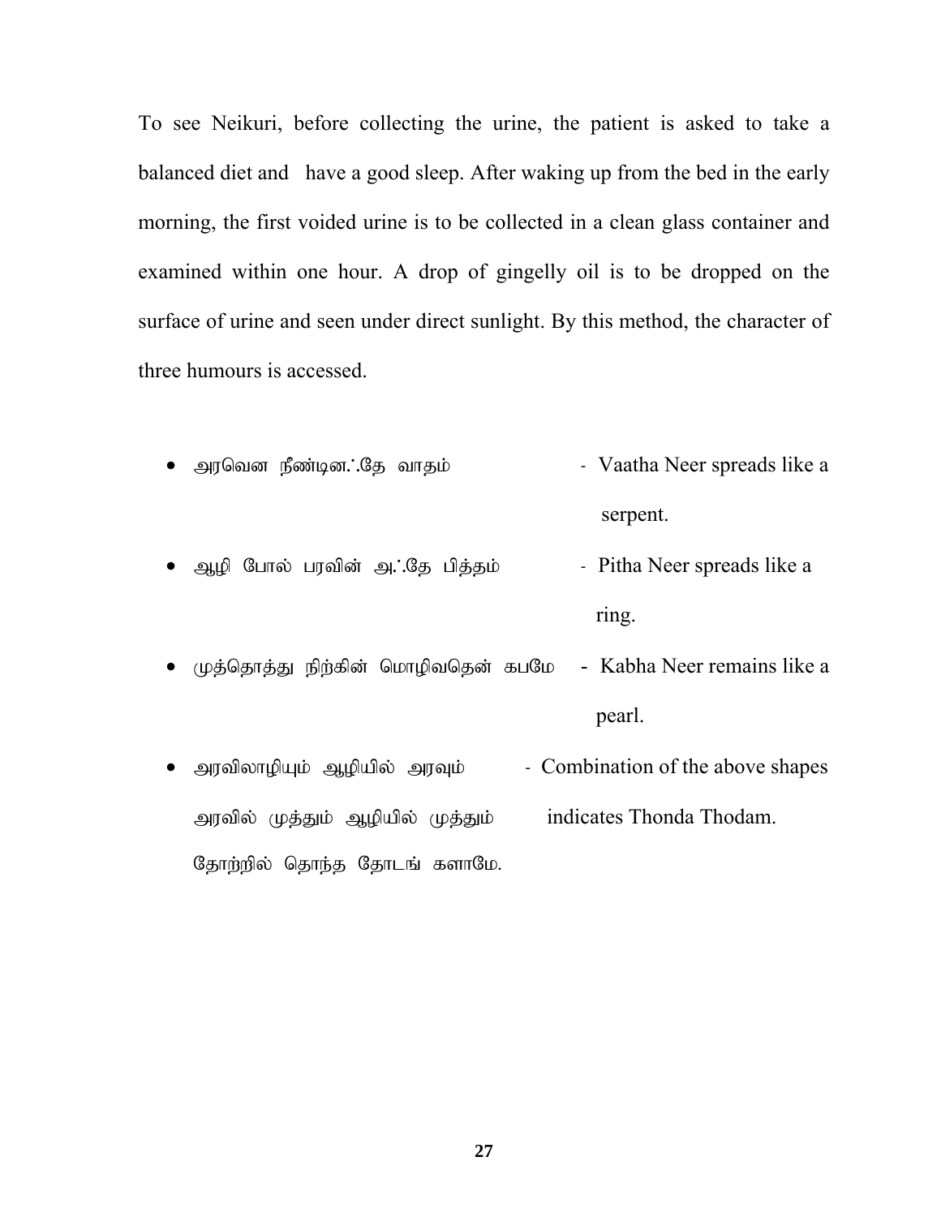To see Neikuri, before collecting the urine, the patient is asked to take a balanced diet and have a good sleep. After waking up from the bed in the early morning, the first voided urine is to be collected in a clean glass container and examined within one hour. A drop of gingelly oil is to be dropped on the surface of urine and seen under direct sunlight. By this method, the character of three humours is accessed.

- அரவென நீண்டின.்.தே வாதம் - Vaatha Neer spreads like a serpent.
- ஆழி போல் பரவின் அ.்.தே பித்தம் - Pitha Neer spreads like a ring.
- முத்தொத்து நிற்கின் மொழிவதென் கபமே - Kabha Neer remains like a pearl.
- அரவிலாழியும் ஆழியில் அரவும் அரவில் முத்தும் ஆழியில் முத்தும் தோற்றில் தொந்த தோடங் களாமே. - Combination of the above shapes indicates Thonda Thodam.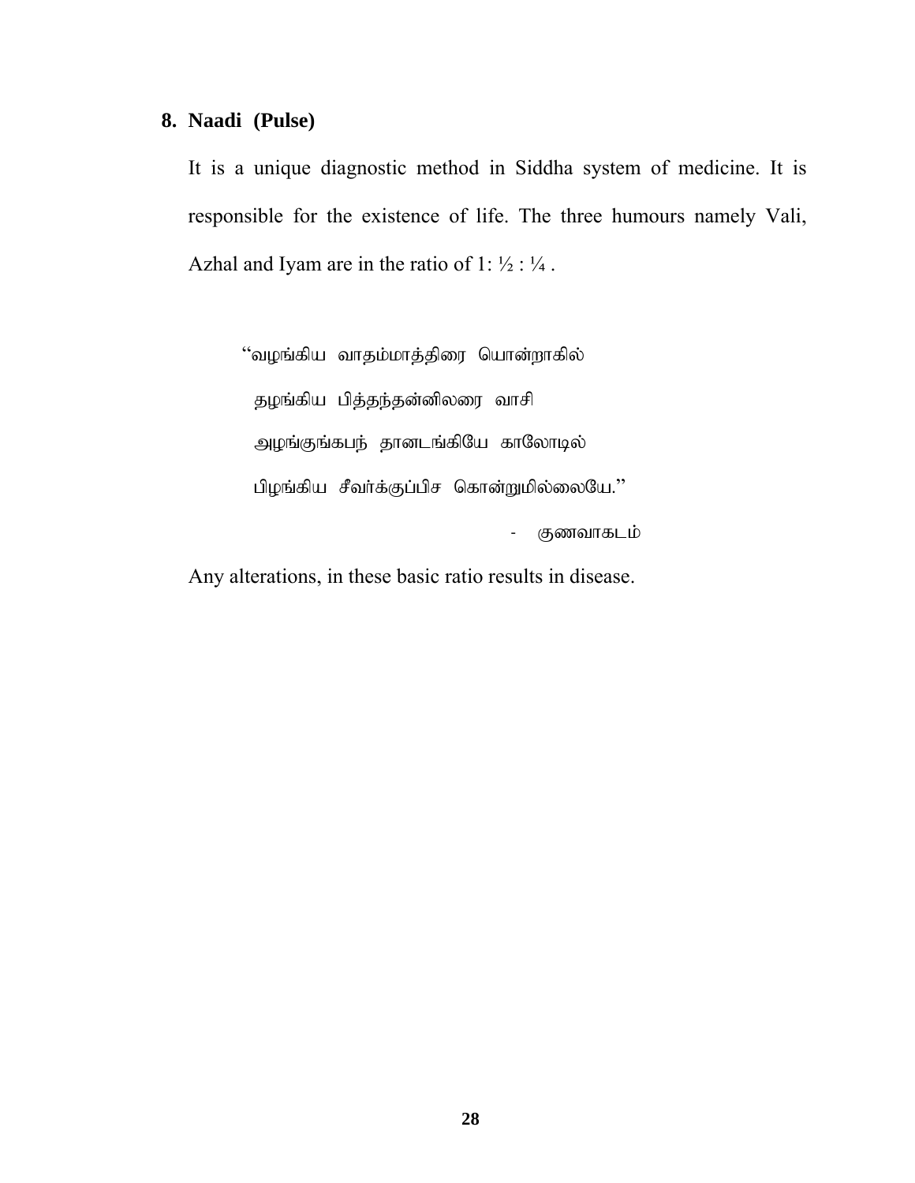## 8. Naadi (Pulse)

It is a unique diagnostic method in Siddha system of medicine. It is responsible for the existence of life. The three humours namely Vali, Azhal and Iyam are in the ratio of 1: ½ : ¼ .

"வழங்கிய வாதம்மாத்திரை யொன்றாகில்
தழங்கிய பித்தந்தன்னிலரை வாசி
அழங்குங்கபந் தானடங்கியே காலோடில்
பிழங்கிய சீவர்க்குப்பிச கொன்றுமில்லையே."

- குணவாகடம்

Any alterations, in these basic ratio results in disease.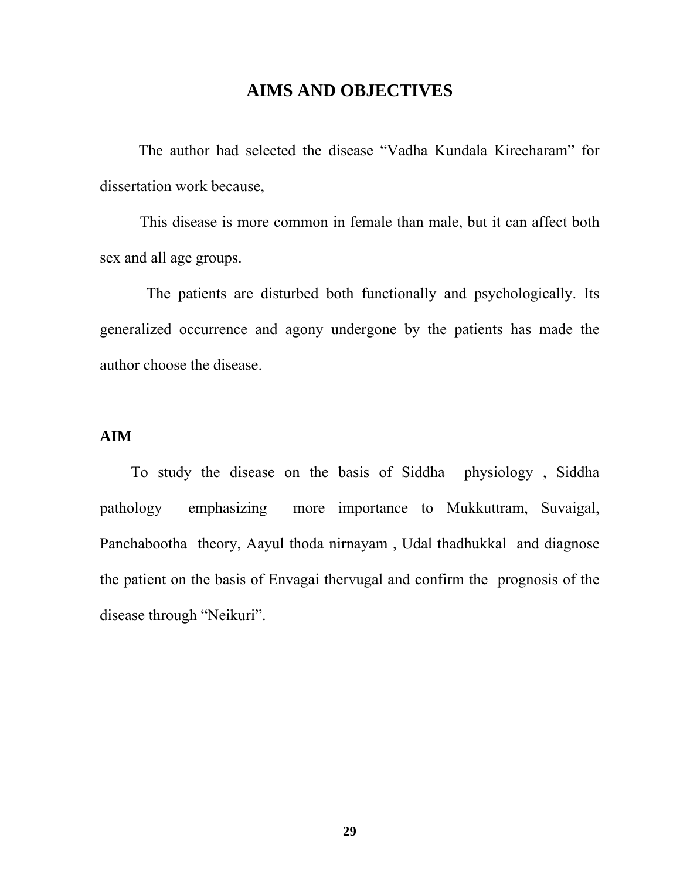# AIMS AND OBJECTIVES

The author had selected the disease "Vadha Kundala Kirecharam" for dissertation work because,

This disease is more common in female than male, but it can affect both sex and all age groups.

The patients are disturbed both functionally and psychologically. Its generalized occurrence and agony undergone by the patients has made the author choose the disease.

## AIM

To study the disease on the basis of Siddha physiology , Siddha pathology emphasizing more importance to Mukkuttram, Suvaigal, Panchabootha theory, Aayul thoda nirnayam , Udal thadhukkal and diagnose the patient on the basis of Envagai thervugal and confirm the prognosis of the disease through "Neikuri".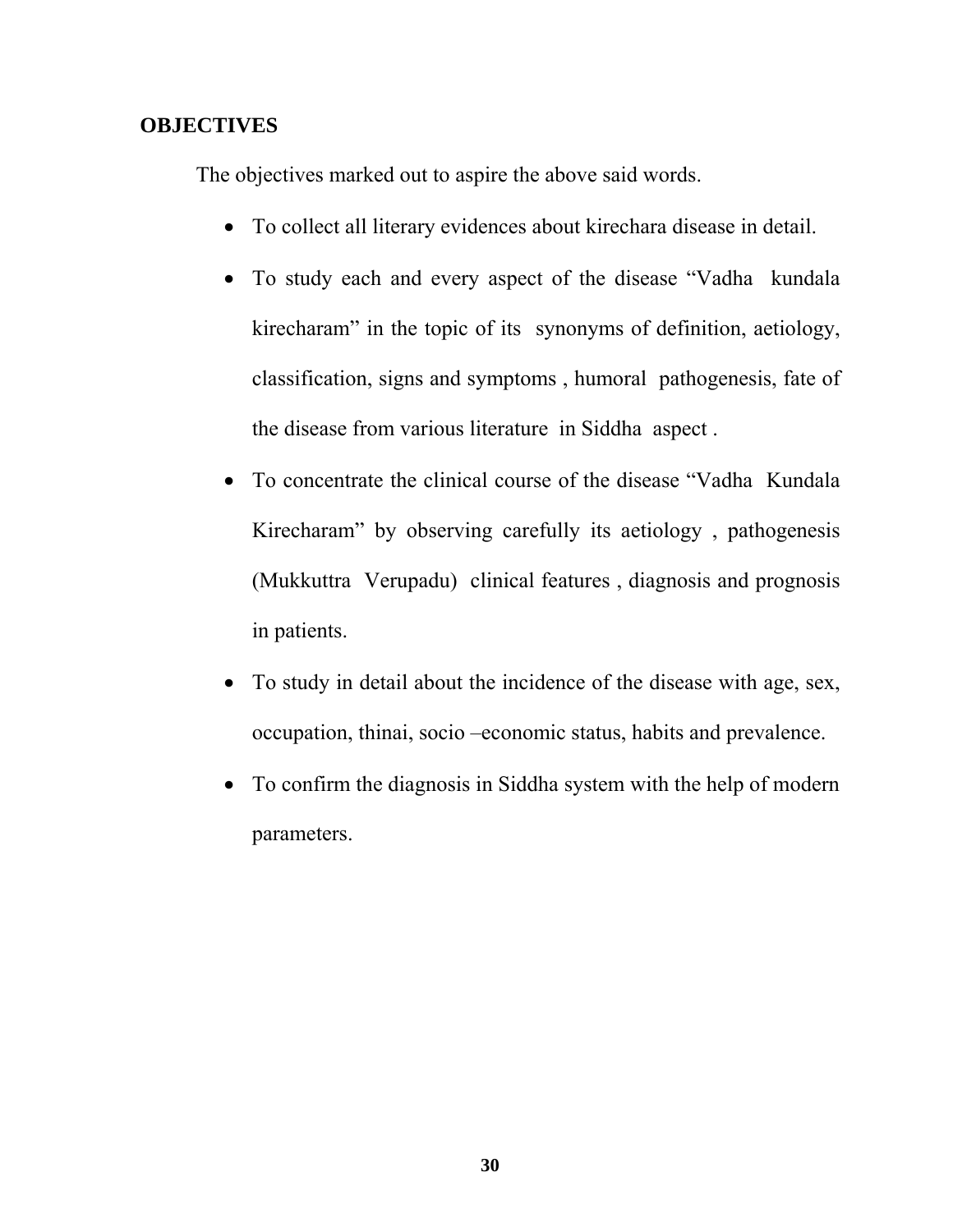## OBJECTIVES

The objectives marked out to aspire the above said words.

- To collect all literary evidences about kirechara disease in detail.
- To study each and every aspect of the disease "Vadha kundala kirecharam" in the topic of its synonyms of definition, aetiology, classification, signs and symptoms , humoral pathogenesis, fate of the disease from various literature in Siddha aspect .
- To concentrate the clinical course of the disease "Vadha Kundala Kirecharam" by observing carefully its aetiology , pathogenesis (Mukkuttra Verupadu) clinical features , diagnosis and prognosis in patients.
- To study in detail about the incidence of the disease with age, sex, occupation, thinai, socio –economic status, habits and prevalence.
- To confirm the diagnosis in Siddha system with the help of modern parameters.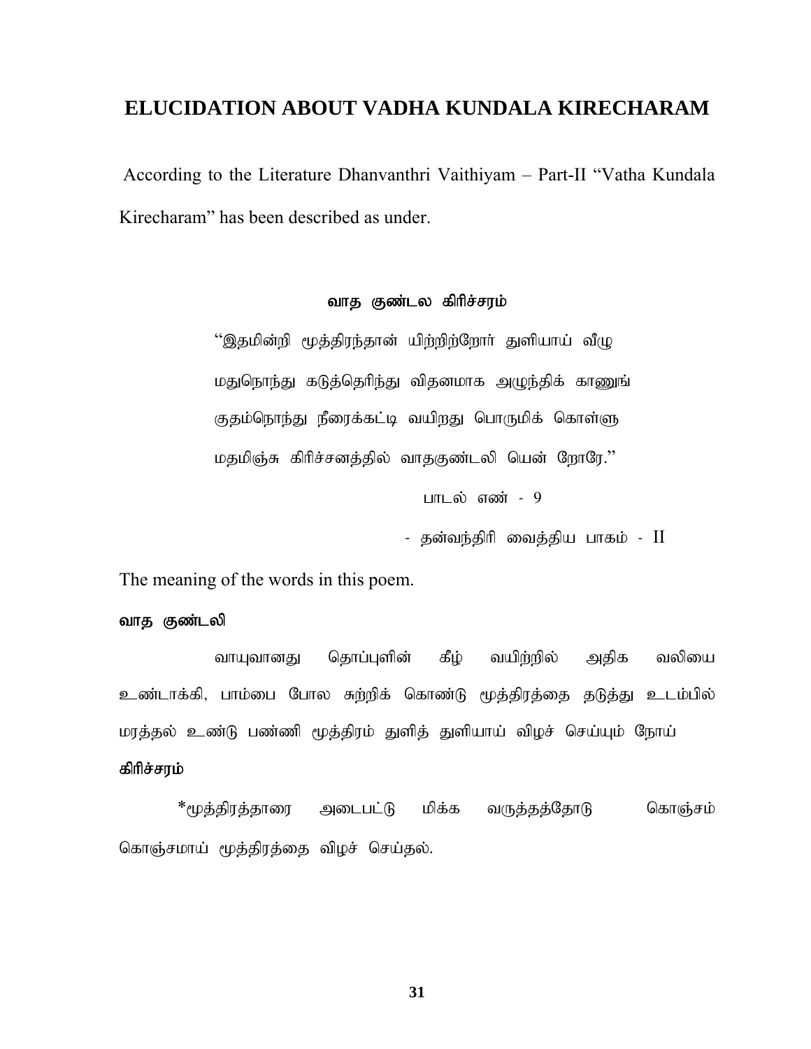## ELUCIDATION ABOUT VADHA KUNDALA KIRECHARAM

According to the Literature Dhanvanthri Vaithiyam – Part-II "Vatha Kundala Kirecharam" has been described as under.

**வாத குண்டல கிரிச்சரம்**

"இதமின்றி மூத்திரந்தான் யிற்றிற்றோர் துளியாய் வீழு
மதுநொந்து கடுத்தெரிந்து விதனமாக அழுந்திக் காணுங்
குதம்நொந்து நீரைக்கட்டி வயிறது பொருமிக் கொள்ளு
மதமிஞ்சு கிரிச்சனத்தில் வாதகுண்டலி யென் றோரே."

பாடல் எண் - 9

- தன்வந்திரி வைத்திய பாகம் - II

The meaning of the words in this poem.

**வாத குண்டலி**

வாயுவானது தொப்புளின் கீழ் வயிற்றில் அதிக வலியை உண்டாக்கி, பாம்பை போல சுற்றிக் கொண்டு மூத்திரத்தை தடுத்து உடம்பில் மரத்தல் உண்டு பண்ணி மூத்திரம் துளித் துளியாய் விழச் செய்யும் நோய்

**கிரிச்சரம்**

*மூத்திரத்தாரை அடைபட்டு மிக்க வருத்தத்தோடு கொஞ்சம் கொஞ்சமாய் மூத்திரத்தை விழச் செய்தல்.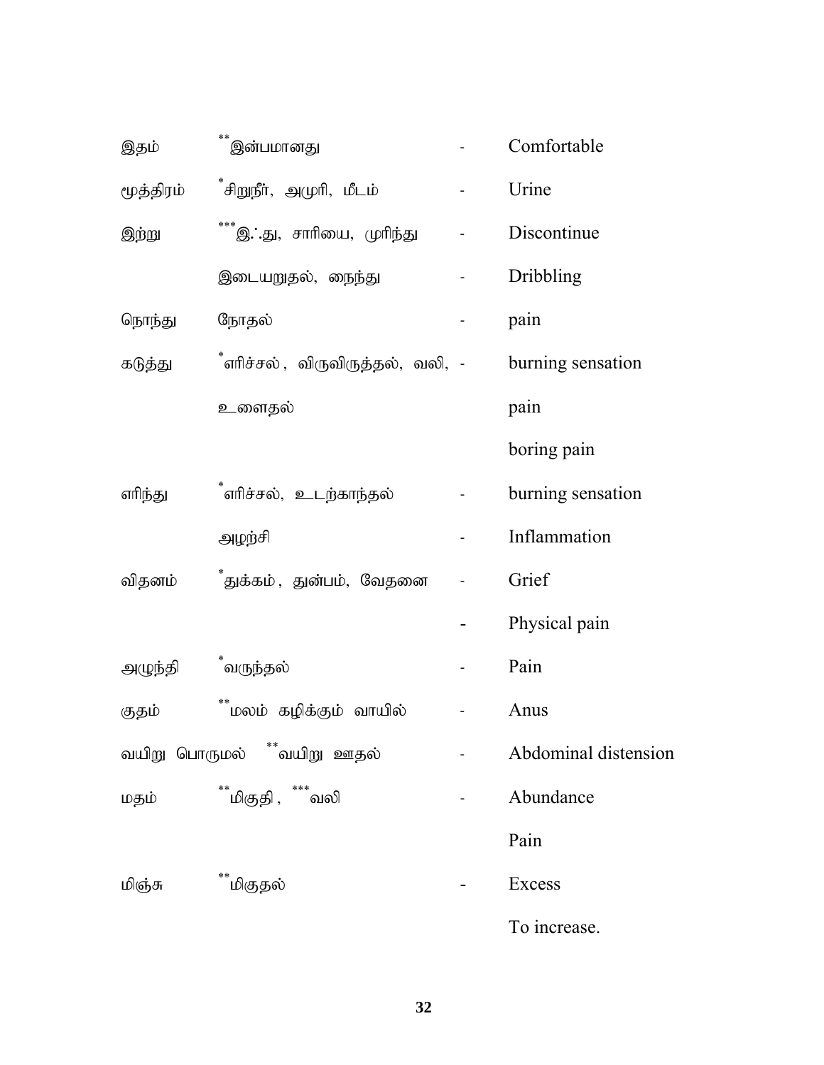| | | | |
|---|---|---|---|
| இதம் | **இன்பமானது | - | Comfortable |
| மூத்திரம் | *சிறுநீர், அமுரி, மீடம் | - | Urine |
| இற்று | ***இ∴து, சாரியை, முரிந்து | - | Discontinue |
| | இடையறுதல், நைந்து | - | Dribbling |
| நொந்து | நோதல் | - | pain |
| கடுத்து | *எரிச்சல், விருவிருத்தல், வலி, | - | burning sensation |
| | உளைதல் | | pain |
| | | | boring pain |
| எரிந்து | *எரிச்சல், உடற்காந்தல் | - | burning sensation |
| | அழற்சி | - | Inflammation |
| விதனம் | *துக்கம், துன்பம், வேதனை | - | Grief |
| | | - | Physical pain |
| அழுந்தி | *வருந்தல் | - | Pain |
| குதம் | **மலம் கழிக்கும் வாயில் | - | Anus |
| வயிறு பொருமல் | **வயிறு ஊதல் | - | Abdominal distension |
| மதம் | **மிகுதி, ***வலி | - | Abundance |
| | | | Pain |
| மிஞ்சு | **மிகுதல் | - | Excess |
| | | | To increase. |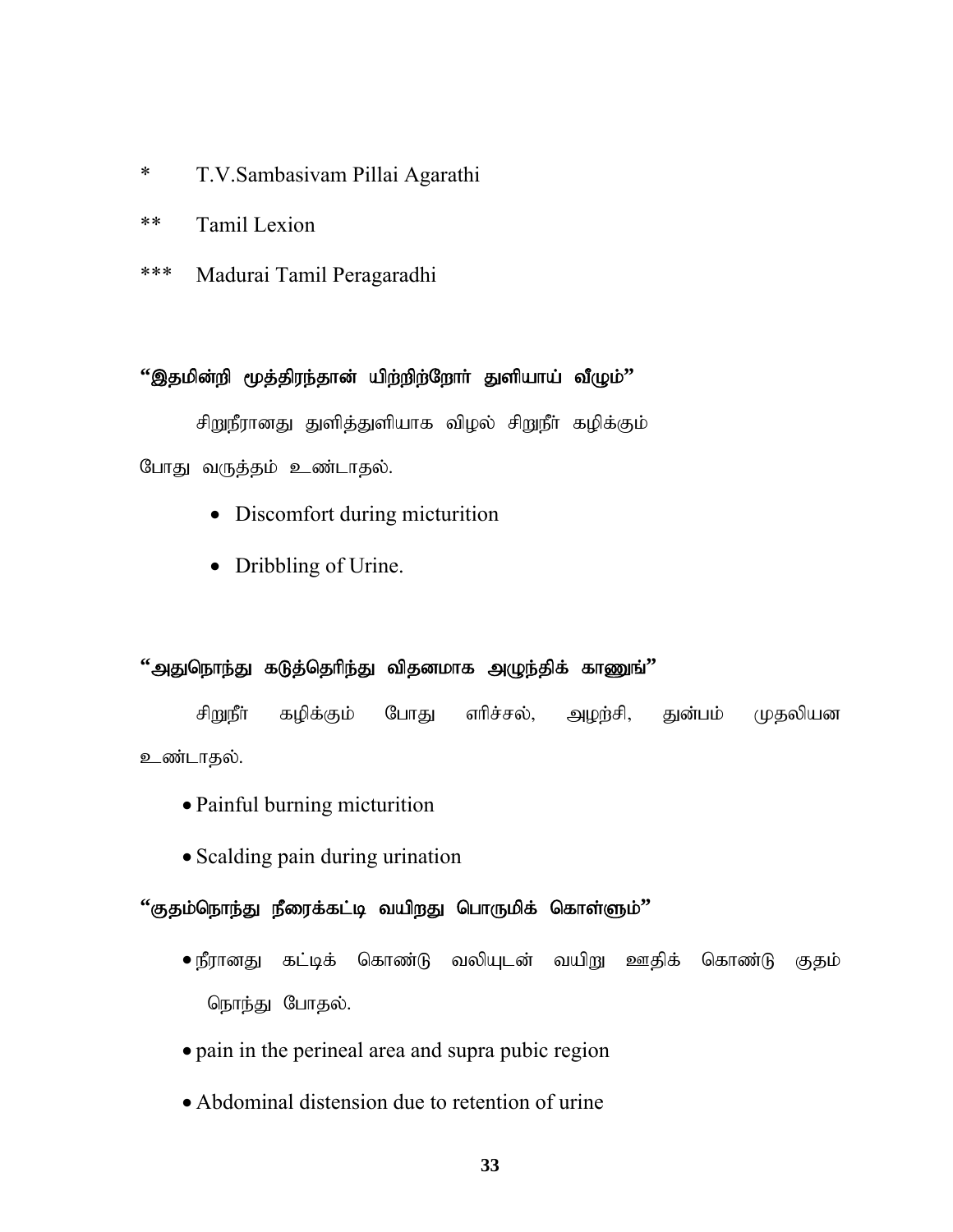* T.V.Sambasivam Pillai Agarathi

** Tamil Lexion

*** Madurai Tamil Peragaradhi

**“இதமின்றி மூத்திரந்தான் யிற்றிற்றோர் துளியாய் வீழும்”**

சிறுநீரானது துளித்துளியாக விழல் சிறுநீர் கழிக்கும் போது வருத்தம் உண்டாதல்.

- Discomfort during micturition
- Dribbling of Urine.

**“அதுநொந்து கடுத்தெரிந்து விதனமாக அழுந்திக் காணுங்”**

சிறுநீர் கழிக்கும் போது எரிச்சல், அழற்சி, துன்பம் முதலியன உண்டாதல்.

- Painful burning micturition
- Scalding pain during urination

**“குதம்நொந்து நீரைக்கட்டி வயிறது பொருமிக் கொள்ளும்”**

- நீரானது கட்டிக் கொண்டு வலியுடன் வயிறு ஊதிக் கொண்டு குதம் நொந்து போதல்.
- pain in the perineal area and supra pubic region
- Abdominal distension due to retention of urine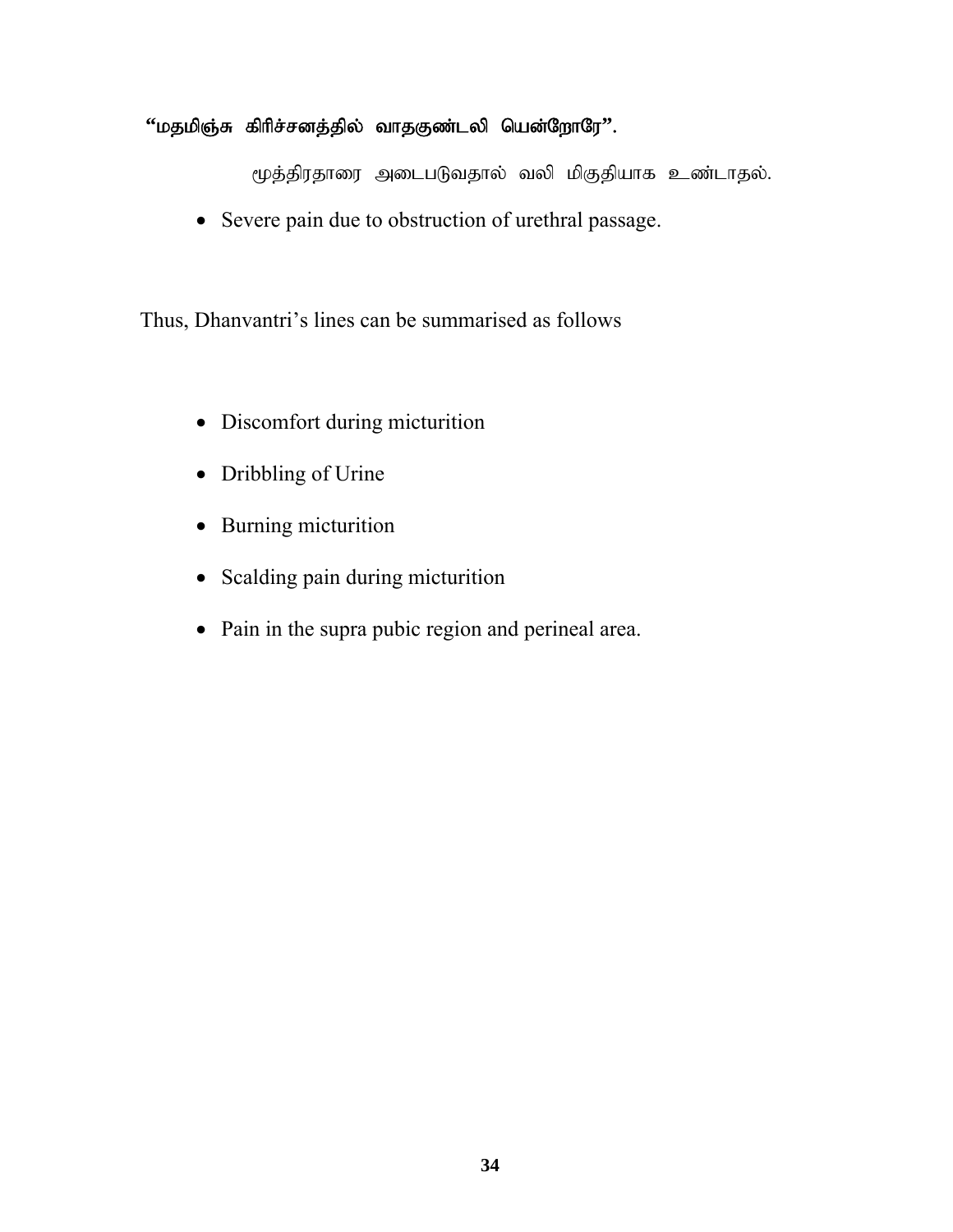**"மதமிஞ்சு கிரிச்சனத்தில் வாதகுண்டலி யென்றோரே".**

மூத்திரதாரை அடைபடுவதால் வலி மிகுதியாக உண்டாதல்.

- Severe pain due to obstruction of urethral passage.

Thus, Dhanvantri's lines can be summarised as follows

- Discomfort during micturition
- Dribbling of Urine
- Burning micturition
- Scalding pain during micturition
- Pain in the supra pubic region and perineal area.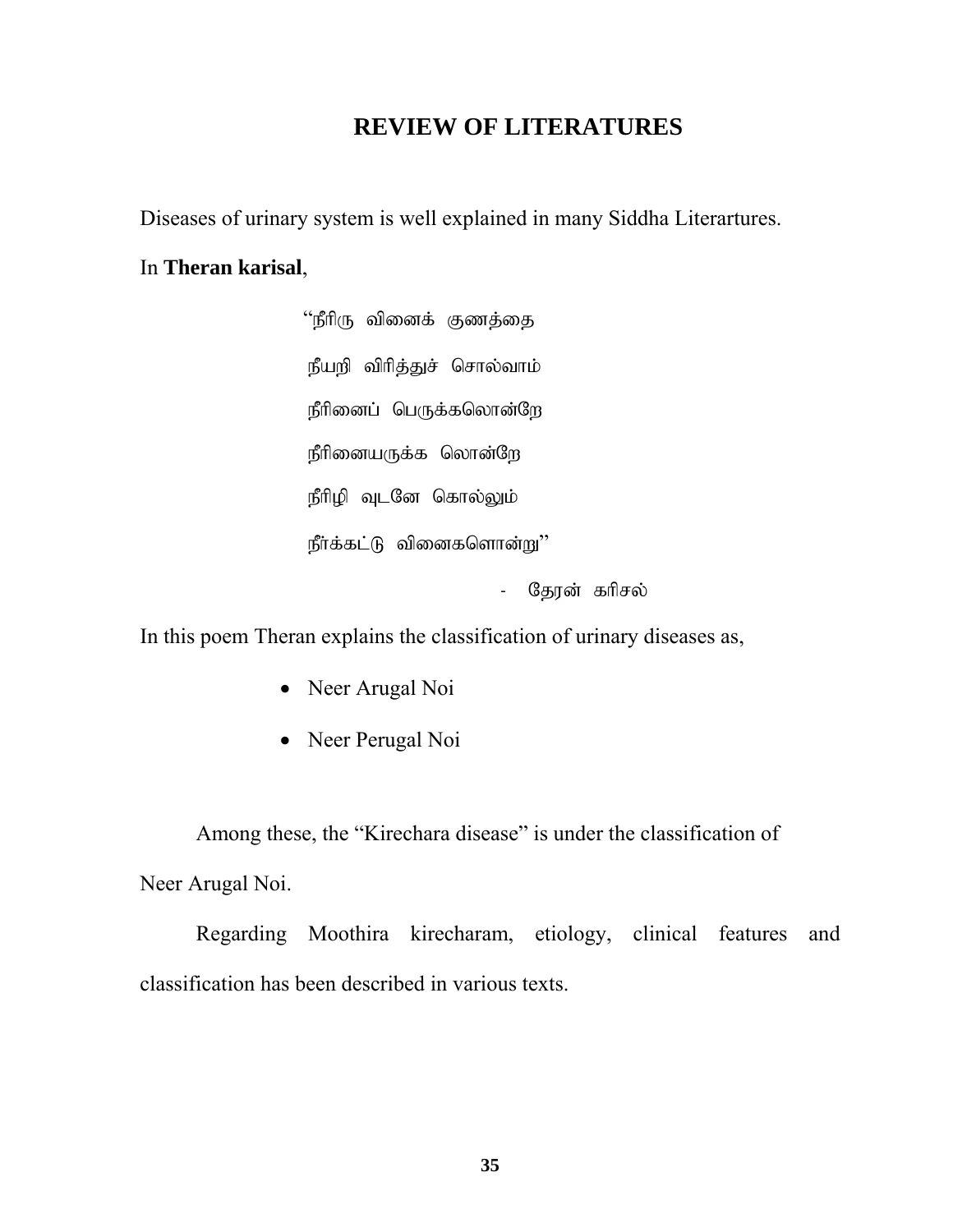# REVIEW OF LITERATURES

Diseases of urinary system is well explained in many Siddha Literartures.

In **Theran karisal**,

"நீரிரு வினைக் குணத்தை  
நீயறி விரித்துச் சொல்வாம்  
நீரினைப் பெருக்கலொன்றே  
நீரினையருக்க லொன்றே  
நீரிழி வுடனே கொல்லும்  
நீர்க்கட்டு வினைகளொன்று"

- தேரன் கரிசல்

In this poem Theran explains the classification of urinary diseases as,

- Neer Arugal Noi
- Neer Perugal Noi

Among these, the "Kirechara disease" is under the classification of Neer Arugal Noi.

Regarding Moothira kirecharam, etiology, clinical features and classification has been described in various texts.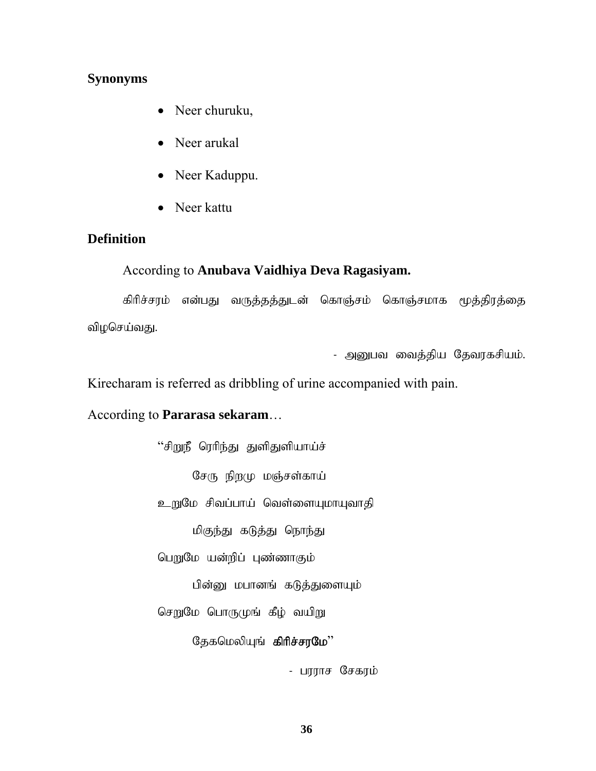**Synonyms**

- Neer churuku,
- Neer arukal
- Neer Kaduppu.
- Neer kattu

**Definition**

According to **Anubava Vaidhiya Deva Ragasiyam.**

கிரிச்சரம் என்பது வருத்தத்துடன் கொஞ்சம் கொஞ்சமாக மூத்திரத்தை விழசெய்வது.

- அனுபவ வைத்திய தேவரகசியம்.

Kirecharam is referred as dribbling of urine accompanied with pain.

According to **Pararasa sekaram**…

"சிறுநீ ரெரிந்து துளிதுளியாய்ச்
சேரு நிறமு மஞ்சள்காய்
உறுமே சிவப்பாய் வெள்ளையுமாயுவாதி
மிகுந்து கடுத்து நொந்து
பெறுமே யன்றிப் புண்ணாகும்
பின்னு மபானங் கடுத்துளையும்
செறுமே பொருமுங் கீழ் வயிறு
தேகமெலியுங் **கிரிச்சரமே**"

- பரராச சேகரம்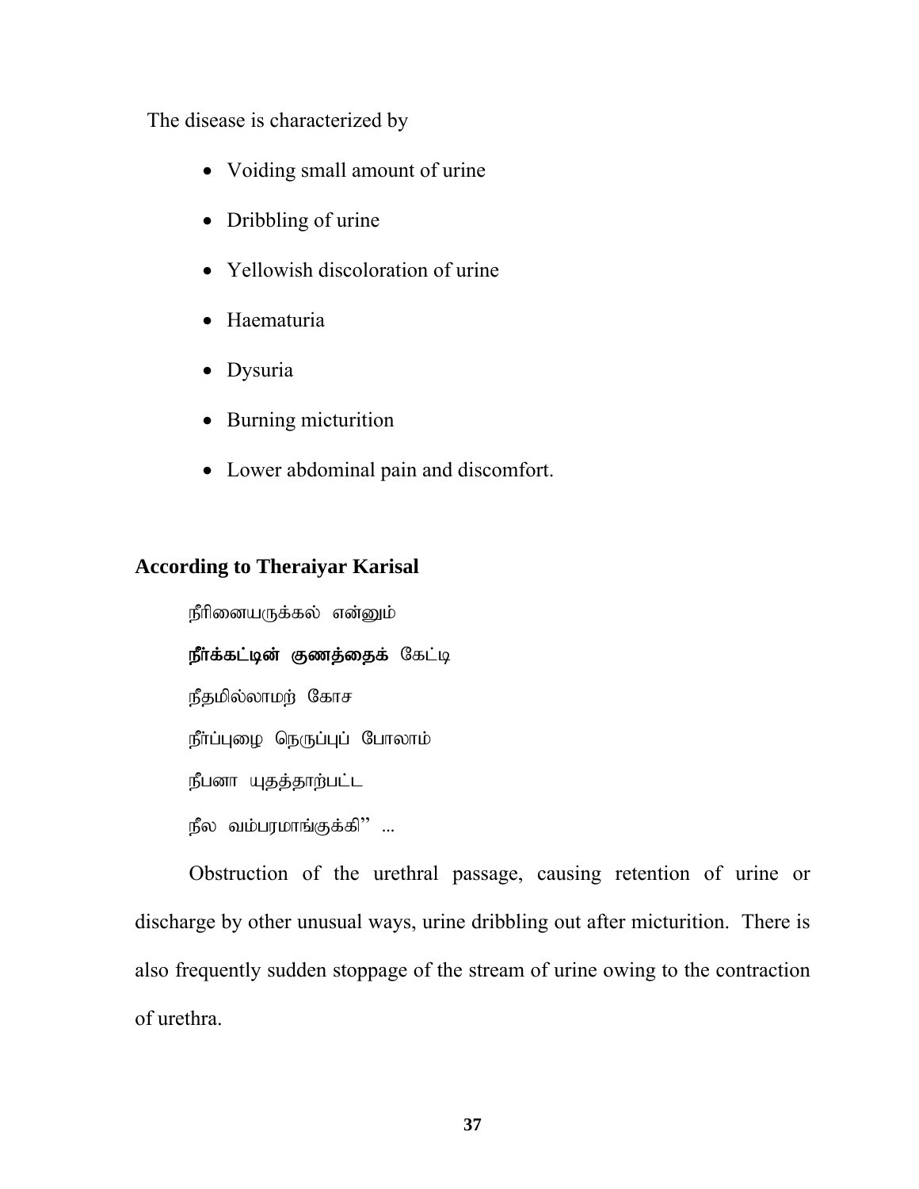The disease is characterized by

- Voiding small amount of urine
- Dribbling of urine
- Yellowish discoloration of urine
- Haematuria
- Dysuria
- Burning micturition
- Lower abdominal pain and discomfort.

**According to Theraiyar Karisal**

நீரினையருக்கல் என்னும்

**நீர்க்கட்டின் குணத்தைக்** கேட்டி

நீதமில்லாமற் கோச

நீர்ப்புழை நெருப்புப் போலாம்

நீபனா யுதத்தாற்பட்ட

நீல வம்பரமாங்குக்கி" ...

Obstruction of the urethral passage, causing retention of urine or discharge by other unusual ways, urine dribbling out after micturition. There is also frequently sudden stoppage of the stream of urine owing to the contraction of urethra.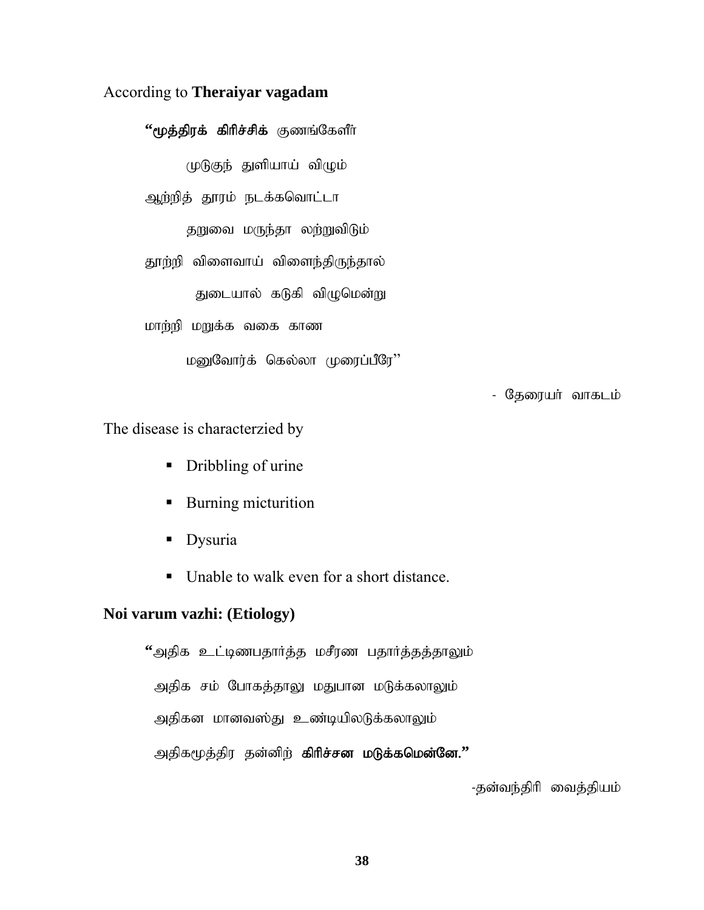According to **Theraiyar vagadam**

**"மூத்திரக் கிரிச்சிக்** குணங்கேளீர்

முடுகுந் துளியாய் விழும்

ஆற்றித் தூரம் நடக்கவொட்டா

தறுவை மருந்தா லற்றுவிடும்

தூற்றி விளைவாய் விளைந்திருந்தால்

துடையால் கடுகி விழுமென்று

மாற்றி மறுக்க வகை காண

மனுவோர்க் கெல்லா முரைப்பீரே''

- தேரையர் வாகடம்

The disease is characterzied by

- Dribbling of urine
- Burning micturition
- Dysuria
- Unable to walk even for a short distance.

**Noi varum vazhi: (Etiology)**

"அதிக உட்டிணபதார்த்த மசீரண பதார்த்தத்தாலும்

அதிக சம் போகத்தாலு மதுபான மடுக்கலாலும்

அதிகன மானவஸ்து உண்டியிலடுக்கலாலும்

அதிகமூத்திர தன்னிற் **கிரிச்சன மடுக்கமென்னே."**

-தன்வந்திரி வைத்தியம்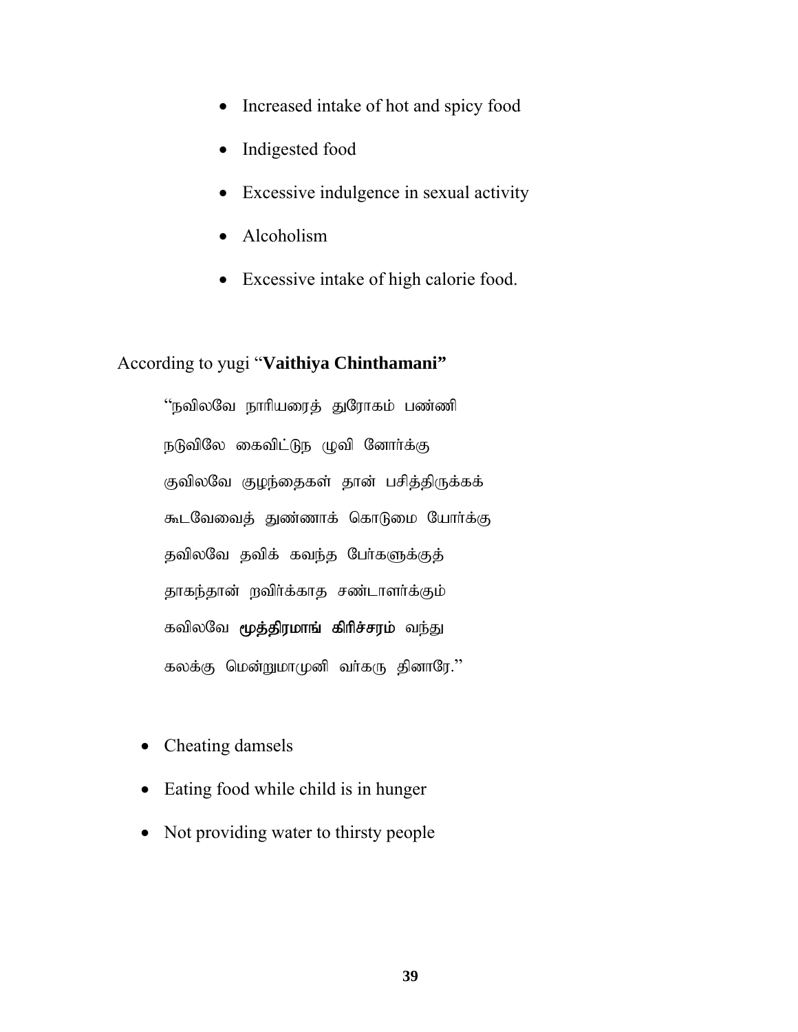- Increased intake of hot and spicy food
- Indigested food
- Excessive indulgence in sexual activity
- Alcoholism
- Excessive intake of high calorie food.

According to yugi "**Vaithiya Chinthamani"**

"நவிலவே நாரியரைத் துரோகம் பண்ணி

நடுவிலே கைவிட்டுந ழுவி னோர்க்கு

குவிலவே குழந்தைகள் தான் பசித்திருக்கக்

கூடவேவைத் துண்ணாக் கொடுமை யோர்க்கு

தவிலவே தவிக் கவந்த பேர்களுக்குத்

தாகந்தான் றவிர்க்காத சண்டாளர்க்கும்

கவிலவே **மூத்திரமாங் கிரிச்சரம்** வந்து

கலக்கு மென்றுமாமுனி வர்கரு தினாரே."

- Cheating damsels
- Eating food while child is in hunger
- Not providing water to thirsty people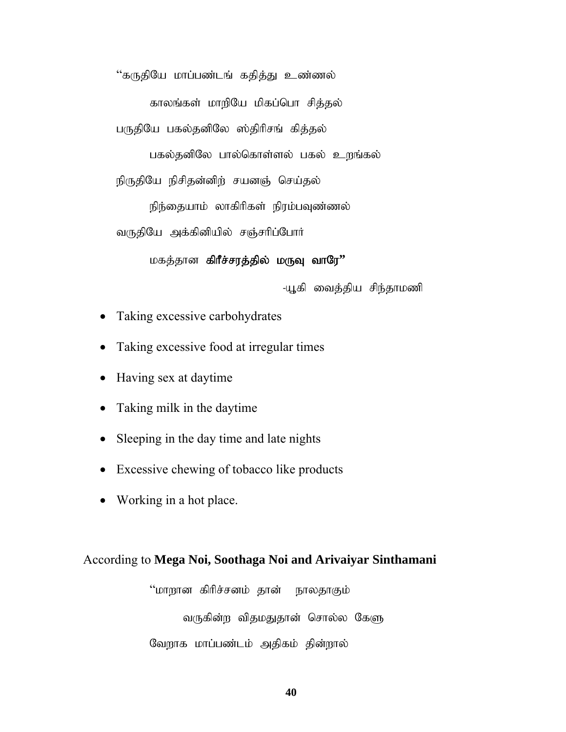"கருதியே மாப்பண்டங் கதித்து உண்ணல்

காலங்கள் மாறியே மிகப்பொ சித்தல்

பருதியே பகல்தனிலே ஸ்திரிசங் கித்தல்

பகல்தனிலே பால்கொள்ளல் பகல் உறங்கல்

நிருதியே நிசிதன்னிற் சயனஞ் செய்தல்

நிந்தையாம் லாகிரிகள் நிரம்பவுண்ணல்

வருதியே அக்கினியில் சஞ்சரிப்போர்

மகத்தான **கிரீச்சரத்தில் மருவு வாரே"**

-யூகி வைத்திய சிந்தாமணி

- Taking excessive carbohydrates
- Taking excessive food at irregular times
- Having sex at daytime
- Taking milk in the daytime
- Sleeping in the day time and late nights
- Excessive chewing of tobacco like products
- Working in a hot place.

According to **Mega Noi, Soothaga Noi and Arivaiyar Sinthamani**

"மாறான கிரிச்சனம் தான் நாலதாகும்

வருகின்ற விதமதுதான் சொல்ல கேளு

வேறாக மாப்பண்டம் அதிகம் தின்றால்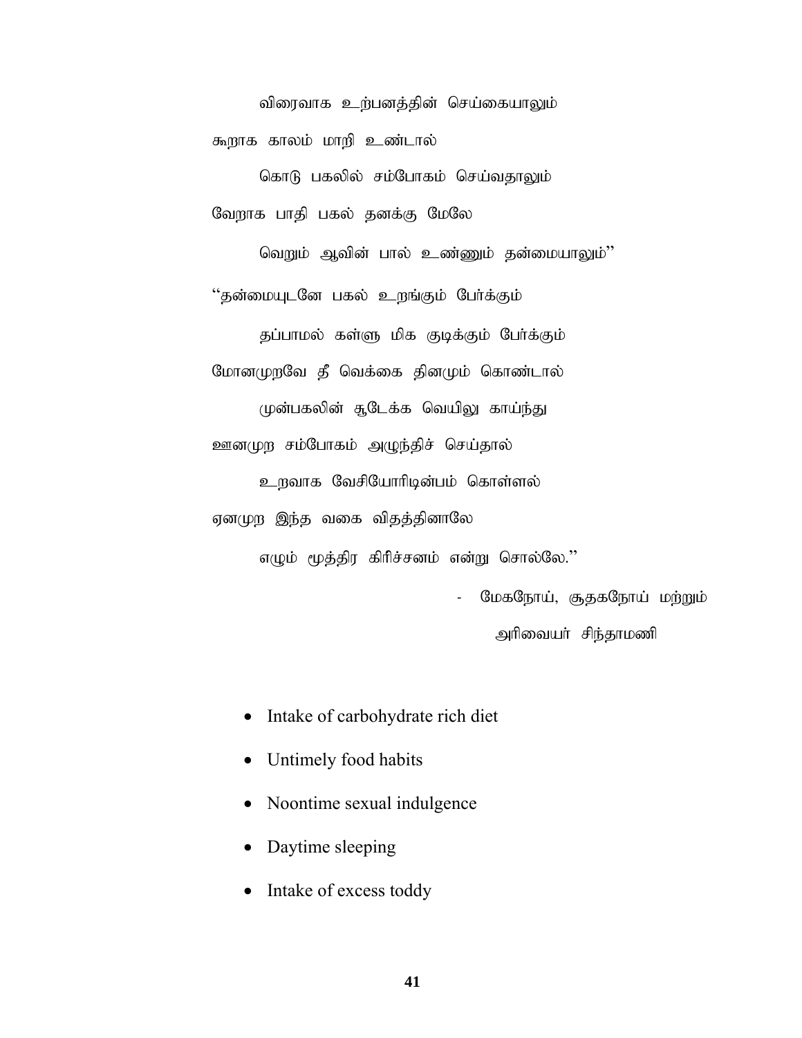விரைவாக உற்பனத்தின் செய்கையாலும்

கூறாக காலம் மாறி உண்டால்

கொடு பகலில் சம்போகம் செய்வதாலும்

வேறாக பாதி பகல் தனக்கு மேலே

வெறும் ஆவின் பால் உண்ணும் தன்மையாலும்"

"தன்மையுடனே பகல் உறங்கும் பேர்க்கும்

தப்பாமல் கள்ளு மிக குடிக்கும் பேர்க்கும்

மோனமுறவே தீ வெக்கை தினமும் கொண்டால்

முன்பகலின் சூடேக்க வெயிலு காய்ந்து

ஊனமுற சம்போகம் அழுந்திச் செய்தால்

உறவாக வேசியோரிடின்பம் கொள்ளல்

ஏனமுற இந்த வகை விதத்தினாலே

எழும் மூத்திர கிரிச்சனம் என்று சொல்லே."

- மேகநோய், சூதகநோய் மற்றும் அரிவையர் சிந்தாமணி

- Intake of carbohydrate rich diet
- Untimely food habits
- Noontime sexual indulgence
- Daytime sleeping
- Intake of excess toddy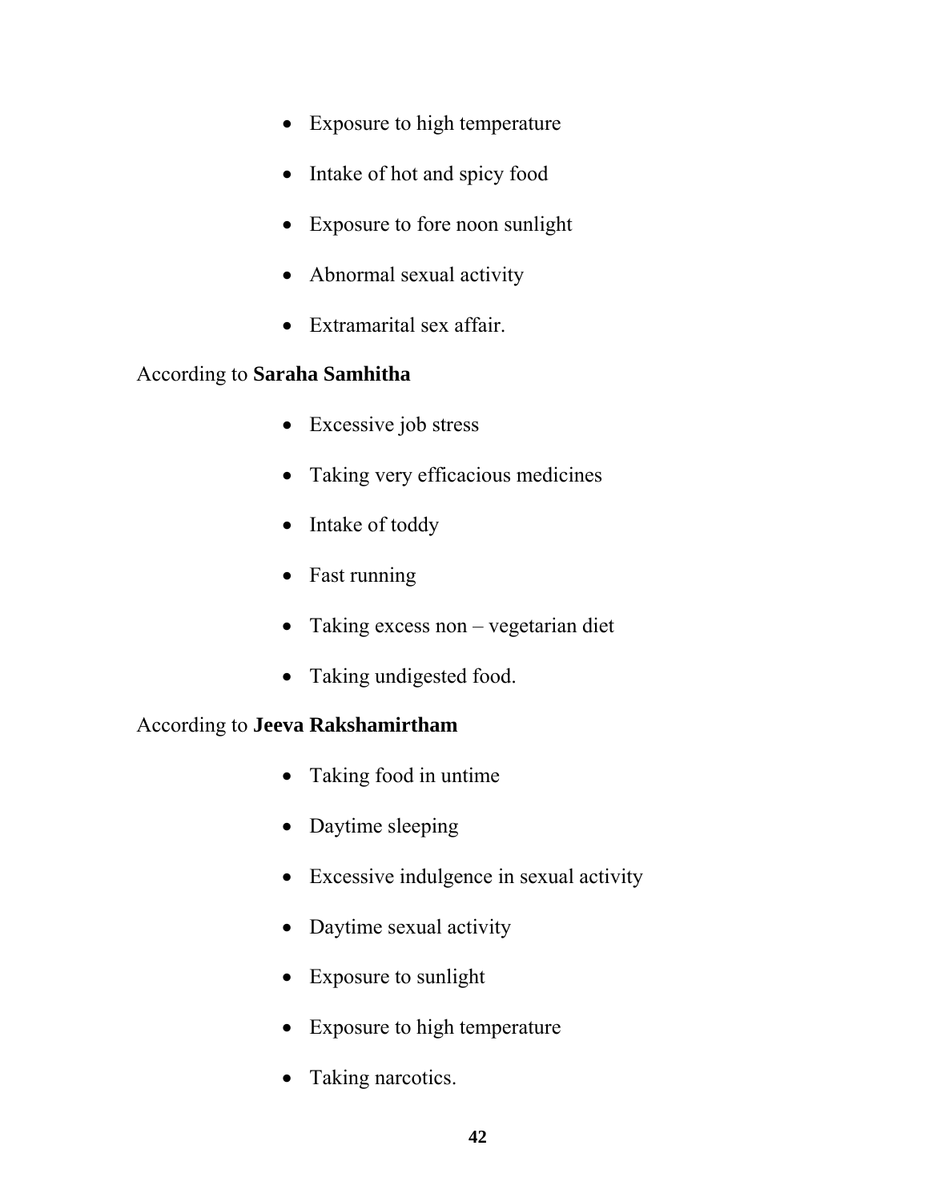- Exposure to high temperature
- Intake of hot and spicy food
- Exposure to fore noon sunlight
- Abnormal sexual activity
- Extramarital sex affair.

According to **Saraha Samhitha**

- Excessive job stress
- Taking very efficacious medicines
- Intake of toddy
- Fast running
- Taking excess non – vegetarian diet
- Taking undigested food.

According to **Jeeva Rakshamirtham**

- Taking food in untime
- Daytime sleeping
- Excessive indulgence in sexual activity
- Daytime sexual activity
- Exposure to sunlight
- Exposure to high temperature
- Taking narcotics.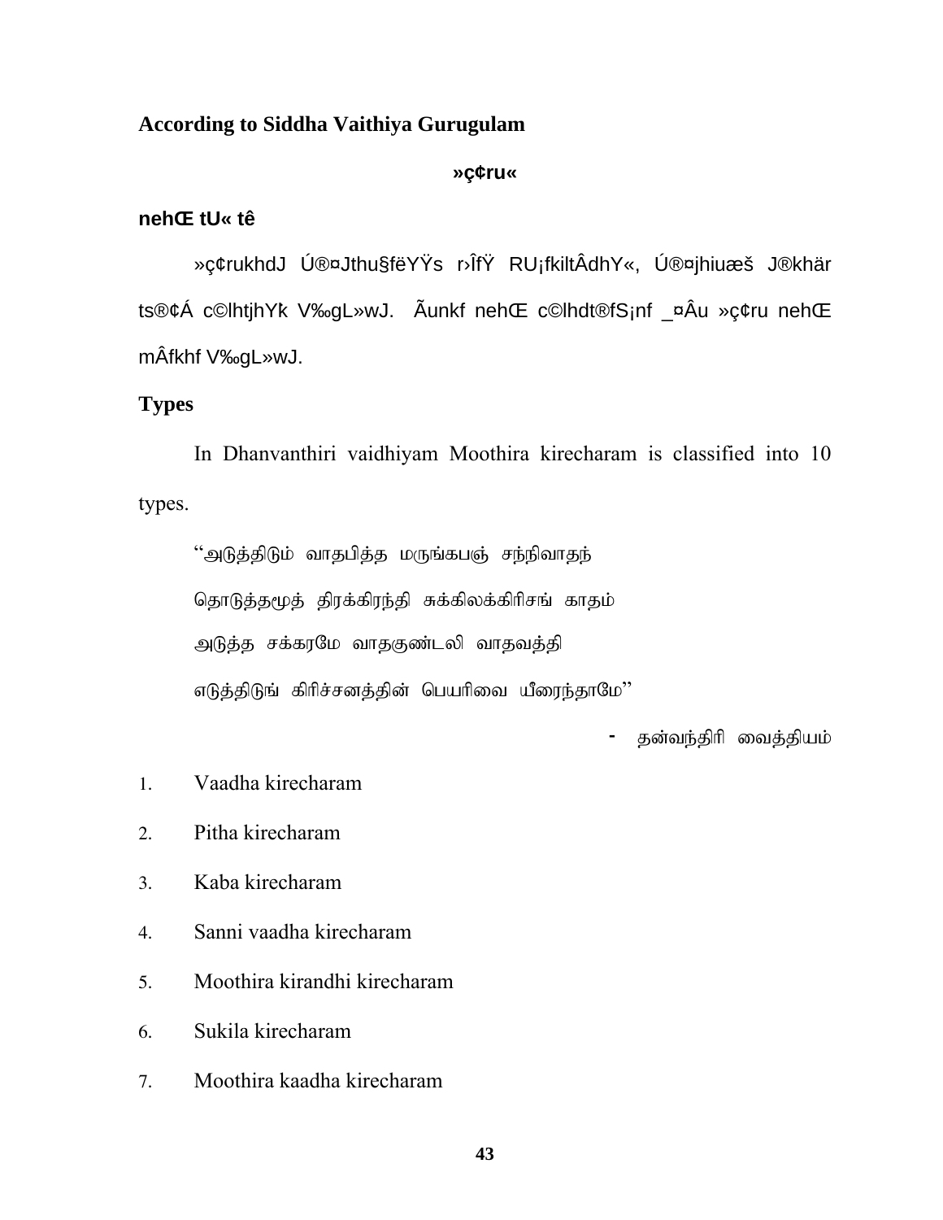**According to Siddha Vaithiya Gurugulam**

**»ç¢ru«**

**nehŒ tU« tê**

»ç¢rukhdJ Ú®¤Jthu§fëYŸs r›ÎfŸ RU¡fkiltÂdhY«, Ú®¤jhiuæš J®khär ts®¢Á c©lhtjhYk V‰gL»wJ. Ãunkf nehŒ c©lhdt®fS¡nf _¤Âu »ç¢ru nehŒ mÂfkhf V‰gL»wJ.

## Types

In Dhanvanthiri vaidhiyam Moothira kirecharam is classified into 10 types.

"அடுத்திடும் வாதபித்த மருங்கபஞ் சந்நிவாதந்
தொடுத்தமூத் திரக்கிரந்தி சுக்கிலக்கிரிசங் காதம்
அடுத்த சக்கரமே வாதகுண்டலி வாதவத்தி
எடுத்திடுங் கிரிச்சனத்தின் பெயரிவை யீரைந்தாமே"

- தன்வந்திரி வைத்தியம்

1. Vaadha kirecharam
2. Pitha kirecharam
3. Kaba kirecharam
4. Sanni vaadha kirecharam
5. Moothira kirandhi kirecharam
6. Sukila kirecharam
7. Moothira kaadha kirecharam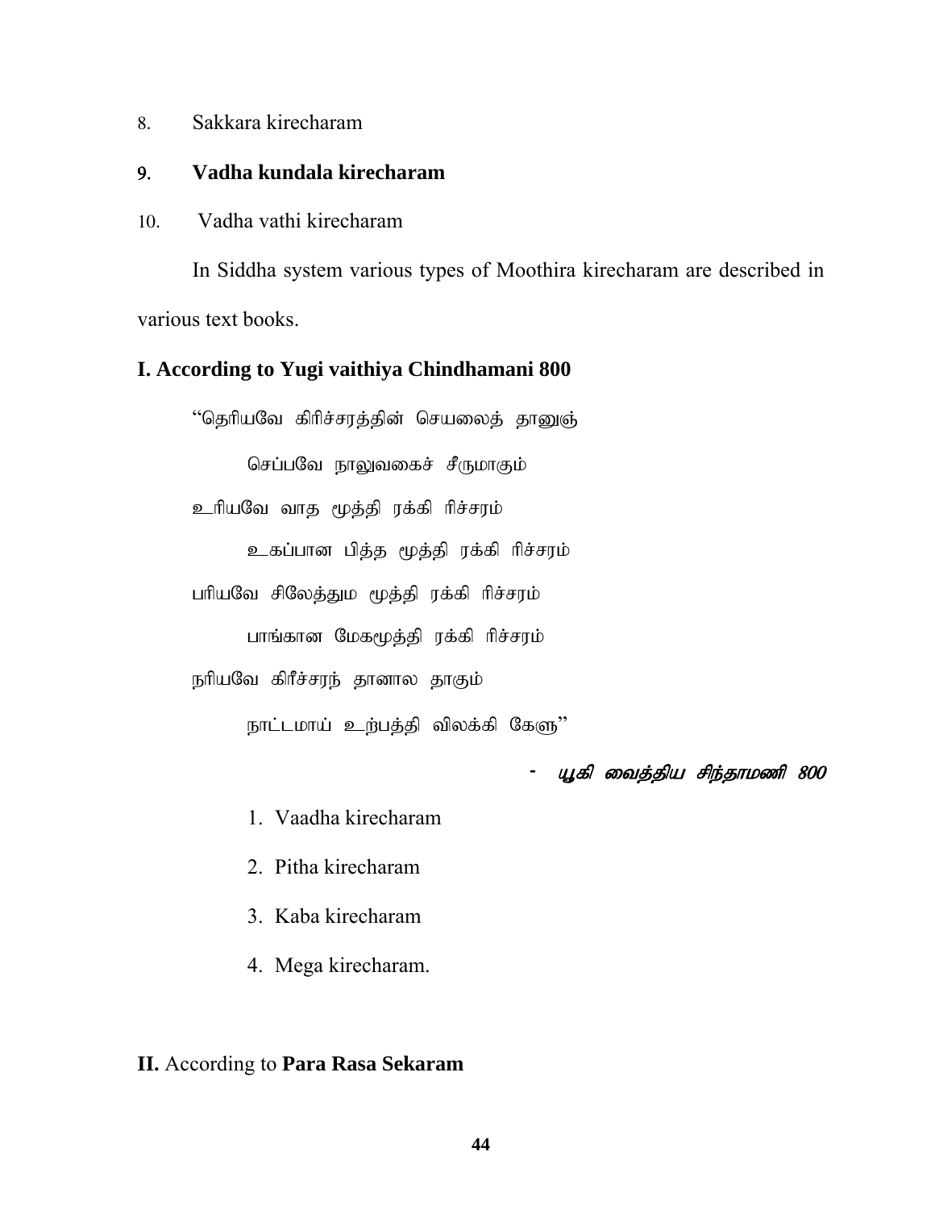8. Sakkara kirecharam

**9. Vadha kundala kirecharam**

10. Vadha vathi kirecharam

In Siddha system various types of Moothira kirecharam are described in various text books.

**I. According to Yugi vaithiya Chindhamani 800**

"தெரியவே கிரிச்சரத்தின் செயலைத் தானுஞ்

செப்பவே நாலுவகைச் சீருமாகும்

உரியவே வாத மூத்தி ரக்கி ரிச்சரம்

உகப்பான பித்த மூத்தி ரக்கி ரிச்சரம்

பரியவே சிலேத்தும மூத்தி ரக்கி ரிச்சரம்

பாங்கான மேகமூத்தி ரக்கி ரிச்சரம்

நரியவே கிரீச்சரந் தானால தாகும்

நாட்டமாய் உற்பத்தி விலக்கி கேளு"

*- யூகி வைத்திய சிந்தாமணி 800*

1. Vaadha kirecharam
2. Pitha kirecharam
3. Kaba kirecharam
4. Mega kirecharam.

**II.** According to **Para Rasa Sekaram**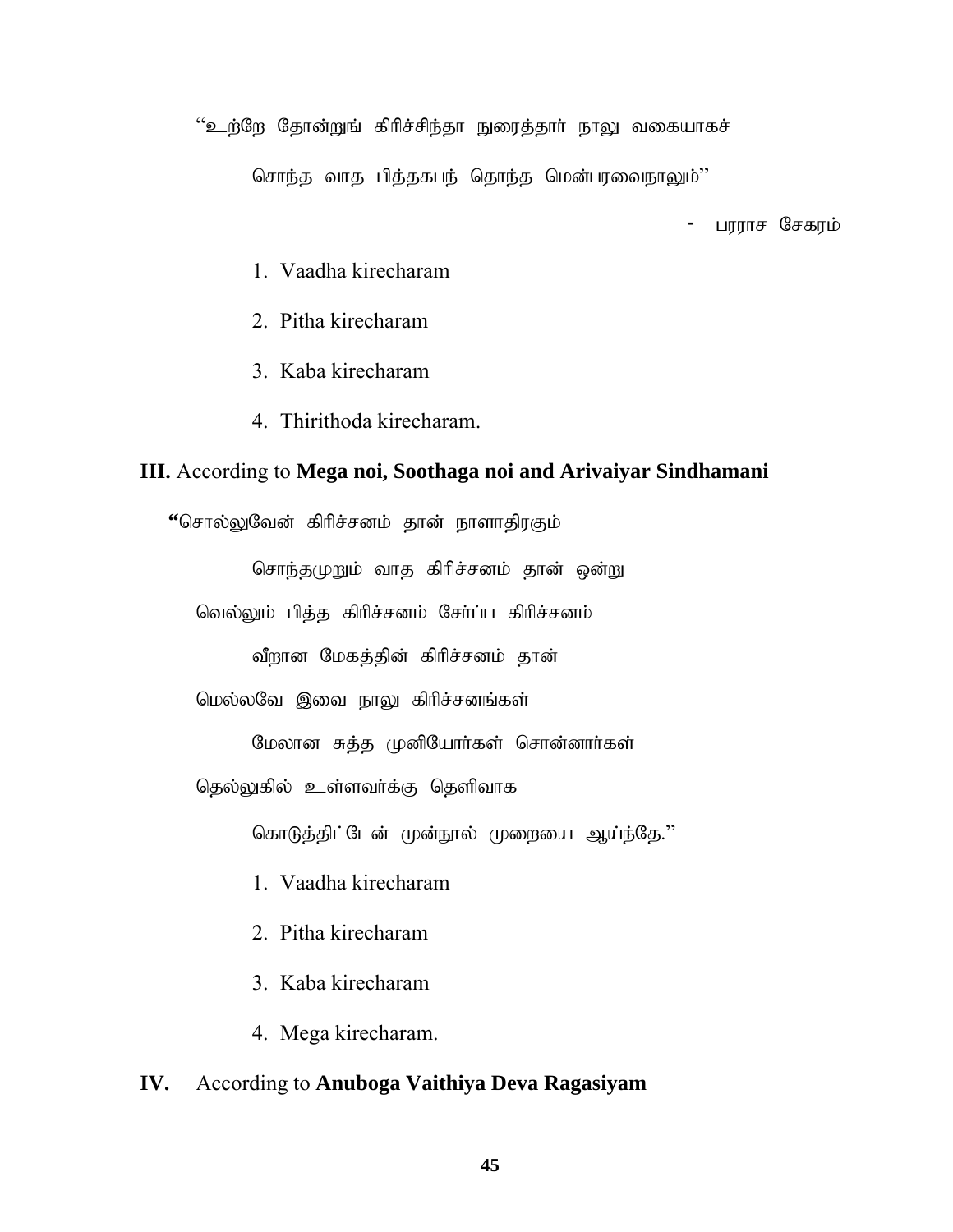"உற்றே தோன்றுங் கிரிச்சிந்தா நுரைத்தார் நாலு வகையாகச்

சொந்த வாத பித்தகபந் தொந்த மென்பரவைநாலும்"

- பரராச சேகரம்

1. Vaadha kirecharam
2. Pitha kirecharam
3. Kaba kirecharam
4. Thirithoda kirecharam.

**III.** According to **Mega noi, Soothaga noi and Arivaiyar Sindhamani**

**"**சொல்லுவேன் கிரிச்சனம் தான் நாளாதிரகும்

சொந்தமுறும் வாத கிரிச்சனம் தான் ஒன்று

வெல்லும் பித்த கிரிச்சனம் சேர்ப்ப கிரிச்சனம்

வீறான மேகத்தின் கிரிச்சனம் தான்

மெல்லவே இவை நாலு கிரிச்சனங்கள்

மேலான சுத்த முனியோர்கள் சொன்னார்கள்

தெல்லுகில் உள்ளவர்க்கு தெளிவாக

கொடுத்திட்டேன் முன்நூல் முறையை ஆய்ந்தே."

1. Vaadha kirecharam
2. Pitha kirecharam
3. Kaba kirecharam
4. Mega kirecharam.

**IV.** According to **Anuboga Vaithiya Deva Ragasiyam**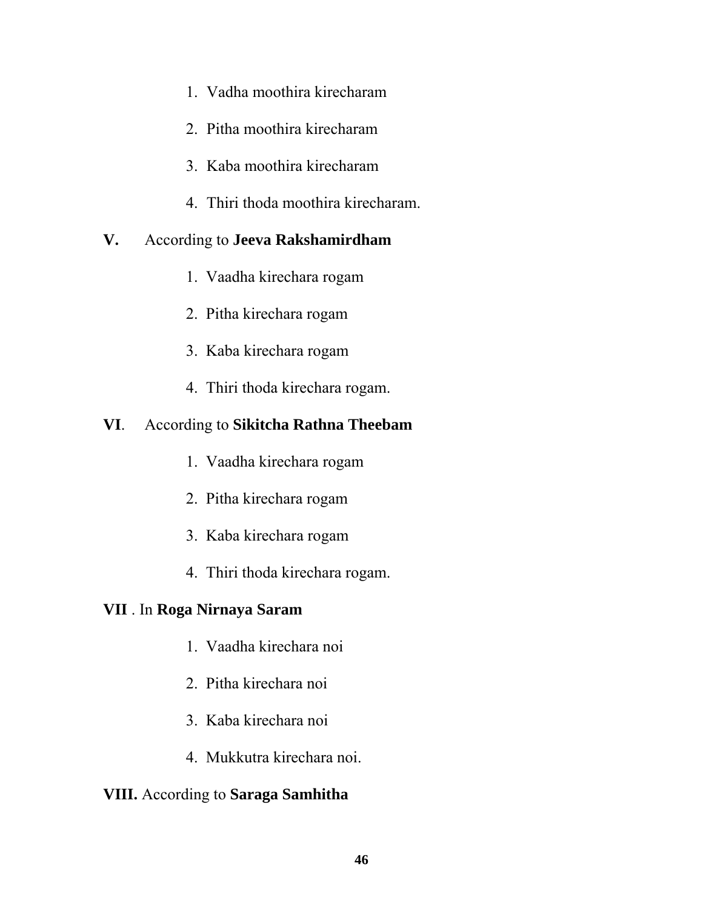1. Vadha moothira kirecharam
2. Pitha moothira kirecharam
3. Kaba moothira kirecharam
4. Thiri thoda moothira kirecharam.

**V.** According to **Jeeva Rakshamirdham**

1. Vaadha kirechara rogam
2. Pitha kirechara rogam
3. Kaba kirechara rogam
4. Thiri thoda kirechara rogam.

**VI**. According to **Sikitcha Rathna Theebam**

1. Vaadha kirechara rogam
2. Pitha kirechara rogam
3. Kaba kirechara rogam
4. Thiri thoda kirechara rogam.

**VII** . In **Roga Nirnaya Saram**

1. Vaadha kirechara noi
2. Pitha kirechara noi
3. Kaba kirechara noi
4. Mukkutra kirechara noi.

**VIII.** According to **Saraga Samhitha**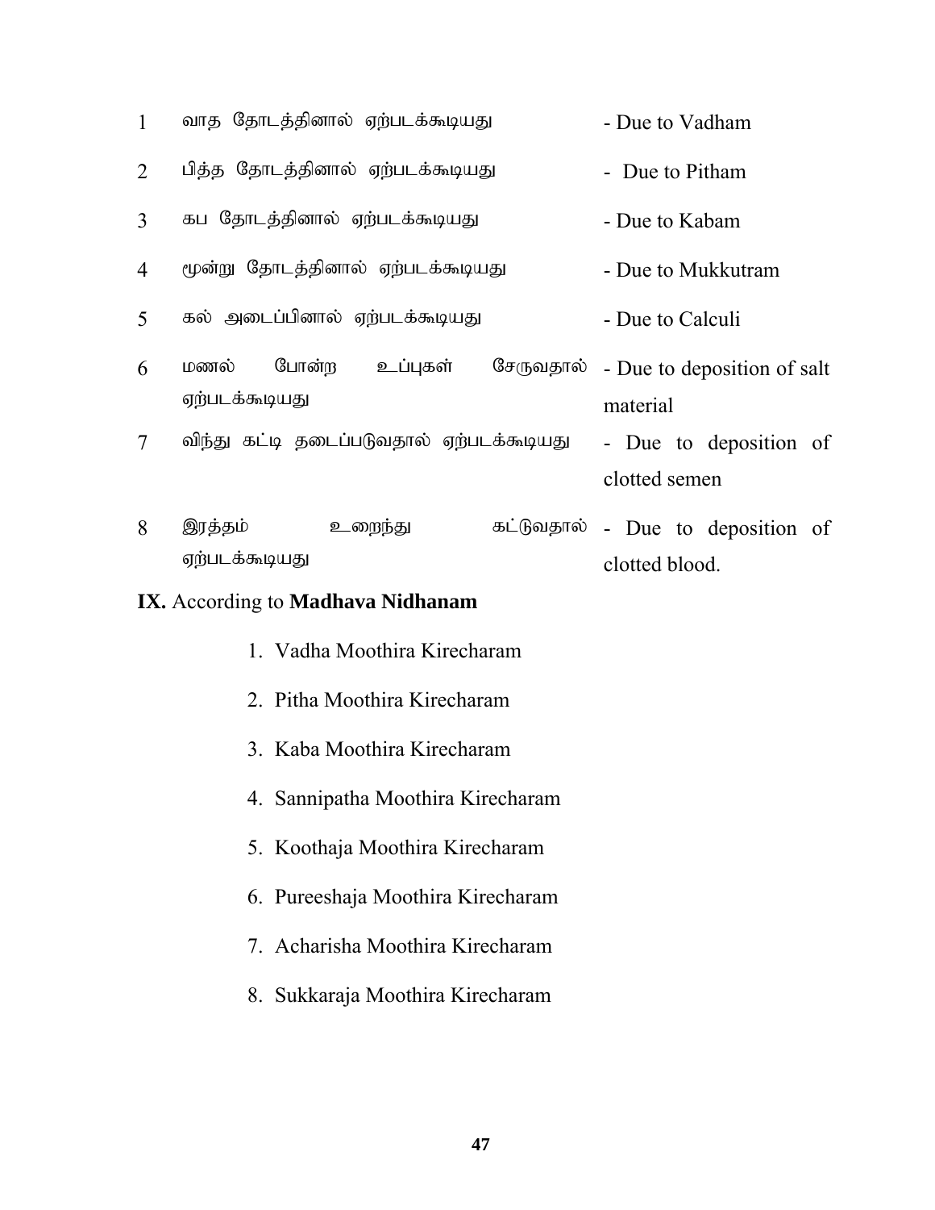| | | |
|---|---|---|
| 1 | வாத தோடத்தினால் ஏற்படக்கூடியது | - Due to Vadham |
| 2 | பித்த தோடத்தினால் ஏற்படக்கூடியது | - Due to Pitham |
| 3 | கப தோடத்தினால் ஏற்படக்கூடியது | - Due to Kabam |
| 4 | மூன்று தோடத்தினால் ஏற்படக்கூடியது | - Due to Mukkutram |
| 5 | கல் அடைப்பினால் ஏற்படக்கூடியது | - Due to Calculi |
| 6 | மணல் போன்ற உப்புகள் சேருவதால் ஏற்படக்கூடியது | - Due to deposition of salt material |
| 7 | விந்து கட்டி தடைப்படுவதால் ஏற்படக்கூடியது | - Due to deposition of clotted semen |
| 8 | இரத்தம் உறைந்து கட்டுவதால் ஏற்படக்கூடியது | - Due to deposition of clotted blood. |

**IX.** According to **Madhava Nidhanam**

1. Vadha Moothira Kirecharam
2. Pitha Moothira Kirecharam
3. Kaba Moothira Kirecharam
4. Sannipatha Moothira Kirecharam
5. Koothaja Moothira Kirecharam
6. Pureeshaja Moothira Kirecharam
7. Acharisha Moothira Kirecharam
8. Sukkaraja Moothira Kirecharam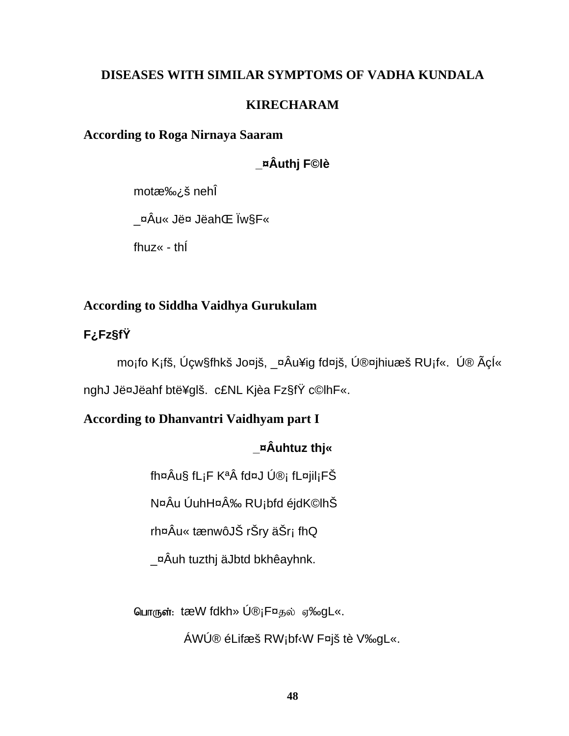**DISEASES WITH SIMILAR SYMPTOMS OF VADHA KUNDALA KIRECHARAM**

**According to Roga Nirnaya Saaram**

**_¤Âuthj F©lè**

motæ‰¿š nehÎ

_¤Âu« Jë¤ JëahŒ Ïw§F«

fhuz« - thÍ

**According to Siddha Vaidhya Gurukulam**

**F¿Fz§fŸ**

mo¡fo K¡fš, Úçw§fhkš Jo¤jš, _¤Âu¥ig fd¤jš, Ú®¤jhiuæš RU¡f«. Ú® Ãçí« nghJ Jë¤Jëahf btë¥glš. c£NL Kjèa Fz§fŸ c©lhF«.

**According to Dhanvantri Vaidhyam part I**

**_¤Âuhtuz thj«**

fh¤Âu§ fL¡F KªÂ fd¤J Ú®¡ fL¤jil¡FŠ

N¤Âu ÚuhH¤Â‰ RU¡bfd éjdK©lhŠ

rh¤Âu« tænwôJŠ rŠry äŠr¡ fhQ

_¤Âuh tuzthj äJbtd bkhêayhnk.

பொருள்: tæW fdkh» Ú®¡F¤தல் ஏ‰gL«.

ÁWÚ® éLifæš RW¡bf‹W F¤jš tè V‰gL«.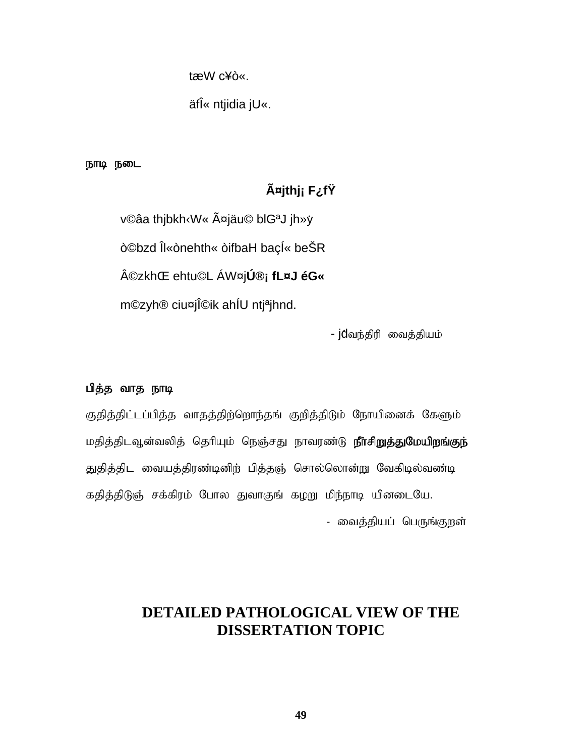tæW c¥ò«.

äfÎ« ntjidia jU«.

**நாடி நடை**

**Ã¤jthj¡ F¿fŸ**

v©âa thjbkh‹W« Ã¤jäu© blGªJ jh»ý

ò©bzd Îl«ònehth« òifbaH baçÍ« beŠR

Â©zkhŒ ehtu©L ÁW¤j**Ú®¡ fL¤J éG«**

m©zyh® ciu¤jÎ©ik ahÍU ntjªjhnd.

- jdவந்திரி வைத்தியம்

**பித்த வாத நாடி**

குதித்திட்டப்பித்த வாதத்திற்றொந்தங் குறித்திடும் நோயினைக் கேளும்

மதித்திடவூன்வலித் தெரியும் நெஞ்சது நாவரண்டு **நீர்சிறுத்துமேயிறங்குந்**

துதித்திட வையத்திரண்டினிற் பித்தஞ் சொல்லொன்று வேகிடில்வண்டி

கதித்திடுஞ் சக்கிரம் போல துவாகுங் கழறு மிந்நாடி யினடையே.

- வைத்தியப் பெருங்குறள்

# DETAILED PATHOLOGICAL VIEW OF THE DISSERTATION TOPIC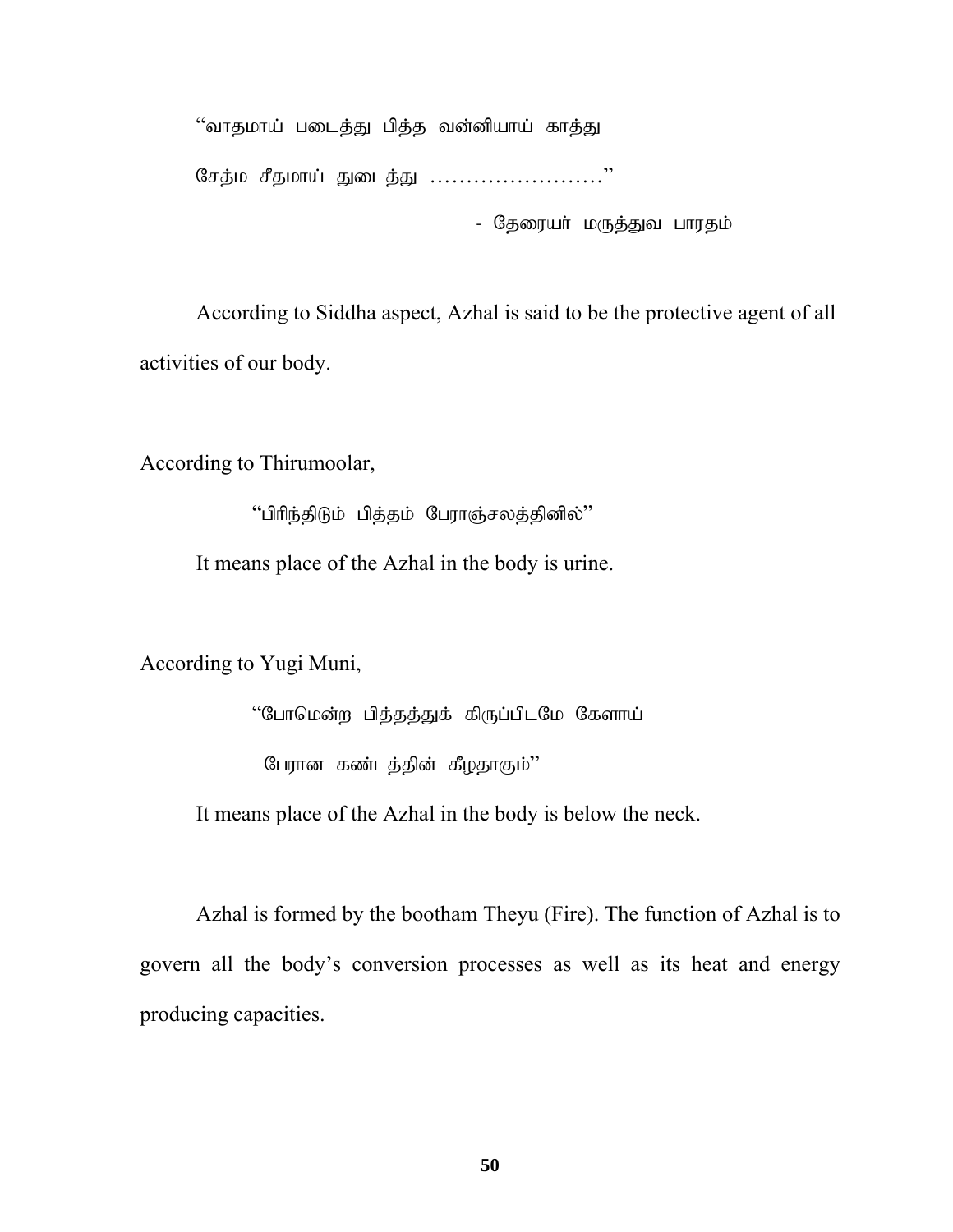"வாதமாய் படைத்து பித்த வன்னியாய் காத்து

சேத்ம சீதமாய் துடைத்து ……………………"

- தேரையர் மருத்துவ பாரதம்

According to Siddha aspect, Azhal is said to be the protective agent of all activities of our body.

According to Thirumoolar,

"பிரிந்திடும் பித்தம் பேராஞ்சலத்தினில்"

It means place of the Azhal in the body is urine.

According to Yugi Muni,

"போமென்ற பித்தத்துக் கிருப்பிடமே கேளாய்

பேரான கண்டத்தின் கீழதாகும்"

It means place of the Azhal in the body is below the neck.

Azhal is formed by the bootham Theyu (Fire). The function of Azhal is to govern all the body's conversion processes as well as its heat and energy producing capacities.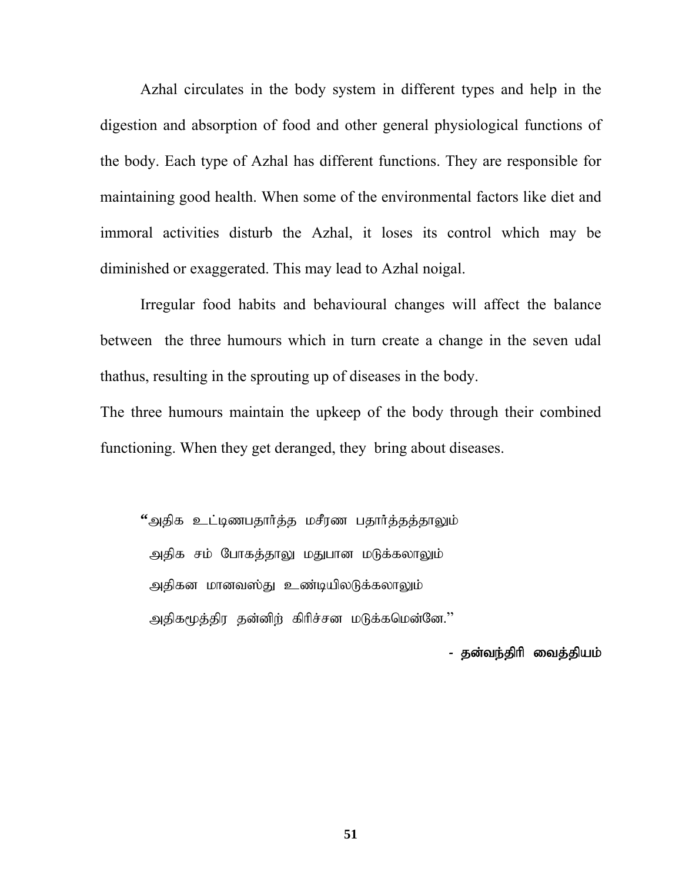Azhal circulates in the body system in different types and help in the digestion and absorption of food and other general physiological functions of the body. Each type of Azhal has different functions. They are responsible for maintaining good health. When some of the environmental factors like diet and immoral activities disturb the Azhal, it loses its control which may be diminished or exaggerated. This may lead to Azhal noigal.

Irregular food habits and behavioural changes will affect the balance between the three humours which in turn create a change in the seven udal thathus, resulting in the sprouting up of diseases in the body.

The three humours maintain the upkeep of the body through their combined functioning. When they get deranged, they bring about diseases.

"அதிக உட்டிணபதார்த்த மசீரண பதார்த்தத்தாலும்
அதிக சம் போகத்தாலு மதுபான மடுக்கலாலும்
அதிகன மானவஸ்து உண்டியிலடுக்கலாலும்
அதிகமூத்திர தன்னிற் கிரிச்சன மடுக்கமென்னே."

- தன்வந்திரி வைத்தியம்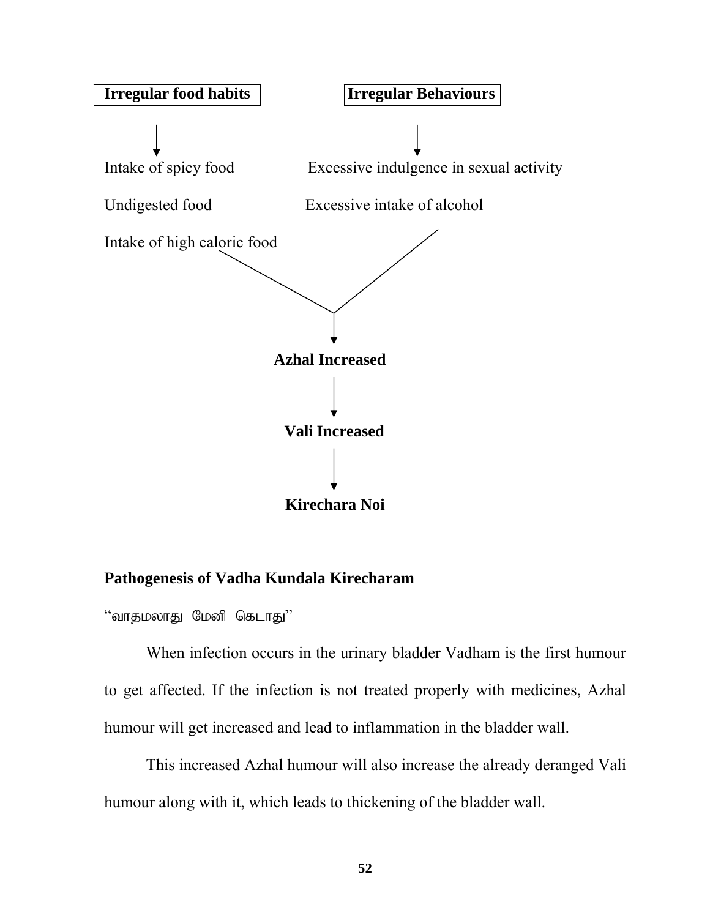**Irregular food habits** | **Irregular Behaviours**

↓ ↓

Intake of spicy food | Excessive indulgence in sexual activity

Undigested food | Excessive intake of alcohol

Intake of high caloric food

↓

**Azhal Increased**

↓

**Vali Increased**

↓

**Kirechara Noi**

**Pathogenesis of Vadha Kundala Kirecharam**

"வாதமலாது மேனி கெடாது"

When infection occurs in the urinary bladder Vadham is the first humour to get affected. If the infection is not treated properly with medicines, Azhal humour will get increased and lead to inflammation in the bladder wall.

This increased Azhal humour will also increase the already deranged Vali humour along with it, which leads to thickening of the bladder wall.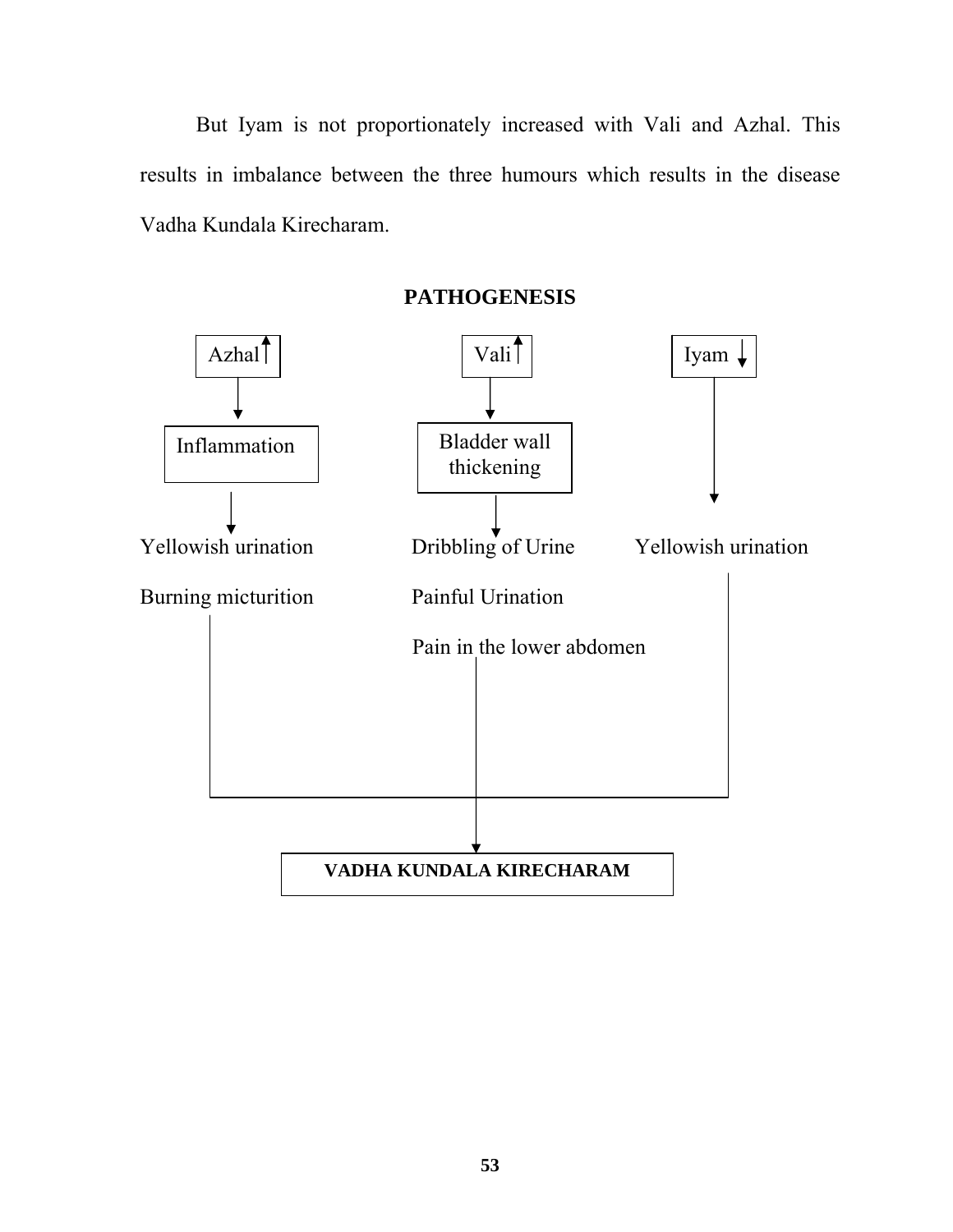But Iyam is not proportionately increased with Vali and Azhal. This results in imbalance between the three humours which results in the disease Vadha Kundala Kirecharam.

## PATHOGENESIS

Azhal ↑ → Inflammation → Yellowish urination, Burning micturition

Vali ↑ → Bladder wall thickening → Dribbling of Urine, Painful Urination, Pain in the lower abdomen

Iyam ↓ → Yellowish urination

→ **VADHA KUNDALA KIRECHARAM**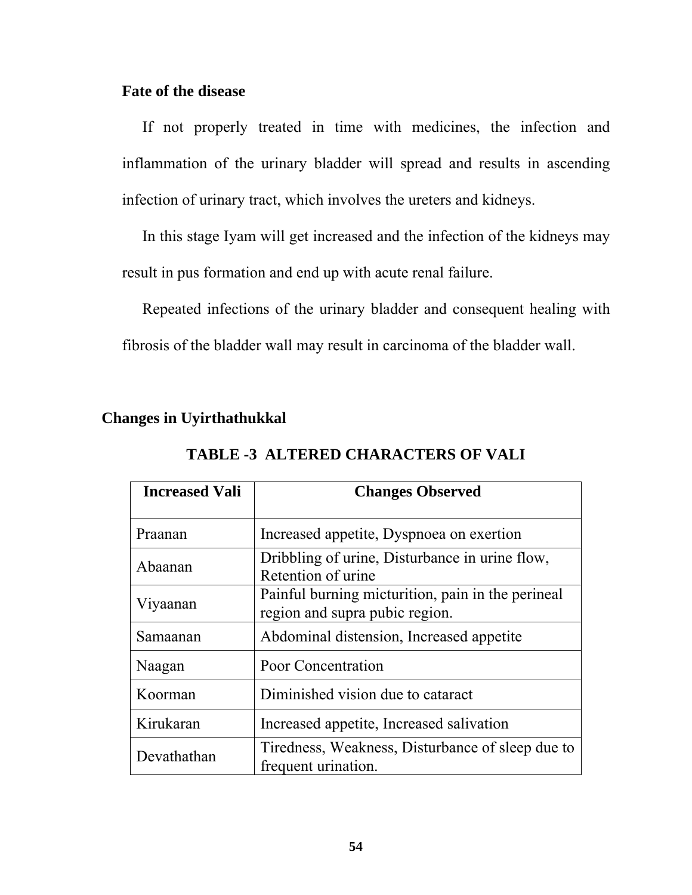### Fate of the disease

If not properly treated in time with medicines, the infection and inflammation of the urinary bladder will spread and results in ascending infection of urinary tract, which involves the ureters and kidneys.

In this stage Iyam will get increased and the infection of the kidneys may result in pus formation and end up with acute renal failure.

Repeated infections of the urinary bladder and consequent healing with fibrosis of the bladder wall may result in carcinoma of the bladder wall.

### Changes in Uyirthathukkal

**TABLE -3 ALTERED CHARACTERS OF VALI**

| Increased Vali | Changes Observed |
|---|---|
| Praanan | Increased appetite, Dyspnoea on exertion |
| Abaanan | Dribbling of urine, Disturbance in urine flow, Retention of urine |
| Viyaanan | Painful burning micturition, pain in the perineal region and supra pubic region. |
| Samaanan | Abdominal distension, Increased appetite |
| Naagan | Poor Concentration |
| Koorman | Diminished vision due to cataract |
| Kirukaran | Increased appetite, Increased salivation |
| Devathathan | Tiredness, Weakness, Disturbance of sleep due to frequent urination. |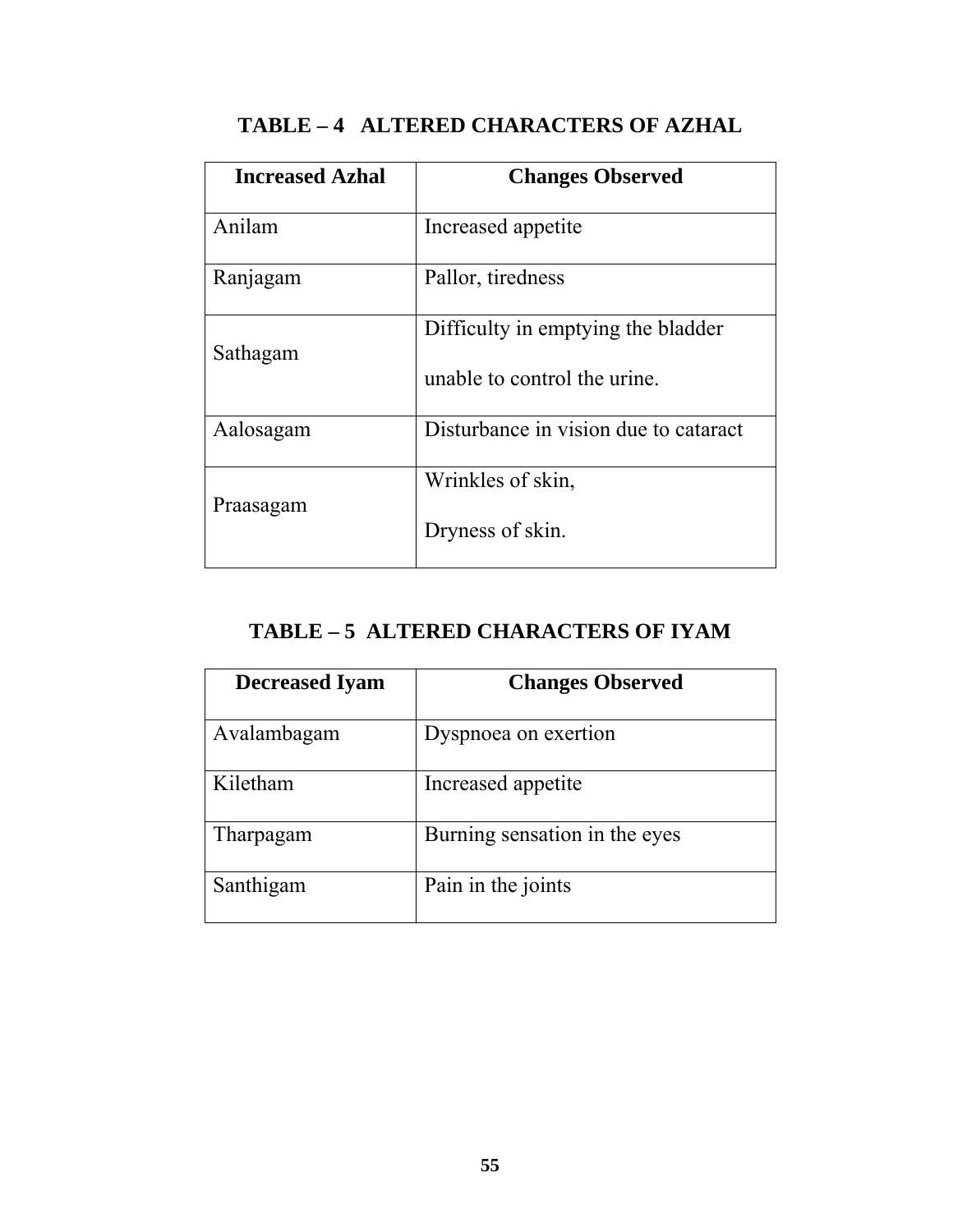## TABLE – 4 ALTERED CHARACTERS OF AZHAL

| Increased Azhal | Changes Observed |
| --- | --- |
| Anilam | Increased appetite |
| Ranjagam | Pallor, tiredness |
| Sathagam | Difficulty in emptying the bladder<br>unable to control the urine. |
| Aalosagam | Disturbance in vision due to cataract |
| Praasagam | Wrinkles of skin,<br>Dryness of skin. |

## TABLE – 5 ALTERED CHARACTERS OF IYAM

| Decreased Iyam | Changes Observed |
| --- | --- |
| Avalambagam | Dyspnoea on exertion |
| Kiletham | Increased appetite |
| Tharpagam | Burning sensation in the eyes |
| Santhigam | Pain in the joints |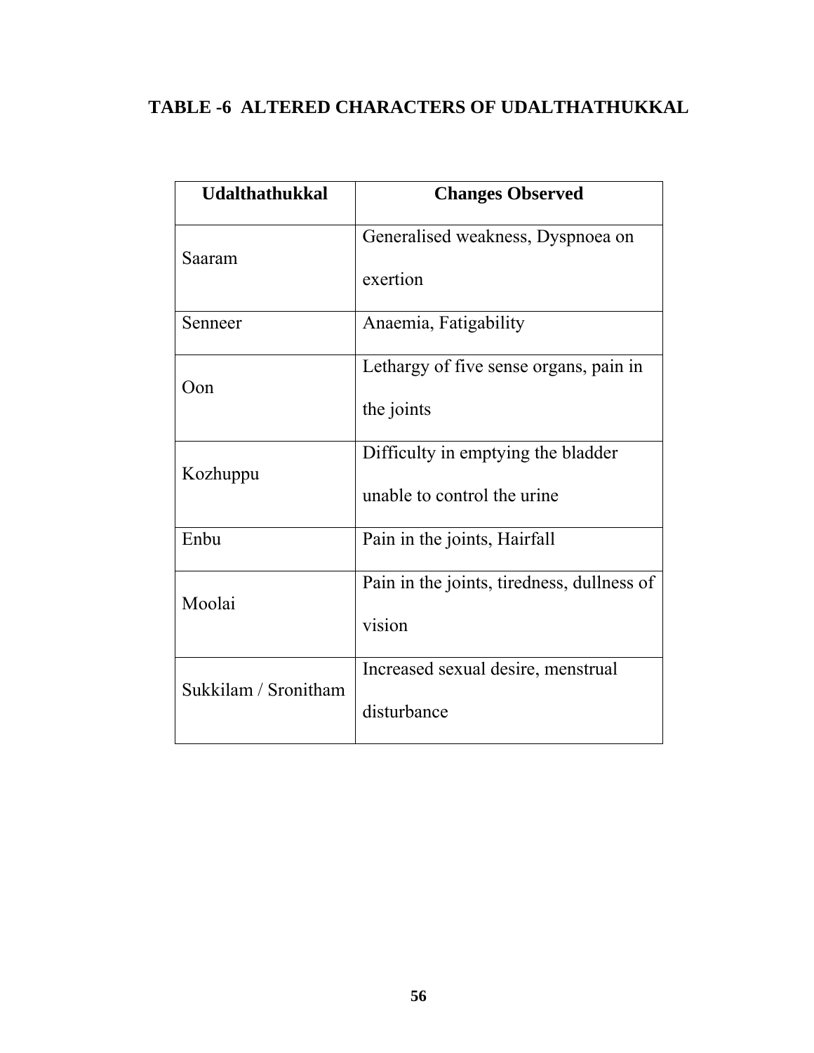## TABLE -6 ALTERED CHARACTERS OF UDALTHATHUKKAL

| Udalthathukkal | Changes Observed |
|---|---|
| Saaram | Generalised weakness, Dyspnoea on exertion |
| Senneer | Anaemia, Fatigability |
| Oon | Lethargy of five sense organs, pain in the joints |
| Kozhuppu | Difficulty in emptying the bladder unable to control the urine |
| Enbu | Pain in the joints, Hairfall |
| Moolai | Pain in the joints, tiredness, dullness of vision |
| Sukkilam / Sronitham | Increased sexual desire, menstrual disturbance |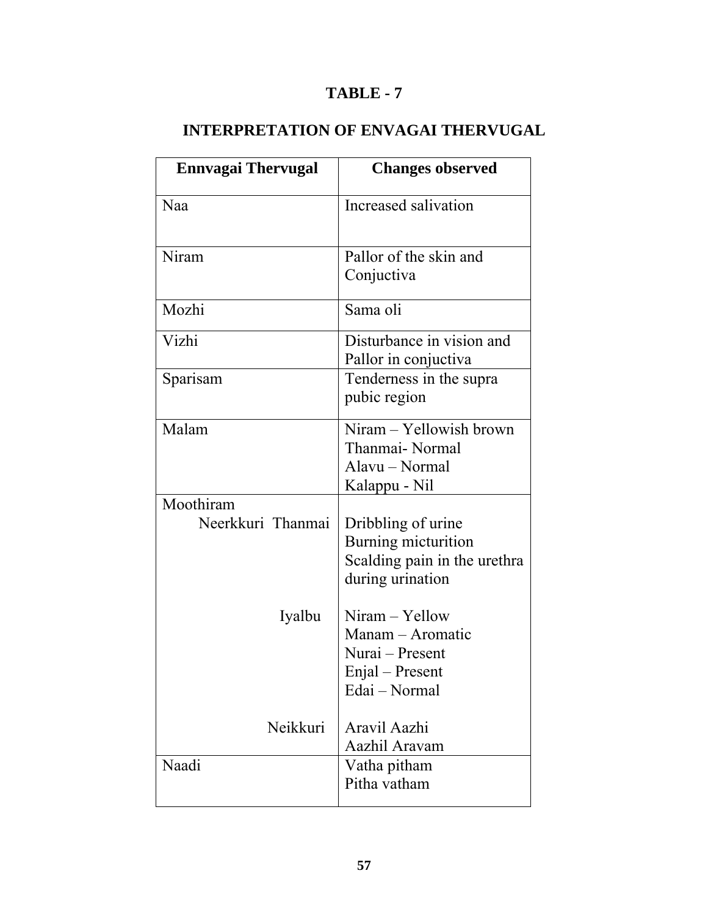# TABLE - 7

## INTERPRETATION OF ENVAGAI THERVUGAL

| Ennvagai Thervugal | Changes observed |
|---|---|
| Naa | Increased salivation |
| Niram | Pallor of the skin and Conjuctiva |
| Mozhi | Sama oli |
| Vizhi | Disturbance in vision and Pallor in conjuctiva |
| Sparisam | Tenderness in the supra pubic region |
| Malam | Niram – Yellowish brown<br>Thanmai- Normal<br>Alavu – Normal<br>Kalappu - Nil |
| Moothiram<br>Neerkkuri Thanmai | Dribbling of urine<br>Burning micturition<br>Scalding pain in the urethra during urination |
| Iyalbu | Niram – Yellow<br>Manam – Aromatic<br>Nurai – Present<br>Enjal – Present<br>Edai – Normal |
| Neikkuri | Aravil Aazhi<br>Aazhil Aravam |
| Naadi | Vatha pitham<br>Pitha vatham |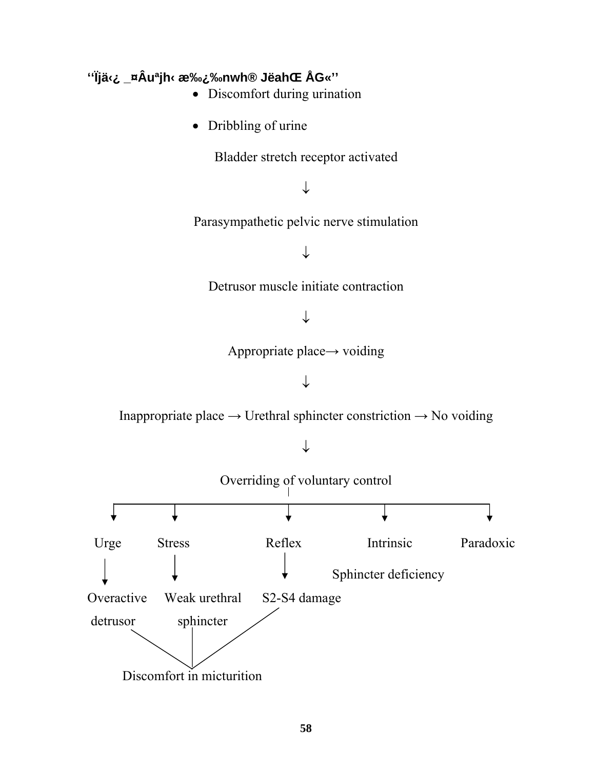**''Ïjä‹¿ _¤Âuªjh‹ æ‰¿‰nwh® JëahŒ ÅG«''**

- Discomfort during urination
- Dribbling of urine

Bladder stretch receptor activated

↓

Parasympathetic pelvic nerve stimulation

↓

Detrusor muscle initiate contraction

↓

Appropriate place→ voiding

↓

Inappropriate place → Urethral sphincter constriction → No voiding

↓

Overriding of voluntary control

- Urge → Overactive detrusor
- Stress → Weak urethral sphincter
- Reflex → S2-S4 damage
- Intrinsic Sphincter deficiency
- Paradoxic

Overactive detrusor, Weak urethral sphincter, S2-S4 damage → Discomfort in micturition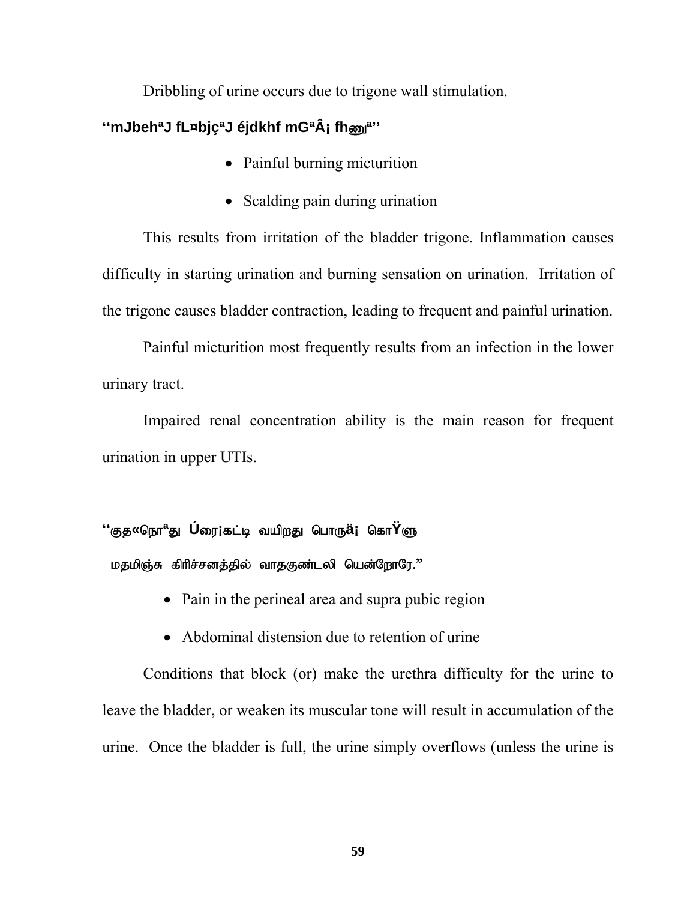Dribbling of urine occurs due to trigone wall stimulation.

**''mJbehªJ fL¤bjçªJ éjdkhf mGªÂ¡ fhணுª''**

- Painful burning micturition
- Scalding pain during urination

This results from irritation of the bladder trigone. Inflammation causes difficulty in starting urination and burning sensation on urination. Irritation of the trigone causes bladder contraction, leading to frequent and painful urination.

Painful micturition most frequently results from an infection in the lower urinary tract.

Impaired renal concentration ability is the main reason for frequent urination in upper UTIs.

''குத«நொªது Úரை¡கட்டி வயிறது பொருä¡ கொŸளு

மதமிஞ்சு கிரிச்சனத்தில் வாதகுண்டலி யென்றோரே.''

- Pain in the perineal area and supra pubic region
- Abdominal distension due to retention of urine

Conditions that block (or) make the urethra difficulty for the urine to leave the bladder, or weaken its muscular tone will result in accumulation of the urine. Once the bladder is full, the urine simply overflows (unless the urine is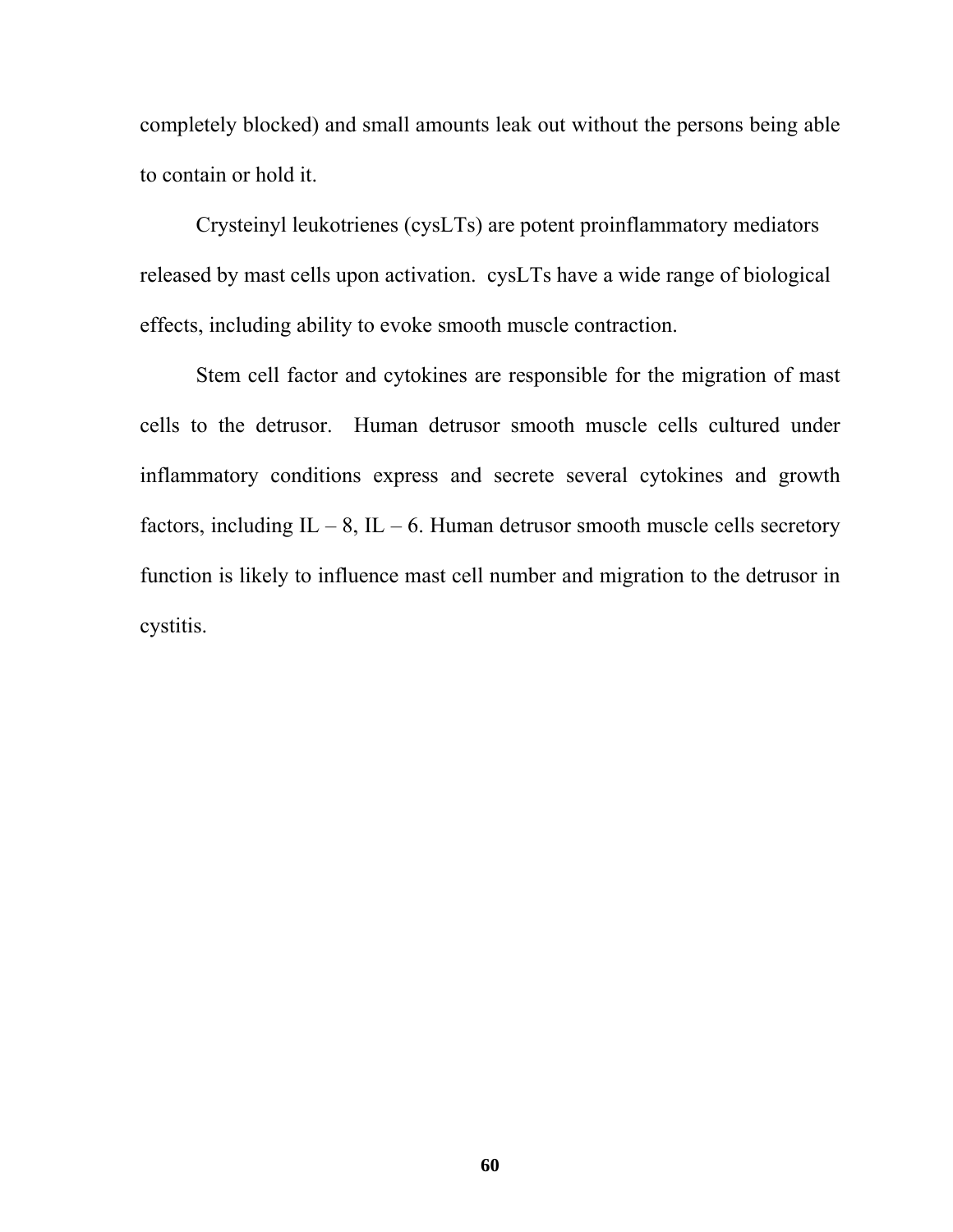completely blocked) and small amounts leak out without the persons being able to contain or hold it.

Crysteinyl leukotrienes (cysLTs) are potent proinflammatory mediators released by mast cells upon activation. cysLTs have a wide range of biological effects, including ability to evoke smooth muscle contraction.

Stem cell factor and cytokines are responsible for the migration of mast cells to the detrusor. Human detrusor smooth muscle cells cultured under inflammatory conditions express and secrete several cytokines and growth factors, including IL – 8, IL – 6. Human detrusor smooth muscle cells secretory function is likely to influence mast cell number and migration to the detrusor in cystitis.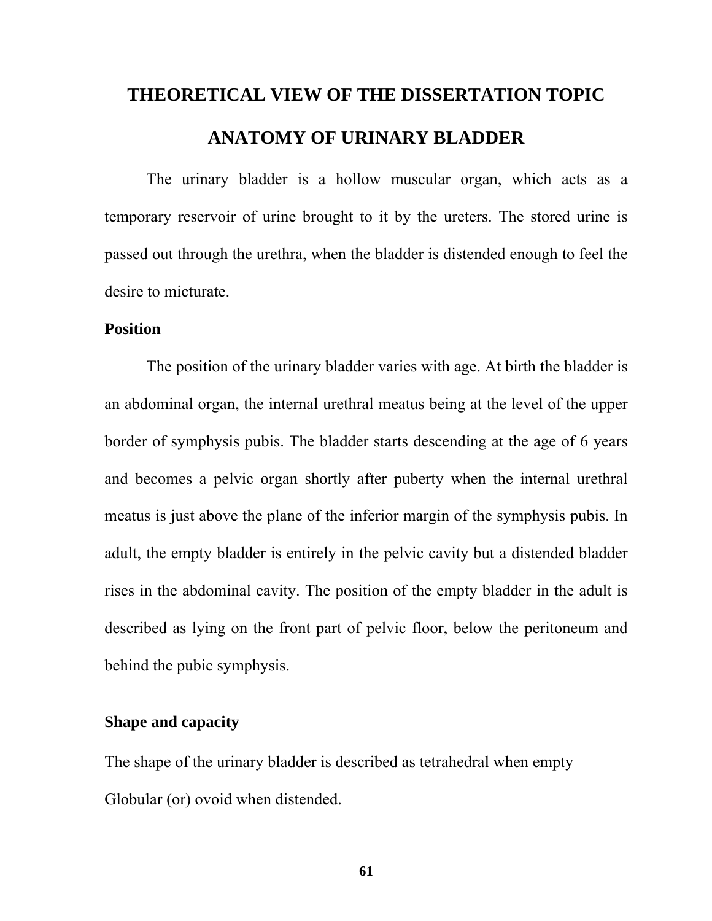# THEORETICAL VIEW OF THE DISSERTATION TOPIC

## ANATOMY OF URINARY BLADDER

The urinary bladder is a hollow muscular organ, which acts as a temporary reservoir of urine brought to it by the ureters. The stored urine is passed out through the urethra, when the bladder is distended enough to feel the desire to micturate.

**Position**

The position of the urinary bladder varies with age. At birth the bladder is an abdominal organ, the internal urethral meatus being at the level of the upper border of symphysis pubis. The bladder starts descending at the age of 6 years and becomes a pelvic organ shortly after puberty when the internal urethral meatus is just above the plane of the inferior margin of the symphysis pubis. In adult, the empty bladder is entirely in the pelvic cavity but a distended bladder rises in the abdominal cavity. The position of the empty bladder in the adult is described as lying on the front part of pelvic floor, below the peritoneum and behind the pubic symphysis.

**Shape and capacity**

The shape of the urinary bladder is described as tetrahedral when empty
Globular (or) ovoid when distended.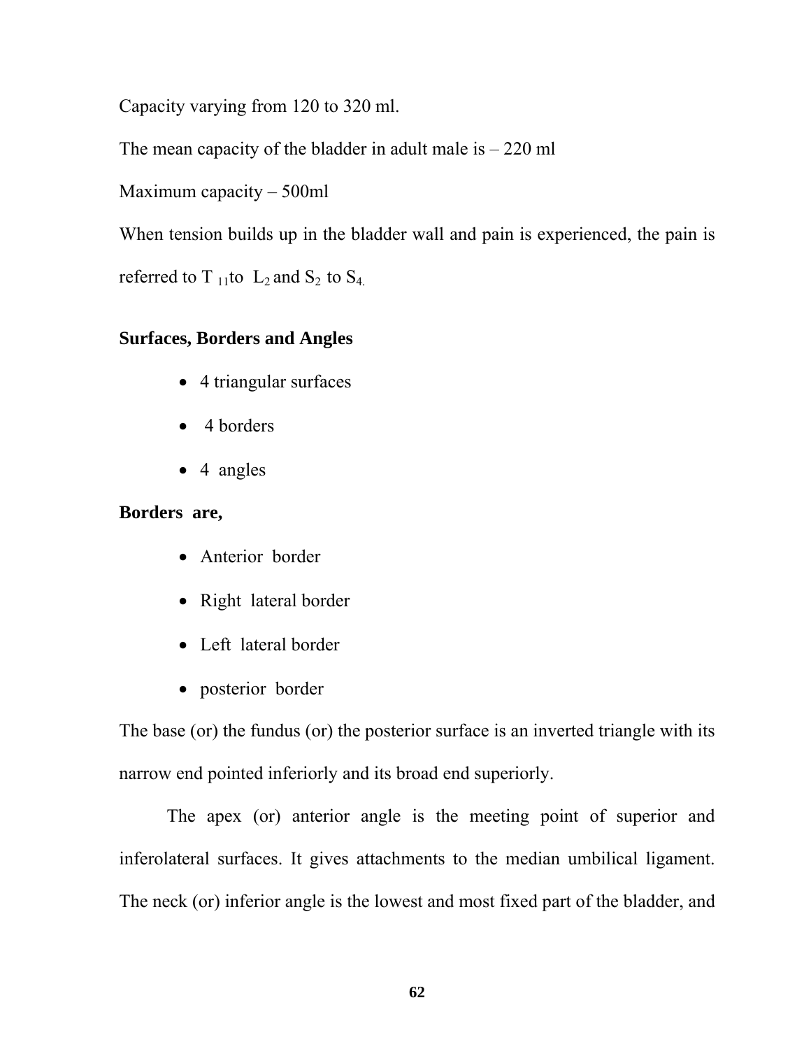Capacity varying from 120 to 320 ml.

The mean capacity of the bladder in adult male is – 220 ml

Maximum capacity – 500ml

When tension builds up in the bladder wall and pain is experienced, the pain is referred to $T_{11}$ to $L_2$ and $S_2$ to $S_4$.

**Surfaces, Borders and Angles**

- 4 triangular surfaces
- 4 borders
- 4 angles

**Borders are,**

- Anterior border
- Right lateral border
- Left lateral border
- posterior border

The base (or) the fundus (or) the posterior surface is an inverted triangle with its narrow end pointed inferiorly and its broad end superiorly.

The apex (or) anterior angle is the meeting point of superior and inferolateral surfaces. It gives attachments to the median umbilical ligament. The neck (or) inferior angle is the lowest and most fixed part of the bladder, and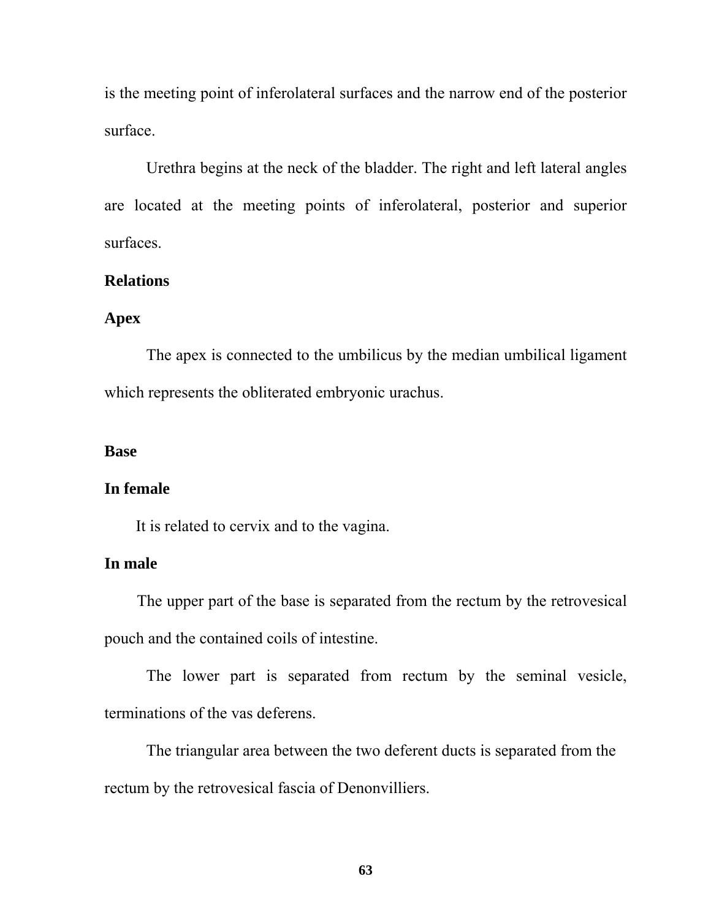is the meeting point of inferolateral surfaces and the narrow end of the posterior surface.

Urethra begins at the neck of the bladder. The right and left lateral angles are located at the meeting points of inferolateral, posterior and superior surfaces.

**Relations**

**Apex**

The apex is connected to the umbilicus by the median umbilical ligament which represents the obliterated embryonic urachus.

**Base**

**In female**

It is related to cervix and to the vagina.

**In male**

The upper part of the base is separated from the rectum by the retrovesical pouch and the contained coils of intestine.

The lower part is separated from rectum by the seminal vesicle, terminations of the vas deferens.

The triangular area between the two deferent ducts is separated from the rectum by the retrovesical fascia of Denonvilliers.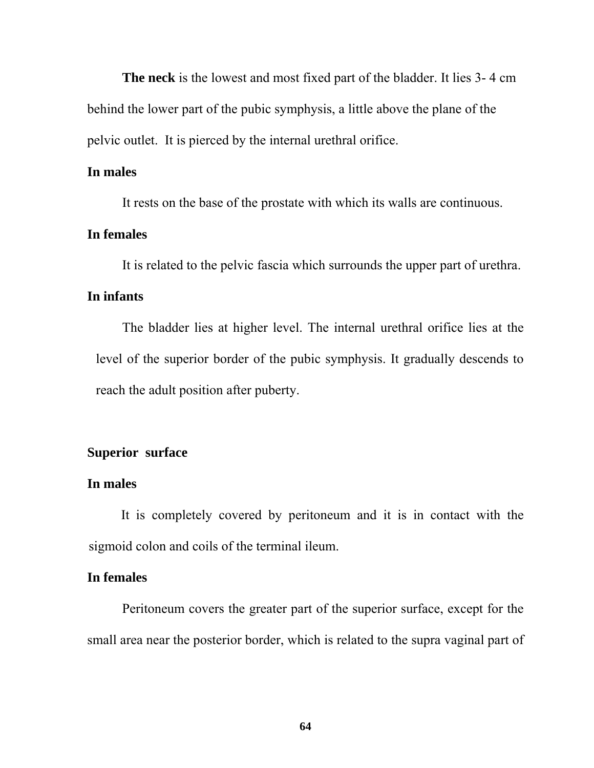**The neck** is the lowest and most fixed part of the bladder. It lies 3- 4 cm behind the lower part of the pubic symphysis, a little above the plane of the pelvic outlet. It is pierced by the internal urethral orifice.

**In males**

It rests on the base of the prostate with which its walls are continuous.

**In females**

It is related to the pelvic fascia which surrounds the upper part of urethra.

**In infants**

The bladder lies at higher level. The internal urethral orifice lies at the level of the superior border of the pubic symphysis. It gradually descends to reach the adult position after puberty.

**Superior surface**

**In males**

It is completely covered by peritoneum and it is in contact with the sigmoid colon and coils of the terminal ileum.

**In females**

Peritoneum covers the greater part of the superior surface, except for the small area near the posterior border, which is related to the supra vaginal part of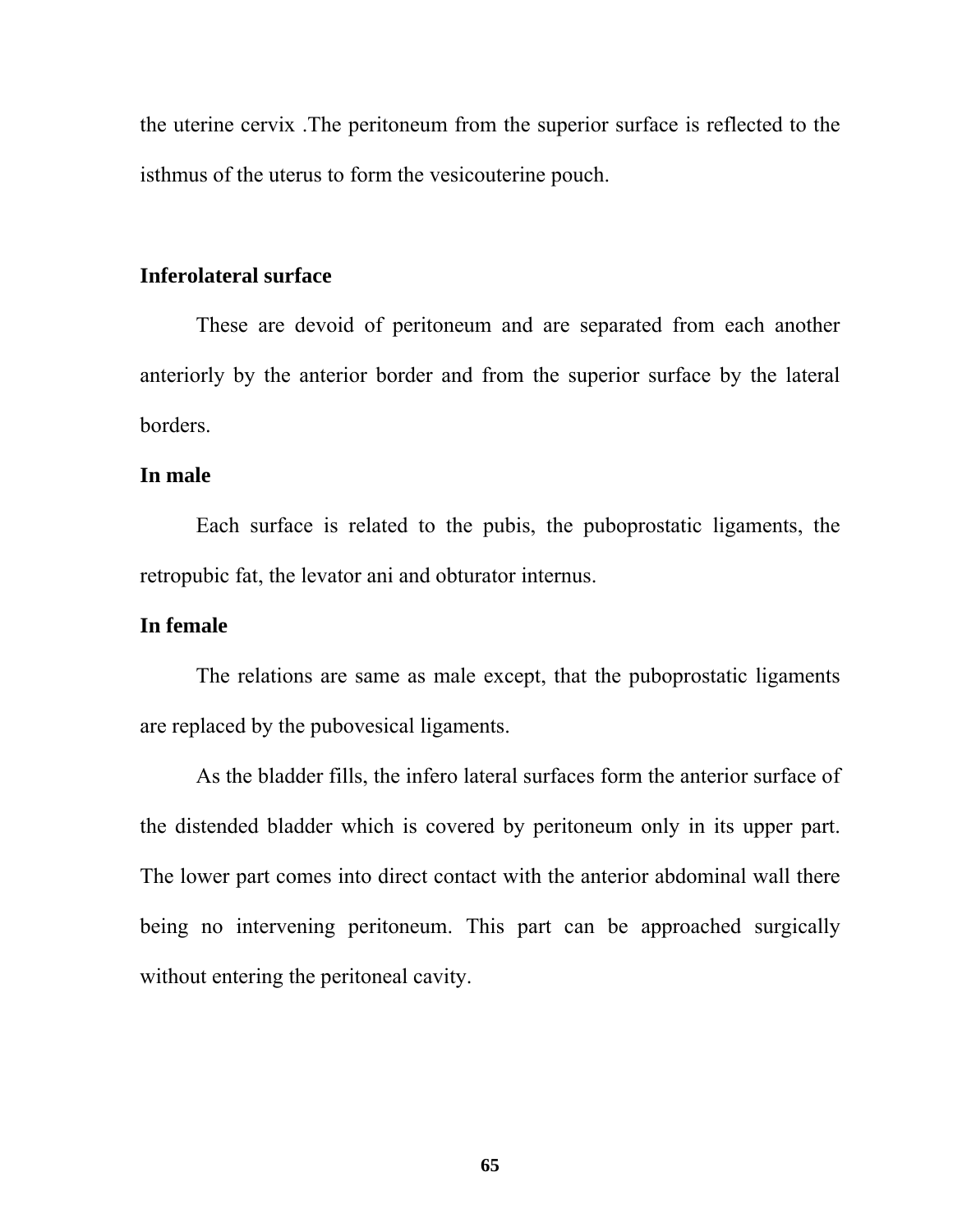the uterine cervix .The peritoneum from the superior surface is reflected to the isthmus of the uterus to form the vesicouterine pouch.

**Inferolateral surface**

These are devoid of peritoneum and are separated from each another anteriorly by the anterior border and from the superior surface by the lateral borders.

**In male**

Each surface is related to the pubis, the puboprostatic ligaments, the retropubic fat, the levator ani and obturator internus.

**In female**

The relations are same as male except, that the puboprostatic ligaments are replaced by the pubovesical ligaments.

As the bladder fills, the infero lateral surfaces form the anterior surface of the distended bladder which is covered by peritoneum only in its upper part. The lower part comes into direct contact with the anterior abdominal wall there being no intervening peritoneum. This part can be approached surgically without entering the peritoneal cavity.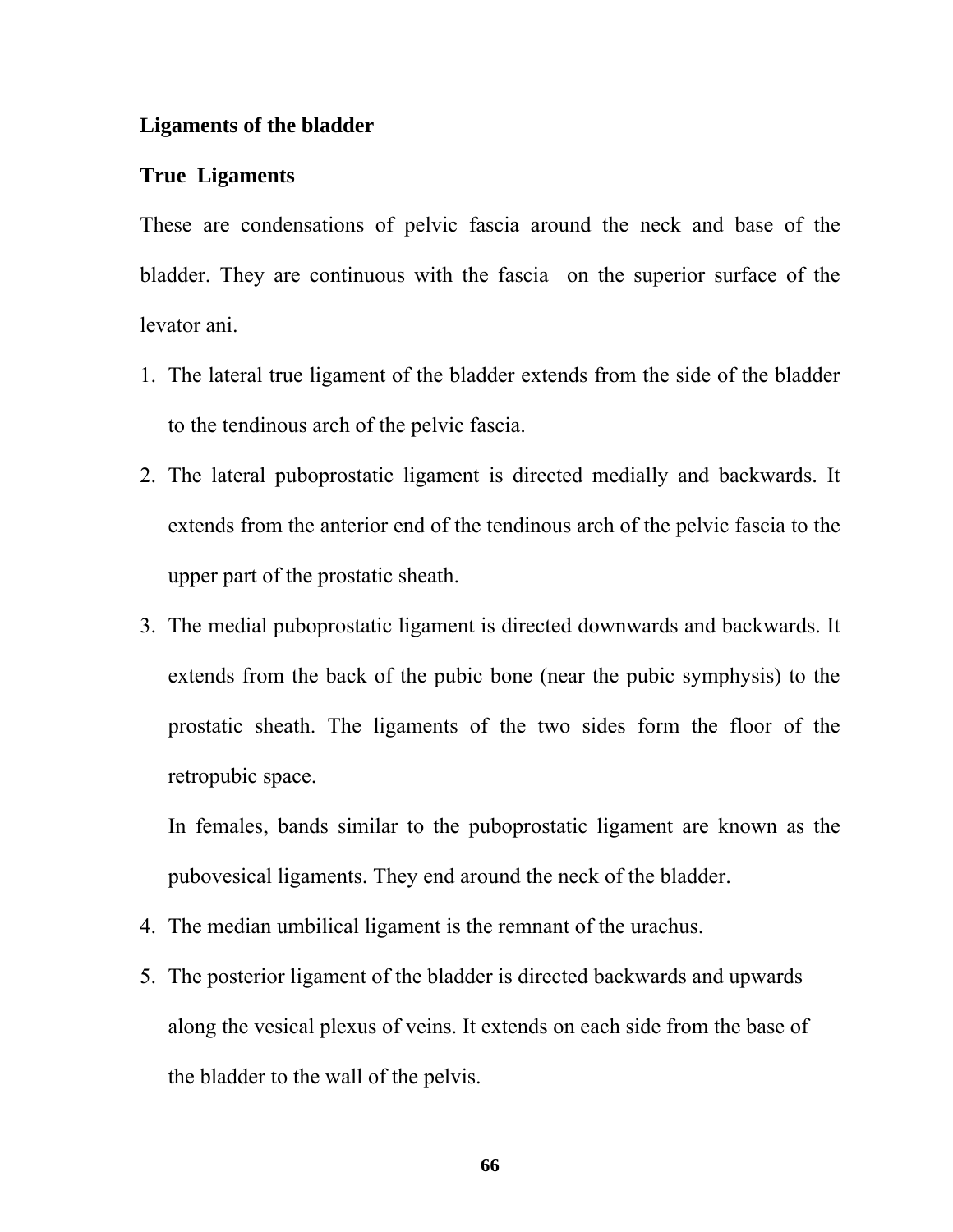## Ligaments of the bladder

### True Ligaments

These are condensations of pelvic fascia around the neck and base of the bladder. They are continuous with the fascia on the superior surface of the levator ani.

1. The lateral true ligament of the bladder extends from the side of the bladder to the tendinous arch of the pelvic fascia.
2. The lateral puboprostatic ligament is directed medially and backwards. It extends from the anterior end of the tendinous arch of the pelvic fascia to the upper part of the prostatic sheath.
3. The medial puboprostatic ligament is directed downwards and backwards. It extends from the back of the pubic bone (near the pubic symphysis) to the prostatic sheath. The ligaments of the two sides form the floor of the retropubic space.

   In females, bands similar to the puboprostatic ligament are known as the pubovesical ligaments. They end around the neck of the bladder.
4. The median umbilical ligament is the remnant of the urachus.
5. The posterior ligament of the bladder is directed backwards and upwards along the vesical plexus of veins. It extends on each side from the base of the bladder to the wall of the pelvis.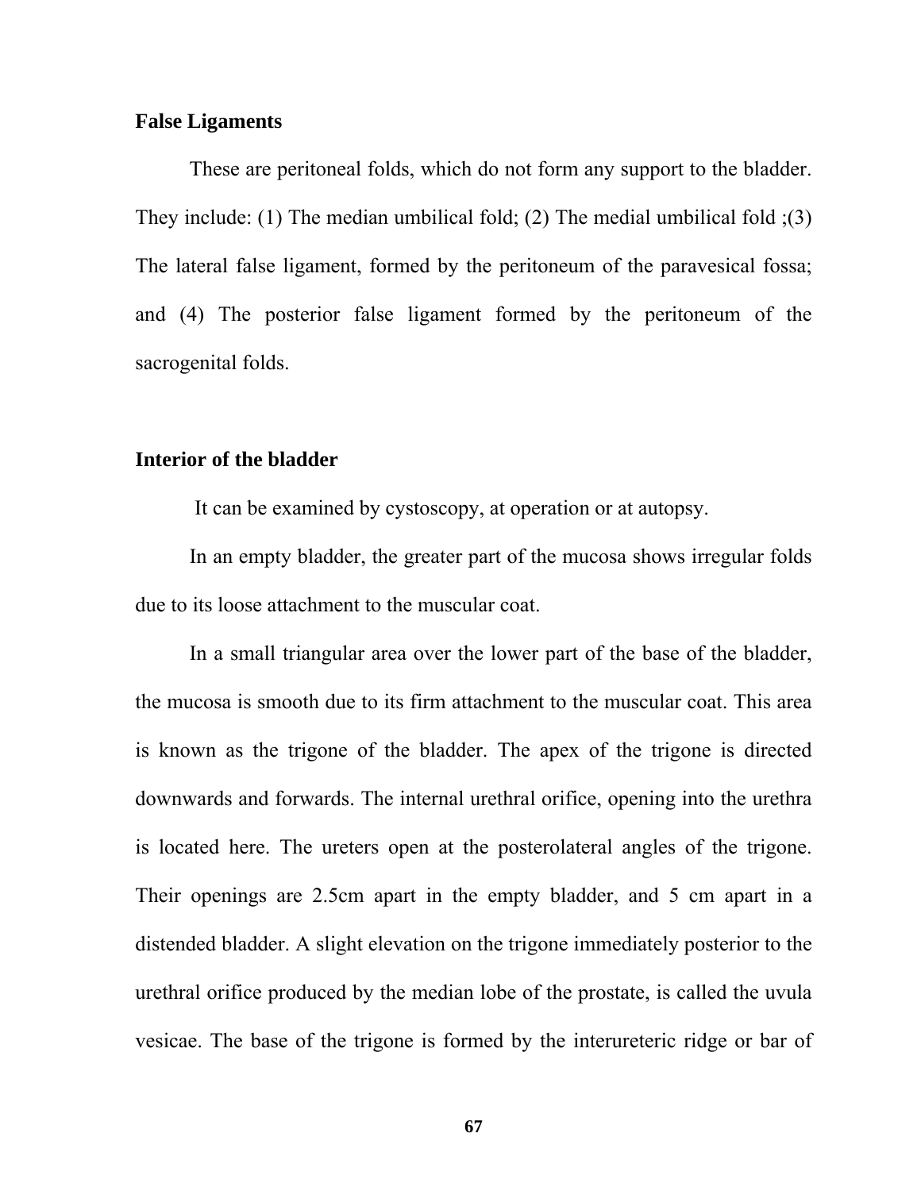**False Ligaments**

These are peritoneal folds, which do not form any support to the bladder. They include: (1) The median umbilical fold; (2) The medial umbilical fold ;(3) The lateral false ligament, formed by the peritoneum of the paravesical fossa; and (4) The posterior false ligament formed by the peritoneum of the sacrogenital folds.

**Interior of the bladder**

It can be examined by cystoscopy, at operation or at autopsy.

In an empty bladder, the greater part of the mucosa shows irregular folds due to its loose attachment to the muscular coat.

In a small triangular area over the lower part of the base of the bladder, the mucosa is smooth due to its firm attachment to the muscular coat. This area is known as the trigone of the bladder. The apex of the trigone is directed downwards and forwards. The internal urethral orifice, opening into the urethra is located here. The ureters open at the posterolateral angles of the trigone. Their openings are 2.5cm apart in the empty bladder, and 5 cm apart in a distended bladder. A slight elevation on the trigone immediately posterior to the urethral orifice produced by the median lobe of the prostate, is called the uvula vesicae. The base of the trigone is formed by the interureteric ridge or bar of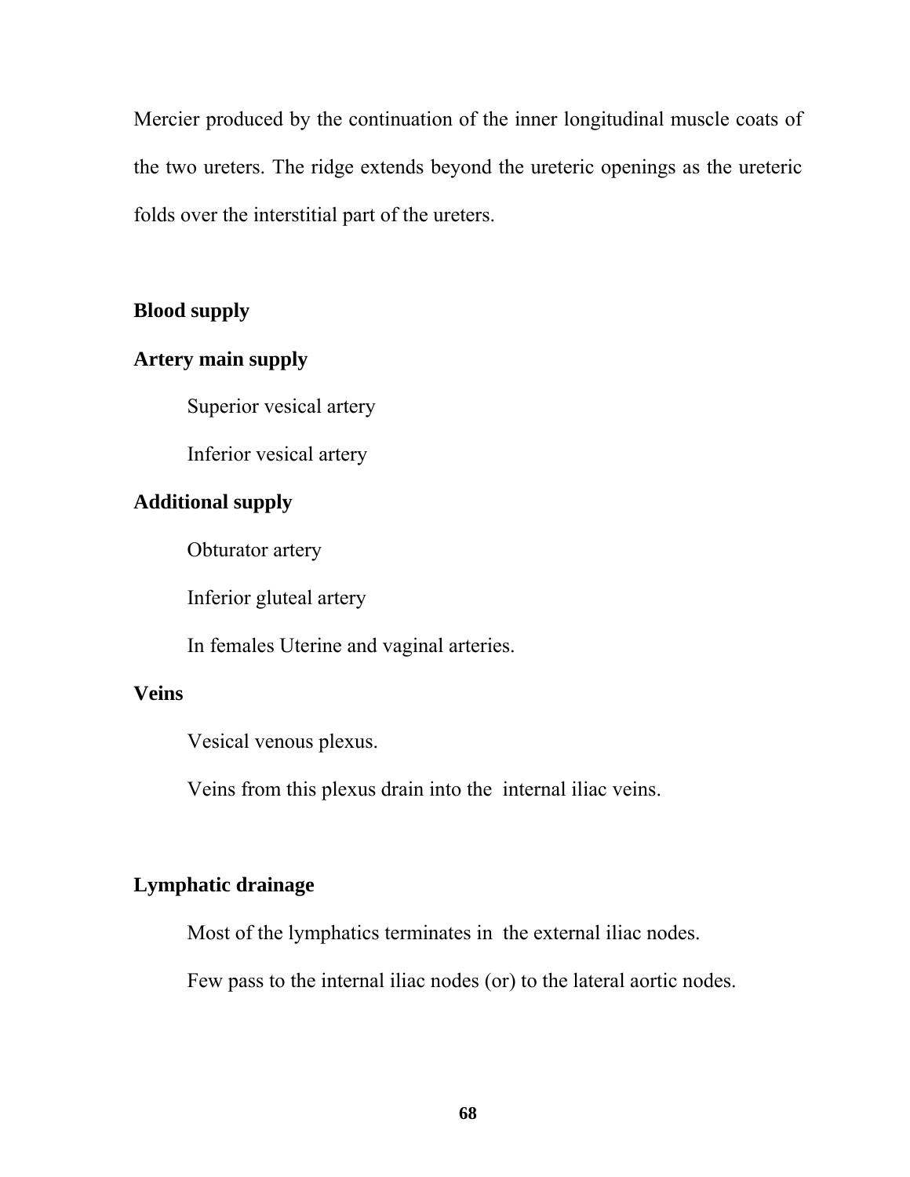Mercier produced by the continuation of the inner longitudinal muscle coats of the two ureters. The ridge extends beyond the ureteric openings as the ureteric folds over the interstitial part of the ureters.

**Blood supply**

**Artery main supply**

Superior vesical artery

Inferior vesical artery

**Additional supply**

Obturator artery

Inferior gluteal artery

In females Uterine and vaginal arteries.

**Veins**

Vesical venous plexus.

Veins from this plexus drain into the internal iliac veins.

**Lymphatic drainage**

Most of the lymphatics terminates in the external iliac nodes.

Few pass to the internal iliac nodes (or) to the lateral aortic nodes.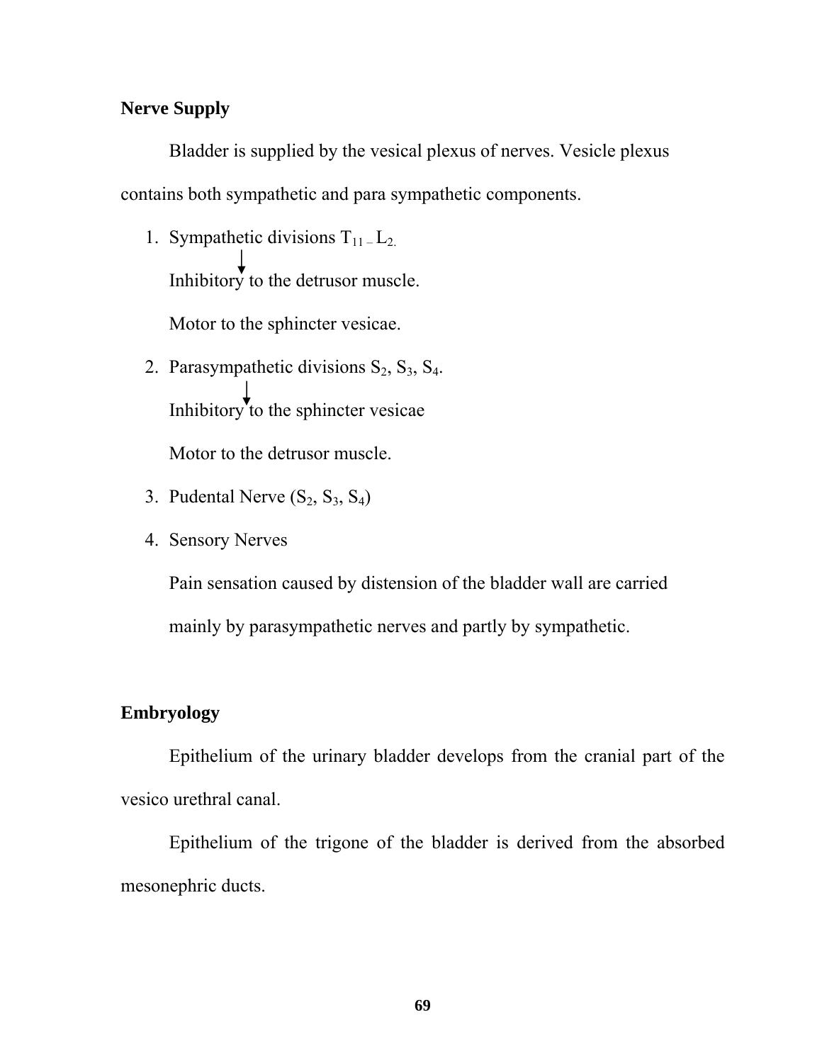**Nerve Supply**

Bladder is supplied by the vesical plexus of nerves. Vesicle plexus contains both sympathetic and para sympathetic components.

1. Sympathetic divisions $T_{11}$ – $L_2$.
   ↓
   Inhibitory to the detrusor muscle.

   Motor to the sphincter vesicae.

2. Parasympathetic divisions $S_2$, $S_3$, $S_4$.
   ↓
   Inhibitory to the sphincter vesicae

   Motor to the detrusor muscle.

3. Pudental Nerve ($S_2$, $S_3$, $S_4$)

4. Sensory Nerves

   Pain sensation caused by distension of the bladder wall are carried mainly by parasympathetic nerves and partly by sympathetic.

**Embryology**

Epithelium of the urinary bladder develops from the cranial part of the vesico urethral canal.

Epithelium of the trigone of the bladder is derived from the absorbed mesonephric ducts.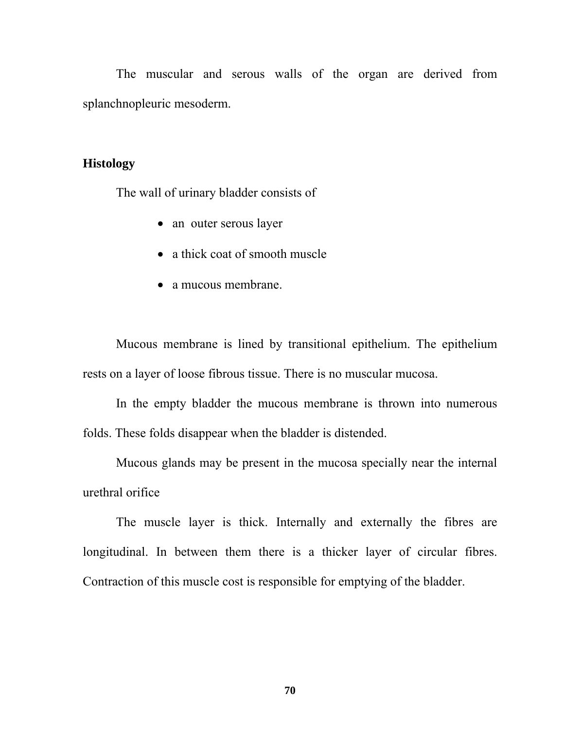The muscular and serous walls of the organ are derived from splanchnopleuric mesoderm.

## Histology

The wall of urinary bladder consists of

- an outer serous layer
- a thick coat of smooth muscle
- a mucous membrane.

Mucous membrane is lined by transitional epithelium. The epithelium rests on a layer of loose fibrous tissue. There is no muscular mucosa.

In the empty bladder the mucous membrane is thrown into numerous folds. These folds disappear when the bladder is distended.

Mucous glands may be present in the mucosa specially near the internal urethral orifice

The muscle layer is thick. Internally and externally the fibres are longitudinal. In between them there is a thicker layer of circular fibres. Contraction of this muscle cost is responsible for emptying of the bladder.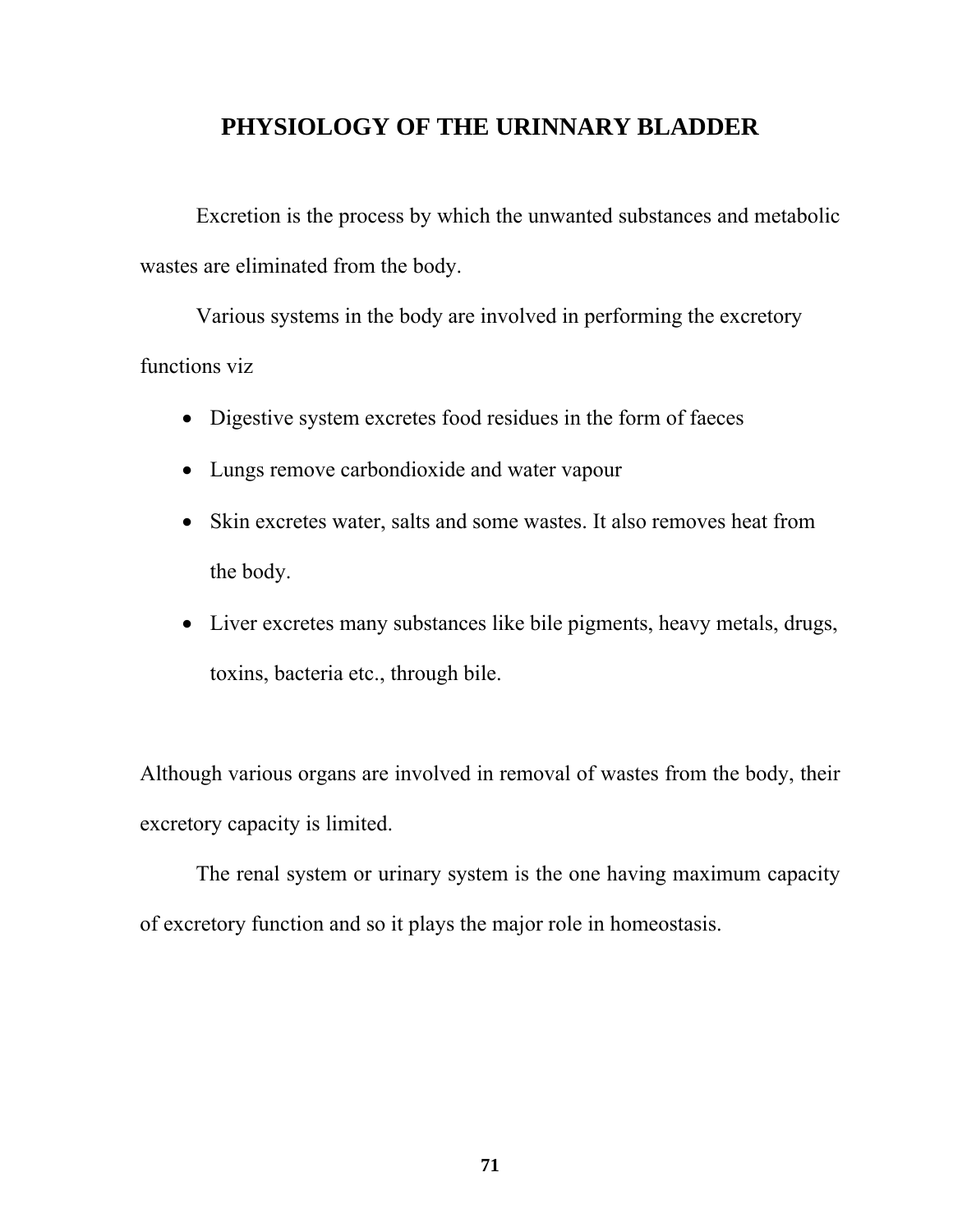# PHYSIOLOGY OF THE URINNARY BLADDER

Excretion is the process by which the unwanted substances and metabolic wastes are eliminated from the body.

Various systems in the body are involved in performing the excretory functions viz

- Digestive system excretes food residues in the form of faeces
- Lungs remove carbondioxide and water vapour
- Skin excretes water, salts and some wastes. It also removes heat from the body.
- Liver excretes many substances like bile pigments, heavy metals, drugs, toxins, bacteria etc., through bile.

Although various organs are involved in removal of wastes from the body, their excretory capacity is limited.

The renal system or urinary system is the one having maximum capacity of excretory function and so it plays the major role in homeostasis.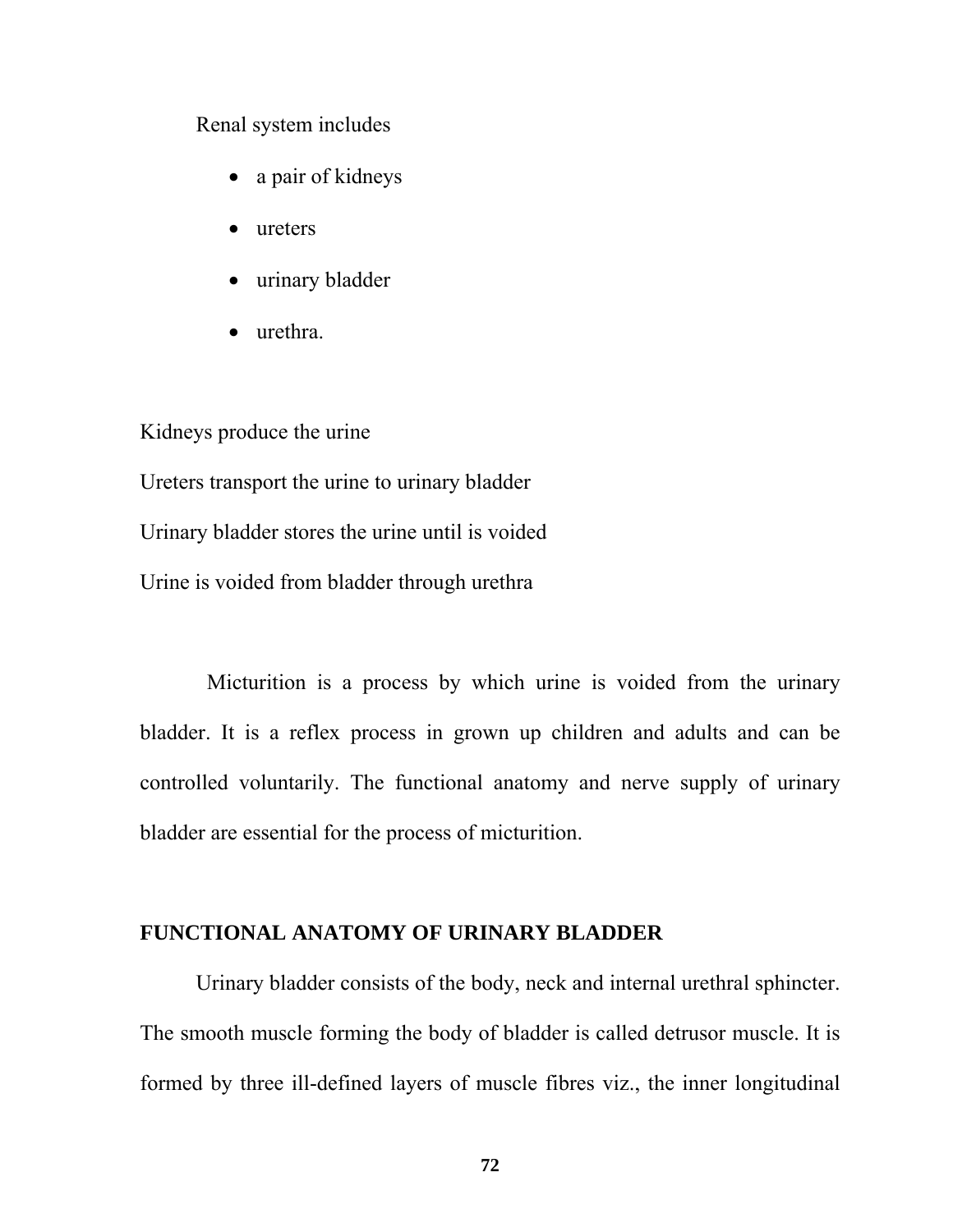Renal system includes

- a pair of kidneys
- ureters
- urinary bladder
- urethra.

Kidneys produce the urine

Ureters transport the urine to urinary bladder

Urinary bladder stores the urine until is voided

Urine is voided from bladder through urethra

Micturition is a process by which urine is voided from the urinary bladder. It is a reflex process in grown up children and adults and can be controlled voluntarily. The functional anatomy and nerve supply of urinary bladder are essential for the process of micturition.

## FUNCTIONAL ANATOMY OF URINARY BLADDER

Urinary bladder consists of the body, neck and internal urethral sphincter. The smooth muscle forming the body of bladder is called detrusor muscle. It is formed by three ill-defined layers of muscle fibres viz., the inner longitudinal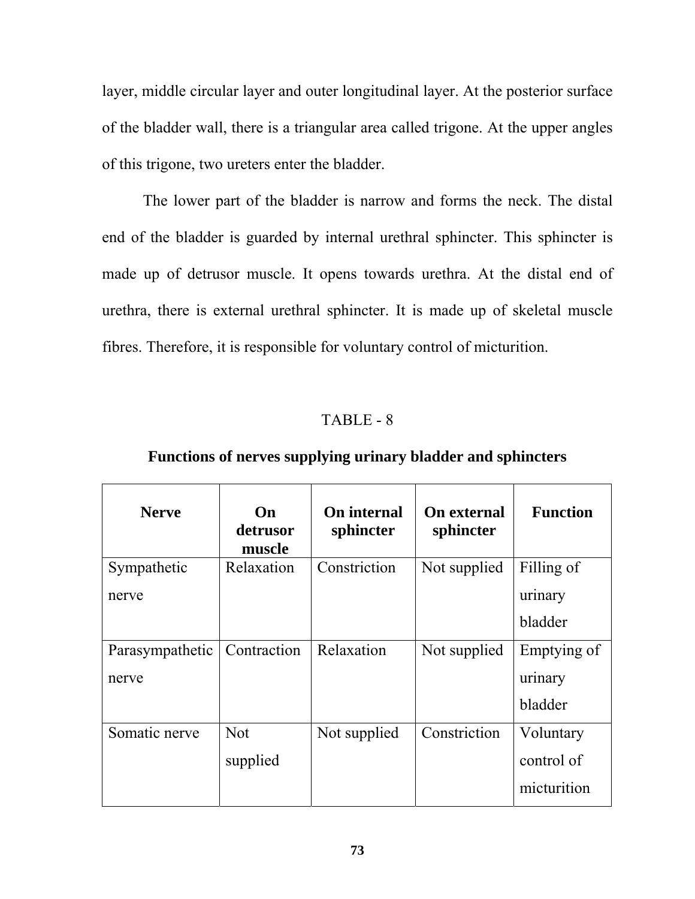layer, middle circular layer and outer longitudinal layer. At the posterior surface of the bladder wall, there is a triangular area called trigone. At the upper angles of this trigone, two ureters enter the bladder.

The lower part of the bladder is narrow and forms the neck. The distal end of the bladder is guarded by internal urethral sphincter. This sphincter is made up of detrusor muscle. It opens towards urethra. At the distal end of urethra, there is external urethral sphincter. It is made up of skeletal muscle fibres. Therefore, it is responsible for voluntary control of micturition.

TABLE - 8

**Functions of nerves supplying urinary bladder and sphincters**

| Nerve | On detrusor muscle | On internal sphincter | On external sphincter | Function |
|---|---|---|---|---|
| Sympathetic nerve | Relaxation | Constriction | Not supplied | Filling of urinary bladder |
| Parasympathetic nerve | Contraction | Relaxation | Not supplied | Emptying of urinary bladder |
| Somatic nerve | Not supplied | Not supplied | Constriction | Voluntary control of micturition |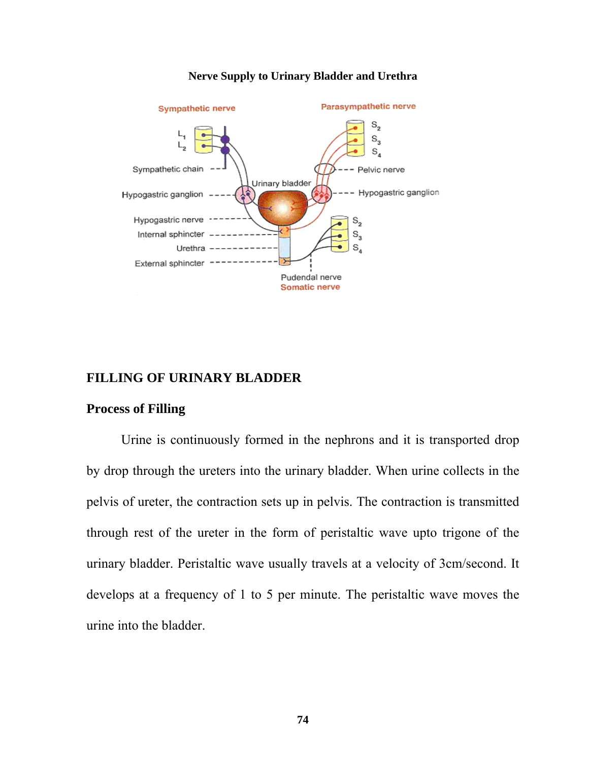**Nerve Supply to Urinary Bladder and Urethra**

## FILLING OF URINARY BLADDER

### Process of Filling

Urine is continuously formed in the nephrons and it is transported drop by drop through the ureters into the urinary bladder. When urine collects in the pelvis of ureter, the contraction sets up in pelvis. The contraction is transmitted through rest of the ureter in the form of peristaltic wave upto trigone of the urinary bladder. Peristaltic wave usually travels at a velocity of 3cm/second. It develops at a frequency of 1 to 5 per minute. The peristaltic wave moves the urine into the bladder.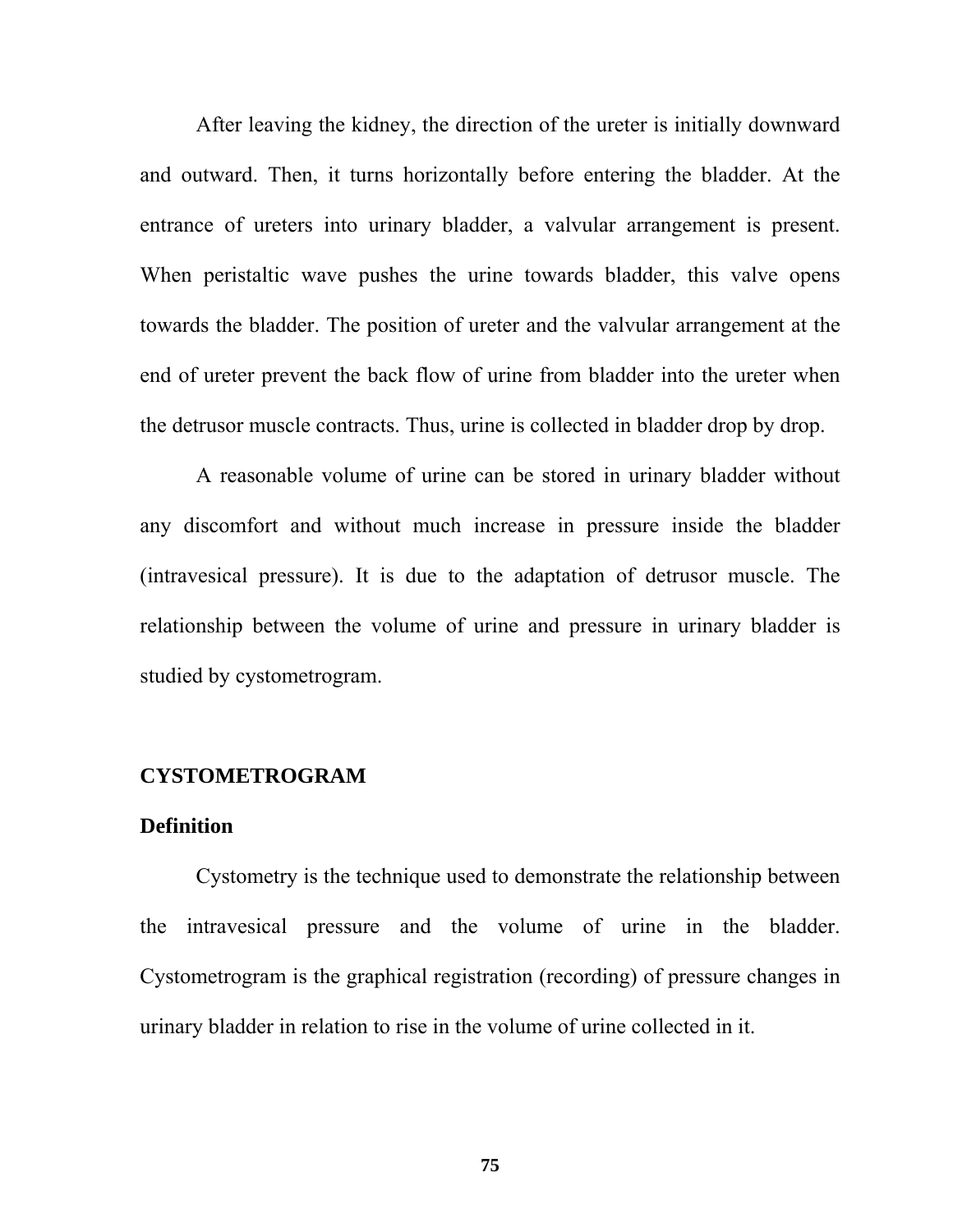After leaving the kidney, the direction of the ureter is initially downward and outward. Then, it turns horizontally before entering the bladder. At the entrance of ureters into urinary bladder, a valvular arrangement is present. When peristaltic wave pushes the urine towards bladder, this valve opens towards the bladder. The position of ureter and the valvular arrangement at the end of ureter prevent the back flow of urine from bladder into the ureter when the detrusor muscle contracts. Thus, urine is collected in bladder drop by drop.

A reasonable volume of urine can be stored in urinary bladder without any discomfort and without much increase in pressure inside the bladder (intravesical pressure). It is due to the adaptation of detrusor muscle. The relationship between the volume of urine and pressure in urinary bladder is studied by cystometrogram.

## CYSTOMETROGRAM

### Definition

Cystometry is the technique used to demonstrate the relationship between the intravesical pressure and the volume of urine in the bladder. Cystometrogram is the graphical registration (recording) of pressure changes in urinary bladder in relation to rise in the volume of urine collected in it.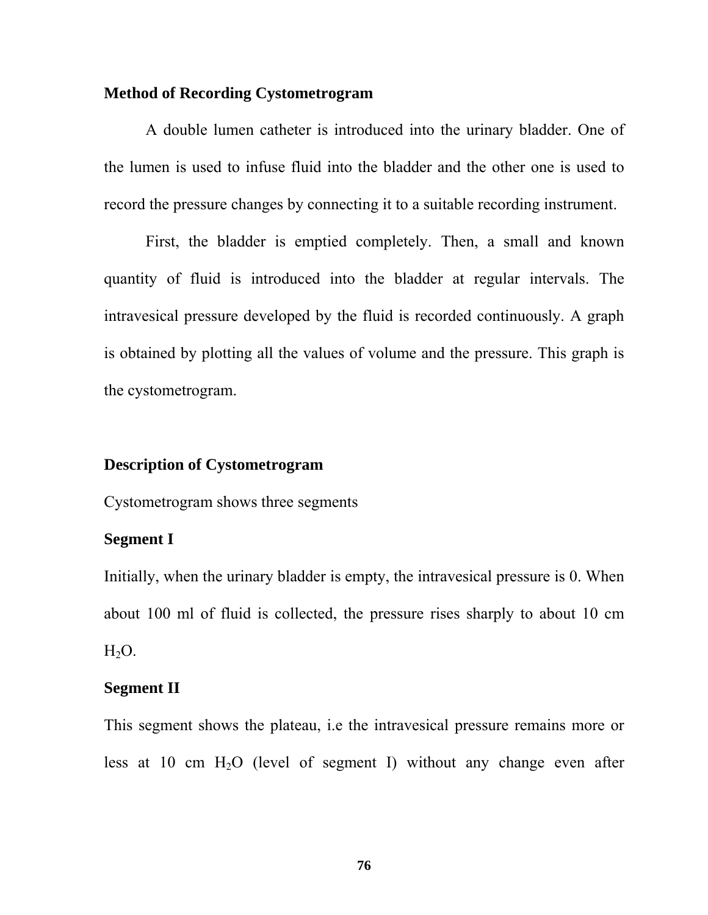**Method of Recording Cystometrogram**

A double lumen catheter is introduced into the urinary bladder. One of the lumen is used to infuse fluid into the bladder and the other one is used to record the pressure changes by connecting it to a suitable recording instrument.

First, the bladder is emptied completely. Then, a small and known quantity of fluid is introduced into the bladder at regular intervals. The intravesical pressure developed by the fluid is recorded continuously. A graph is obtained by plotting all the values of volume and the pressure. This graph is the cystometrogram.

**Description of Cystometrogram**

Cystometrogram shows three segments

**Segment I**

Initially, when the urinary bladder is empty, the intravesical pressure is 0. When about 100 ml of fluid is collected, the pressure rises sharply to about 10 cm $H_2O$.

**Segment II**

This segment shows the plateau, i.e the intravesical pressure remains more or less at 10 cm $H_2O$ (level of segment I) without any change even after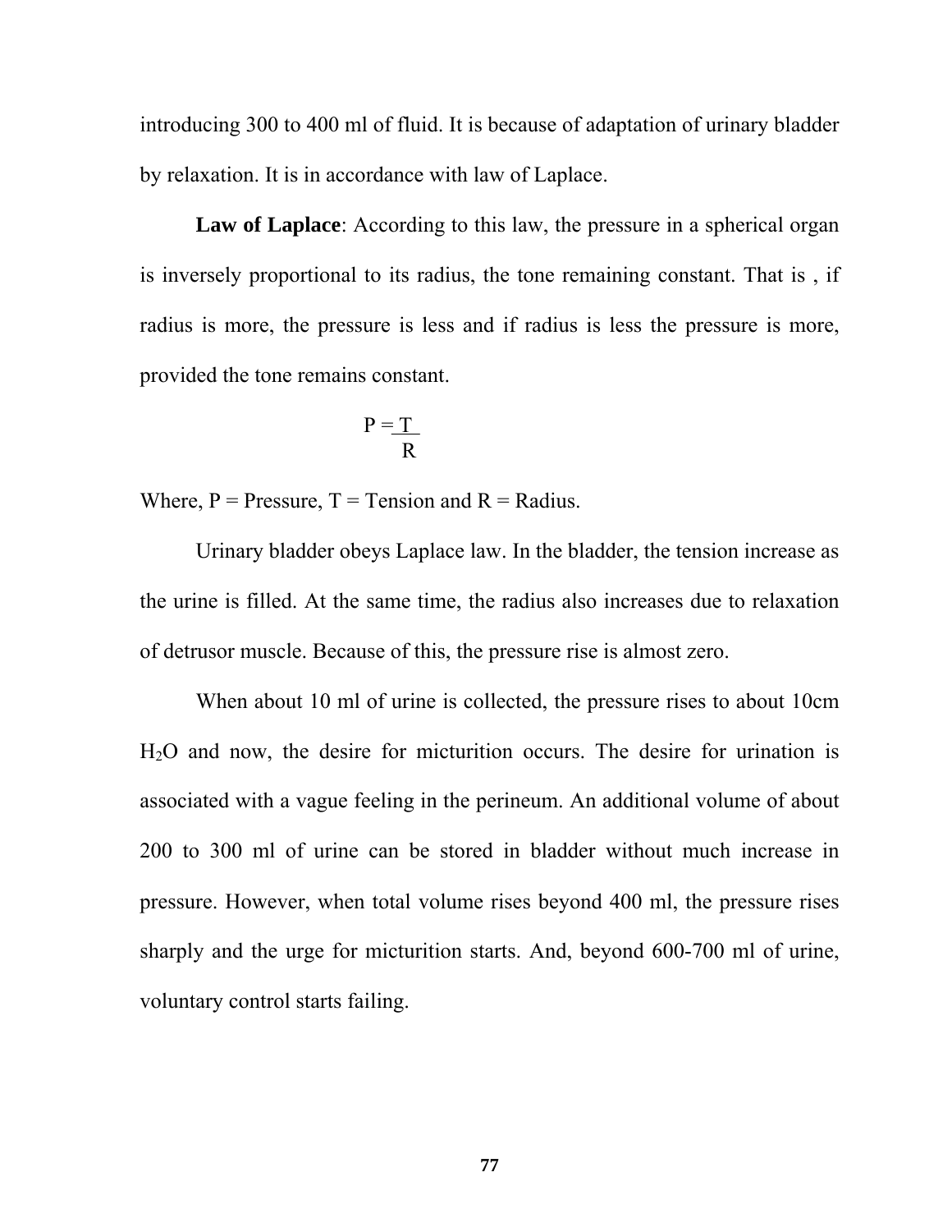introducing 300 to 400 ml of fluid. It is because of adaptation of urinary bladder by relaxation. It is in accordance with law of Laplace.

**Law of Laplace**: According to this law, the pressure in a spherical organ is inversely proportional to its radius, the tone remaining constant. That is , if radius is more, the pressure is less and if radius is less the pressure is more, provided the tone remains constant.

$$P = \frac{T}{R}$$

Where, P = Pressure, T = Tension and R = Radius.

Urinary bladder obeys Laplace law. In the bladder, the tension increase as the urine is filled. At the same time, the radius also increases due to relaxation of detrusor muscle. Because of this, the pressure rise is almost zero.

When about 10 ml of urine is collected, the pressure rises to about 10cm $H_2O$ and now, the desire for micturition occurs. The desire for urination is associated with a vague feeling in the perineum. An additional volume of about 200 to 300 ml of urine can be stored in bladder without much increase in pressure. However, when total volume rises beyond 400 ml, the pressure rises sharply and the urge for micturition starts. And, beyond 600-700 ml of urine, voluntary control starts failing.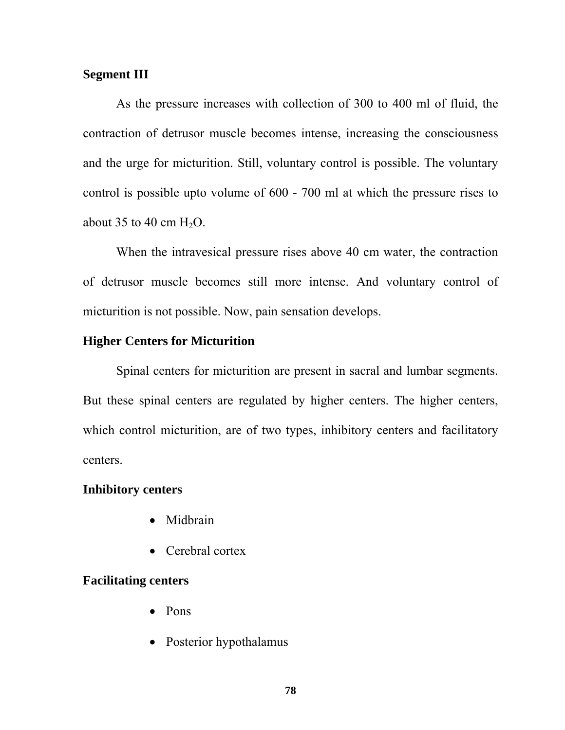### Segment III

As the pressure increases with collection of 300 to 400 ml of fluid, the contraction of detrusor muscle becomes intense, increasing the consciousness and the urge for micturition. Still, voluntary control is possible. The voluntary control is possible upto volume of 600 - 700 ml at which the pressure rises to about 35 to 40 cm $H_2O$.

When the intravesical pressure rises above 40 cm water, the contraction of detrusor muscle becomes still more intense. And voluntary control of micturition is not possible. Now, pain sensation develops.

### Higher Centers for Micturition

Spinal centers for micturition are present in sacral and lumbar segments. But these spinal centers are regulated by higher centers. The higher centers, which control micturition, are of two types, inhibitory centers and facilitatory centers.

#### Inhibitory centers

- Midbrain
- Cerebral cortex

#### Facilitating centers

- Pons
- Posterior hypothalamus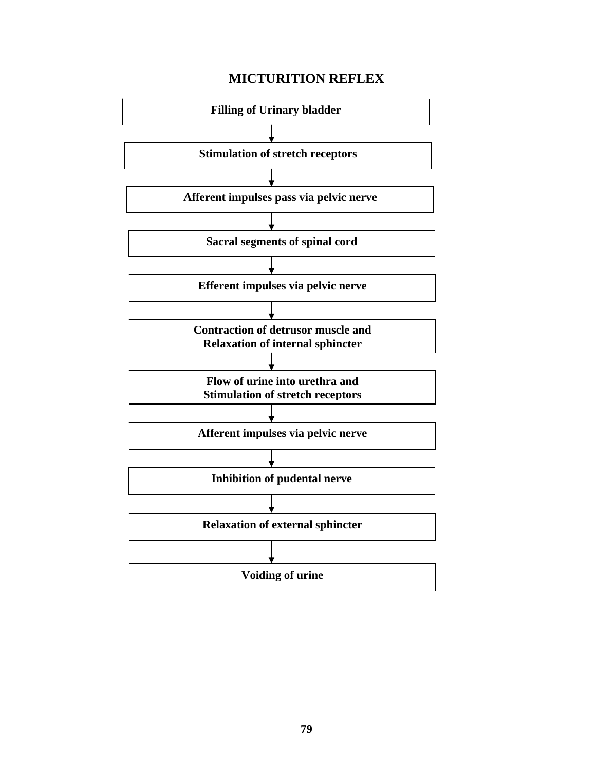# MICTURITION REFLEX

**Filling of Urinary bladder**

↓

**Stimulation of stretch receptors**

↓

**Afferent impulses pass via pelvic nerve**

↓

**Sacral segments of spinal cord**

↓

**Efferent impulses via pelvic nerve**

↓

**Contraction of detrusor muscle and Relaxation of internal sphincter**

↓

**Flow of urine into urethra and Stimulation of stretch receptors**

↓

**Afferent impulses via pelvic nerve**

↓

**Inhibition of pudental nerve**

↓

**Relaxation of external sphincter**

↓

**Voiding of urine**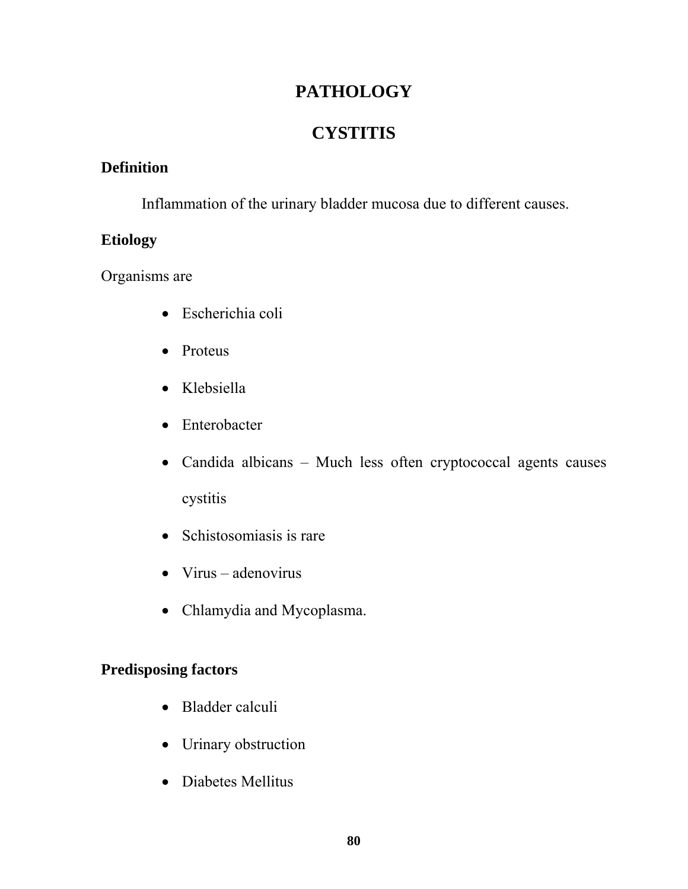# PATHOLOGY

## CYSTITIS

### Definition

Inflammation of the urinary bladder mucosa due to different causes.

### Etiology

Organisms are

- Escherichia coli
- Proteus
- Klebsiella
- Enterobacter
- Candida albicans – Much less often cryptococcal agents causes cystitis
- Schistosomiasis is rare
- Virus – adenovirus
- Chlamydia and Mycoplasma.

### Predisposing factors

- Bladder calculi
- Urinary obstruction
- Diabetes Mellitus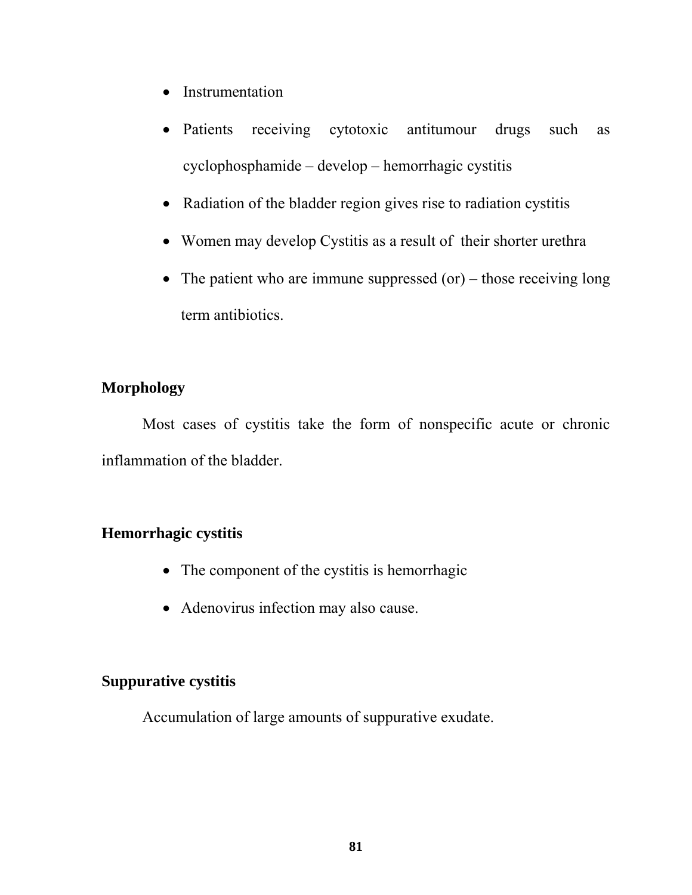- Instrumentation
- Patients receiving cytotoxic antitumour drugs such as cyclophosphamide – develop – hemorrhagic cystitis
- Radiation of the bladder region gives rise to radiation cystitis
- Women may develop Cystitis as a result of their shorter urethra
- The patient who are immune suppressed (or) – those receiving long term antibiotics.

**Morphology**

Most cases of cystitis take the form of nonspecific acute or chronic inflammation of the bladder.

**Hemorrhagic cystitis**

- The component of the cystitis is hemorrhagic
- Adenovirus infection may also cause.

**Suppurative cystitis**

Accumulation of large amounts of suppurative exudate.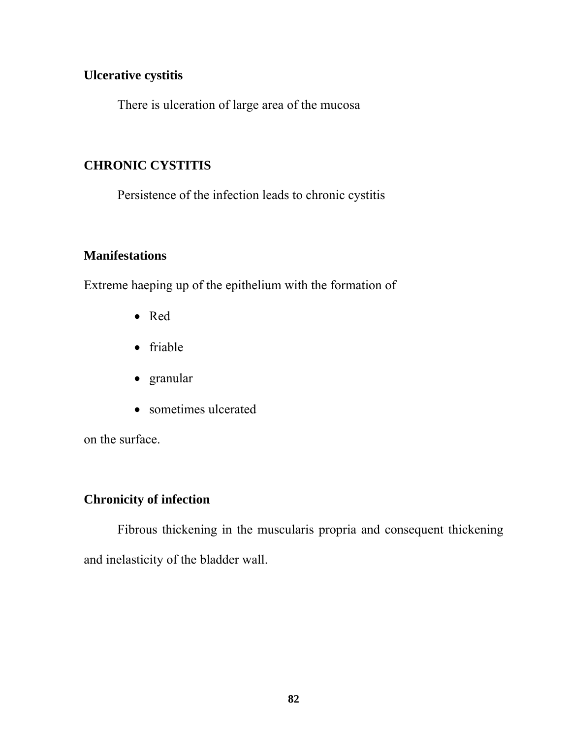**Ulcerative cystitis**

There is ulceration of large area of the mucosa

**CHRONIC CYSTITIS**

Persistence of the infection leads to chronic cystitis

**Manifestations**

Extreme haeping up of the epithelium with the formation of

- Red
- friable
- granular
- sometimes ulcerated

on the surface.

**Chronicity of infection**

Fibrous thickening in the muscularis propria and consequent thickening and inelasticity of the bladder wall.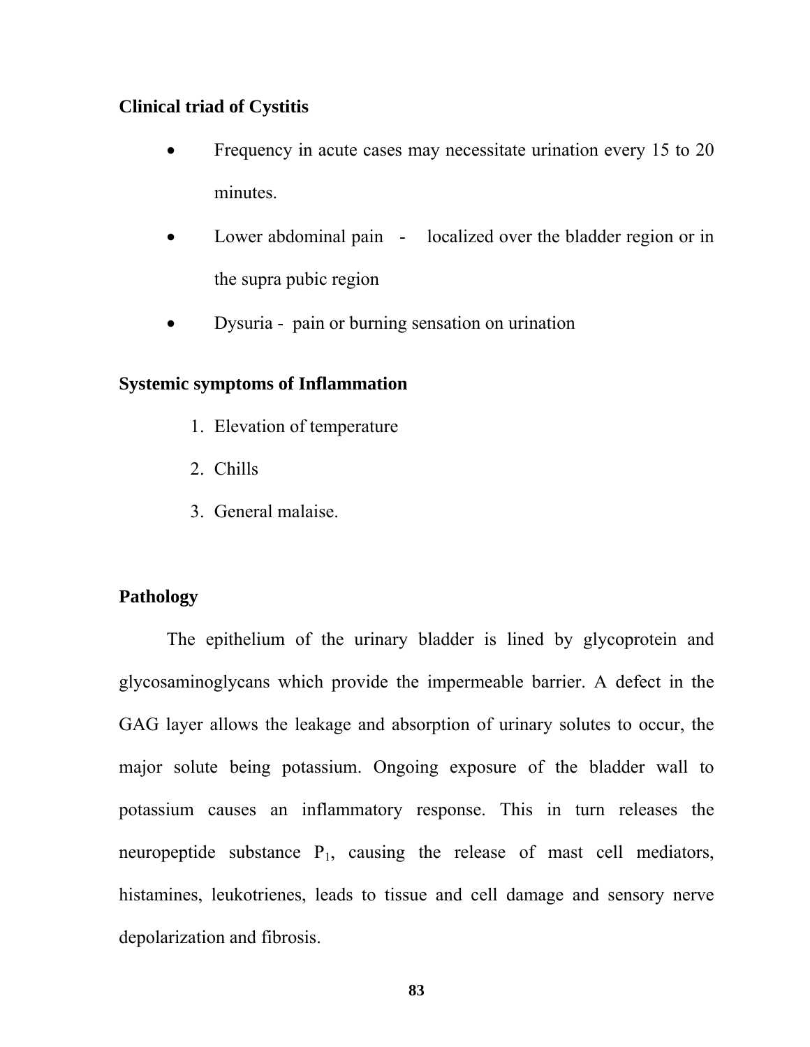**Clinical triad of Cystitis**

- Frequency in acute cases may necessitate urination every 15 to 20 minutes.
- Lower abdominal pain - localized over the bladder region or in the supra pubic region
- Dysuria - pain or burning sensation on urination

**Systemic symptoms of Inflammation**

1. Elevation of temperature
2. Chills
3. General malaise.

**Pathology**

The epithelium of the urinary bladder is lined by glycoprotein and glycosaminoglycans which provide the impermeable barrier. A defect in the GAG layer allows the leakage and absorption of urinary solutes to occur, the major solute being potassium. Ongoing exposure of the bladder wall to potassium causes an inflammatory response. This in turn releases the neuropeptide substance $P_1$, causing the release of mast cell mediators, histamines, leukotrienes, leads to tissue and cell damage and sensory nerve depolarization and fibrosis.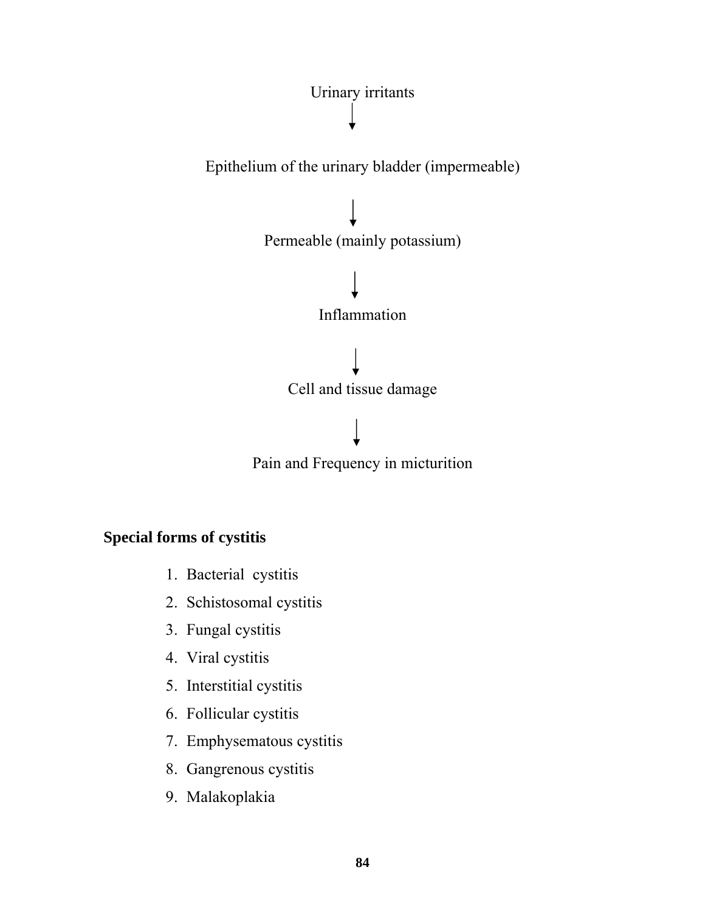Urinary irritants

↓

Epithelium of the urinary bladder (impermeable)

↓

Permeable (mainly potassium)

↓

Inflammation

↓

Cell and tissue damage

↓

Pain and Frequency in micturition

**Special forms of cystitis**

1. Bacterial cystitis
2. Schistosomal cystitis
3. Fungal cystitis
4. Viral cystitis
5. Interstitial cystitis
6. Follicular cystitis
7. Emphysematous cystitis
8. Gangrenous cystitis
9. Malakoplakia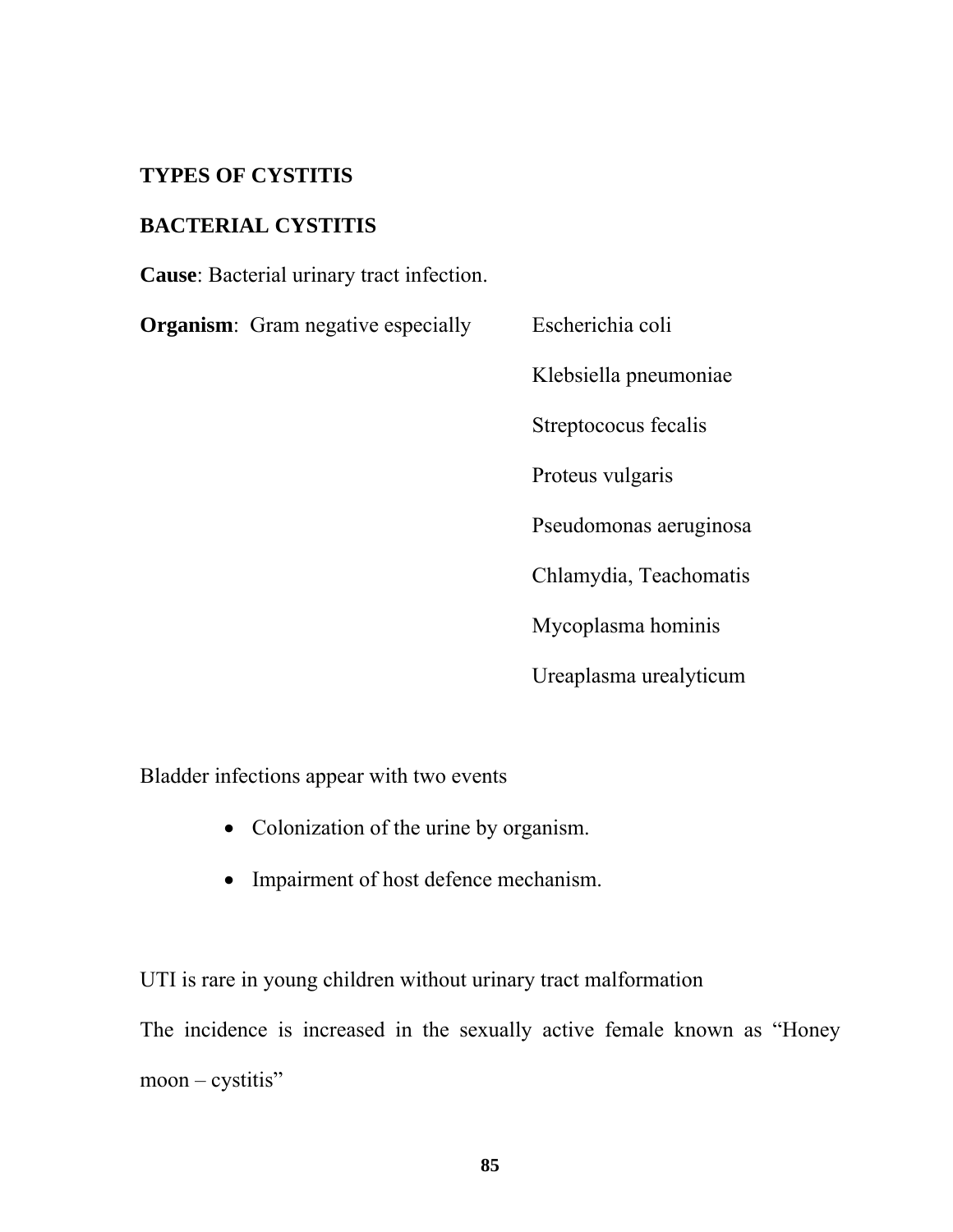**TYPES OF CYSTITIS**

**BACTERIAL CYSTITIS**

**Cause**: Bacterial urinary tract infection.

**Organism**: Gram negative especially

- Escherichia coli
- Klebsiella pneumoniae
- Streptococus fecalis
- Proteus vulgaris
- Pseudomonas aeruginosa
- Chlamydia, Teachomatis
- Mycoplasma hominis
- Ureaplasma urealyticum

Bladder infections appear with two events

- Colonization of the urine by organism.
- Impairment of host defence mechanism.

UTI is rare in young children without urinary tract malformation

The incidence is increased in the sexually active female known as "Honey moon – cystitis"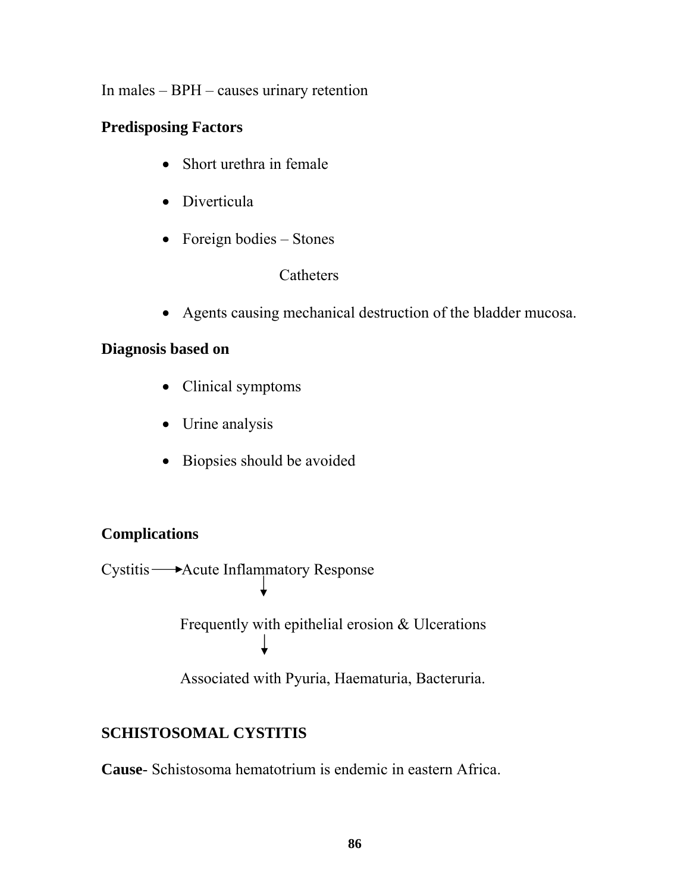In males – BPH – causes urinary retention

**Predisposing Factors**

- Short urethra in female
- Diverticula
- Foreign bodies – Stones

  Catheters

- Agents causing mechanical destruction of the bladder mucosa.

**Diagnosis based on**

- Clinical symptoms
- Urine analysis
- Biopsies should be avoided

**Complications**

Cystitis → Acute Inflammatory Response

↓

Frequently with epithelial erosion & Ulcerations

↓

Associated with Pyuria, Haematuria, Bacteruria.

**SCHISTOSOMAL CYSTITIS**

**Cause**- Schistosoma hematotrium is endemic in eastern Africa.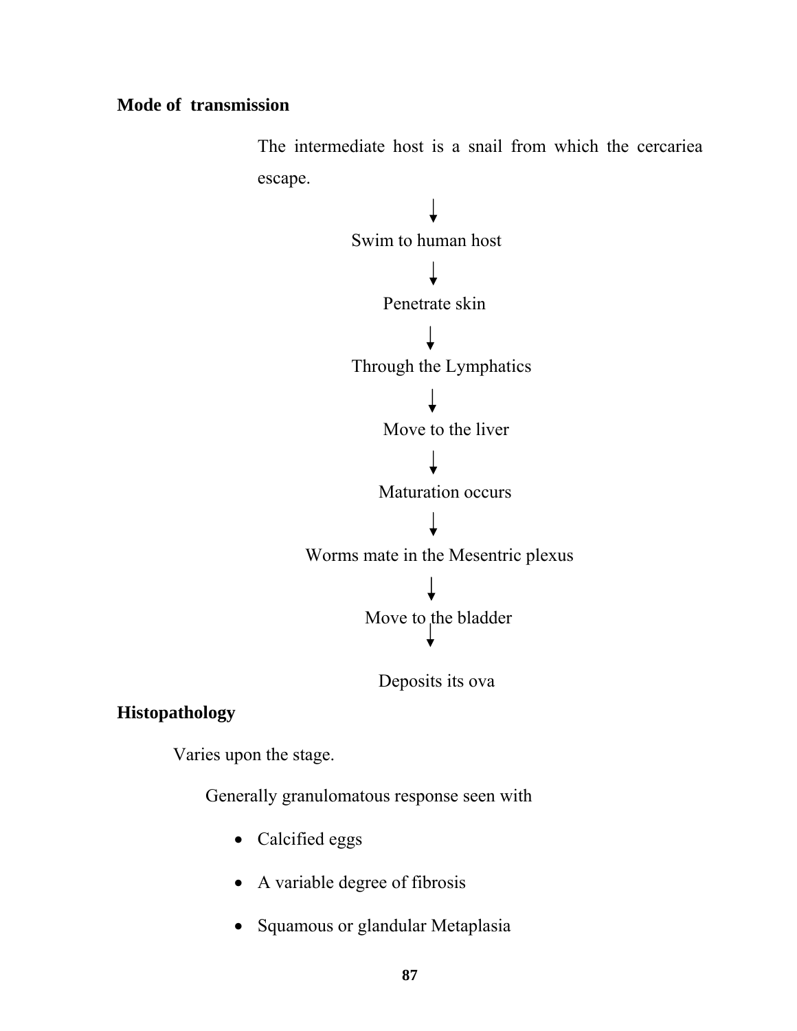**Mode of transmission**

The intermediate host is a snail from which the cercariea escape.

↓

Swim to human host

↓

Penetrate skin

↓

Through the Lymphatics

↓

Move to the liver

↓

Maturation occurs

↓

Worms mate in the Mesentric plexus

↓

Move to the bladder

↓

Deposits its ova

**Histopathology**

Varies upon the stage.

Generally granulomatous response seen with

- Calcified eggs
- A variable degree of fibrosis
- Squamous or glandular Metaplasia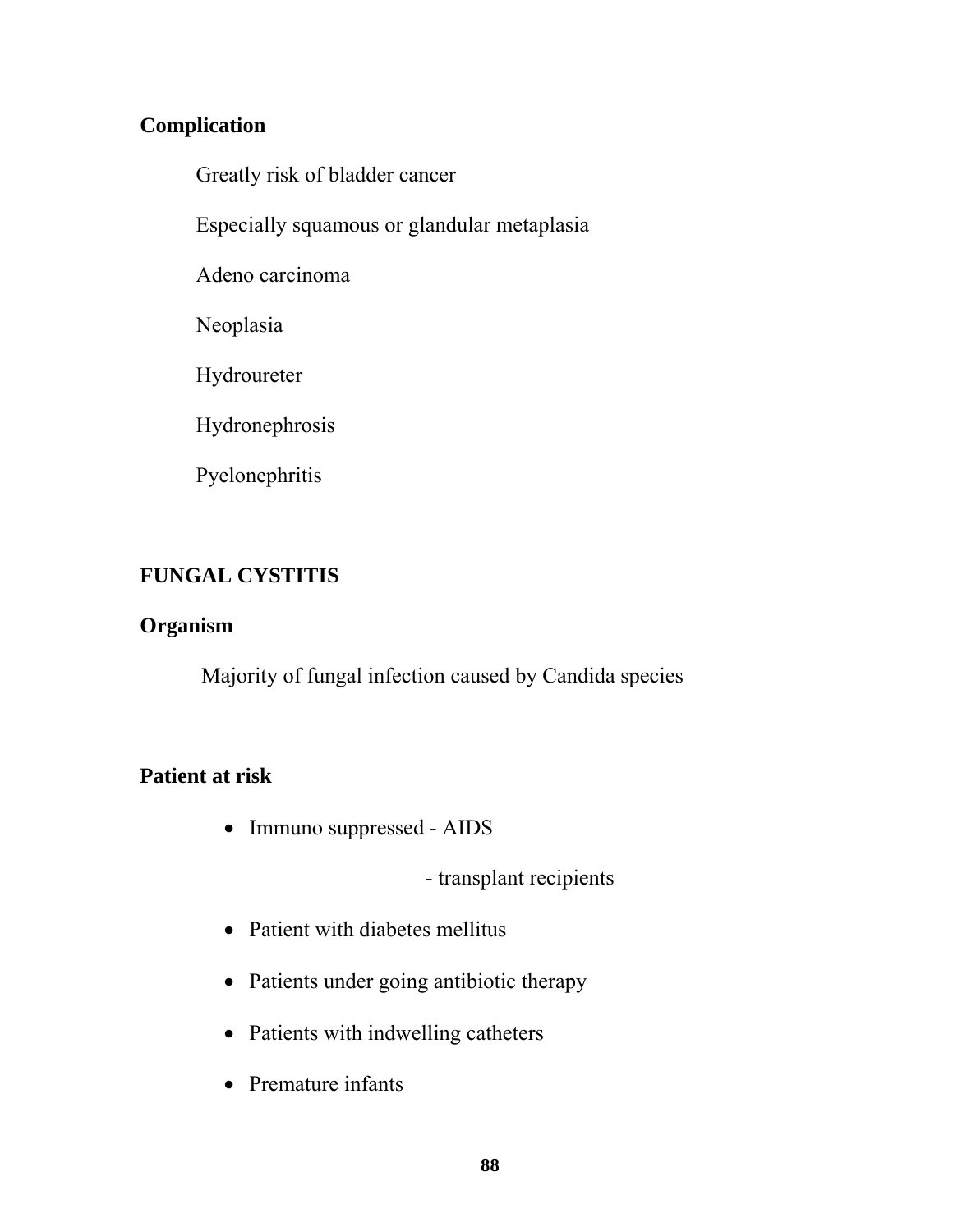**Complication**

Greatly risk of bladder cancer

Especially squamous or glandular metaplasia

Adeno carcinoma

Neoplasia

Hydroureter

Hydronephrosis

Pyelonephritis

**FUNGAL CYSTITIS**

**Organism**

Majority of fungal infection caused by Candida species

**Patient at risk**

- Immuno suppressed - AIDS
  - transplant recipients
- Patient with diabetes mellitus
- Patients under going antibiotic therapy
- Patients with indwelling catheters
- Premature infants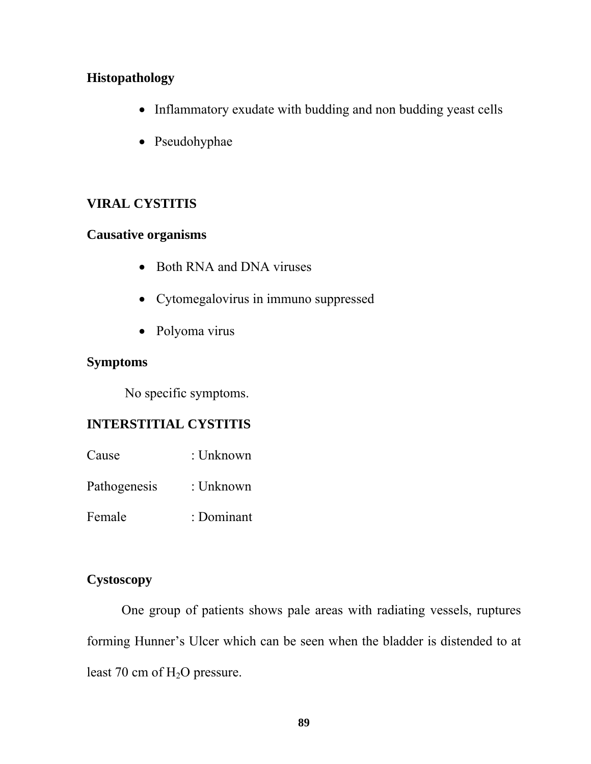**Histopathology**

- Inflammatory exudate with budding and non budding yeast cells
- Pseudohyphae

**VIRAL CYSTITIS**

**Causative organisms**

- Both RNA and DNA viruses
- Cytomegalovirus in immuno suppressed
- Polyoma virus

**Symptoms**

No specific symptoms.

**INTERSTITIAL CYSTITIS**

Cause : Unknown

Pathogenesis : Unknown

Female : Dominant

**Cystoscopy**

One group of patients shows pale areas with radiating vessels, ruptures forming Hunner's Ulcer which can be seen when the bladder is distended to at least 70 cm of $H_2O$ pressure.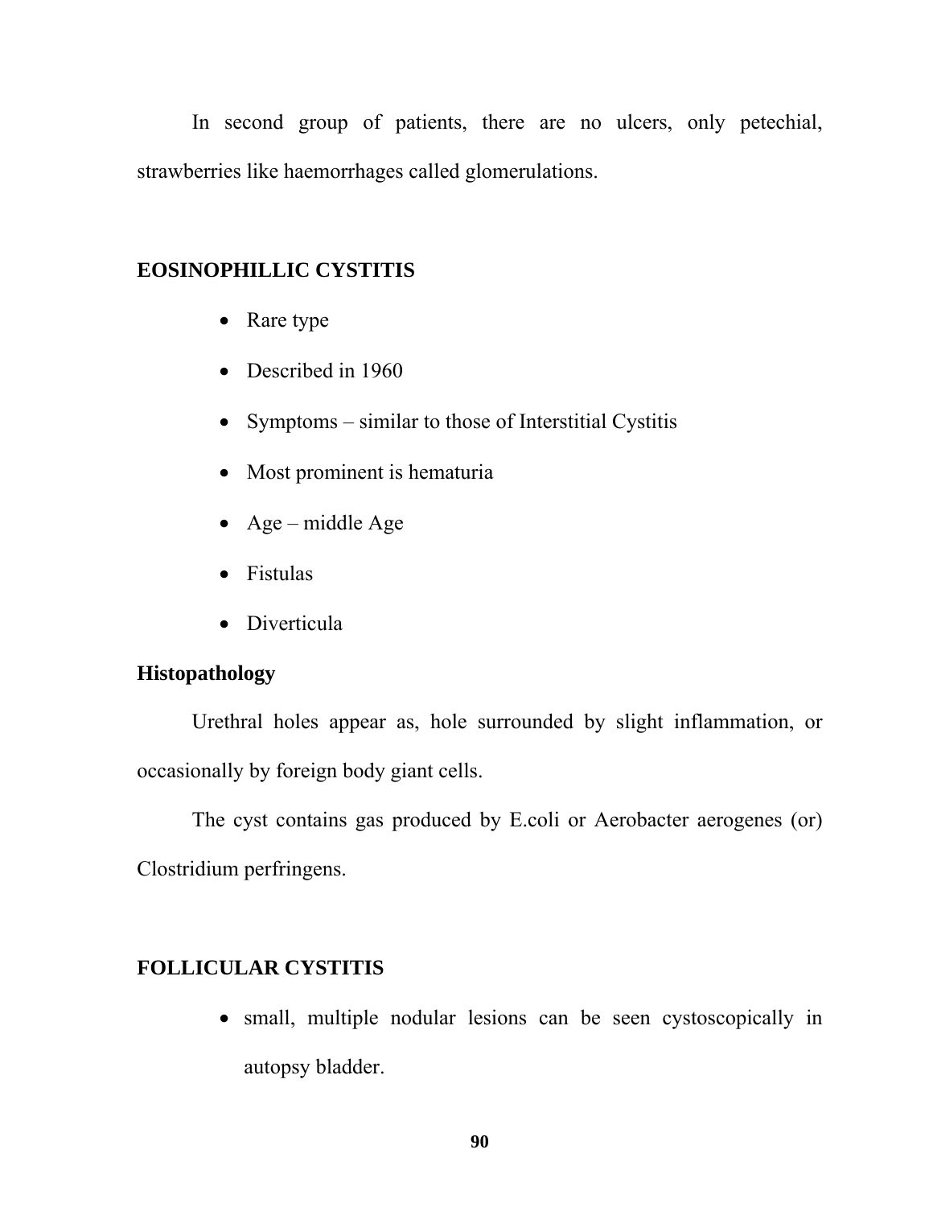In second group of patients, there are no ulcers, only petechial, strawberries like haemorrhages called glomerulations.

## EOSINOPHILLIC CYSTITIS

- Rare type
- Described in 1960
- Symptoms – similar to those of Interstitial Cystitis
- Most prominent is hematuria
- Age – middle Age
- Fistulas
- Diverticula

### Histopathology

Urethral holes appear as, hole surrounded by slight inflammation, or occasionally by foreign body giant cells.

The cyst contains gas produced by E.coli or Aerobacter aerogenes (or) Clostridium perfringens.

## FOLLICULAR CYSTITIS

- small, multiple nodular lesions can be seen cystoscopically in autopsy bladder.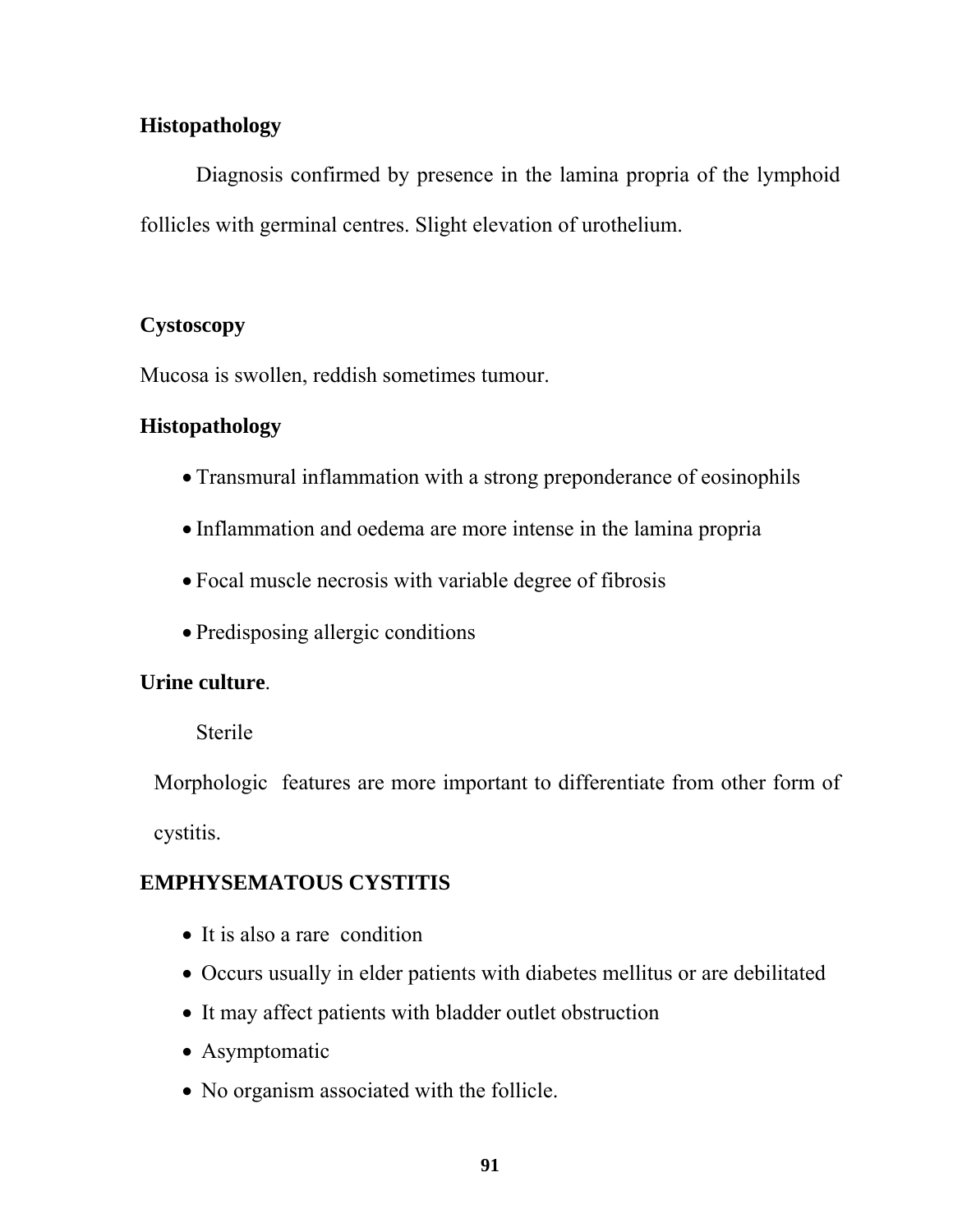**Histopathology**

Diagnosis confirmed by presence in the lamina propria of the lymphoid follicles with germinal centres. Slight elevation of urothelium.

**Cystoscopy**

Mucosa is swollen, reddish sometimes tumour.

**Histopathology**

- Transmural inflammation with a strong preponderance of eosinophils
- Inflammation and oedema are more intense in the lamina propria
- Focal muscle necrosis with variable degree of fibrosis
- Predisposing allergic conditions

**Urine culture**.

Sterile

Morphologic features are more important to differentiate from other form of cystitis.

**EMPHYSEMATOUS CYSTITIS**

- It is also a rare condition
- Occurs usually in elder patients with diabetes mellitus or are debilitated
- It may affect patients with bladder outlet obstruction
- Asymptomatic
- No organism associated with the follicle.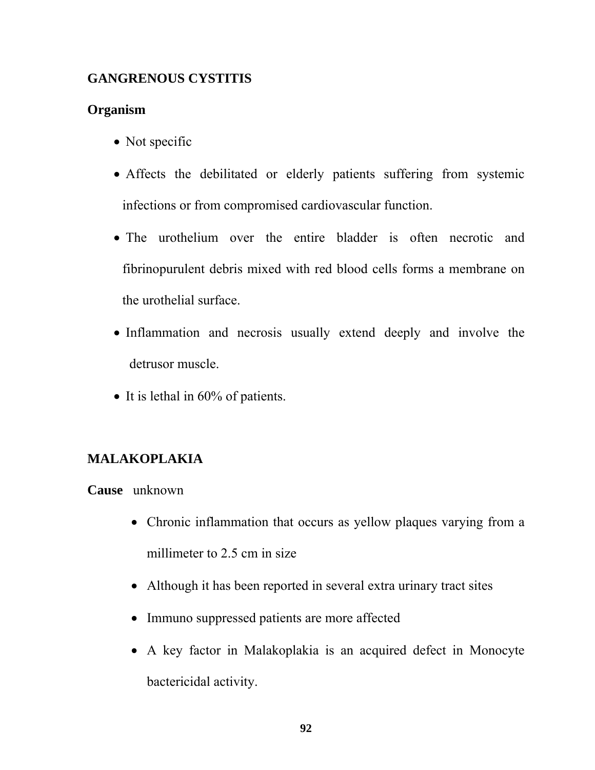## GANGRENOUS CYSTITIS

**Organism**

- Not specific
- Affects the debilitated or elderly patients suffering from systemic infections or from compromised cardiovascular function.
- The urothelium over the entire bladder is often necrotic and fibrinopurulent debris mixed with red blood cells forms a membrane on the urothelial surface.
- Inflammation and necrosis usually extend deeply and involve the detrusor muscle.
- It is lethal in 60% of patients.

## MALAKOPLAKIA

**Cause** unknown

- Chronic inflammation that occurs as yellow plaques varying from a millimeter to 2.5 cm in size
- Although it has been reported in several extra urinary tract sites
- Immuno suppressed patients are more affected
- A key factor in Malakoplakia is an acquired defect in Monocyte bactericidal activity.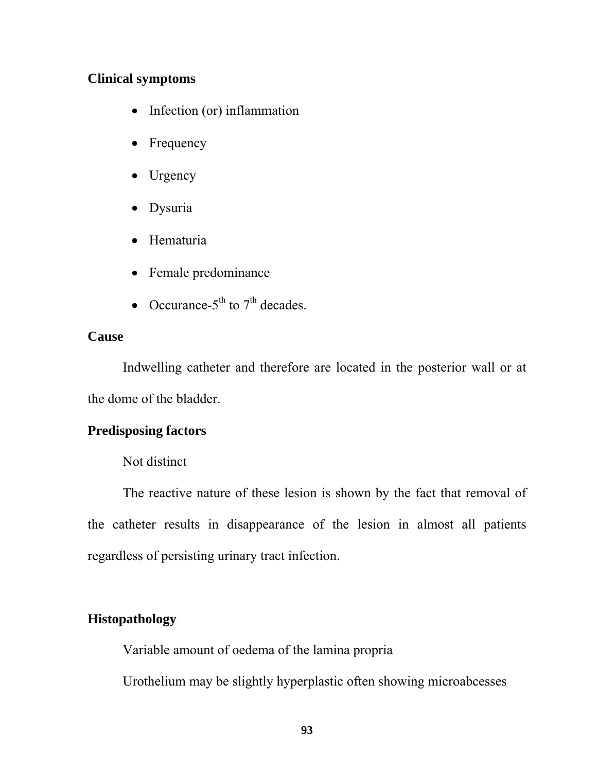**Clinical symptoms**

- Infection (or) inflammation
- Frequency
- Urgency
- Dysuria
- Hematuria
- Female predominance
- Occurance-5th to 7th decades.

**Cause**

Indwelling catheter and therefore are located in the posterior wall or at the dome of the bladder.

**Predisposing factors**

Not distinct

The reactive nature of these lesion is shown by the fact that removal of the catheter results in disappearance of the lesion in almost all patients regardless of persisting urinary tract infection.

**Histopathology**

Variable amount of oedema of the lamina propria

Urothelium may be slightly hyperplastic often showing microabcesses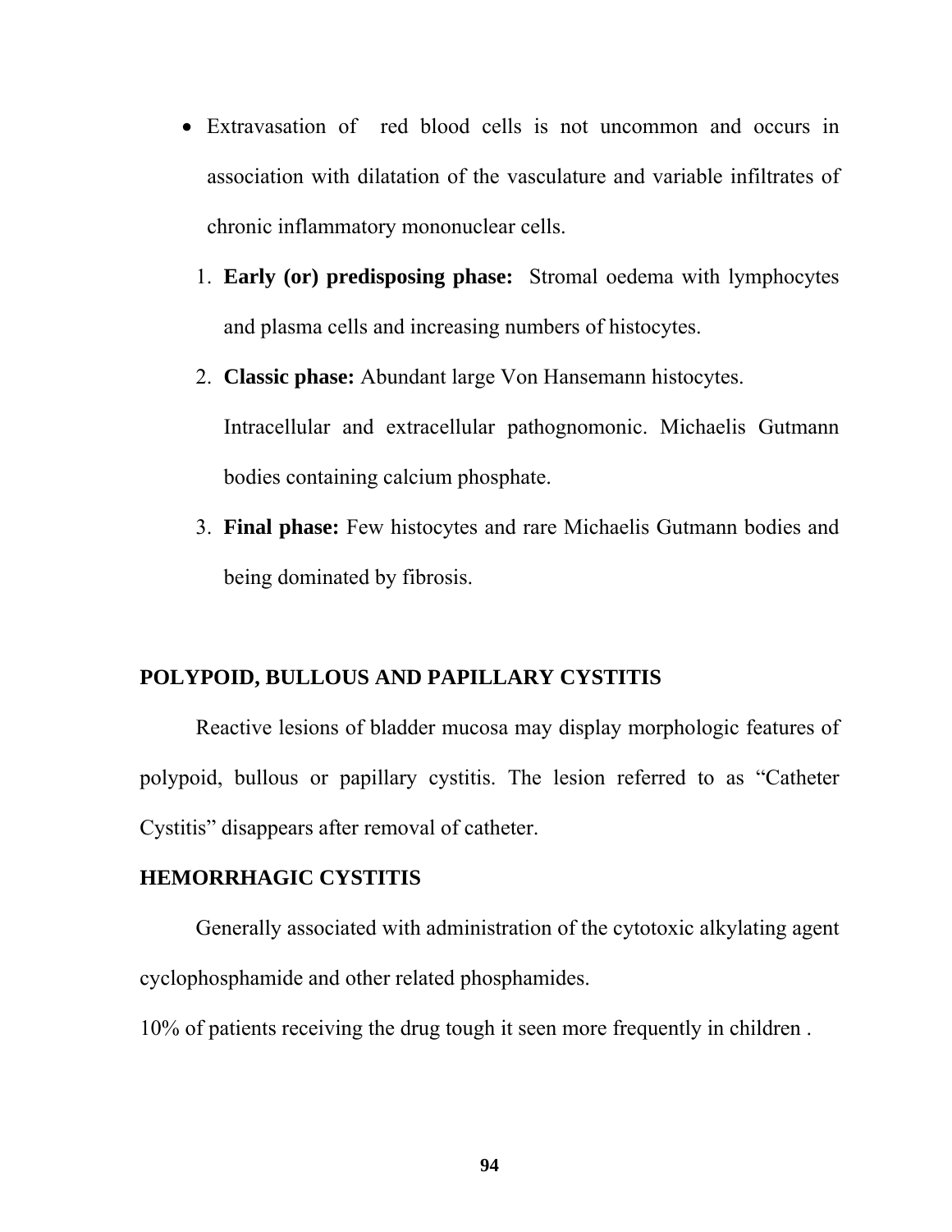- Extravasation of red blood cells is not uncommon and occurs in association with dilatation of the vasculature and variable infiltrates of chronic inflammatory mononuclear cells.

1. **Early (or) predisposing phase:** Stromal oedema with lymphocytes and plasma cells and increasing numbers of histocytes.
2. **Classic phase:** Abundant large Von Hansemann histocytes.

   Intracellular and extracellular pathognomonic. Michaelis Gutmann bodies containing calcium phosphate.
3. **Final phase:** Few histocytes and rare Michaelis Gutmann bodies and being dominated by fibrosis.

## POLYPOID, BULLOUS AND PAPILLARY CYSTITIS

Reactive lesions of bladder mucosa may display morphologic features of polypoid, bullous or papillary cystitis. The lesion referred to as "Catheter Cystitis" disappears after removal of catheter.

## HEMORRHAGIC CYSTITIS

Generally associated with administration of the cytotoxic alkylating agent cyclophosphamide and other related phosphamides.

10% of patients receiving the drug tough it seen more frequently in children .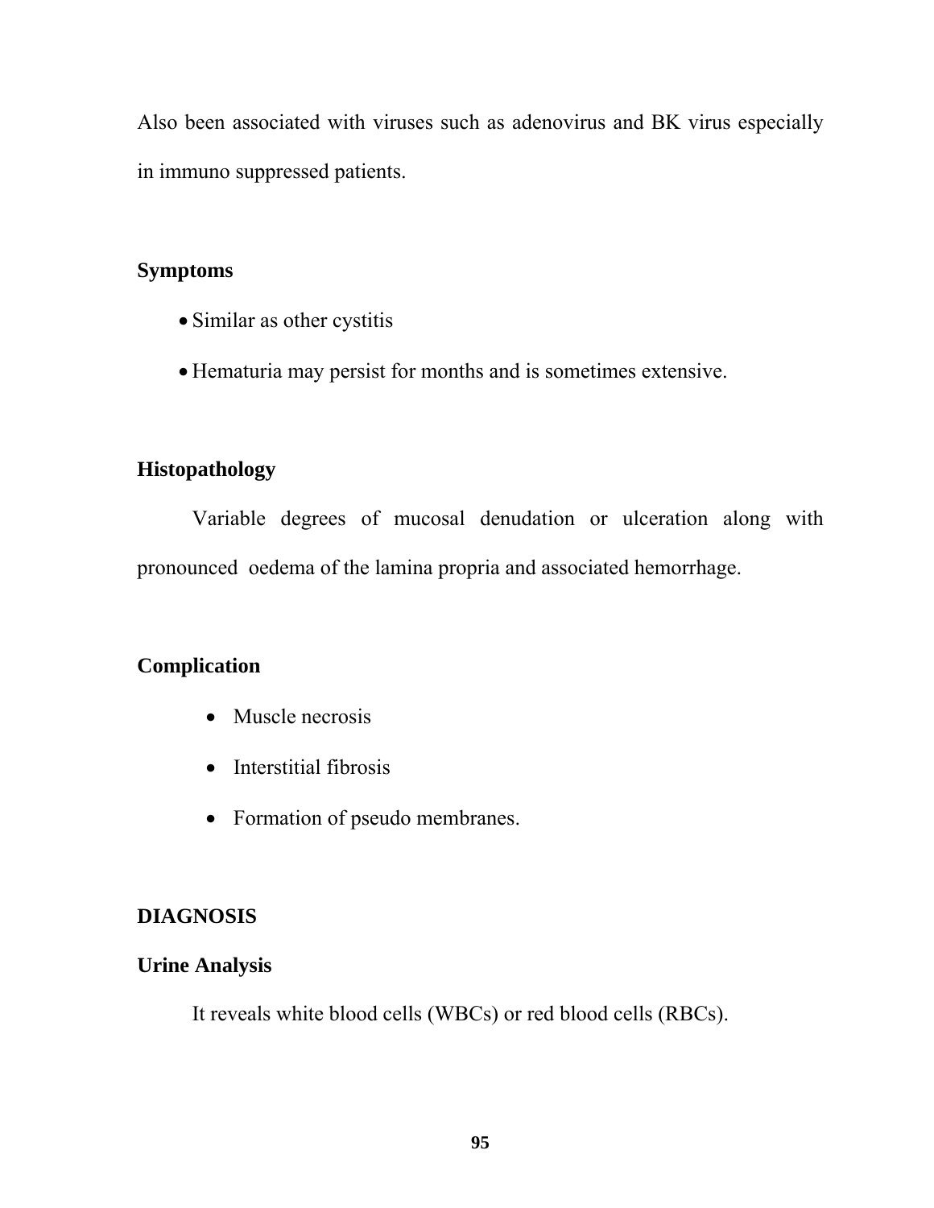Also been associated with viruses such as adenovirus and BK virus especially in immuno suppressed patients.

**Symptoms**

- Similar as other cystitis
- Hematuria may persist for months and is sometimes extensive.

**Histopathology**

Variable degrees of mucosal denudation or ulceration along with pronounced oedema of the lamina propria and associated hemorrhage.

**Complication**

- Muscle necrosis
- Interstitial fibrosis
- Formation of pseudo membranes.

**DIAGNOSIS**

**Urine Analysis**

It reveals white blood cells (WBCs) or red blood cells (RBCs).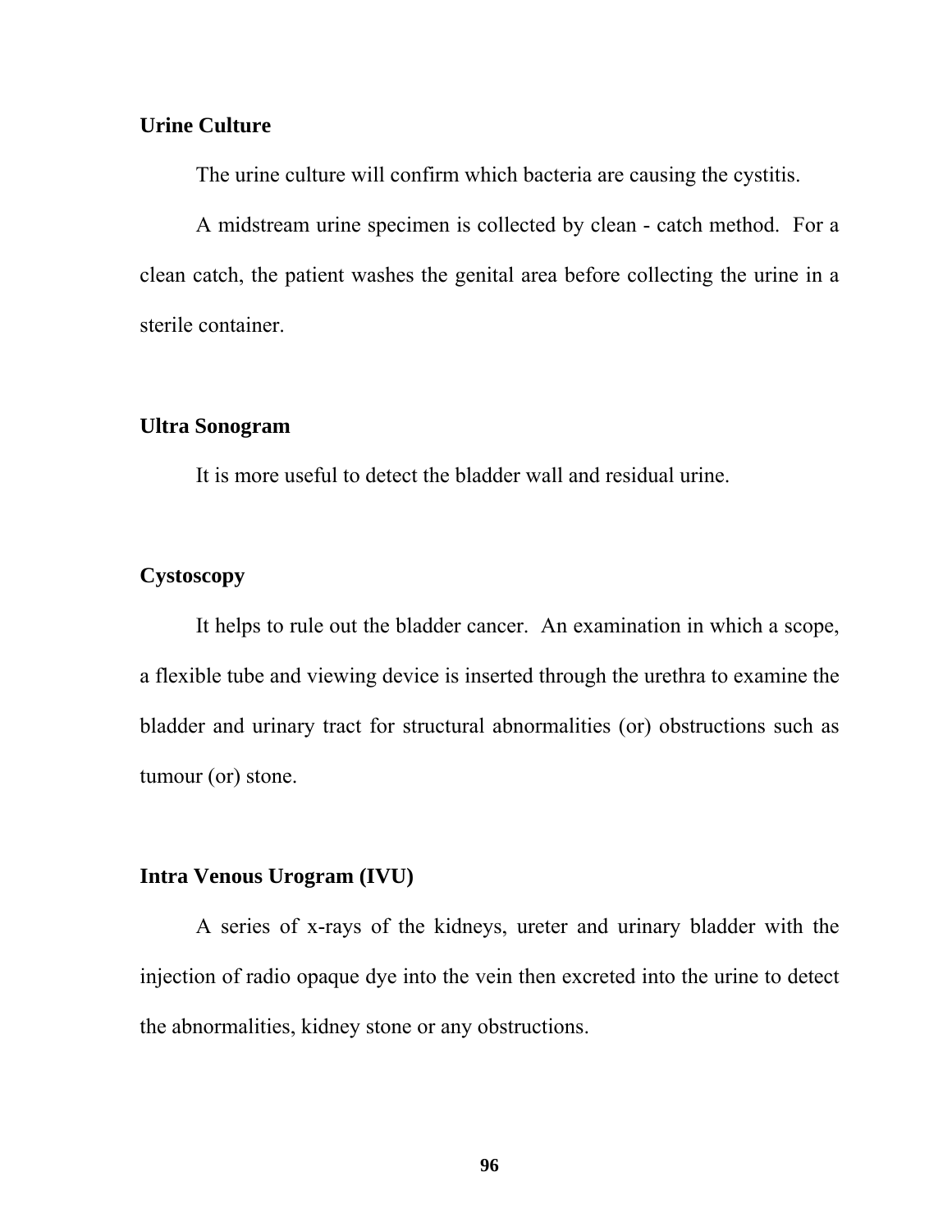**Urine Culture**

The urine culture will confirm which bacteria are causing the cystitis.

A midstream urine specimen is collected by clean - catch method. For a clean catch, the patient washes the genital area before collecting the urine in a sterile container.

**Ultra Sonogram**

It is more useful to detect the bladder wall and residual urine.

**Cystoscopy**

It helps to rule out the bladder cancer. An examination in which a scope, a flexible tube and viewing device is inserted through the urethra to examine the bladder and urinary tract for structural abnormalities (or) obstructions such as tumour (or) stone.

**Intra Venous Urogram (IVU)**

A series of x-rays of the kidneys, ureter and urinary bladder with the injection of radio opaque dye into the vein then excreted into the urine to detect the abnormalities, kidney stone or any obstructions.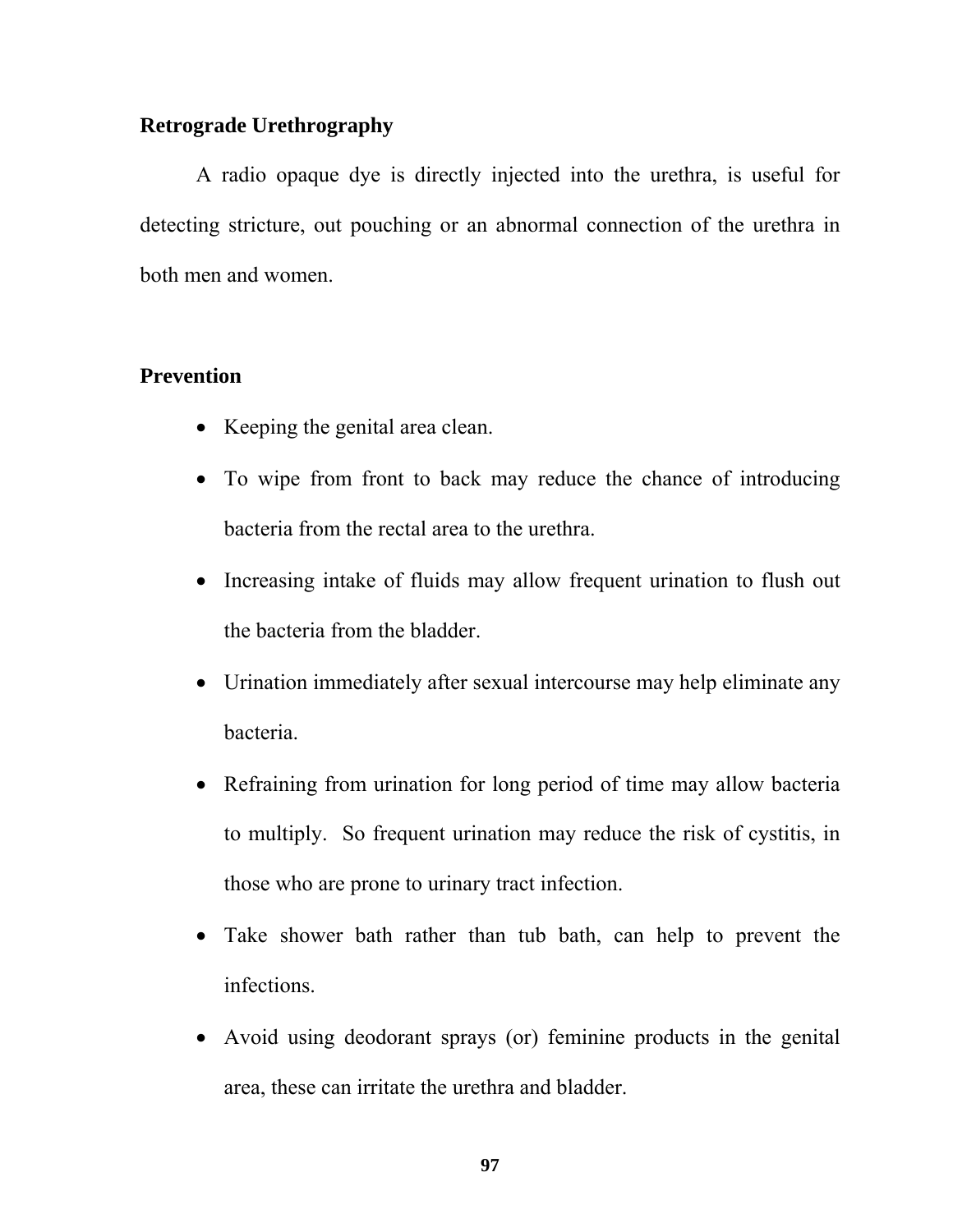**Retrograde Urethrography**

A radio opaque dye is directly injected into the urethra, is useful for detecting stricture, out pouching or an abnormal connection of the urethra in both men and women.

**Prevention**

- Keeping the genital area clean.
- To wipe from front to back may reduce the chance of introducing bacteria from the rectal area to the urethra.
- Increasing intake of fluids may allow frequent urination to flush out the bacteria from the bladder.
- Urination immediately after sexual intercourse may help eliminate any bacteria.
- Refraining from urination for long period of time may allow bacteria to multiply. So frequent urination may reduce the risk of cystitis, in those who are prone to urinary tract infection.
- Take shower bath rather than tub bath, can help to prevent the infections.
- Avoid using deodorant sprays (or) feminine products in the genital area, these can irritate the urethra and bladder.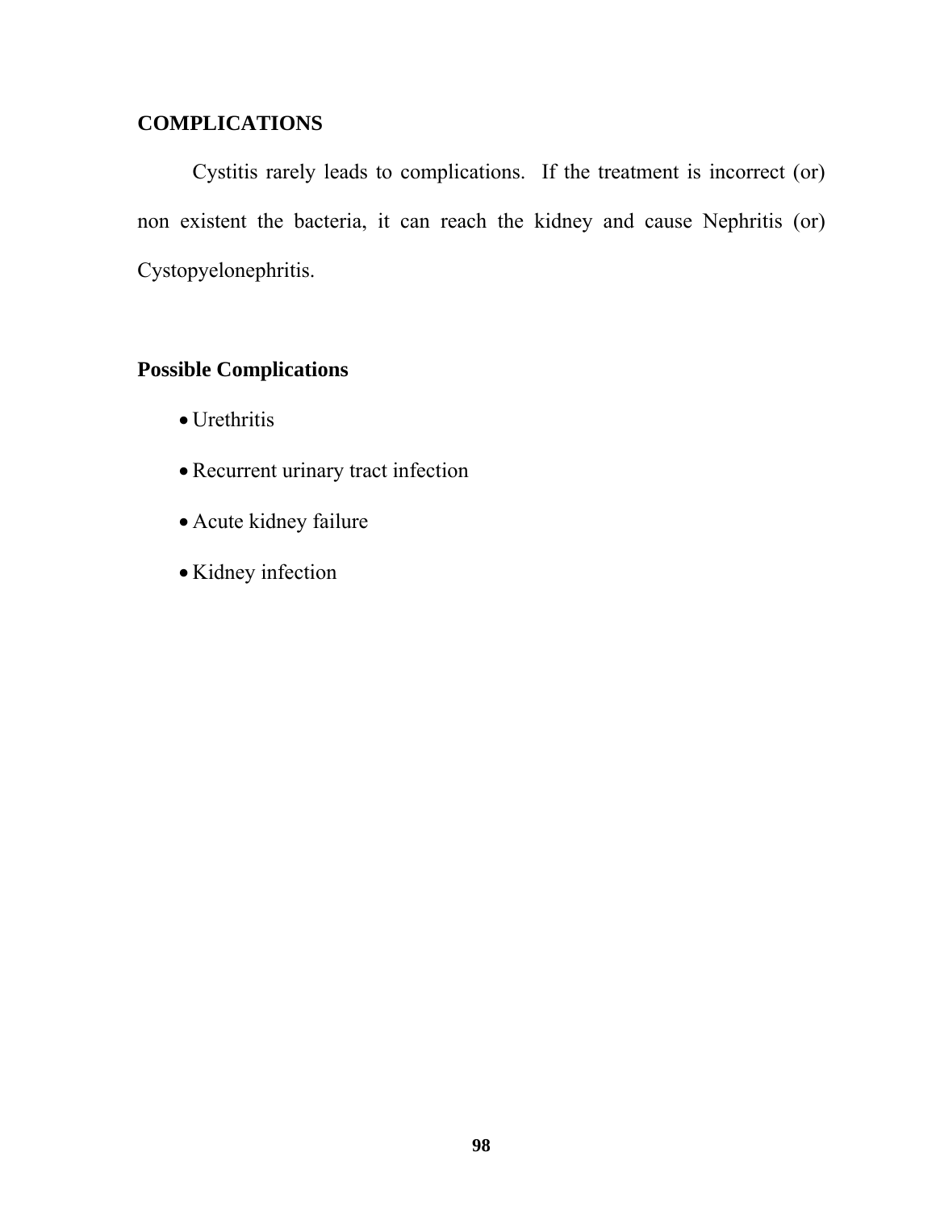## COMPLICATIONS

Cystitis rarely leads to complications. If the treatment is incorrect (or) non existent the bacteria, it can reach the kidney and cause Nephritis (or) Cystopyelonephritis.

### Possible Complications

- Urethritis
- Recurrent urinary tract infection
- Acute kidney failure
- Kidney infection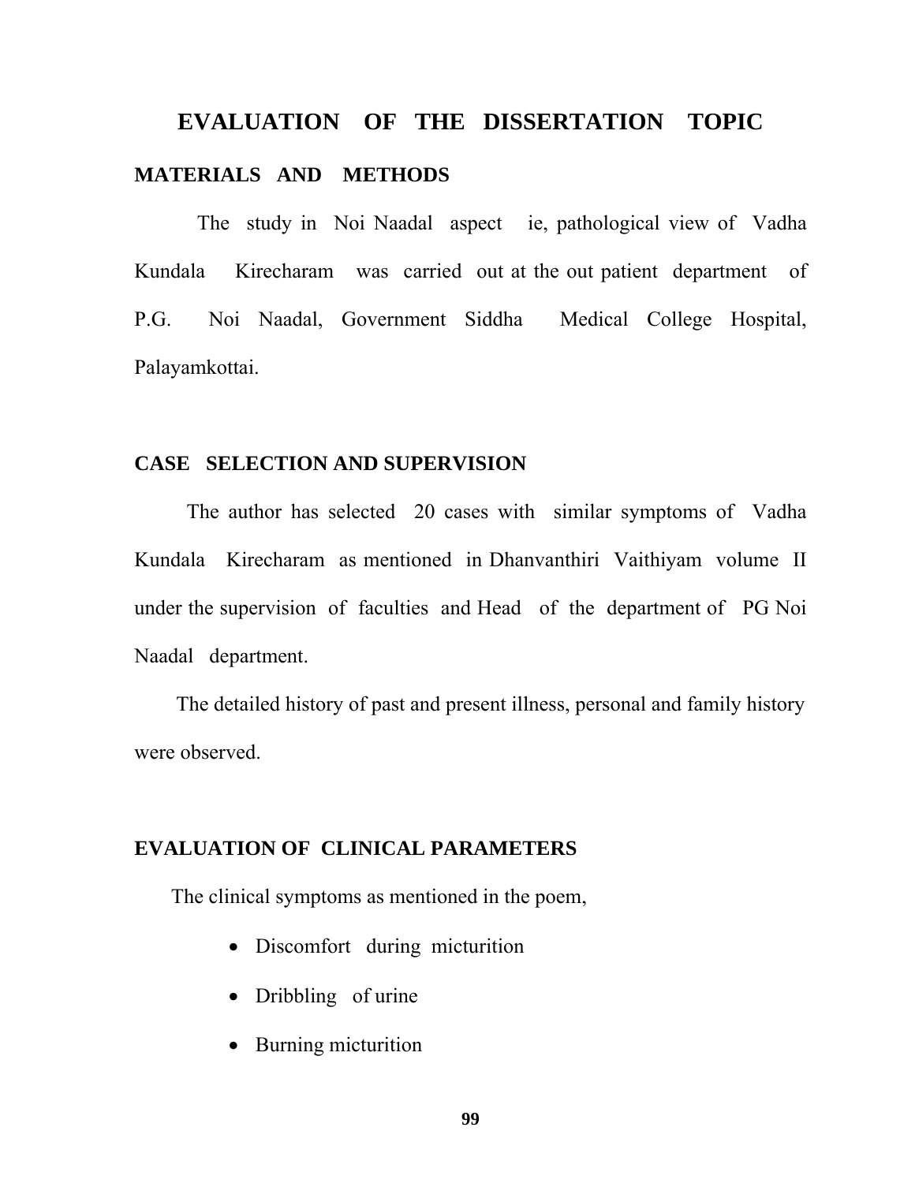# EVALUATION OF THE DISSERTATION TOPIC

## MATERIALS AND METHODS

The study in Noi Naadal aspect ie, pathological view of Vadha Kundala Kirecharam was carried out at the out patient department of P.G. Noi Naadal, Government Siddha Medical College Hospital, Palayamkottai.

## CASE SELECTION AND SUPERVISION

The author has selected 20 cases with similar symptoms of Vadha Kundala Kirecharam as mentioned in Dhanvanthiri Vaithiyam volume II under the supervision of faculties and Head of the department of PG Noi Naadal department.

The detailed history of past and present illness, personal and family history were observed.

## EVALUATION OF CLINICAL PARAMETERS

The clinical symptoms as mentioned in the poem,

- Discomfort during micturition
- Dribbling of urine
- Burning micturition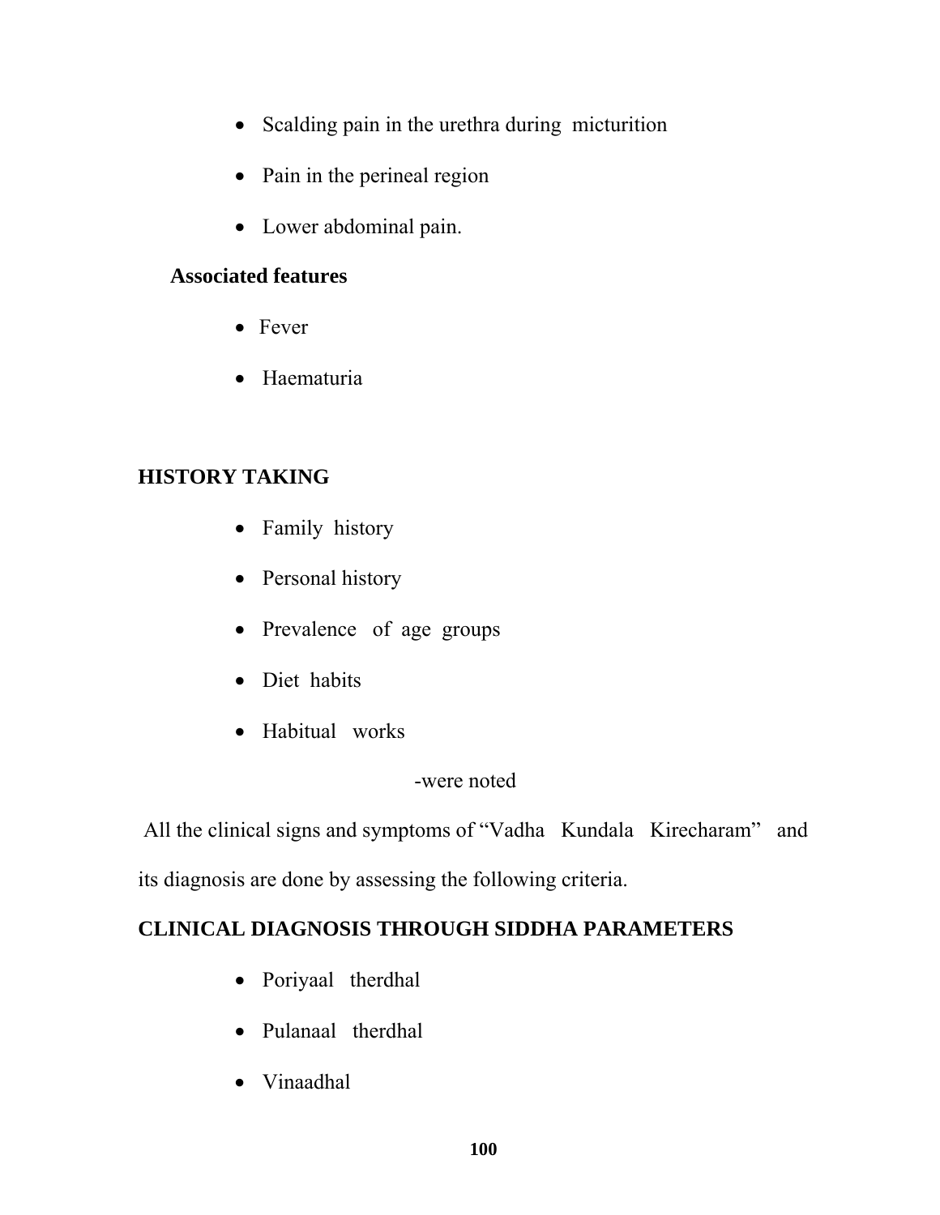- Scalding pain in the urethra during micturition
- Pain in the perineal region
- Lower abdominal pain.

**Associated features**

- Fever
- Haematuria

## HISTORY TAKING

- Family history
- Personal history
- Prevalence of age groups
- Diet habits
- Habitual works

-were noted

All the clinical signs and symptoms of "Vadha Kundala Kirecharam" and its diagnosis are done by assessing the following criteria.

## CLINICAL DIAGNOSIS THROUGH SIDDHA PARAMETERS

- Poriyaal therdhal
- Pulanaal therdhal
- Vinaadhal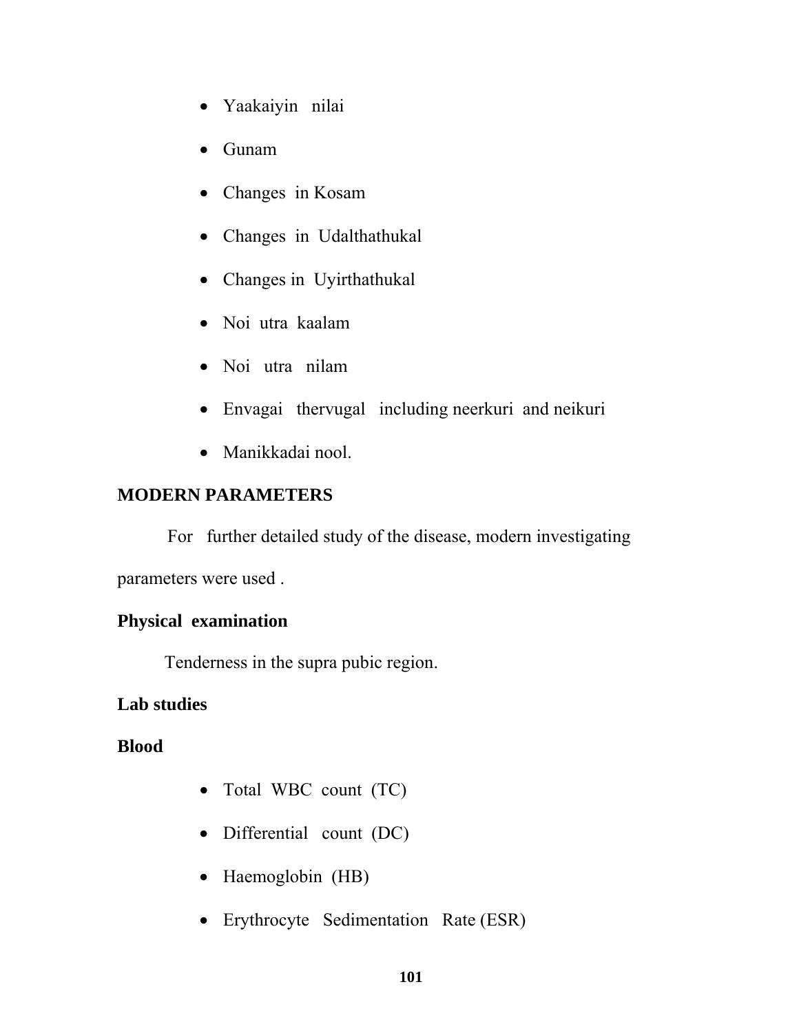- Yaakaiyin nilai
- Gunam
- Changes in Kosam
- Changes in Udalthathukal
- Changes in Uyirthathukal
- Noi utra kaalam
- Noi utra nilam
- Envagai thervugal including neerkuri and neikuri
- Manikkadai nool.

**MODERN PARAMETERS**

For further detailed study of the disease, modern investigating parameters were used .

**Physical examination**

Tenderness in the supra pubic region.

**Lab studies**

**Blood**

- Total WBC count (TC)
- Differential count (DC)
- Haemoglobin (HB)
- Erythrocyte Sedimentation Rate (ESR)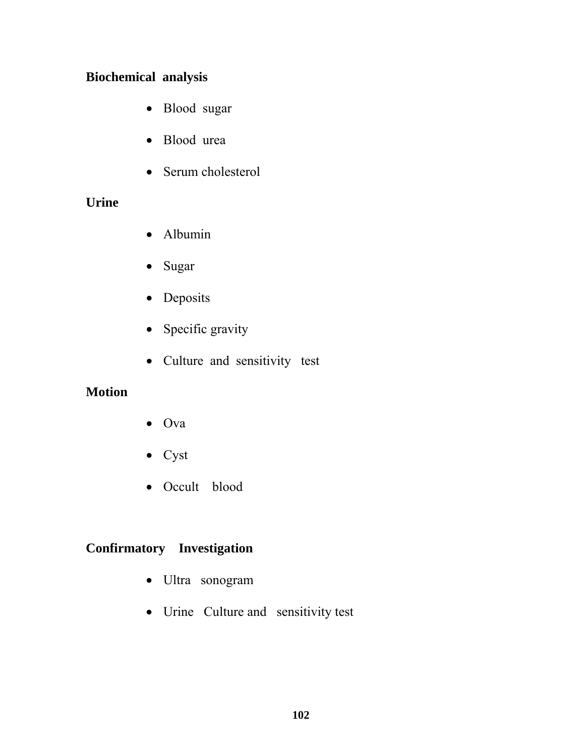**Biochemical analysis**

- Blood sugar
- Blood urea
- Serum cholesterol

**Urine**

- Albumin
- Sugar
- Deposits
- Specific gravity
- Culture and sensitivity test

**Motion**

- Ova
- Cyst
- Occult blood

**Confirmatory Investigation**

- Ultra sonogram
- Urine Culture and sensitivity test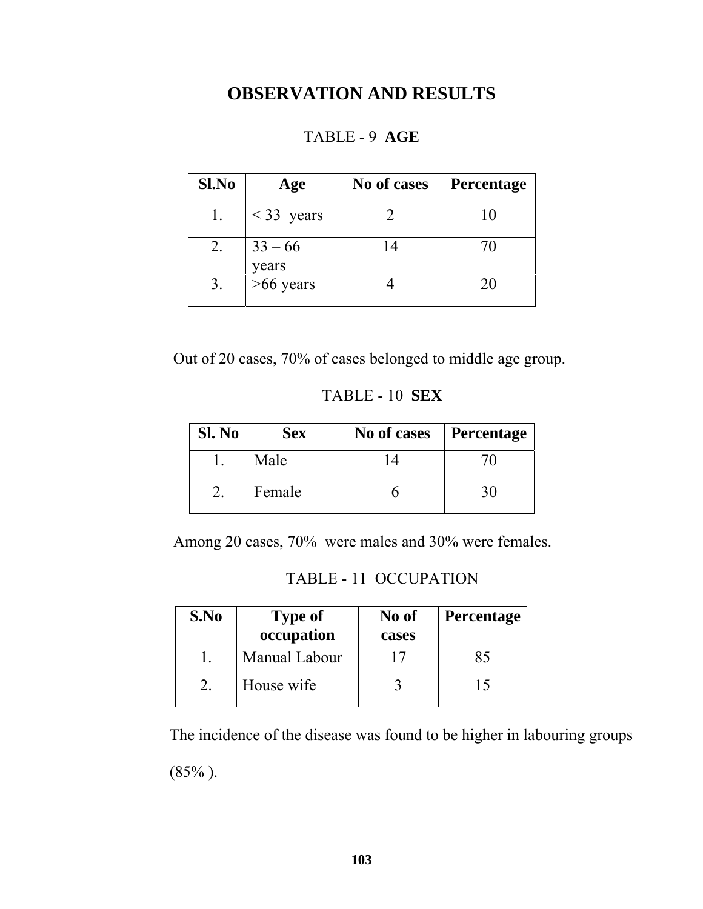# OBSERVATION AND RESULTS

TABLE - 9 **AGE**

| Sl.No | Age | No of cases | Percentage |
|---|---|---|---|
| 1. | < 33 years | 2 | 10 |
| 2. | 33 – 66 years | 14 | 70 |
| 3. | >66 years | 4 | 20 |

Out of 20 cases, 70% of cases belonged to middle age group.

TABLE - 10 **SEX**

| Sl. No | Sex | No of cases | Percentage |
|---|---|---|---|
| 1. | Male | 14 | 70 |
| 2. | Female | 6 | 30 |

Among 20 cases, 70% were males and 30% were females.

TABLE - 11 OCCUPATION

| S.No | Type of occupation | No of cases | Percentage |
|---|---|---|---|
| 1. | Manual Labour | 17 | 85 |
| 2. | House wife | 3 | 15 |

The incidence of the disease was found to be higher in labouring groups (85% ).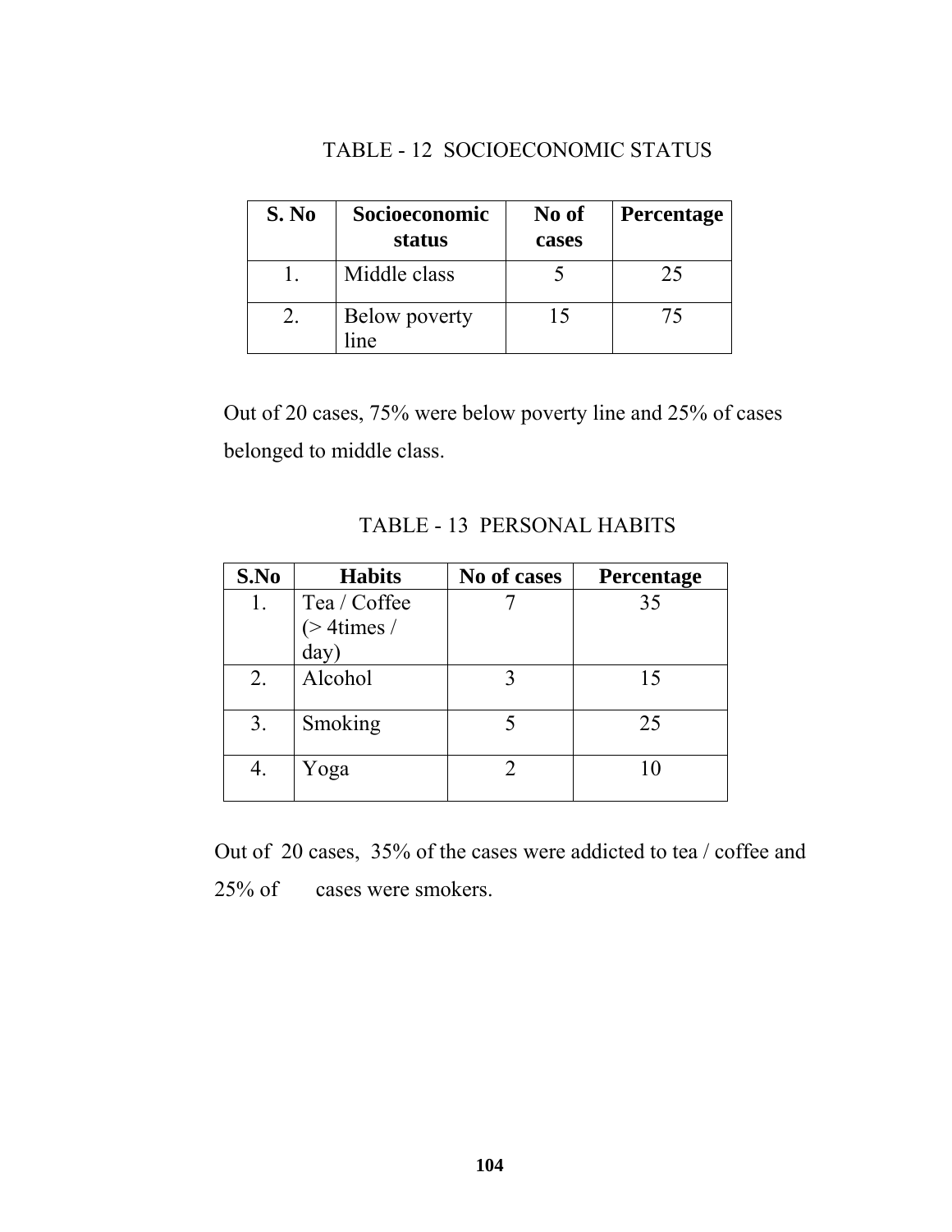TABLE - 12 SOCIOECONOMIC STATUS

| S. No | Socioeconomic status | No of cases | Percentage |
|---|---|---|---|
| 1. | Middle class | 5 | 25 |
| 2. | Below poverty line | 15 | 75 |

Out of 20 cases, 75% were below poverty line and 25% of cases belonged to middle class.

TABLE - 13 PERSONAL HABITS

| S.No | Habits | No of cases | Percentage |
|---|---|---|---|
| 1. | Tea / Coffee (> 4times / day) | 7 | 35 |
| 2. | Alcohol | 3 | 15 |
| 3. | Smoking | 5 | 25 |
| 4. | Yoga | 2 | 10 |

Out of 20 cases, 35% of the cases were addicted to tea / coffee and 25% of cases were smokers.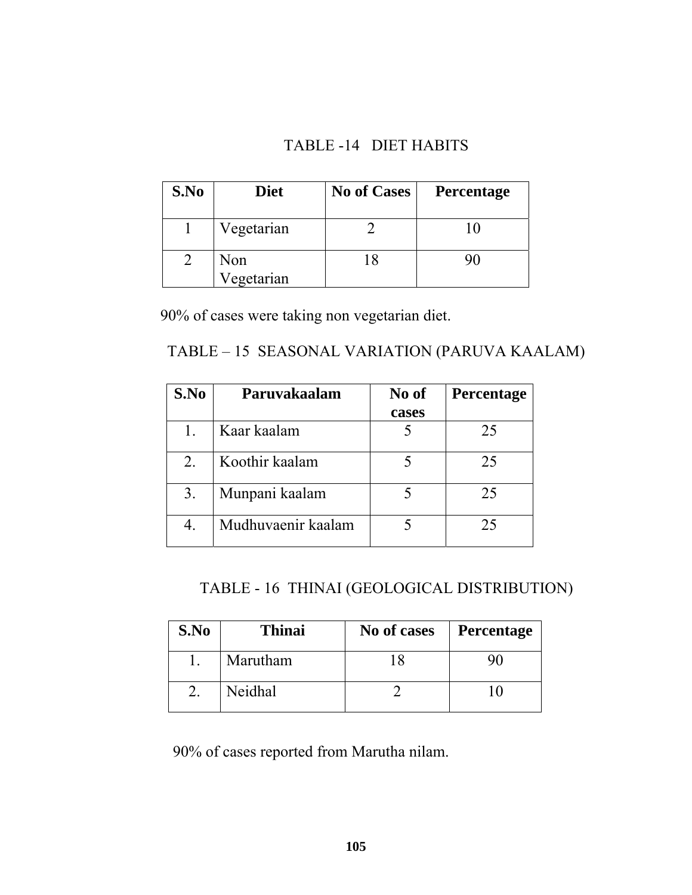TABLE -14 DIET HABITS

| S.No | Diet | No of Cases | Percentage |
|---|---|---|---|
| 1 | Vegetarian | 2 | 10 |
| 2 | Non Vegetarian | 18 | 90 |

90% of cases were taking non vegetarian diet.

TABLE – 15 SEASONAL VARIATION (PARUVA KAALAM)

| S.No | Paruvakaalam | No of cases | Percentage |
|---|---|---|---|
| 1. | Kaar kaalam | 5 | 25 |
| 2. | Koothir kaalam | 5 | 25 |
| 3. | Munpani kaalam | 5 | 25 |
| 4. | Mudhuvaenir kaalam | 5 | 25 |

TABLE - 16 THINAI (GEOLOGICAL DISTRIBUTION)

| S.No | Thinai | No of cases | Percentage |
|---|---|---|---|
| 1. | Marutham | 18 | 90 |
| 2. | Neidhal | 2 | 10 |

90% of cases reported from Marutha nilam.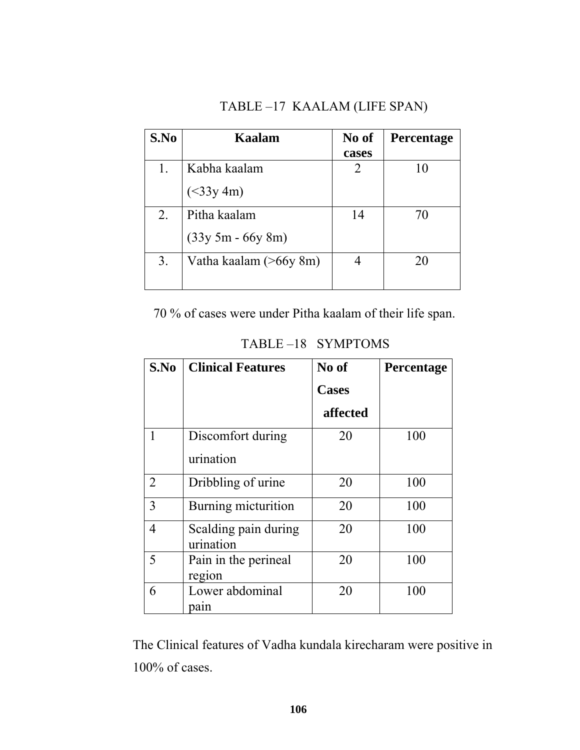TABLE –17 KAALAM (LIFE SPAN)

| S.No | Kaalam | No of cases | Percentage |
|---|---|---|---|
| 1. | Kabha kaalam (<33y 4m) | 2 | 10 |
| 2. | Pitha kaalam (33y 5m - 66y 8m) | 14 | 70 |
| 3. | Vatha kaalam (>66y 8m) | 4 | 20 |

70 % of cases were under Pitha kaalam of their life span.

TABLE –18 SYMPTOMS

| S.No | Clinical Features | No of Cases affected | Percentage |
|---|---|---|---|
| 1 | Discomfort during urination | 20 | 100 |
| 2 | Dribbling of urine | 20 | 100 |
| 3 | Burning micturition | 20 | 100 |
| 4 | Scalding pain during urination | 20 | 100 |
| 5 | Pain in the perineal region | 20 | 100 |
| 6 | Lower abdominal pain | 20 | 100 |

The Clinical features of Vadha kundala kirecharam were positive in 100% of cases.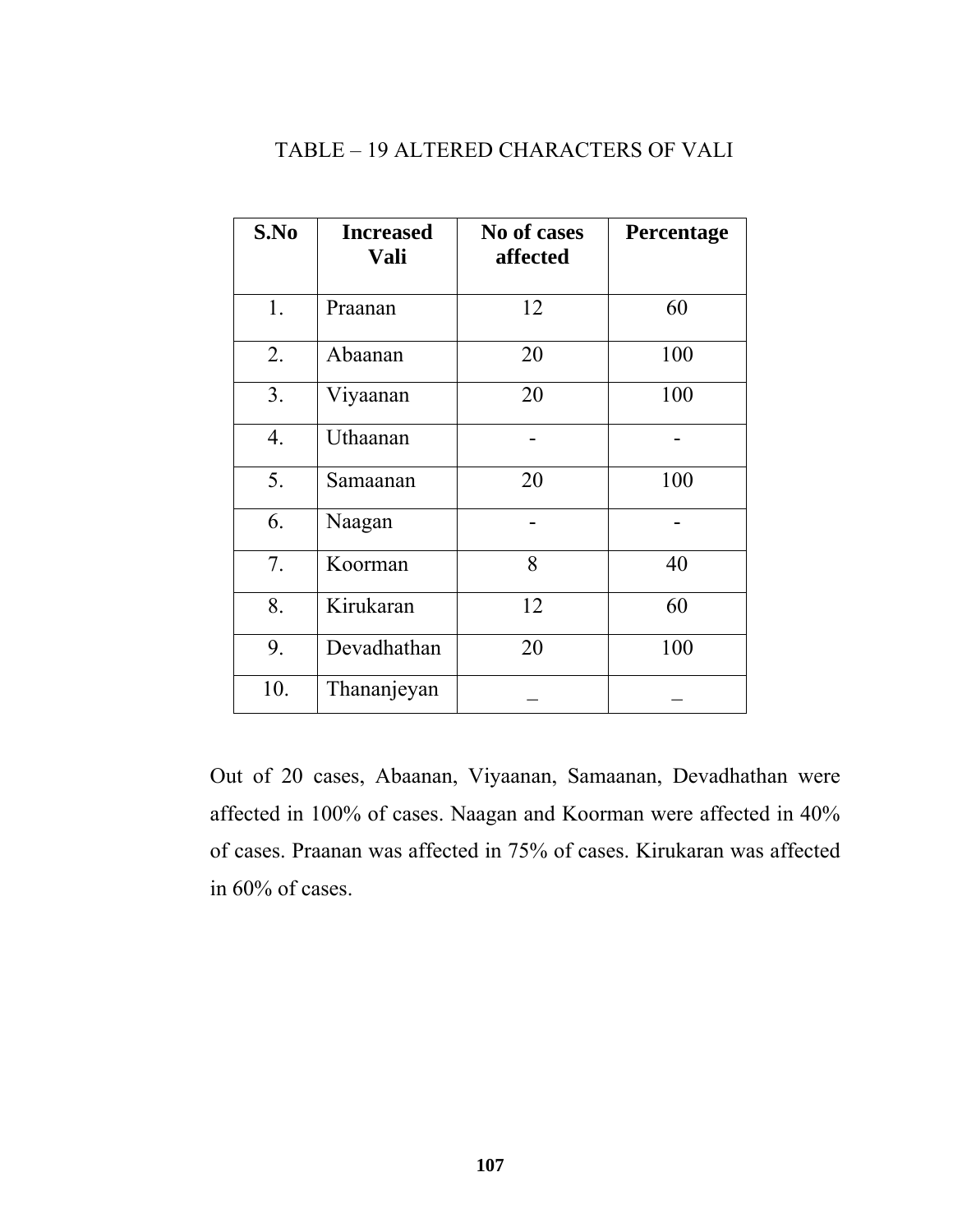TABLE – 19 ALTERED CHARACTERS OF VALI

| S.No | Increased Vali | No of cases affected | Percentage |
|---|---|---|---|
| 1. | Praanan | 12 | 60 |
| 2. | Abaanan | 20 | 100 |
| 3. | Viyaanan | 20 | 100 |
| 4. | Uthaanan | - | - |
| 5. | Samaanan | 20 | 100 |
| 6. | Naagan | - | - |
| 7. | Koorman | 8 | 40 |
| 8. | Kirukaran | 12 | 60 |
| 9. | Devadhathan | 20 | 100 |
| 10. | Thananjeyan | _ | _ |

Out of 20 cases, Abaanan, Viyaanan, Samaanan, Devadhathan were affected in 100% of cases. Naagan and Koorman were affected in 40% of cases. Praanan was affected in 75% of cases. Kirukaran was affected in 60% of cases.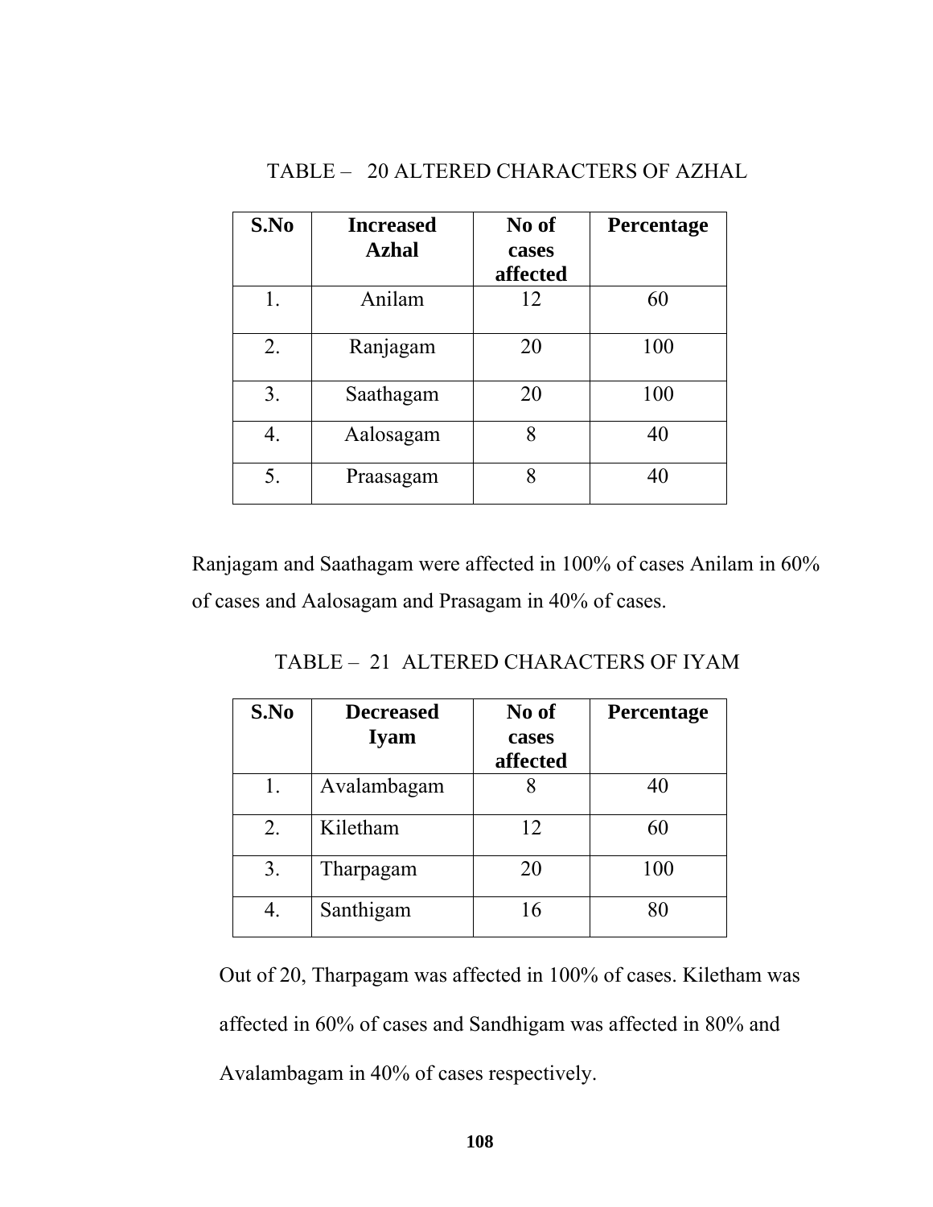TABLE – 20 ALTERED CHARACTERS OF AZHAL

| S.No | Increased Azhal | No of cases affected | Percentage |
|---|---|---|---|
| 1. | Anilam | 12 | 60 |
| 2. | Ranjagam | 20 | 100 |
| 3. | Saathagam | 20 | 100 |
| 4. | Aalosagam | 8 | 40 |
| 5. | Praasagam | 8 | 40 |

Ranjagam and Saathagam were affected in 100% of cases Anilam in 60% of cases and Aalosagam and Prasagam in 40% of cases.

TABLE – 21 ALTERED CHARACTERS OF IYAM

| S.No | Decreased Iyam | No of cases affected | Percentage |
|---|---|---|---|
| 1. | Avalambagam | 8 | 40 |
| 2. | Kiletham | 12 | 60 |
| 3. | Tharpagam | 20 | 100 |
| 4. | Santhigam | 16 | 80 |

Out of 20, Tharpagam was affected in 100% of cases. Kiletham was affected in 60% of cases and Sandhigam was affected in 80% and Avalambagam in 40% of cases respectively.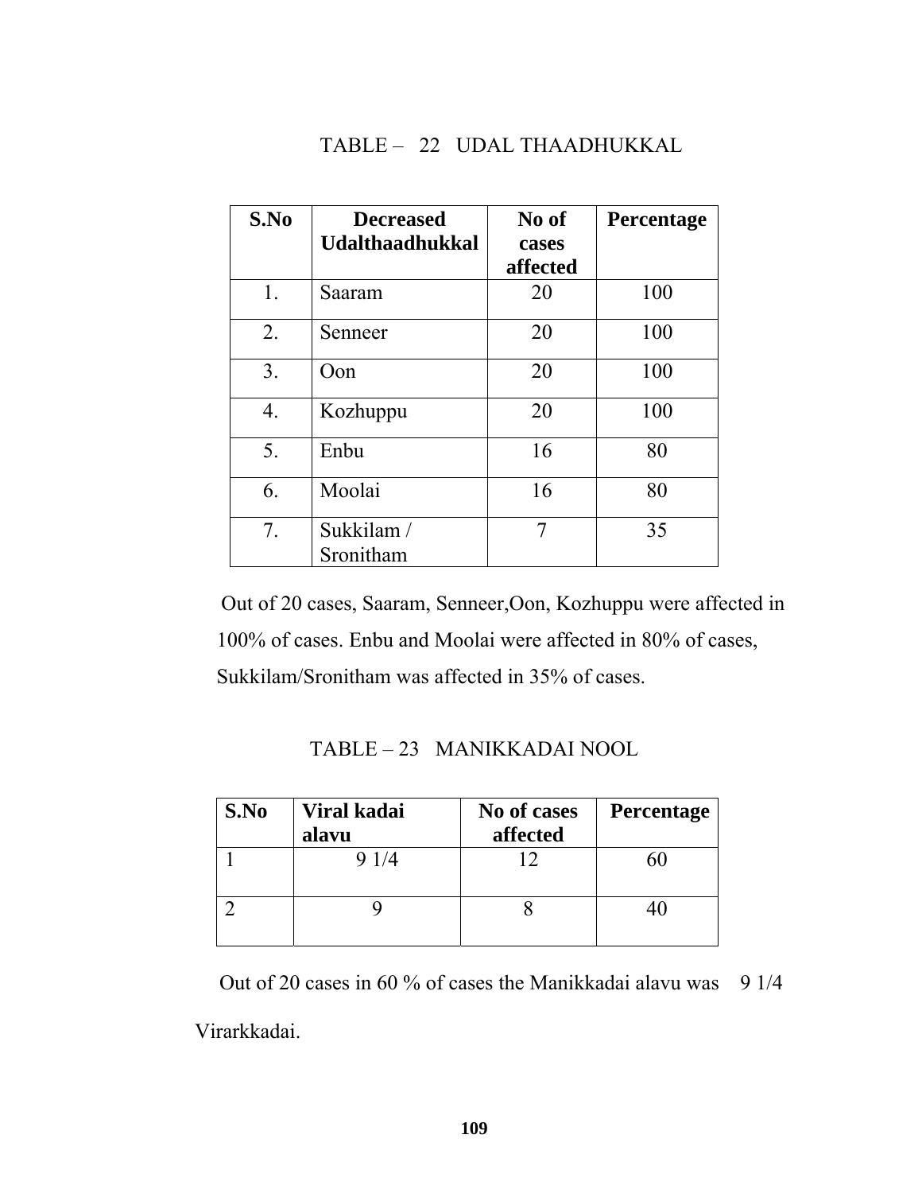TABLE – 22 UDAL THAADHUKKAL

| S.No | Decreased Udalthaadhukkal | No of cases affected | Percentage |
|---|---|---|---|
| 1. | Saaram | 20 | 100 |
| 2. | Senneer | 20 | 100 |
| 3. | Oon | 20 | 100 |
| 4. | Kozhuppu | 20 | 100 |
| 5. | Enbu | 16 | 80 |
| 6. | Moolai | 16 | 80 |
| 7. | Sukkilam / Sronitham | 7 | 35 |

Out of 20 cases, Saaram, Senneer,Oon, Kozhuppu were affected in 100% of cases. Enbu and Moolai were affected in 80% of cases, Sukkilam/Sronitham was affected in 35% of cases.

TABLE – 23 MANIKKADAI NOOL

| S.No | Viral kadai alavu | No of cases affected | Percentage |
|---|---|---|---|
| 1 | 9 1/4 | 12 | 60 |
| 2 | 9 | 8 | 40 |

Out of 20 cases in 60 % of cases the Manikkadai alavu was 9 1/4 Virarkkadai.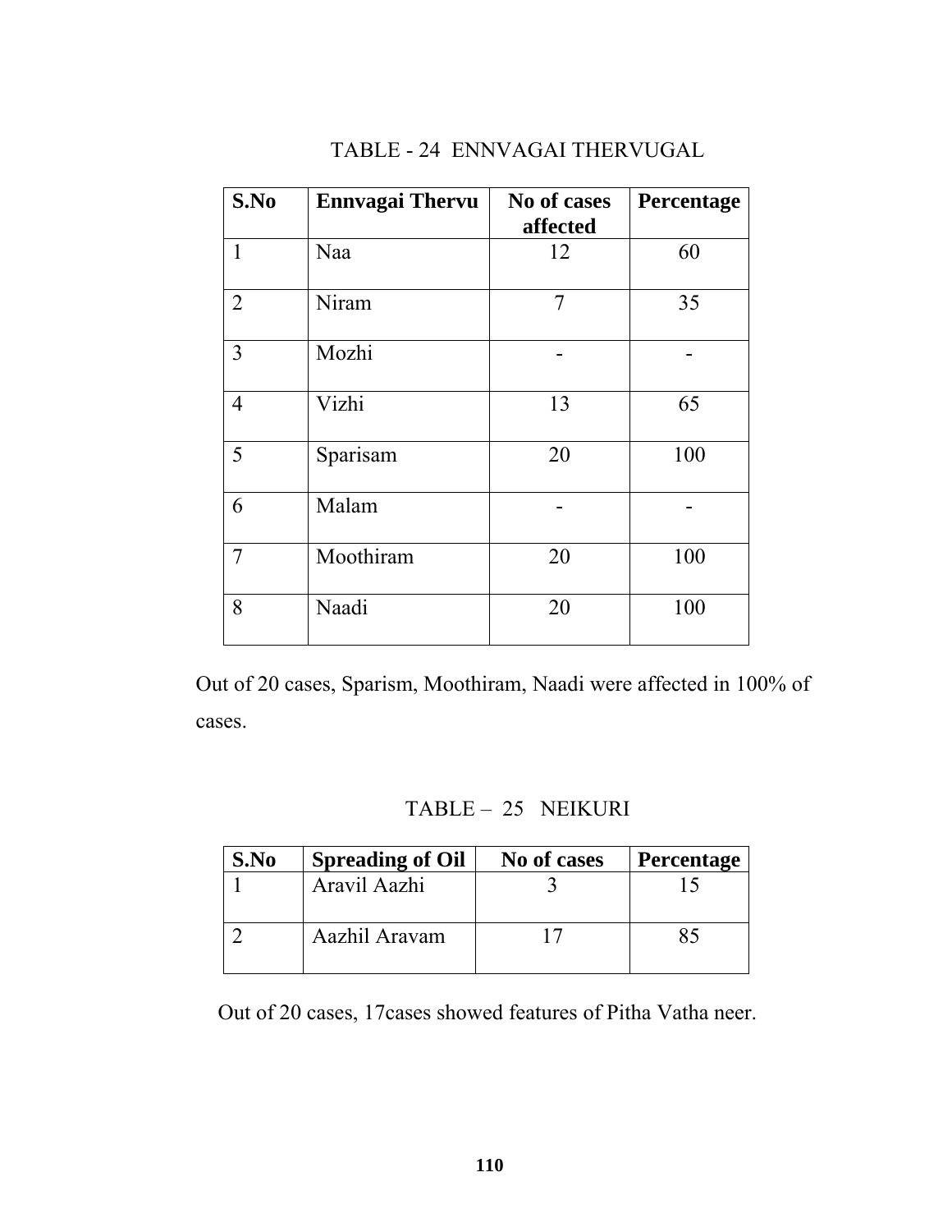TABLE - 24 ENNVAGAI THERVUGAL

| S.No | Ennvagai Thervu | No of cases affected | Percentage |
|---|---|---|---|
| 1 | Naa | 12 | 60 |
| 2 | Niram | 7 | 35 |
| 3 | Mozhi | - | - |
| 4 | Vizhi | 13 | 65 |
| 5 | Sparisam | 20 | 100 |
| 6 | Malam | - | - |
| 7 | Moothiram | 20 | 100 |
| 8 | Naadi | 20 | 100 |

Out of 20 cases, Sparism, Moothiram, Naadi were affected in 100% of cases.

TABLE – 25 NEIKURI

| S.No | Spreading of Oil | No of cases | Percentage |
|---|---|---|---|
| 1 | Aravil Aazhi | 3 | 15 |
| 2 | Aazhil Aravam | 17 | 85 |

Out of 20 cases, 17cases showed features of Pitha Vatha neer.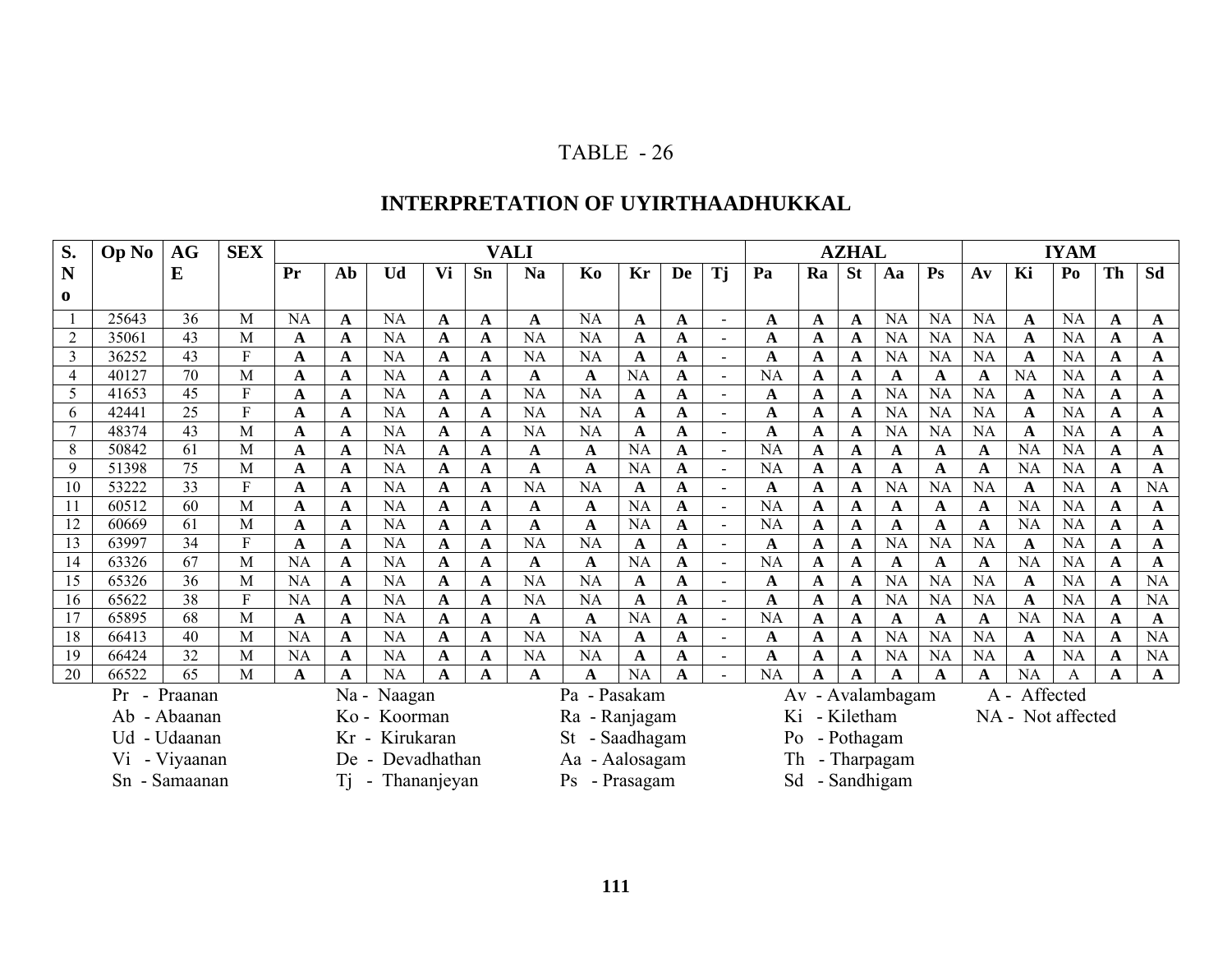TABLE - 26

## INTERPRETATION OF UYIRTHAADHUKKAL

| S. No | Op No | AGE | SEX | VALI | | | | | | | | | | AZHAL | | | | | IYAM | | | | |
|---|---|---|---|---|---|---|---|---|---|---|---|---|---|---|---|---|---|---|---|---|---|---|---|
| | | | | Pr | Ab | Ud | Vi | Sn | Na | Ko | Kr | De | Tj | Pa | Ra | St | Aa | Ps | Av | Ki | Po | Th | Sd |
| 1 | 25643 | 36 | M | NA | A | NA | A | A | A | NA | A | A | - | A | A | A | NA | NA | NA | A | NA | A | A |
| 2 | 35061 | 43 | M | A | A | NA | A | A | NA | NA | A | A | - | A | A | A | NA | NA | NA | A | NA | A | A |
| 3 | 36252 | 43 | F | A | A | NA | A | A | NA | NA | A | A | - | A | A | A | NA | NA | NA | A | NA | A | A |
| 4 | 40127 | 70 | M | A | A | NA | A | A | A | A | NA | A | - | NA | A | A | A | A | A | NA | NA | A | A |
| 5 | 41653 | 45 | F | A | A | NA | A | A | NA | NA | A | A | - | A | A | A | NA | NA | NA | A | NA | A | A |
| 6 | 42441 | 25 | F | A | A | NA | A | A | NA | NA | A | A | - | A | A | A | NA | NA | NA | A | NA | A | A |
| 7 | 48374 | 43 | M | A | A | NA | A | A | NA | NA | A | A | - | A | A | A | NA | NA | NA | A | NA | A | A |
| 8 | 50842 | 61 | M | A | A | NA | A | A | A | A | NA | A | - | NA | A | A | A | A | A | NA | NA | A | A |
| 9 | 51398 | 75 | M | A | A | NA | A | A | A | A | NA | A | - | NA | A | A | A | A | A | NA | NA | A | A |
| 10 | 53222 | 33 | F | A | A | NA | A | A | NA | NA | A | A | - | A | A | A | NA | NA | NA | A | NA | A | NA |
| 11 | 60512 | 60 | M | A | A | NA | A | A | A | A | NA | A | - | NA | A | A | A | A | A | NA | NA | A | A |
| 12 | 60669 | 61 | M | A | A | NA | A | A | A | A | NA | A | - | NA | A | A | A | A | A | NA | NA | A | A |
| 13 | 63997 | 34 | F | A | A | NA | A | A | NA | NA | A | A | - | A | A | A | NA | NA | NA | A | NA | A | A |
| 14 | 63326 | 67 | M | NA | A | NA | A | A | A | A | NA | A | - | NA | A | A | A | A | A | NA | NA | A | A |
| 15 | 65326 | 36 | M | NA | A | NA | A | A | NA | NA | A | A | - | A | A | A | NA | NA | NA | A | NA | A | NA |
| 16 | 65622 | 38 | F | NA | A | NA | A | A | NA | NA | A | A | - | A | A | A | NA | NA | NA | A | NA | A | NA |
| 17 | 65895 | 68 | M | A | A | NA | A | A | A | A | NA | A | - | NA | A | A | A | A | A | NA | NA | A | A |
| 18 | 66413 | 40 | M | NA | A | NA | A | A | NA | NA | A | A | - | A | A | A | NA | NA | NA | A | NA | A | NA |
| 19 | 66424 | 32 | M | NA | A | NA | A | A | NA | NA | A | A | - | A | A | A | NA | NA | NA | A | NA | A | NA |
| 20 | 66522 | 65 | M | A | A | NA | A | A | A | A | NA | A | - | NA | A | A | A | A | A | NA | A | A | A |

Pr - Praanan
Ab - Abaanan
Ud - Udaanan
Vi - Viyaanan
Sn - Samaanan

Na - Naagan
Ko - Koorman
Kr - Kirukaran
De - Devadhathan
Tj - Thananjeyan

Pa - Pasakam
Ra - Ranjagam
St - Saadhagam
Aa - Aalosagam
Ps - Prasagam

Av - Avalambagam
Ki - Kiletham
Po - Pothagam
Th - Tharpagam
Sd - Sandhigam

A - Affected
NA - Not affected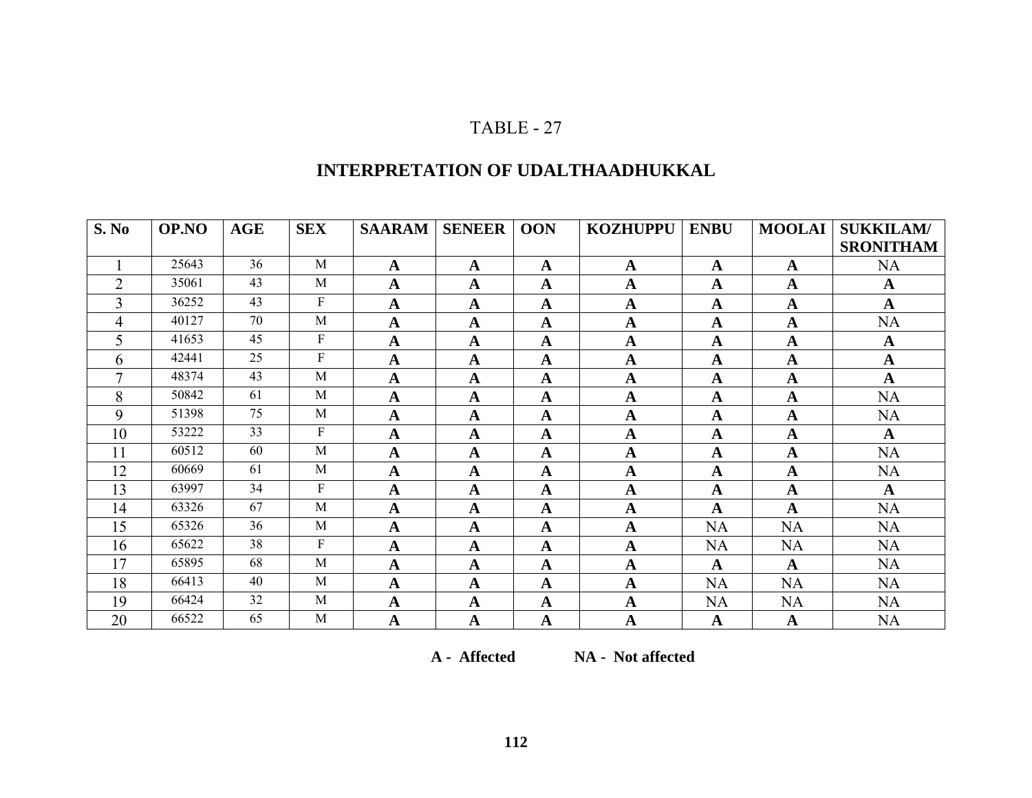TABLE - 27

## INTERPRETATION OF UDALTHAADHUKKAL

| S. No | OP.NO | AGE | SEX | SAARAM | SENEER | OON | KOZHUPPU | ENBU | MOOLAI | SUKKILAM/ SRONITHAM |
|---|---|---|---|---|---|---|---|---|---|---|
| 1 | 25643 | 36 | M | **A** | **A** | **A** | **A** | **A** | **A** | NA |
| 2 | 35061 | 43 | M | **A** | **A** | **A** | **A** | **A** | **A** | **A** |
| 3 | 36252 | 43 | F | **A** | **A** | **A** | **A** | **A** | **A** | **A** |
| 4 | 40127 | 70 | M | **A** | **A** | **A** | **A** | **A** | **A** | NA |
| 5 | 41653 | 45 | F | **A** | **A** | **A** | **A** | **A** | **A** | **A** |
| 6 | 42441 | 25 | F | **A** | **A** | **A** | **A** | **A** | **A** | **A** |
| 7 | 48374 | 43 | M | **A** | **A** | **A** | **A** | **A** | **A** | **A** |
| 8 | 50842 | 61 | M | **A** | **A** | **A** | **A** | **A** | **A** | NA |
| 9 | 51398 | 75 | M | **A** | **A** | **A** | **A** | **A** | **A** | NA |
| 10 | 53222 | 33 | F | **A** | **A** | **A** | **A** | **A** | **A** | **A** |
| 11 | 60512 | 60 | M | **A** | **A** | **A** | **A** | **A** | **A** | NA |
| 12 | 60669 | 61 | M | **A** | **A** | **A** | **A** | **A** | **A** | NA |
| 13 | 63997 | 34 | F | **A** | **A** | **A** | **A** | **A** | **A** | **A** |
| 14 | 63326 | 67 | M | **A** | **A** | **A** | **A** | **A** | **A** | NA |
| 15 | 65326 | 36 | M | **A** | **A** | **A** | **A** | NA | NA | NA |
| 16 | 65622 | 38 | F | **A** | **A** | **A** | **A** | NA | NA | NA |
| 17 | 65895 | 68 | M | **A** | **A** | **A** | **A** | **A** | **A** | NA |
| 18 | 66413 | 40 | M | **A** | **A** | **A** | **A** | NA | NA | NA |
| 19 | 66424 | 32 | M | **A** | **A** | **A** | **A** | NA | NA | NA |
| 20 | 66522 | 65 | M | **A** | **A** | **A** | **A** | **A** | **A** | NA |

**A - Affected** **NA - Not affected**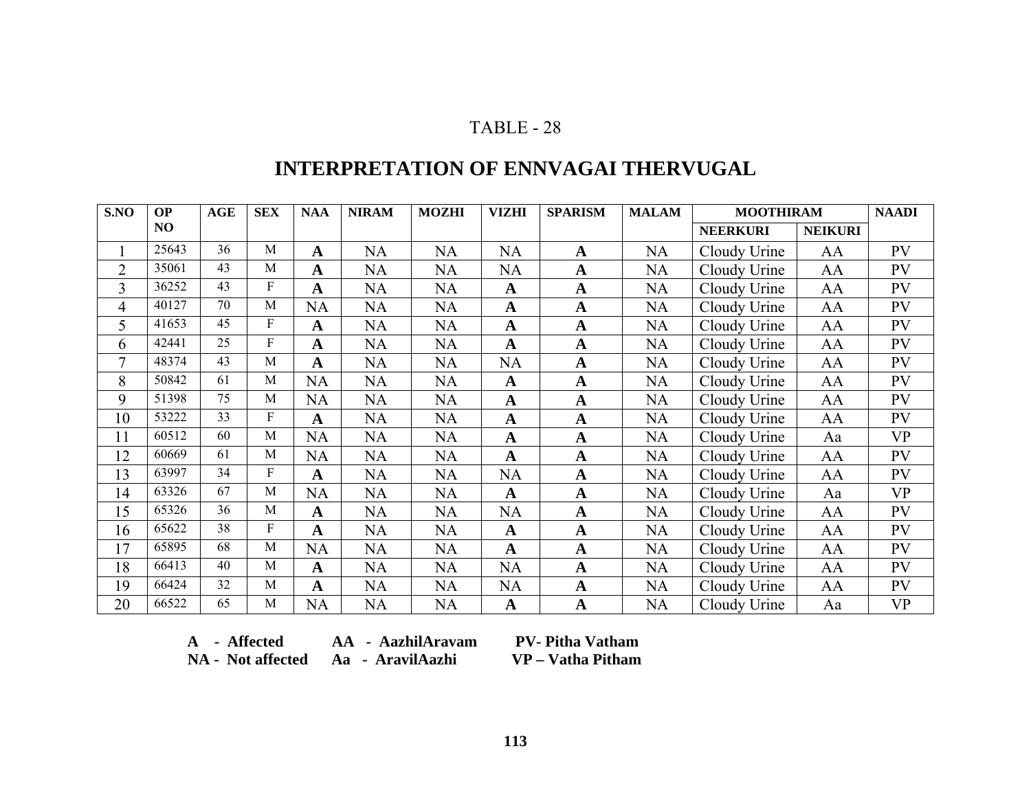TABLE - 28

# INTERPRETATION OF ENNVAGAI THERVUGAL

| S.NO | OP NO | AGE | SEX | NAA | NIRAM | MOZHI | VIZHI | SPARISM | MALAM | MOOTHIRAM | | NAADI |
|---|---|---|---|---|---|---|---|---|---|---|---|---|
| | | | | | | | | | | NEERKURI | NEIKURI | |
| 1 | 25643 | 36 | M | **A** | NA | NA | NA | **A** | NA | Cloudy Urine | AA | PV |
| 2 | 35061 | 43 | M | **A** | NA | NA | NA | **A** | NA | Cloudy Urine | AA | PV |
| 3 | 36252 | 43 | F | **A** | NA | NA | **A** | **A** | NA | Cloudy Urine | AA | PV |
| 4 | 40127 | 70 | M | NA | NA | NA | **A** | **A** | NA | Cloudy Urine | AA | PV |
| 5 | 41653 | 45 | F | **A** | NA | NA | **A** | **A** | NA | Cloudy Urine | AA | PV |
| 6 | 42441 | 25 | F | **A** | NA | NA | **A** | **A** | NA | Cloudy Urine | AA | PV |
| 7 | 48374 | 43 | M | **A** | NA | NA | NA | **A** | NA | Cloudy Urine | AA | PV |
| 8 | 50842 | 61 | M | NA | NA | NA | **A** | **A** | NA | Cloudy Urine | AA | PV |
| 9 | 51398 | 75 | M | NA | NA | NA | **A** | **A** | NA | Cloudy Urine | AA | PV |
| 10 | 53222 | 33 | F | **A** | NA | NA | **A** | **A** | NA | Cloudy Urine | AA | PV |
| 11 | 60512 | 60 | M | NA | NA | NA | **A** | **A** | NA | Cloudy Urine | Aa | VP |
| 12 | 60669 | 61 | M | NA | NA | NA | **A** | **A** | NA | Cloudy Urine | AA | PV |
| 13 | 63997 | 34 | F | **A** | NA | NA | NA | **A** | NA | Cloudy Urine | AA | PV |
| 14 | 63326 | 67 | M | NA | NA | NA | **A** | **A** | NA | Cloudy Urine | Aa | VP |
| 15 | 65326 | 36 | M | **A** | NA | NA | NA | **A** | NA | Cloudy Urine | AA | PV |
| 16 | 65622 | 38 | F | **A** | NA | NA | **A** | **A** | NA | Cloudy Urine | AA | PV |
| 17 | 65895 | 68 | M | NA | NA | NA | **A** | **A** | NA | Cloudy Urine | AA | PV |
| 18 | 66413 | 40 | M | **A** | NA | NA | NA | **A** | NA | Cloudy Urine | AA | PV |
| 19 | 66424 | 32 | M | **A** | NA | NA | NA | **A** | NA | Cloudy Urine | AA | PV |
| 20 | 66522 | 65 | M | NA | NA | NA | **A** | **A** | NA | Cloudy Urine | Aa | VP |

**A - Affected** **AA - AazhilAravam** **PV- Pitha Vatham**
**NA - Not affected** **Aa - AravilAazhi** **VP – Vatha Pitham**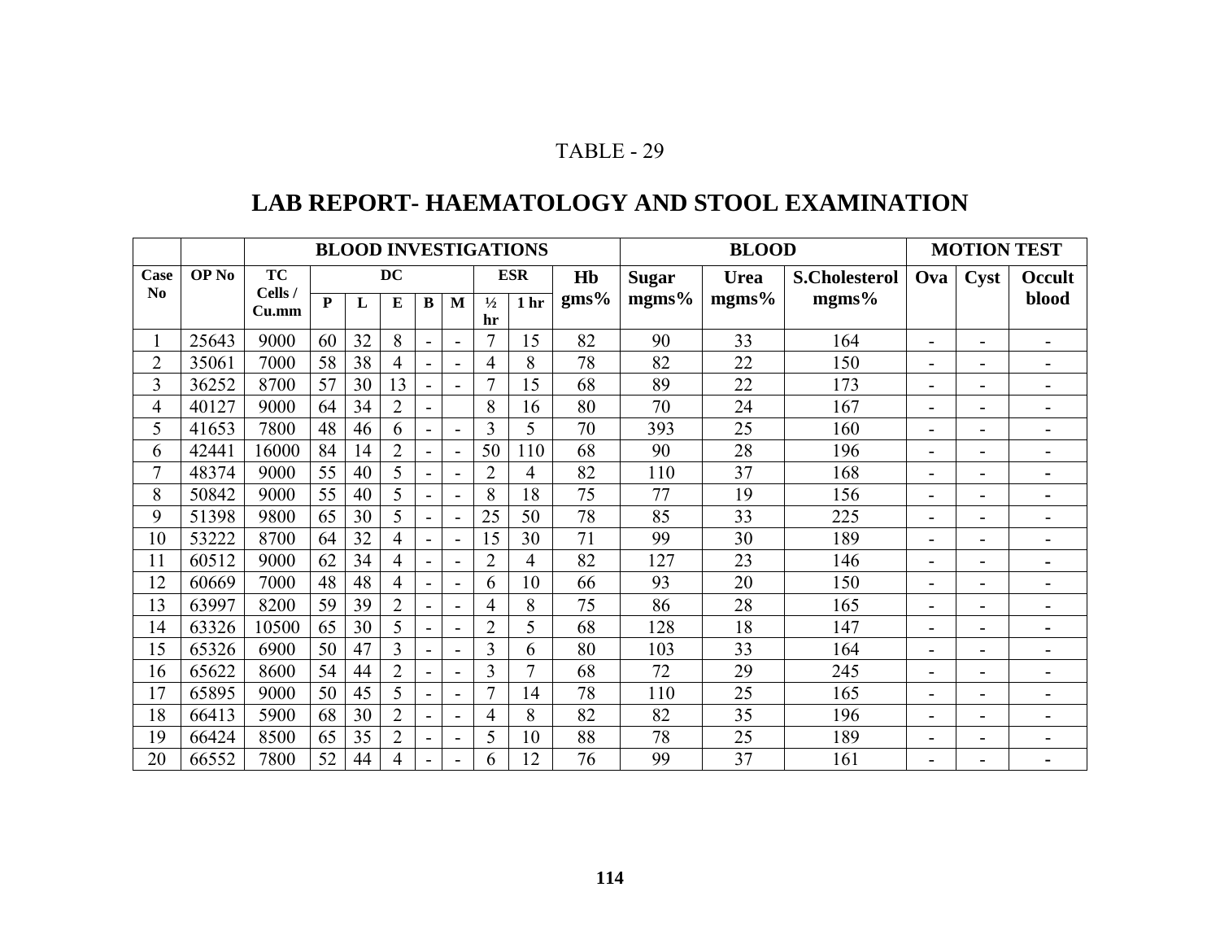TABLE - 29

# LAB REPORT- HAEMATOLOGY AND STOOL EXAMINATION

| | | BLOOD INVESTIGATIONS | | | | | | | | | BLOOD | | | MOTION TEST | | |
|---|---|---|---|---|---|---|---|---|---|---|---|---|---|---|---|---|
| Case No | OP No | TC Cells / Cu.mm | DC | | | | | ESR | | Hb gms% | Sugar mgms% | Urea mgms% | S.Cholesterol mgms% | Ova | Cyst | Occult blood |
| | | | P | L | E | B | M | ½ hr | 1 hr | | | | | | | |
| 1 | 25643 | 9000 | 60 | 32 | 8 | - | - | 7 | 15 | 82 | 90 | 33 | 164 | - | - | - |
| 2 | 35061 | 7000 | 58 | 38 | 4 | - | - | 4 | 8 | 78 | 82 | 22 | 150 | - | - | - |
| 3 | 36252 | 8700 | 57 | 30 | 13 | - | - | 7 | 15 | 68 | 89 | 22 | 173 | - | - | - |
| 4 | 40127 | 9000 | 64 | 34 | 2 | - | | 8 | 16 | 80 | 70 | 24 | 167 | - | - | - |
| 5 | 41653 | 7800 | 48 | 46 | 6 | - | - | 3 | 5 | 70 | 393 | 25 | 160 | - | - | - |
| 6 | 42441 | 16000 | 84 | 14 | 2 | - | - | 50 | 110 | 68 | 90 | 28 | 196 | - | - | - |
| 7 | 48374 | 9000 | 55 | 40 | 5 | - | - | 2 | 4 | 82 | 110 | 37 | 168 | - | - | - |
| 8 | 50842 | 9000 | 55 | 40 | 5 | - | - | 8 | 18 | 75 | 77 | 19 | 156 | - | - | - |
| 9 | 51398 | 9800 | 65 | 30 | 5 | - | - | 25 | 50 | 78 | 85 | 33 | 225 | - | - | - |
| 10 | 53222 | 8700 | 64 | 32 | 4 | - | - | 15 | 30 | 71 | 99 | 30 | 189 | - | - | - |
| 11 | 60512 | 9000 | 62 | 34 | 4 | - | - | 2 | 4 | 82 | 127 | 23 | 146 | - | - | - |
| 12 | 60669 | 7000 | 48 | 48 | 4 | - | - | 6 | 10 | 66 | 93 | 20 | 150 | - | - | - |
| 13 | 63997 | 8200 | 59 | 39 | 2 | - | - | 4 | 8 | 75 | 86 | 28 | 165 | - | - | - |
| 14 | 63326 | 10500 | 65 | 30 | 5 | - | - | 2 | 5 | 68 | 128 | 18 | 147 | - | - | - |
| 15 | 65326 | 6900 | 50 | 47 | 3 | - | - | 3 | 6 | 80 | 103 | 33 | 164 | - | - | - |
| 16 | 65622 | 8600 | 54 | 44 | 2 | - | - | 3 | 7 | 68 | 72 | 29 | 245 | - | - | - |
| 17 | 65895 | 9000 | 50 | 45 | 5 | - | - | 7 | 14 | 78 | 110 | 25 | 165 | - | - | - |
| 18 | 66413 | 5900 | 68 | 30 | 2 | - | - | 4 | 8 | 82 | 82 | 35 | 196 | - | - | - |
| 19 | 66424 | 8500 | 65 | 35 | 2 | - | - | 5 | 10 | 88 | 78 | 25 | 189 | - | - | - |
| 20 | 66552 | 7800 | 52 | 44 | 4 | - | - | 6 | 12 | 76 | 99 | 37 | 161 | - | - | - |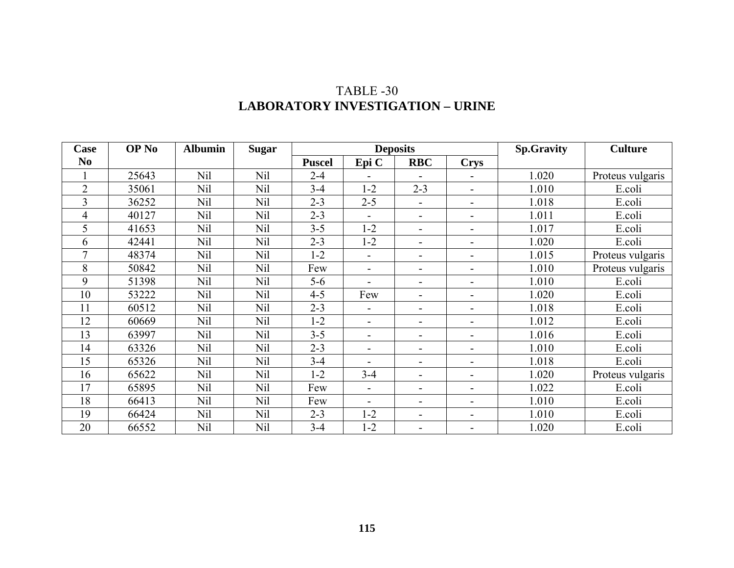TABLE -30

**LABORATORY INVESTIGATION – URINE**

| Case No | OP No | Albumin | Sugar | Deposits | | | | Sp.Gravity | Culture |
|---|---|---|---|---|---|---|---|---|---|
| | | | | Puscel | Epi C | RBC | Crys | | |
| 1 | 25643 | Nil | Nil | 2-4 | - | - | - | 1.020 | Proteus vulgaris |
| 2 | 35061 | Nil | Nil | 3-4 | 1-2 | 2-3 | - | 1.010 | E.coli |
| 3 | 36252 | Nil | Nil | 2-3 | 2-5 | - | - | 1.018 | E.coli |
| 4 | 40127 | Nil | Nil | 2-3 | - | - | - | 1.011 | E.coli |
| 5 | 41653 | Nil | Nil | 3-5 | 1-2 | - | - | 1.017 | E.coli |
| 6 | 42441 | Nil | Nil | 2-3 | 1-2 | - | - | 1.020 | E.coli |
| 7 | 48374 | Nil | Nil | 1-2 | - | - | - | 1.015 | Proteus vulgaris |
| 8 | 50842 | Nil | Nil | Few | - | - | - | 1.010 | Proteus vulgaris |
| 9 | 51398 | Nil | Nil | 5-6 | - | - | - | 1.010 | E.coli |
| 10 | 53222 | Nil | Nil | 4-5 | Few | - | - | 1.020 | E.coli |
| 11 | 60512 | Nil | Nil | 2-3 | - | - | - | 1.018 | E.coli |
| 12 | 60669 | Nil | Nil | 1-2 | - | - | - | 1.012 | E.coli |
| 13 | 63997 | Nil | Nil | 3-5 | - | - | - | 1.016 | E.coli |
| 14 | 63326 | Nil | Nil | 2-3 | - | - | - | 1.010 | E.coli |
| 15 | 65326 | Nil | Nil | 3-4 | - | - | - | 1.018 | E.coli |
| 16 | 65622 | Nil | Nil | 1-2 | 3-4 | - | - | 1.020 | Proteus vulgaris |
| 17 | 65895 | Nil | Nil | Few | - | - | - | 1.022 | E.coli |
| 18 | 66413 | Nil | Nil | Few | - | - | - | 1.010 | E.coli |
| 19 | 66424 | Nil | Nil | 2-3 | 1-2 | - | - | 1.010 | E.coli |
| 20 | 66552 | Nil | Nil | 3-4 | 1-2 | - | - | 1.020 | E.coli |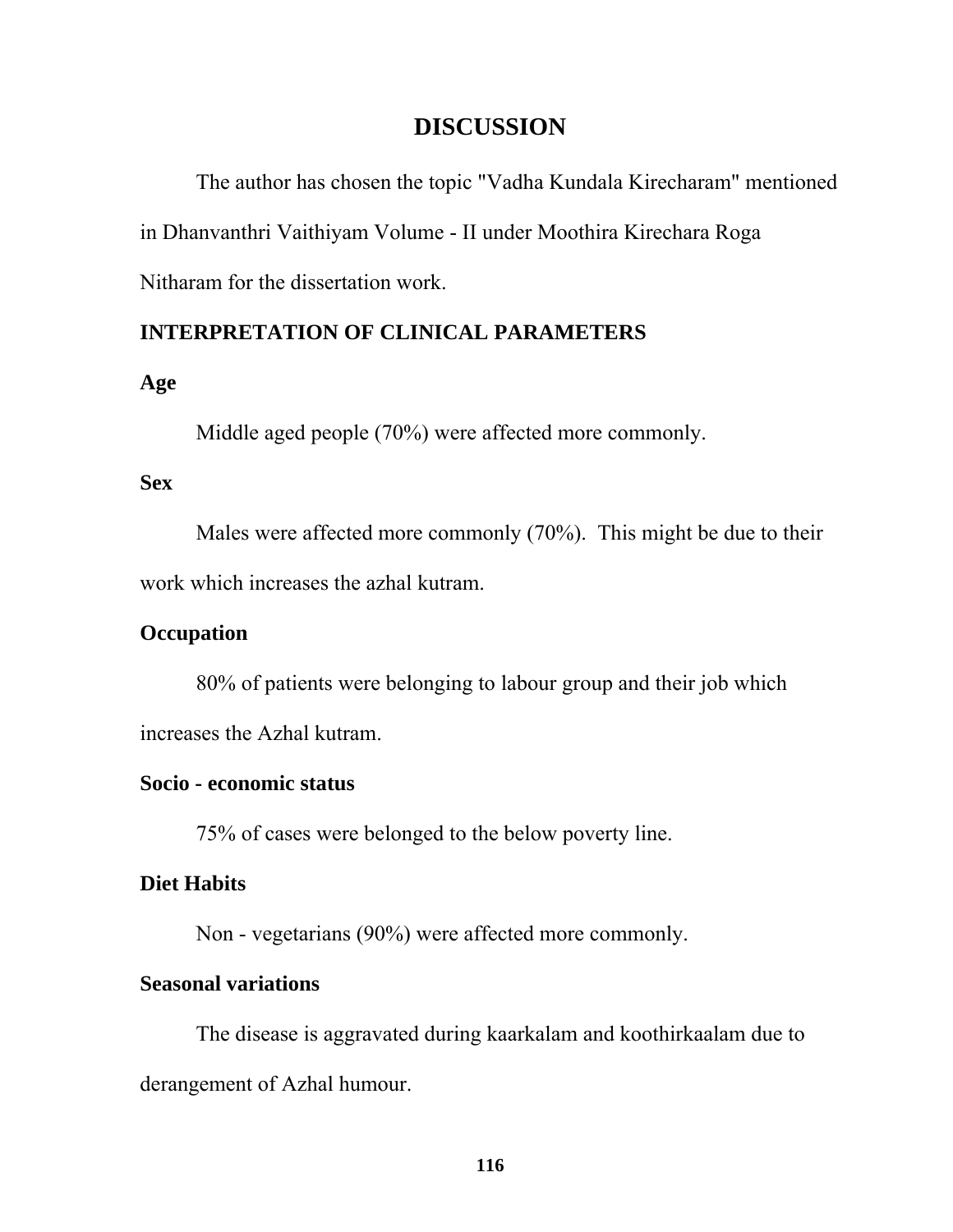# DISCUSSION

The author has chosen the topic "Vadha Kundala Kirecharam" mentioned in Dhanvanthri Vaithiyam Volume - II under Moothira Kirechara Roga Nitharam for the dissertation work.

## INTERPRETATION OF CLINICAL PARAMETERS

### Age

Middle aged people (70%) were affected more commonly.

### Sex

Males were affected more commonly (70%). This might be due to their work which increases the azhal kutram.

### Occupation

80% of patients were belonging to labour group and their job which increases the Azhal kutram.

### Socio - economic status

75% of cases were belonged to the below poverty line.

### Diet Habits

Non - vegetarians (90%) were affected more commonly.

### Seasonal variations

The disease is aggravated during kaarkalam and koothirkaalam due to derangement of Azhal humour.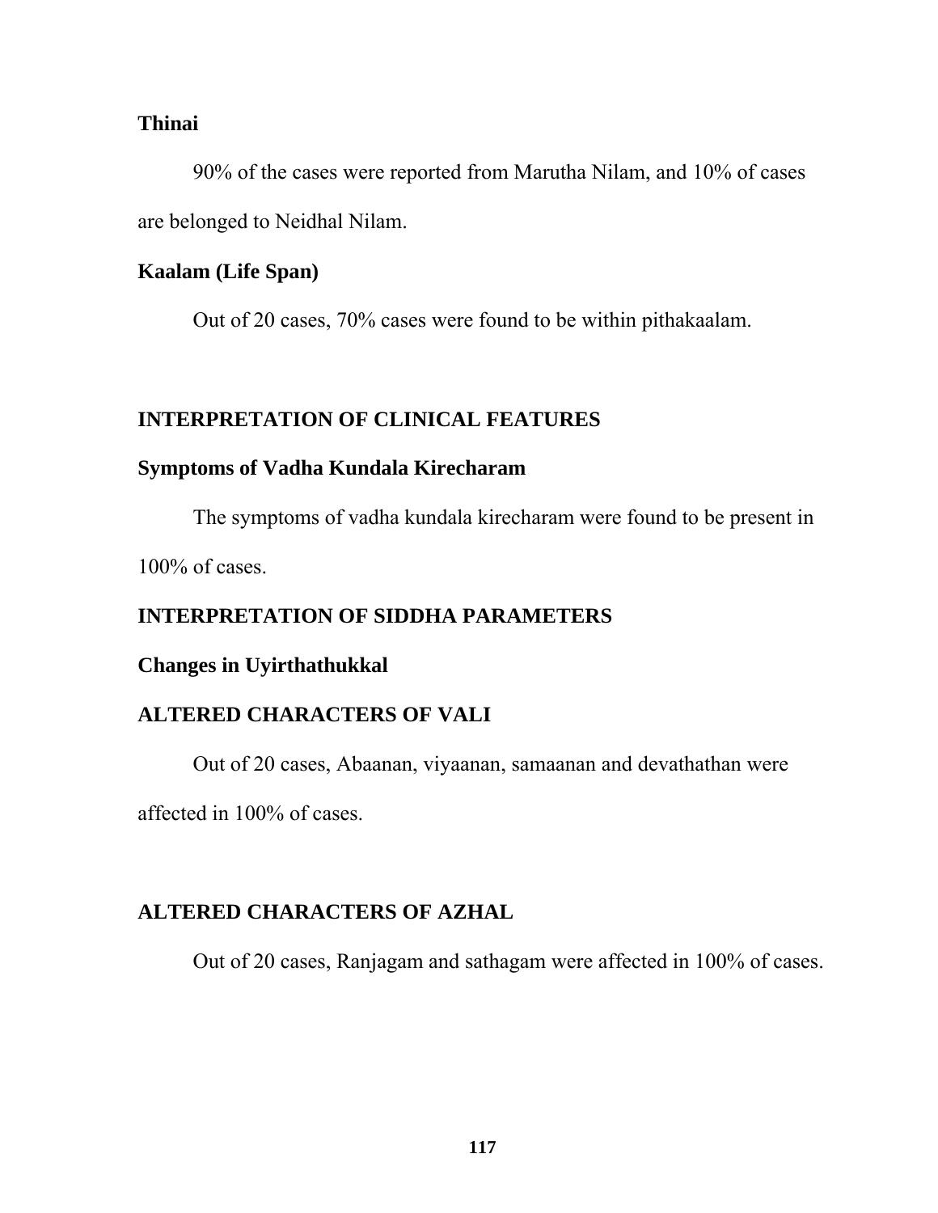### Thinai

90% of the cases were reported from Marutha Nilam, and 10% of cases are belonged to Neidhal Nilam.

### Kaalam (Life Span)

Out of 20 cases, 70% cases were found to be within pithakaalam.

## INTERPRETATION OF CLINICAL FEATURES

### Symptoms of Vadha Kundala Kirecharam

The symptoms of vadha kundala kirecharam were found to be present in 100% of cases.

## INTERPRETATION OF SIDDHA PARAMETERS

### Changes in Uyirthathukkal

### ALTERED CHARACTERS OF VALI

Out of 20 cases, Abaanan, viyaanan, samaanan and devathathan were affected in 100% of cases.

### ALTERED CHARACTERS OF AZHAL

Out of 20 cases, Ranjagam and sathagam were affected in 100% of cases.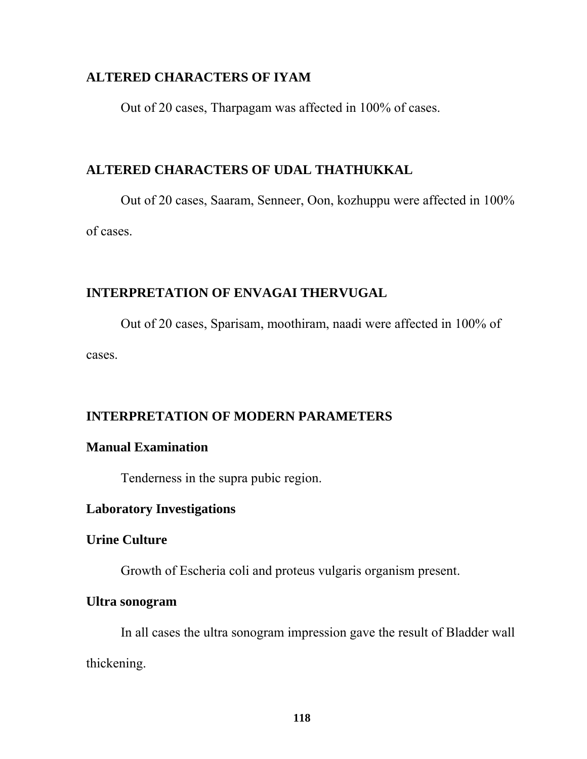## ALTERED CHARACTERS OF IYAM

Out of 20 cases, Tharpagam was affected in 100% of cases.

## ALTERED CHARACTERS OF UDAL THATHUKKAL

Out of 20 cases, Saaram, Senneer, Oon, kozhuppu were affected in 100% of cases.

## INTERPRETATION OF ENVAGAI THERVUGAL

Out of 20 cases, Sparisam, moothiram, naadi were affected in 100% of cases.

## INTERPRETATION OF MODERN PARAMETERS

### Manual Examination

Tenderness in the supra pubic region.

### Laboratory Investigations

### Urine Culture

Growth of Escheria coli and proteus vulgaris organism present.

### Ultra sonogram

In all cases the ultra sonogram impression gave the result of Bladder wall thickening.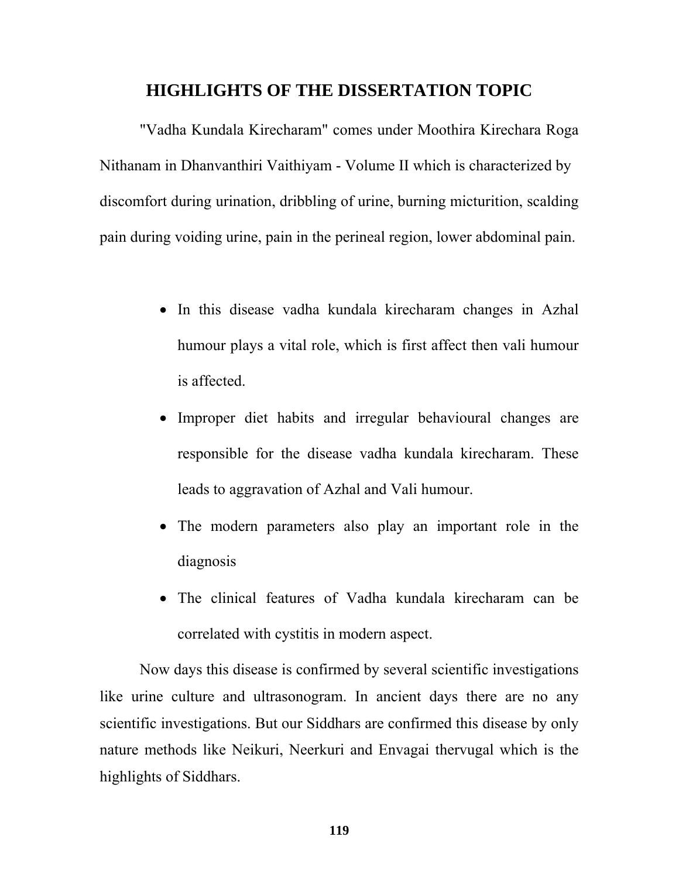# HIGHLIGHTS OF THE DISSERTATION TOPIC

"Vadha Kundala Kirecharam" comes under Moothira Kirechara Roga Nithanam in Dhanvanthiri Vaithiyam - Volume II which is characterized by discomfort during urination, dribbling of urine, burning micturition, scalding pain during voiding urine, pain in the perineal region, lower abdominal pain.

- In this disease vadha kundala kirecharam changes in Azhal humour plays a vital role, which is first affect then vali humour is affected.
- Improper diet habits and irregular behavioural changes are responsible for the disease vadha kundala kirecharam. These leads to aggravation of Azhal and Vali humour.
- The modern parameters also play an important role in the diagnosis
- The clinical features of Vadha kundala kirecharam can be correlated with cystitis in modern aspect.

Now days this disease is confirmed by several scientific investigations like urine culture and ultrasonogram. In ancient days there are no any scientific investigations. But our Siddhars are confirmed this disease by only nature methods like Neikuri, Neerkuri and Envagai thervugal which is the highlights of Siddhars.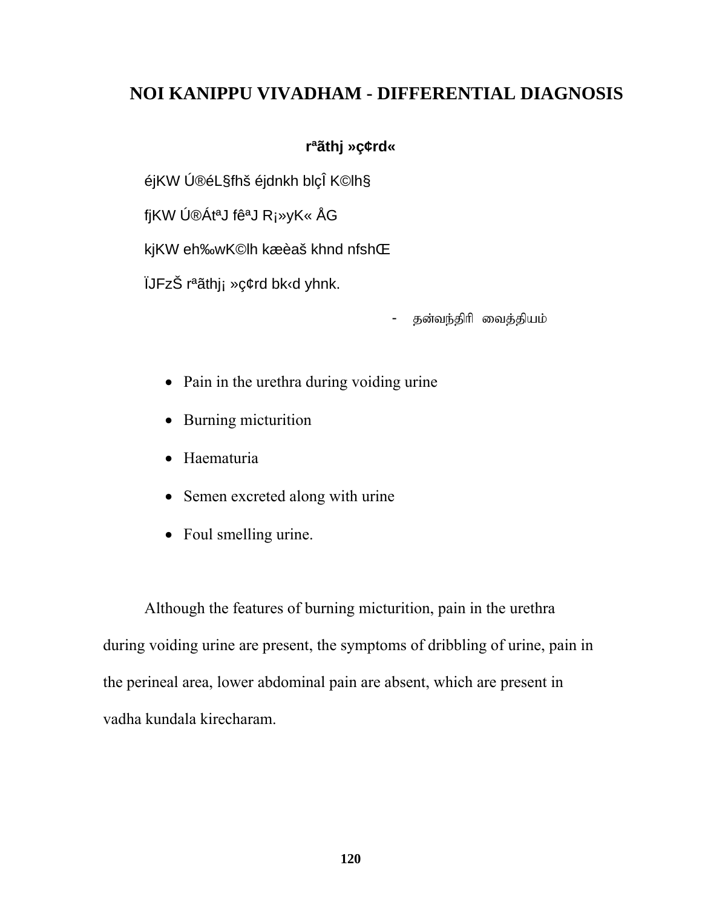# NOI KANIPPU VIVADHAM - DIFFERENTIAL DIAGNOSIS

**rªãthj »ç¢rd«**

éjKW Ú®éL§fhš éjdnkh blçÎ K©lh§

fjKW Ú®ÁtªJ fêªJ R¡»yK« ÅG

kjKW eh‰wK©lh kæèaš khnd nfshŒ

ÏJFzŠ rªãthj¡ »ç¢rd bk‹d yhnk.

- தன்வந்திரி வைத்தியம்

- Pain in the urethra during voiding urine
- Burning micturition
- Haematuria
- Semen excreted along with urine
- Foul smelling urine.

Although the features of burning micturition, pain in the urethra during voiding urine are present, the symptoms of dribbling of urine, pain in the perineal area, lower abdominal pain are absent, which are present in vadha kundala kirecharam.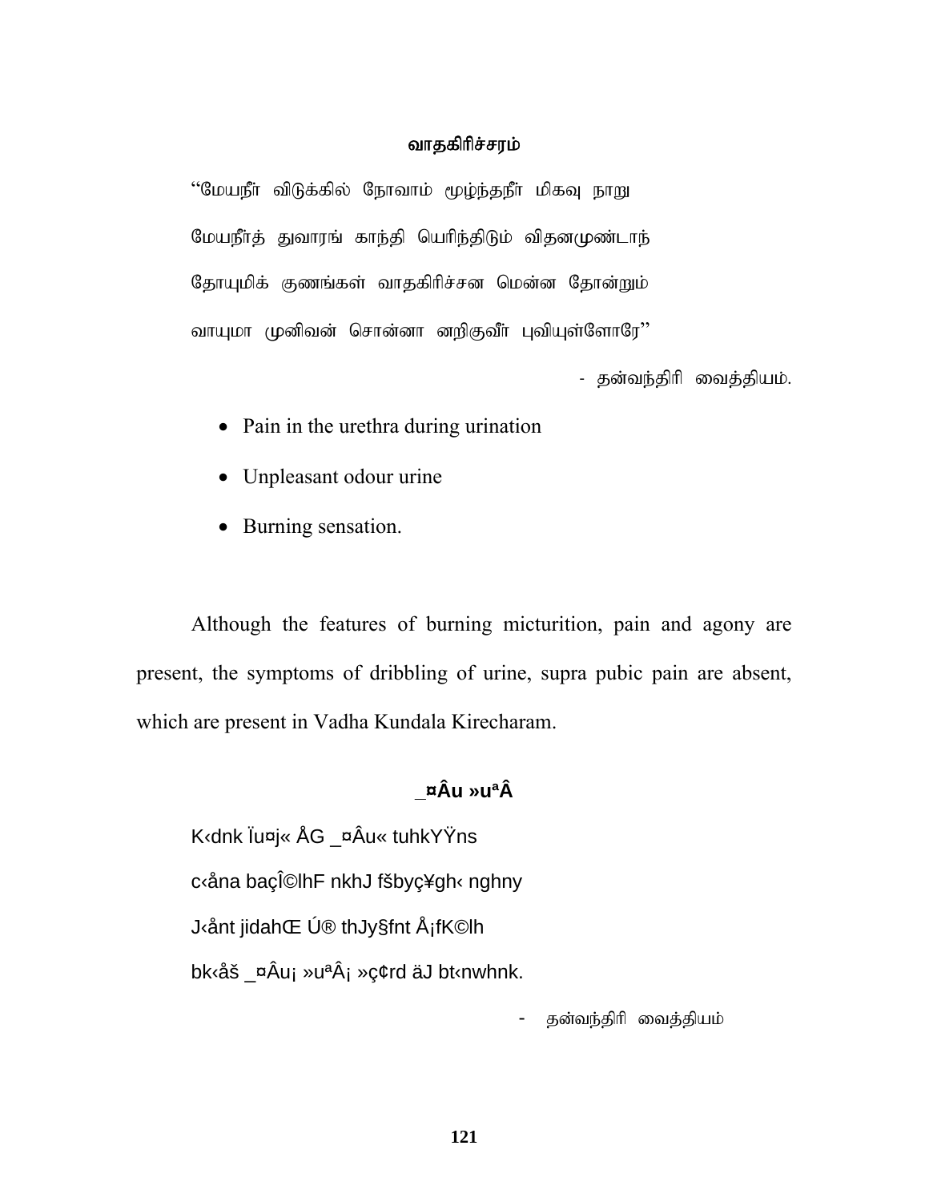### வாதகிரிச்சரம்

"மேயநீா் விடுக்கில் நோவாம் மூழ்ந்தநீா் மிகவு நாறு

மேயநீர்த் துவாரங் காந்தி யெரிந்திடும் விதனமுண்டாந்

தோயுமிக் குணங்கள் வாதகிரிச்சன மென்ன தோன்றும்

வாயுமா முனிவன் சொன்னா னறிகுவீா் புவியுள்ளோரே"

- தன்வந்திரி வைத்தியம்.

- Pain in the urethra during urination
- Unpleasant odour urine
- Burning sensation.

Although the features of burning micturition, pain and agony are present, the symptoms of dribbling of urine, supra pubic pain are absent, which are present in Vadha Kundala Kirecharam.

### _¤Âu »uªÂ

K‹dnk Ïu¤j« ÅG _¤Âu« tuhkYŸns

c‹åna baçÎ©lhF nkhJ fšbyç¥gh‹ nghny

J‹ånt jidahŒ Ú® thJy§fnt Å¡fK©lh

bk‹åš _¤Âu¡ »uªÂ¡ »ç¢rd äJ bt‹nwhnk.

- தன்வந்திரி வைத்தியம்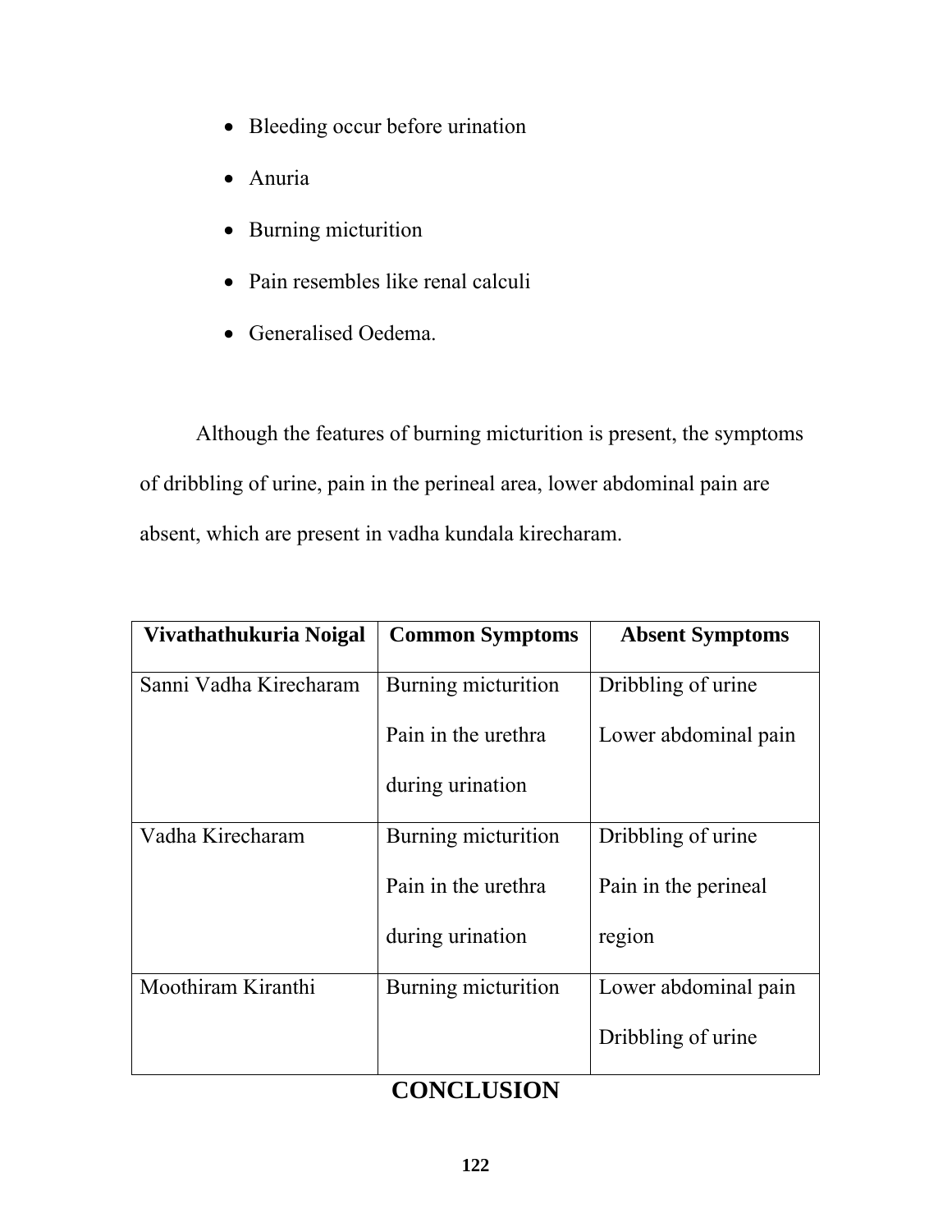- Bleeding occur before urination
- Anuria
- Burning micturition
- Pain resembles like renal calculi
- Generalised Oedema.

Although the features of burning micturition is present, the symptoms of dribbling of urine, pain in the perineal area, lower abdominal pain are absent, which are present in vadha kundala kirecharam.

| Vivathathukuria Noigal | Common Symptoms | Absent Symptoms |
|---|---|---|
| Sanni Vadha Kirecharam | Burning micturition<br>Pain in the urethra during urination | Dribbling of urine<br>Lower abdominal pain |
| Vadha Kirecharam | Burning micturition<br>Pain in the urethra during urination | Dribbling of urine<br>Pain in the perineal region |
| Moothiram Kiranthi | Burning micturition | Lower abdominal pain<br>Dribbling of urine |

## CONCLUSION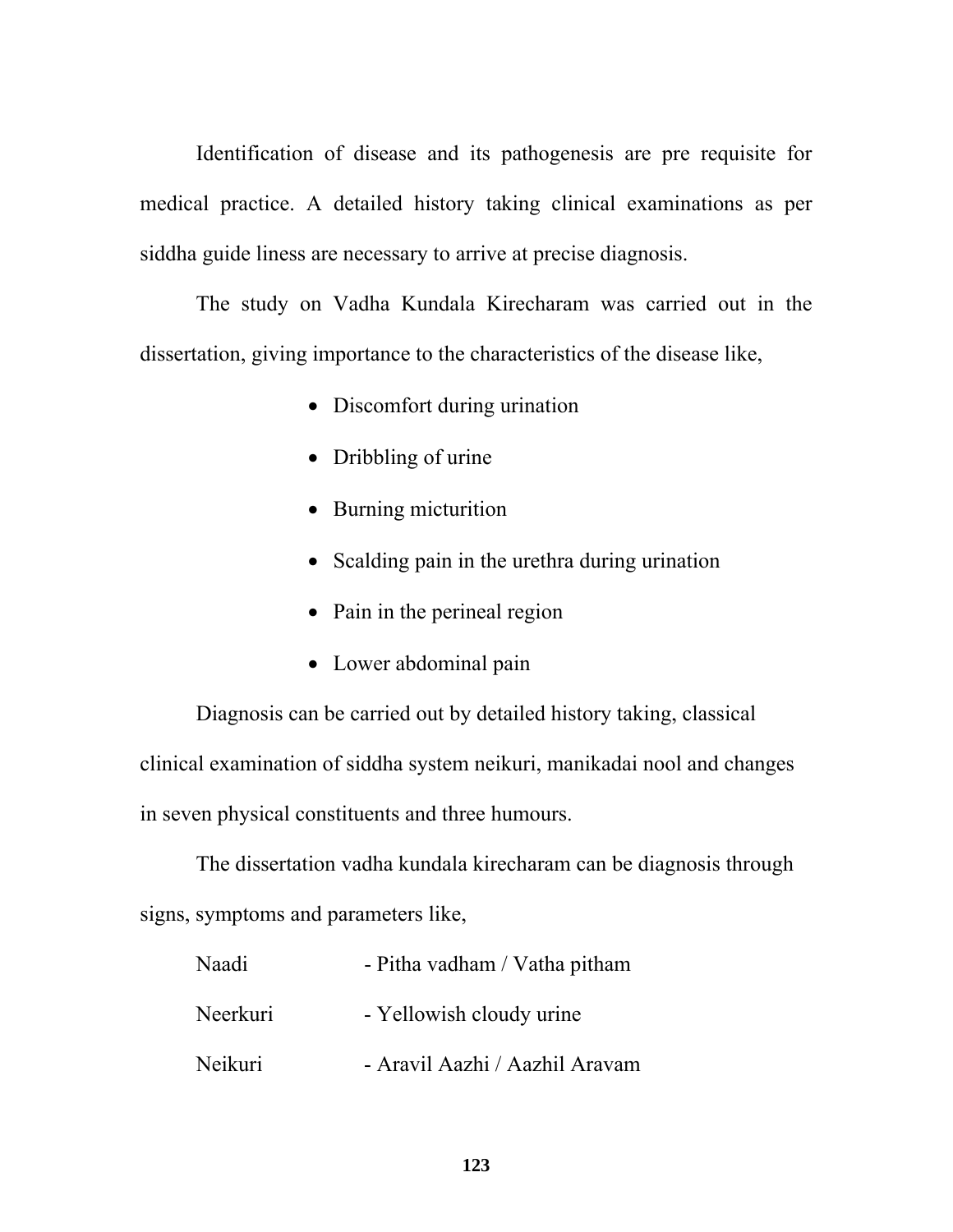Identification of disease and its pathogenesis are pre requisite for medical practice. A detailed history taking clinical examinations as per siddha guide liness are necessary to arrive at precise diagnosis.

The study on Vadha Kundala Kirecharam was carried out in the dissertation, giving importance to the characteristics of the disease like,

- Discomfort during urination
- Dribbling of urine
- Burning micturition
- Scalding pain in the urethra during urination
- Pain in the perineal region
- Lower abdominal pain

Diagnosis can be carried out by detailed history taking, classical clinical examination of siddha system neikuri, manikadai nool and changes in seven physical constituents and three humours.

The dissertation vadha kundala kirecharam can be diagnosis through signs, symptoms and parameters like,

Naadi - Pitha vadham / Vatha pitham

Neerkuri - Yellowish cloudy urine

Neikuri - Aravil Aazhi / Aazhil Aravam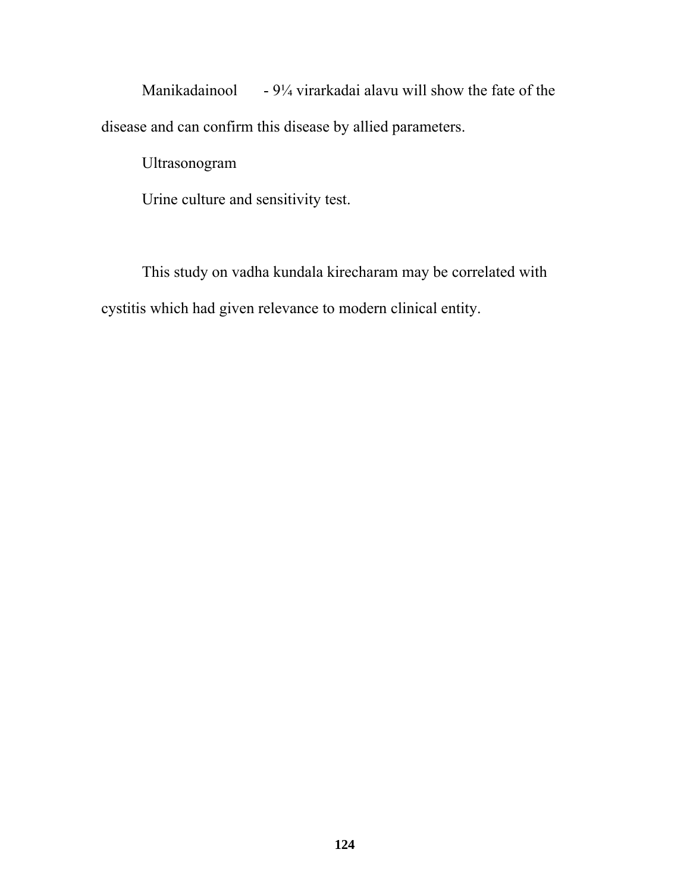Manikadainool - 9¼ virarkadai alavu will show the fate of the disease and can confirm this disease by allied parameters.

Ultrasonogram

Urine culture and sensitivity test.

This study on vadha kundala kirecharam may be correlated with cystitis which had given relevance to modern clinical entity.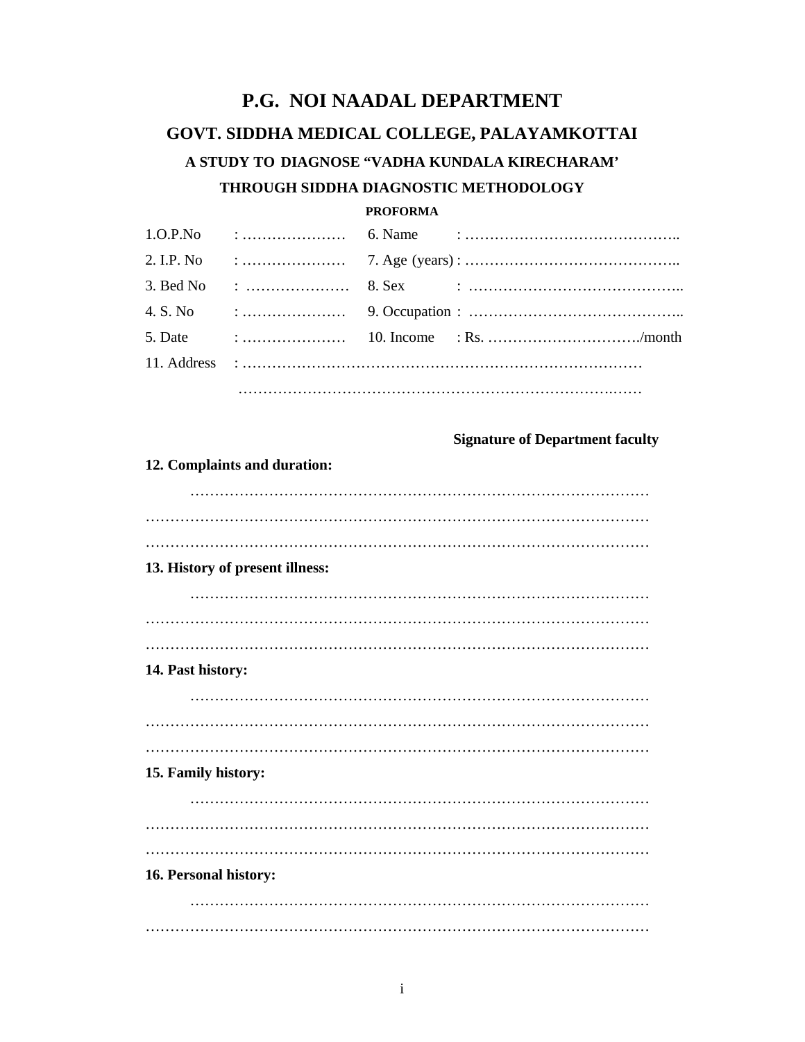# P.G. NOI NAADAL DEPARTMENT

## GOVT. SIDDHA MEDICAL COLLEGE, PALAYAMKOTTAI

### A STUDY TO DIAGNOSE "VADHA KUNDALA KIRECHARAM'

### THROUGH SIDDHA DIAGNOSTIC METHODOLOGY

**PROFORMA**

| | | | |
|---|---|---|---|
| 1.O.P.No | : ………………… | 6. Name | : …………………………………….. |
| 2. I.P. No | : ………………… | 7. Age (years) | : …………………………………….. |
| 3. Bed No | : ………………… | 8. Sex | : …………………………………….. |
| 4. S. No | : ………………… | 9. Occupation | : …………………………………….. |
| 5. Date | : ………………… | 10. Income | : Rs. …………………………./month |

11. Address : ………………………………………………………………………
………………………………………………………………………..……

**Signature of Department faculty**

**12. Complaints and duration:**

………………………………………………………………………………
………………………………………………………………………………………
………………………………………………………………………………………

**13. History of present illness:**

………………………………………………………………………………
………………………………………………………………………………………
………………………………………………………………………………………

**14. Past history:**

………………………………………………………………………………
………………………………………………………………………………………
………………………………………………………………………………………

**15. Family history:**

………………………………………………………………………………
………………………………………………………………………………………
………………………………………………………………………………………

**16. Personal history:**

………………………………………………………………………………
………………………………………………………………………………………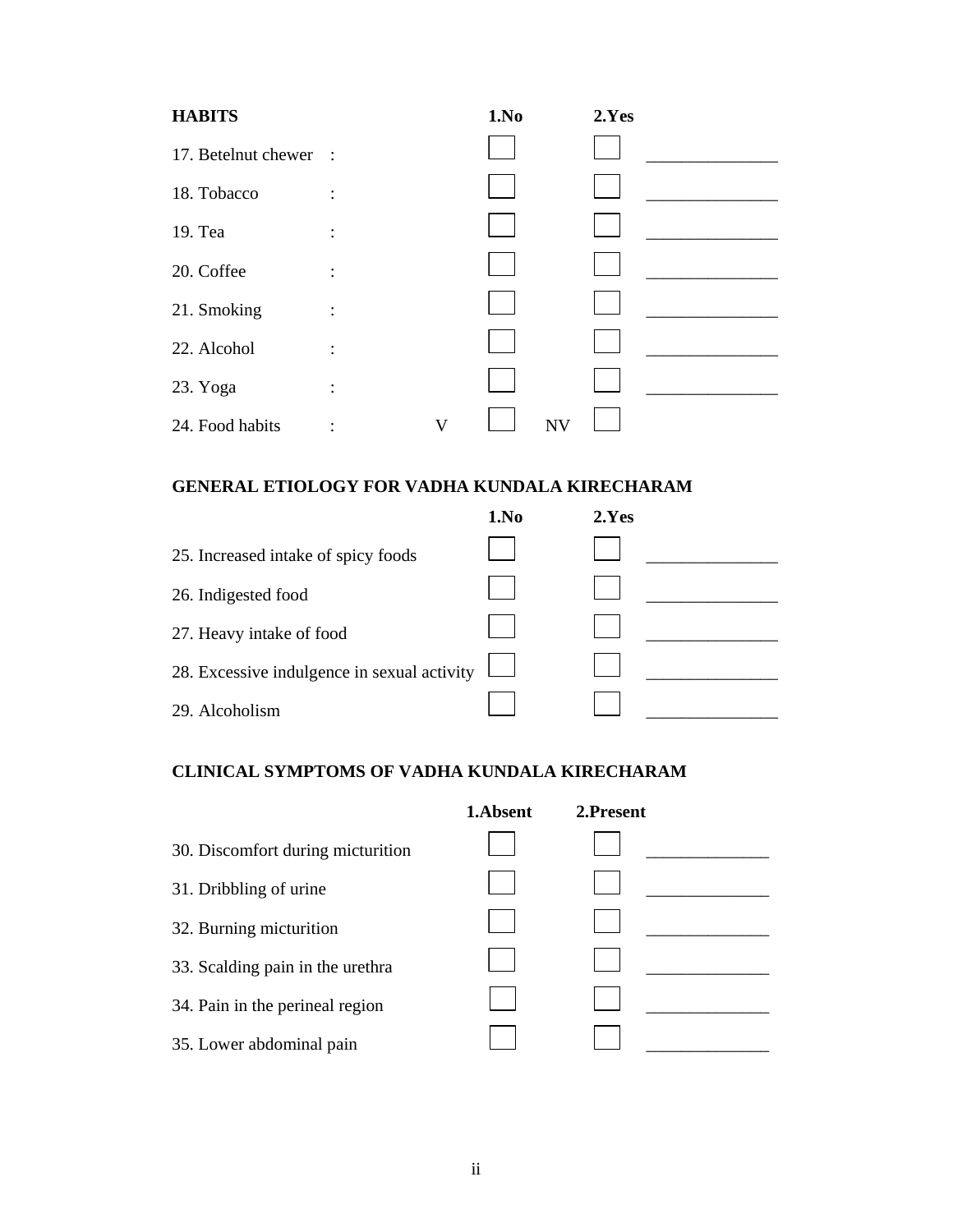**HABITS**

| | | 1.No | 2.Yes | |
|---|---|---|---|---|
| 17. Betelnut chewer | : | ☐ | ☐ | _______________ |
| 18. Tobacco | : | ☐ | ☐ | _______________ |
| 19. Tea | : | ☐ | ☐ | _______________ |
| 20. Coffee | : | ☐ | ☐ | _______________ |
| 21. Smoking | : | ☐ | ☐ | _______________ |
| 22. Alcohol | : | ☐ | ☐ | _______________ |
| 23. Yoga | : | ☐ | ☐ | _______________ |
| 24. Food habits | : | V ☐ | NV ☐ | |

**GENERAL ETIOLOGY FOR VADHA KUNDALA KIRECHARAM**

| | 1.No | 2.Yes | |
|---|---|---|---|
| 25. Increased intake of spicy foods | ☐ | ☐ | _______________ |
| 26. Indigested food | ☐ | ☐ | _______________ |
| 27. Heavy intake of food | ☐ | ☐ | _______________ |
| 28. Excessive indulgence in sexual activity | ☐ | ☐ | _______________ |
| 29. Alcoholism | ☐ | ☐ | _______________ |

**CLINICAL SYMPTOMS OF VADHA KUNDALA KIRECHARAM**

| | 1.Absent | 2.Present | |
|---|---|---|---|
| 30. Discomfort during micturition | ☐ | ☐ | ______________ |
| 31. Dribbling of urine | ☐ | ☐ | ______________ |
| 32. Burning micturition | ☐ | ☐ | ______________ |
| 33. Scalding pain in the urethra | ☐ | ☐ | ______________ |
| 34. Pain in the perineal region | ☐ | ☐ | ______________ |
| 35. Lower abdominal pain | ☐ | ☐ | ______________ |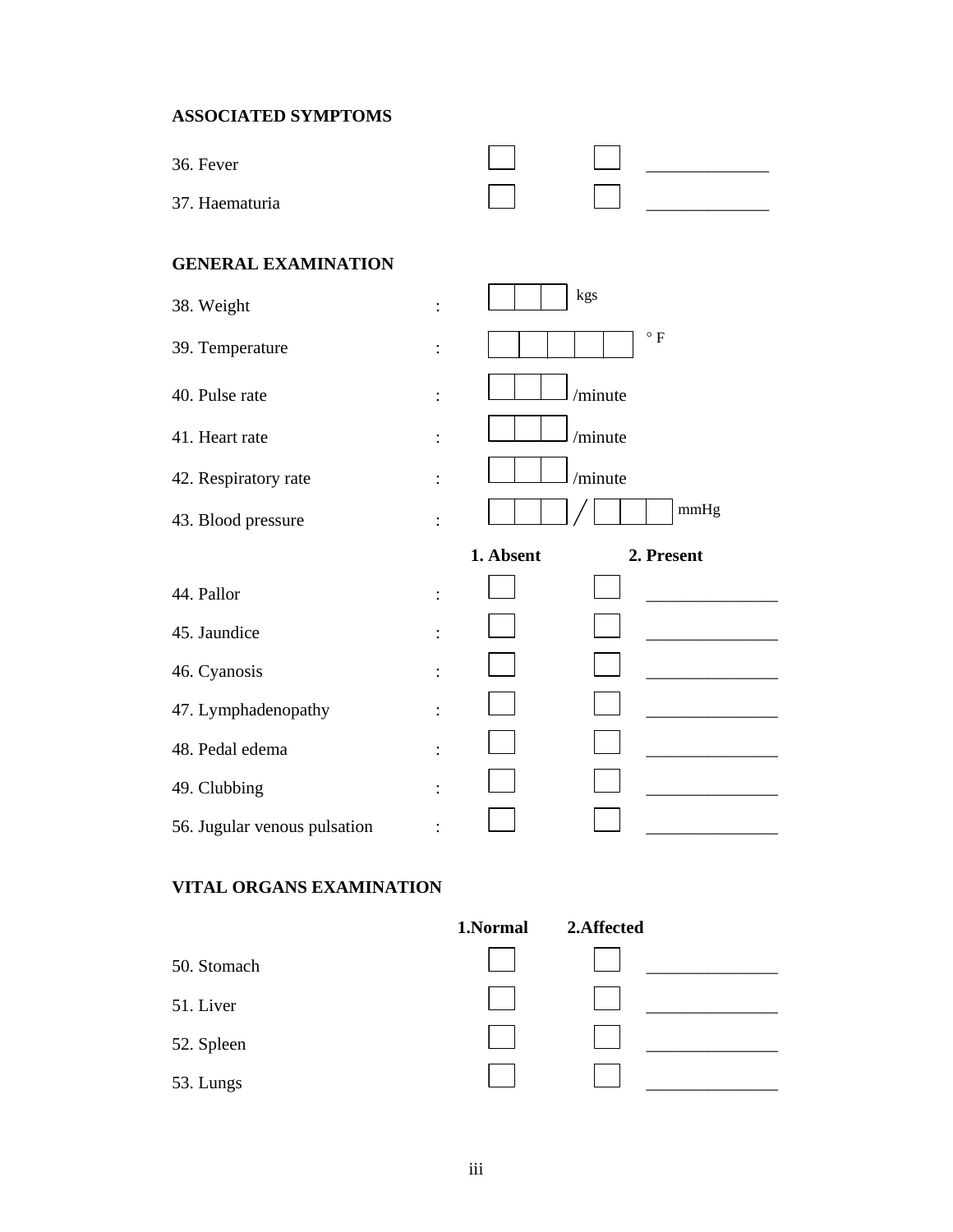**ASSOCIATED SYMPTOMS**

| | | | |
|---|---|---|---|
| 36. Fever | ☐ | ☐ | ______________ |
| 37. Haematuria | ☐ | ☐ | ______________ |

**GENERAL EXAMINATION**

38. Weight : ☐☐☐ kgs

39. Temperature : ☐☐☐☐☐ ° F

40. Pulse rate : ☐☐☐ /minute

41. Heart rate : ☐☐☐ /minute

42. Respiratory rate : ☐☐☐ /minute

43. Blood pressure : ☐☐☐ / ☐☐☐ mmHg

| | | **1. Absent** | **2. Present** | |
|---|---|---|---|---|
| 44. Pallor | : | ☐ | ☐ | ______________ |
| 45. Jaundice | : | ☐ | ☐ | ______________ |
| 46. Cyanosis | : | ☐ | ☐ | ______________ |
| 47. Lymphadenopathy | : | ☐ | ☐ | ______________ |
| 48. Pedal edema | : | ☐ | ☐ | ______________ |
| 49. Clubbing | : | ☐ | ☐ | ______________ |
| 56. Jugular venous pulsation | : | ☐ | ☐ | ______________ |

**VITAL ORGANS EXAMINATION**

| | **1.Normal** | **2.Affected** | |
|---|---|---|---|
| 50. Stomach | ☐ | ☐ | ______________ |
| 51. Liver | ☐ | ☐ | ______________ |
| 52. Spleen | ☐ | ☐ | ______________ |
| 53. Lungs | ☐ | ☐ | ______________ |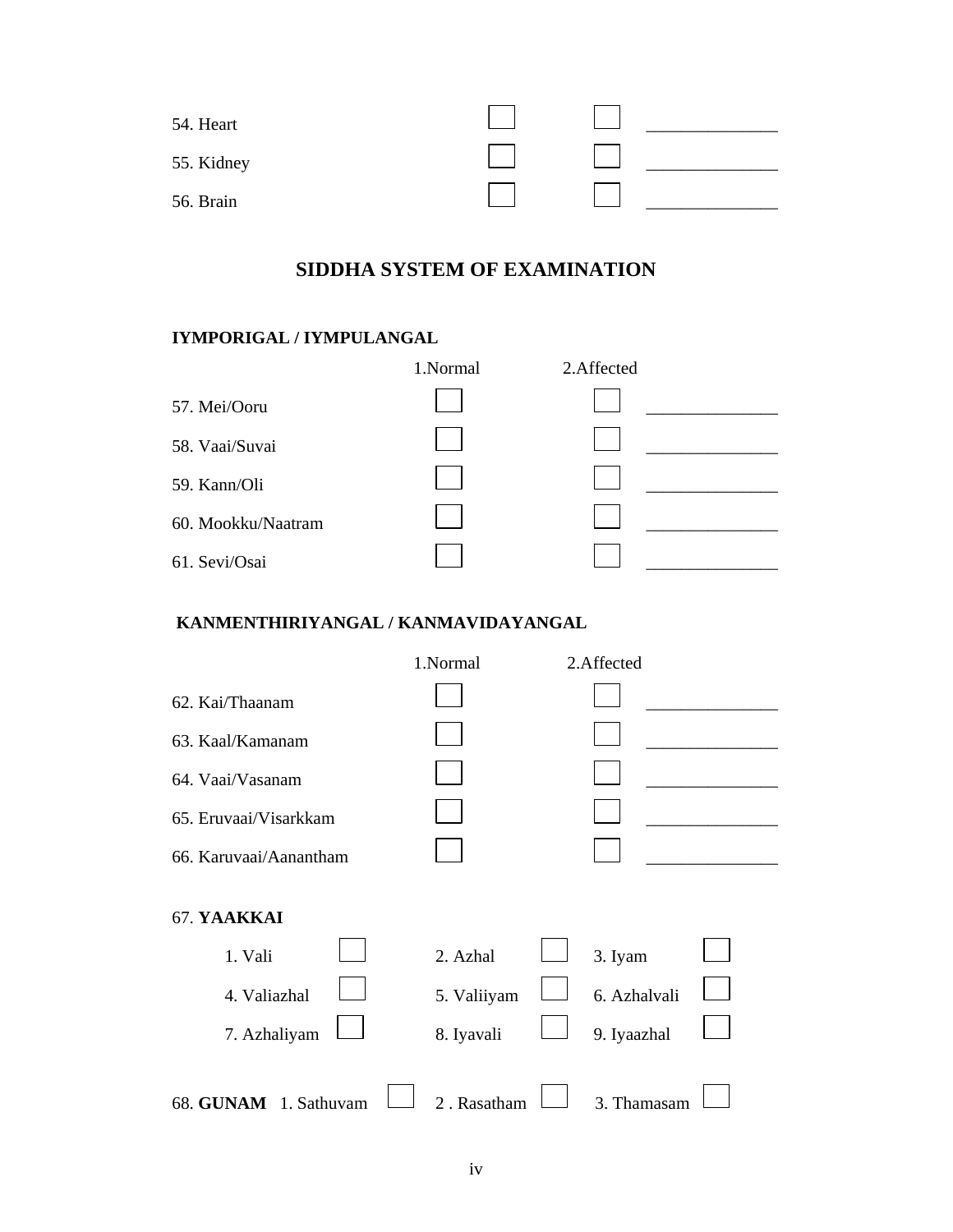| | | | |
|---|---|---|---|
| 54. Heart | ☐ | ☐ | ______________ |
| 55. Kidney | ☐ | ☐ | ______________ |
| 56. Brain | ☐ | ☐ | ______________ |

# SIDDHA SYSTEM OF EXAMINATION

**IYMPORIGAL / IYMPULANGAL**

| | 1.Normal | 2.Affected | |
|---|---|---|---|
| 57. Mei/Ooru | ☐ | ☐ | ______________ |
| 58. Vaai/Suvai | ☐ | ☐ | ______________ |
| 59. Kann/Oli | ☐ | ☐ | ______________ |
| 60. Mookku/Naatram | ☐ | ☐ | ______________ |
| 61. Sevi/Osai | ☐ | ☐ | ______________ |

**KANMENTHIRIYANGAL / KANMAVIDAYANGAL**

| | 1.Normal | 2.Affected | |
|---|---|---|---|
| 62. Kai/Thaanam | ☐ | ☐ | ______________ |
| 63. Kaal/Kamanam | ☐ | ☐ | ______________ |
| 64. Vaai/Vasanam | ☐ | ☐ | ______________ |
| 65. Eruvaai/Visarkkam | ☐ | ☐ | ______________ |
| 66. Karuvaai/Aanantham | ☐ | ☐ | ______________ |

67. **YAAKKAI**

| | | | | | |
|---|---|---|---|---|---|
| 1. Vali | ☐ | 2. Azhal | ☐ | 3. Iyam | ☐ |
| 4. Valiazhal | ☐ | 5. Valiiyam | ☐ | 6. Azhalvali | ☐ |
| 7. Azhaliyam | ☐ | 8. Iyavali | ☐ | 9. Iyaazhal | ☐ |

68. **GUNAM** 1. Sathuvam ☐ 2 . Rasatham ☐ 3. Thamasam ☐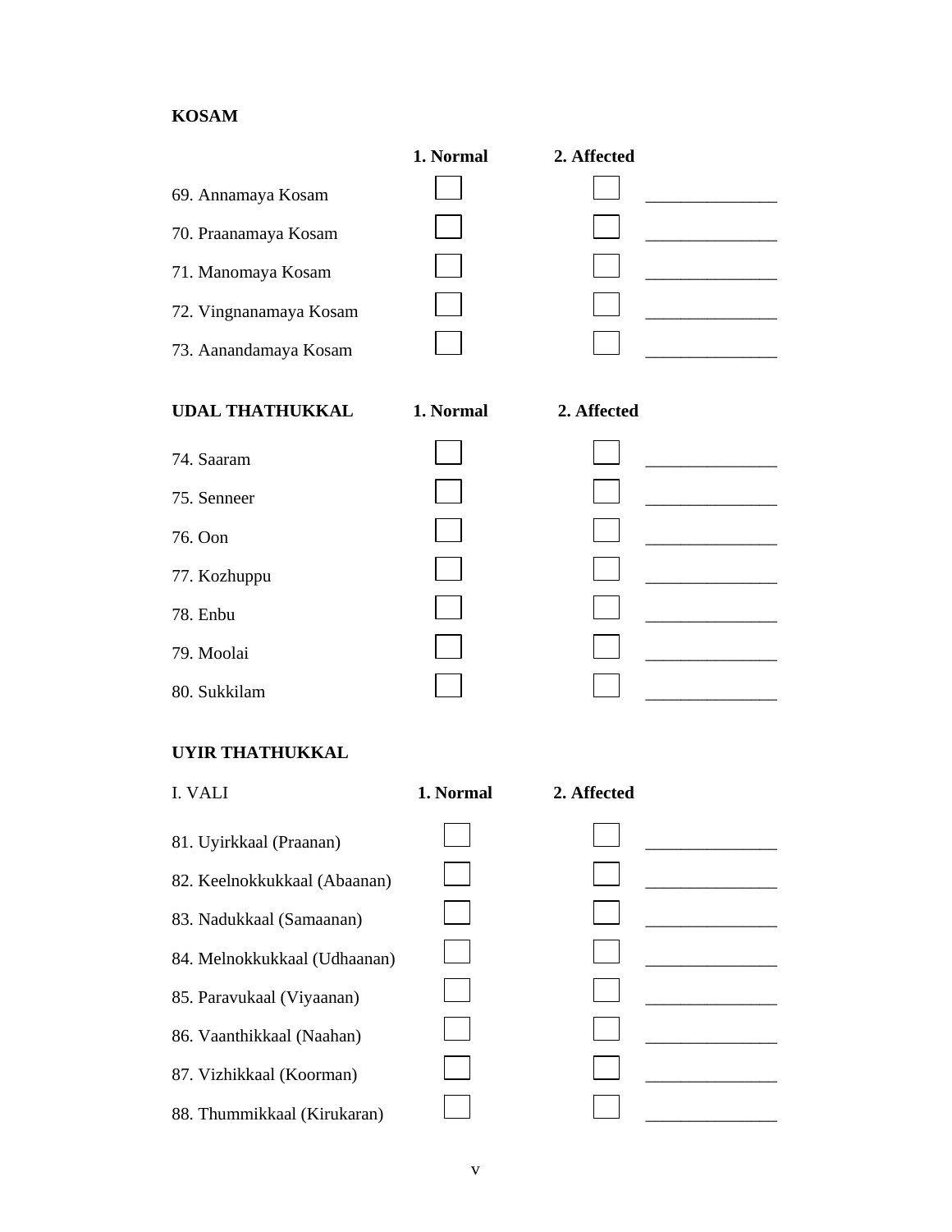**KOSAM**

| | 1. Normal | 2. Affected | |
|---|---|---|---|
| 69. Annamaya Kosam | ☐ | ☐ | _______________ |
| 70. Praanamaya Kosam | ☐ | ☐ | _______________ |
| 71. Manomaya Kosam | ☐ | ☐ | _______________ |
| 72. Vingnanamaya Kosam | ☐ | ☐ | _______________ |
| 73. Aanandamaya Kosam | ☐ | ☐ | _______________ |

| UDAL THATHUKKAL | 1. Normal | 2. Affected | |
|---|---|---|---|
| 74. Saaram | ☐ | ☐ | _______________ |
| 75. Senneer | ☐ | ☐ | _______________ |
| 76. Oon | ☐ | ☐ | _______________ |
| 77. Kozhuppu | ☐ | ☐ | _______________ |
| 78. Enbu | ☐ | ☐ | _______________ |
| 79. Moolai | ☐ | ☐ | _______________ |
| 80. Sukkilam | ☐ | ☐ | _______________ |

**UYIR THATHUKKAL**

| I. VALI | 1. Normal | 2. Affected | |
|---|---|---|---|
| 81. Uyirkkaal (Praanan) | ☐ | ☐ | _______________ |
| 82. Keelnokkukkaal (Abaanan) | ☐ | ☐ | _______________ |
| 83. Nadukkaal (Samaanan) | ☐ | ☐ | _______________ |
| 84. Melnokkukkaal (Udhaanan) | ☐ | ☐ | _______________ |
| 85. Paravukaal (Viyaanan) | ☐ | ☐ | _______________ |
| 86. Vaanthikkaal (Naahan) | ☐ | ☐ | _______________ |
| 87. Vizhikkaal (Koorman) | ☐ | ☐ | _______________ |
| 88. Thummikkaal (Kirukaran) | ☐ | ☐ | _______________ |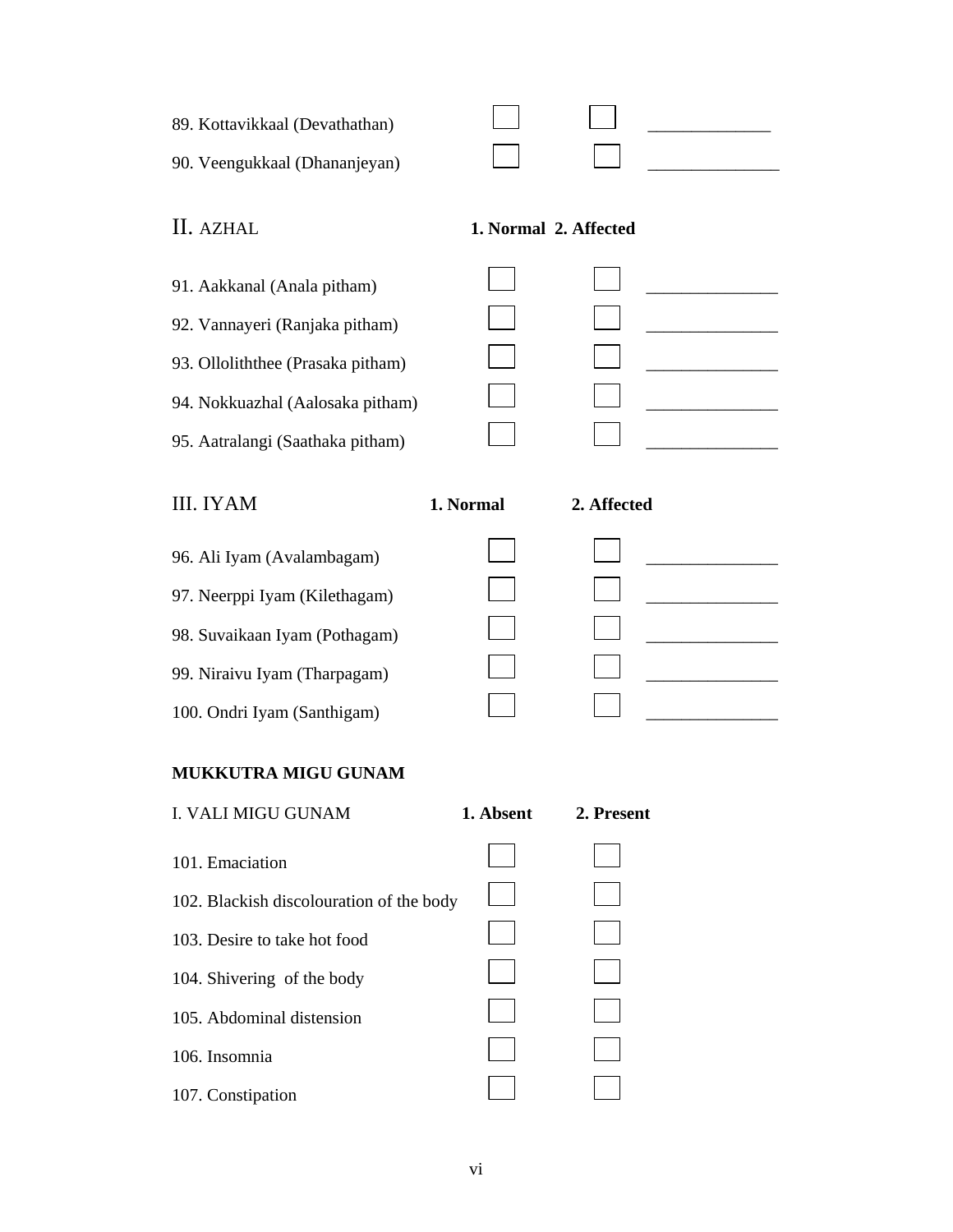| | | | |
|---|---|---|---|
| 89. Kottavikkaal (Devathathan) | ☐ | ☐ | _____________ |
| 90. Veengukkaal (Dhananjeyan) | ☐ | ☐ | ______________ |

**II.** AZHAL

| | 1. Normal | 2. Affected | |
|---|---|---|---|
| 91. Aakkanal (Anala pitham) | ☐ | ☐ | ______________ |
| 92. Vannayeri (Ranjaka pitham) | ☐ | ☐ | ______________ |
| 93. Olloliththee (Prasaka pitham) | ☐ | ☐ | ______________ |
| 94. Nokkuazhal (Aalosaka pitham) | ☐ | ☐ | ______________ |
| 95. Aatralangi (Saathaka pitham) | ☐ | ☐ | ______________ |

III. IYAM

| | 1. Normal | 2. Affected | |
|---|---|---|---|
| 96. Ali Iyam (Avalambagam) | ☐ | ☐ | ______________ |
| 97. Neerppi Iyam (Kilethagam) | ☐ | ☐ | ______________ |
| 98. Suvaikaan Iyam (Pothagam) | ☐ | ☐ | ______________ |
| 99. Niraivu Iyam (Tharpagam) | ☐ | ☐ | ______________ |
| 100. Ondri Iyam (Santhigam) | ☐ | ☐ | ______________ |

**MUKKUTRA MIGU GUNAM**

| I. VALI MIGU GUNAM | 1. Absent | 2. Present |
|---|---|---|
| 101. Emaciation | ☐ | ☐ |
| 102. Blackish discolouration of the body | ☐ | ☐ |
| 103. Desire to take hot food | ☐ | ☐ |
| 104. Shivering of the body | ☐ | ☐ |
| 105. Abdominal distension | ☐ | ☐ |
| 106. Insomnia | ☐ | ☐ |
| 107. Constipation | ☐ | ☐ |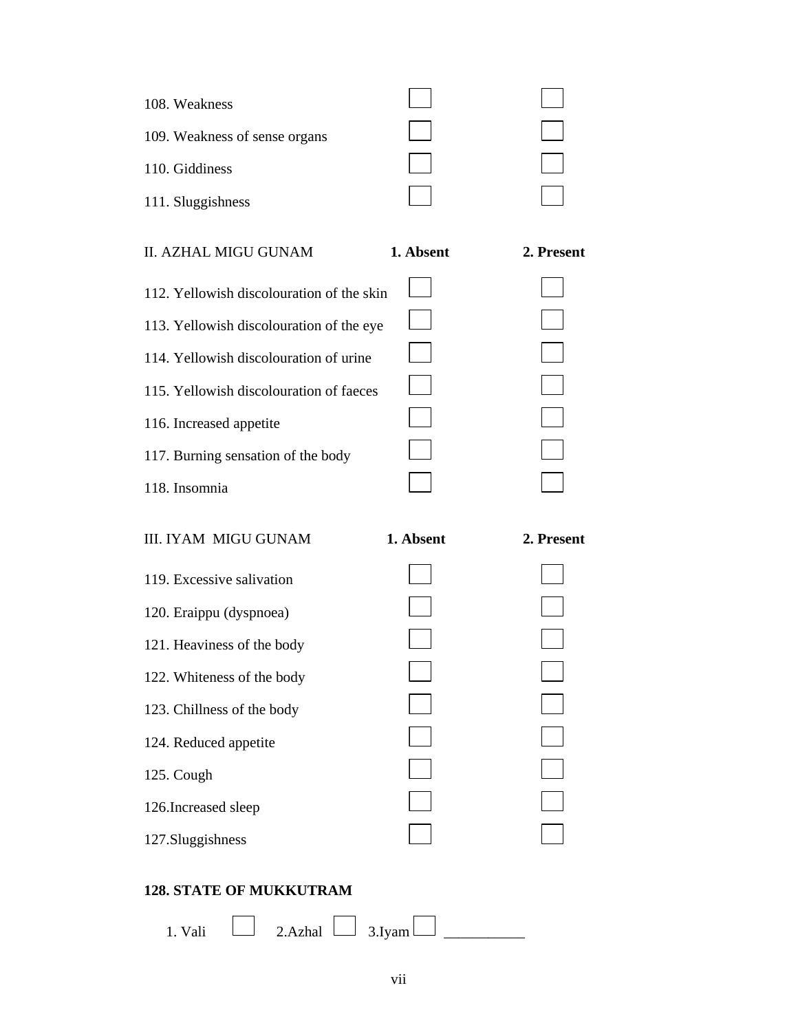| | | |
|---|---|---|
| 108. Weakness | ☐ | ☐ |
| 109. Weakness of sense organs | ☐ | ☐ |
| 110. Giddiness | ☐ | ☐ |
| 111. Sluggishness | ☐ | ☐ |

| II. AZHAL MIGU GUNAM | **1. Absent** | **2. Present** |
|---|---|---|
| 112. Yellowish discolouration of the skin | ☐ | ☐ |
| 113. Yellowish discolouration of the eye | ☐ | ☐ |
| 114. Yellowish discolouration of urine | ☐ | ☐ |
| 115. Yellowish discolouration of faeces | ☐ | ☐ |
| 116. Increased appetite | ☐ | ☐ |
| 117. Burning sensation of the body | ☐ | ☐ |
| 118. Insomnia | ☐ | ☐ |

| III. IYAM MIGU GUNAM | **1. Absent** | **2. Present** |
|---|---|---|
| 119. Excessive salivation | ☐ | ☐ |
| 120. Eraippu (dyspnoea) | ☐ | ☐ |
| 121. Heaviness of the body | ☐ | ☐ |
| 122. Whiteness of the body | ☐ | ☐ |
| 123. Chillness of the body | ☐ | ☐ |
| 124. Reduced appetite | ☐ | ☐ |
| 125. Cough | ☐ | ☐ |
| 126.Increased sleep | ☐ | ☐ |
| 127.Sluggishness | ☐ | ☐ |

**128. STATE OF MUKKUTRAM**

1. Vali ☐ 2.Azhal ☐ 3.Iyam ☐ ___________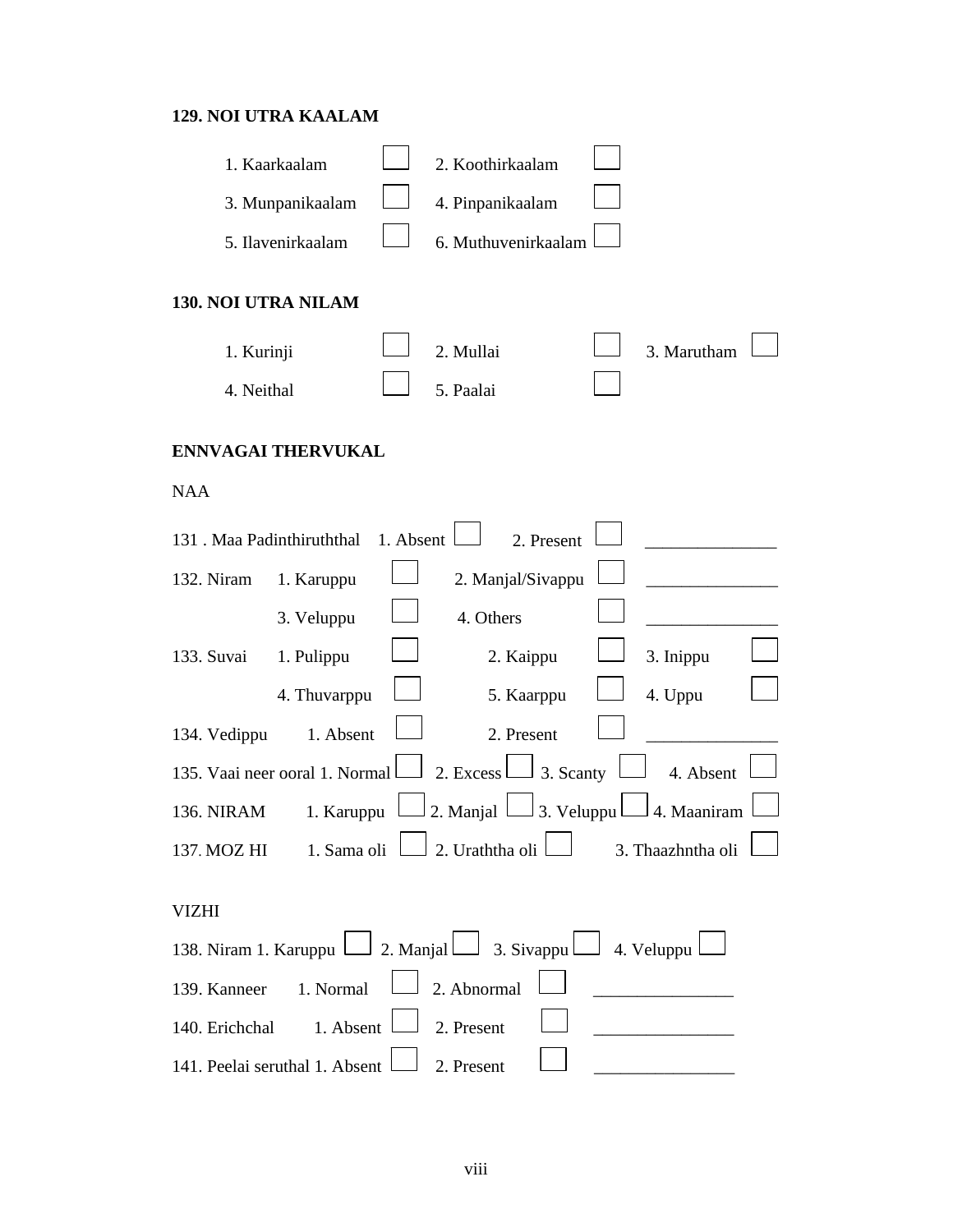**129. NOI UTRA KAALAM**

1. Kaarkaalam ☐ 2. Koothirkaalam ☐
3. Munpanikaalam ☐ 4. Pinpanikaalam ☐
5. Ilavenirkaalam ☐ 6. Muthuvenirkaalam ☐

**130. NOI UTRA NILAM**

1. Kurinji ☐ 2. Mullai ☐ 3. Marutham ☐
4. Neithal ☐ 5. Paalai ☐

**ENNVAGAI THERVUKAL**

NAA

131 . Maa Padinthiruththal 1. Absent ☐ 2. Present ☐ _______________

132. Niram 1. Karuppu ☐ 2. Manjal/Sivappu ☐ _______________
3. Veluppu ☐ 4. Others ☐ _______________

133. Suvai 1. Pulippu ☐ 2. Kaippu ☐ 3. Inippu ☐
4. Thuvarppu ☐ 5. Kaarppu ☐ 4. Uppu ☐

134. Vedippu 1. Absent ☐ 2. Present ☐ _______________

135. Vaai neer ooral 1. Normal ☐ 2. Excess ☐ 3. Scanty ☐ 4. Absent ☐

136. NIRAM 1. Karuppu ☐ 2. Manjal ☐ 3. Veluppu ☐ 4. Maaniram ☐

137. MOZ HI 1. Sama oli ☐ 2. Uraththa oli ☐ 3. Thaazhntha oli ☐

VIZHI

138. Niram 1. Karuppu ☐ 2. Manjal ☐ 3. Sivappu ☐ 4. Veluppu ☐

139. Kanneer 1. Normal ☐ 2. Abnormal ☐ _______________

140. Erichchal 1. Absent ☐ 2. Present ☐ _______________

141. Peelai seruthal 1. Absent ☐ 2. Present ☐ _______________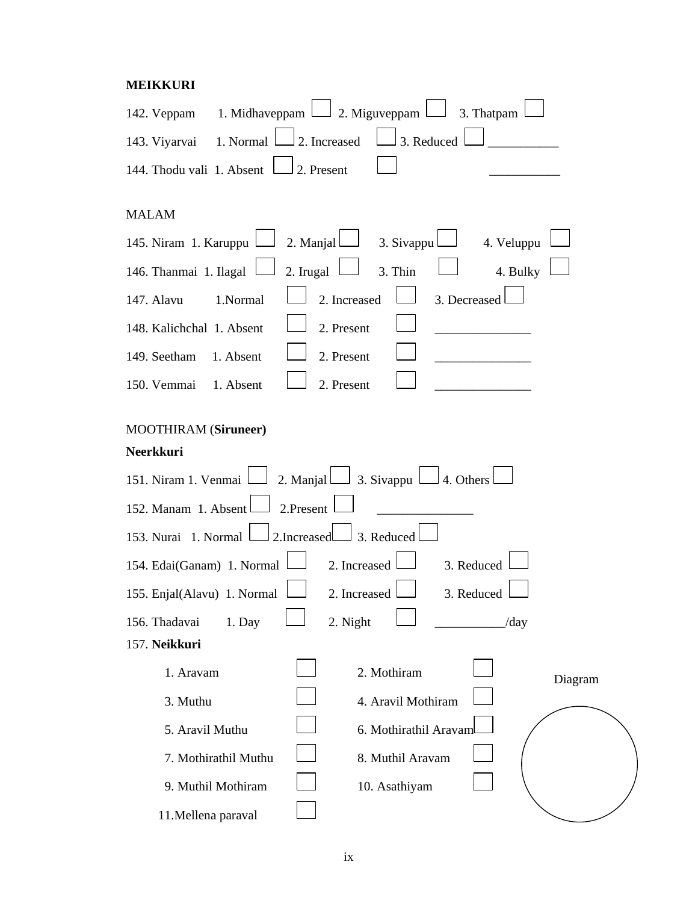**MEIKKURI**

142. Veppam 1. Midhaveppam ☐ 2. Miguveppam ☐ 3. Thatpam ☐

143. Viyarvai 1. Normal ☐ 2. Increased ☐ 3. Reduced ☐ ___________

144. Thodu vali 1. Absent ☐ 2. Present ☐ ___________

MALAM

145. Niram 1. Karuppu ☐ 2. Manjal ☐ 3. Sivappu ☐ 4. Veluppu ☐

146. Thanmai 1. Ilagal ☐ 2. Irugal ☐ 3. Thin ☐ 4. Bulky ☐

147. Alavu 1.Normal ☐ 2. Increased ☐ 3. Decreased ☐

148. Kalichchal 1. Absent ☐ 2. Present ☐ _______________

149. Seetham 1. Absent ☐ 2. Present ☐ _______________

150. Vemmai 1. Absent ☐ 2. Present ☐ _______________

MOOTHIRAM (**Siruneer**)

**Neerkkuri**

151. Niram 1. Venmai ☐ 2. Manjal ☐ 3. Sivappu ☐ 4. Others ☐

152. Manam 1. Absent ☐ 2.Present ☐ _______________

153. Nurai 1. Normal ☐ 2.Increased ☐ 3. Reduced ☐

154. Edai(Ganam) 1. Normal ☐ 2. Increased ☐ 3. Reduced ☐

155. Enjal(Alavu) 1. Normal ☐ 2. Increased ☐ 3. Reduced ☐

156. Thadavai 1. Day ☐ 2. Night ☐ ___________/day

157. **Neikkuri**

| | | | |
|---|---|---|---|
| 1. Aravam | ☐ | 2. Mothiram | ☐ |
| 3. Muthu | ☐ | 4. Aravil Mothiram | ☐ |
| 5. Aravil Muthu | ☐ | 6. Mothirathil Aravam | ☐ |
| 7. Mothirathil Muthu | ☐ | 8. Muthil Aravam | ☐ |
| 9. Muthil Mothiram | ☐ | 10. Asathiyam | ☐ |
| 11.Mellena paraval | ☐ | | |

Diagram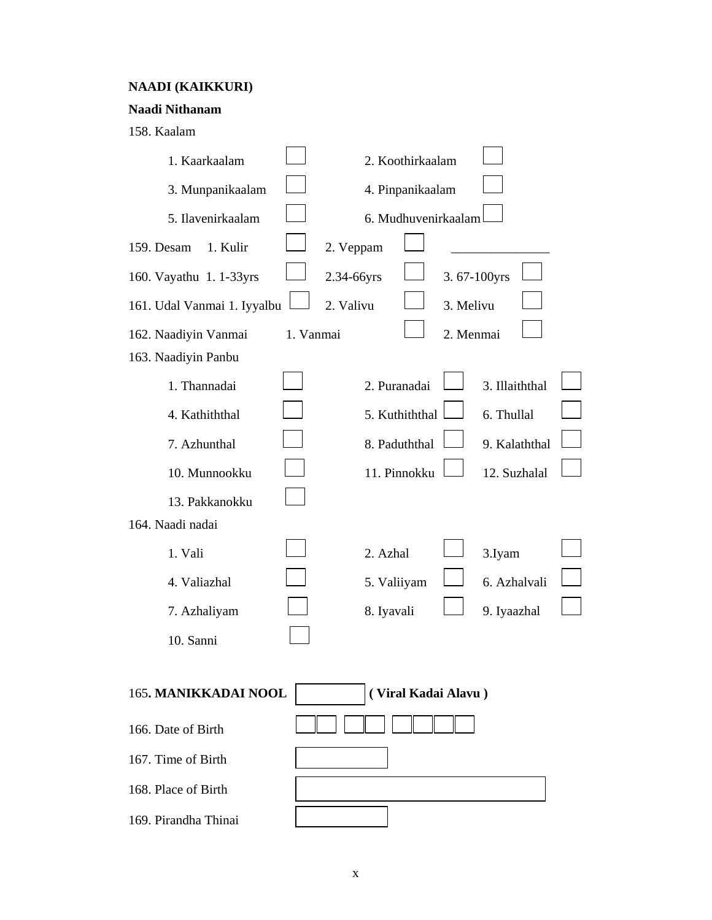**NAADI (KAIKKURI)**

**Naadi Nithanam**

158. Kaalam

| | | | |
|---|---|---|---|
| 1. Kaarkaalam | ☐ | 2. Koothirkaalam | ☐ |
| 3. Munpanikaalam | ☐ | 4. Pinpanikaalam | ☐ |
| 5. Ilavenirkaalam | ☐ | 6. Mudhuvenirkaalam | ☐ |

159. Desam 1. Kulir ☐ 2. Veppam ☐ _______________

160. Vayathu 1. 1-33yrs ☐ 2.34-66yrs ☐ 3. 67-100yrs ☐

161. Udal Vanmai 1. Iyyalbu ☐ 2. Valivu ☐ 3. Melivu ☐

162. Naadiyin Vanmai 1. Vanmai ☐ 2. Menmai ☐

163. Naadiyin Panbu

| | | | | | |
|---|---|---|---|---|---|
| 1. Thannadai | ☐ | 2. Puranadai | ☐ | 3. Illaiththal | ☐ |
| 4. Kathiththal | ☐ | 5. Kuthiththal | ☐ | 6. Thullal | ☐ |
| 7. Azhunthal | ☐ | 8. Paduththal | ☐ | 9. Kalaththal | ☐ |
| 10. Munnookku | ☐ | 11. Pinnokku | ☐ | 12. Suzhalal | ☐ |
| 13. Pakkanokku | ☐ | | | | |

164. Naadi nadai

| | | | | | |
|---|---|---|---|---|---|
| 1. Vali | ☐ | 2. Azhal | ☐ | 3.Iyam | ☐ |
| 4. Valiazhal | ☐ | 5. Valiiyam | ☐ | 6. Azhalvali | ☐ |
| 7. Azhaliyam | ☐ | 8. Iyavali | ☐ | 9. Iyaazhal | ☐ |
| 10. Sanni | ☐ | | | | |

165**. MANIKKADAI NOOL** ☐ **( Viral Kadai Alavu )**

166. Date of Birth ☐☐ ☐☐ ☐☐☐☐

167. Time of Birth ☐

168. Place of Birth ☐

169. Pirandha Thinai ☐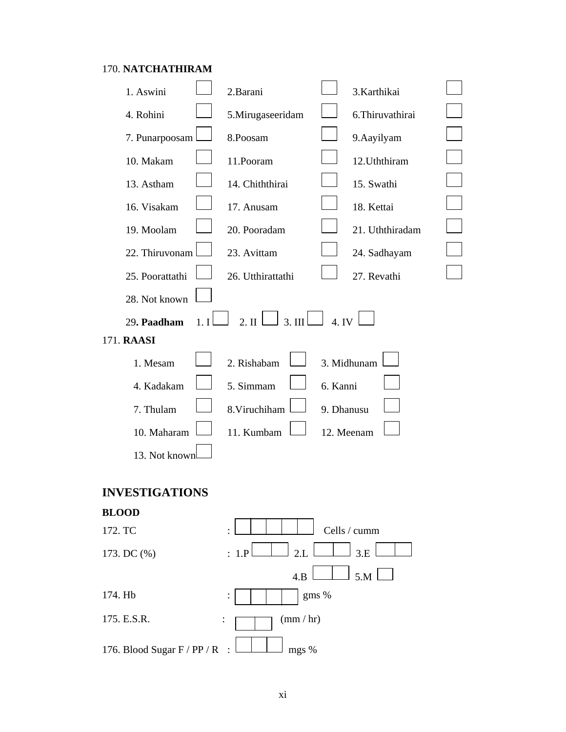170. **NATCHATHIRAM**

| | | |
|---|---|---|
| 1. Aswini ☐ | 2.Barani ☐ | 3.Karthikai ☐ |
| 4. Rohini ☐ | 5.Mirugaseeridam ☐ | 6.Thiruvathirai ☐ |
| 7. Punarpoosam ☐ | 8.Poosam ☐ | 9.Aayilyam ☐ |
| 10. Makam ☐ | 11.Pooram ☐ | 12.Uththiram ☐ |
| 13. Astham ☐ | 14. Chiththirai ☐ | 15. Swathi ☐ |
| 16. Visakam ☐ | 17. Anusam ☐ | 18. Kettai ☐ |
| 19. Moolam ☐ | 20. Pooradam ☐ | 21. Uththiradam ☐ |
| 22. Thiruvonam ☐ | 23. Avittam ☐ | 24. Sadhayam ☐ |
| 25. Poorattathi ☐ | 26. Utthirattathi ☐ | 27. Revathi ☐ |
| 28. Not known ☐ | | |

29**. Paadham** 1. I ☐ 2. II ☐ 3. III ☐ 4. IV ☐

171. **RAASI**

| | | |
|---|---|---|
| 1. Mesam ☐ | 2. Rishabam ☐ | 3. Midhunam ☐ |
| 4. Kadakam ☐ | 5. Simmam ☐ | 6. Kanni ☐ |
| 7. Thulam ☐ | 8.Viruchiham ☐ | 9. Dhanusu ☐ |
| 10. Maharam ☐ | 11. Kumbam ☐ | 12. Meenam ☐ |
| 13. Not known ☐ | | |

## INVESTIGATIONS

**BLOOD**

172. TC : ☐☐☐☐☐ Cells / cumm

173. DC (%) : 1.P ☐☐ 2.L ☐☐ 3.E ☐☐ 4.B ☐☐ 5.M ☐

174. Hb : ☐☐☐☐ gms %

175. E.S.R. : ☐☐ (mm / hr)

176. Blood Sugar F / PP / R : ☐☐☐ mgs %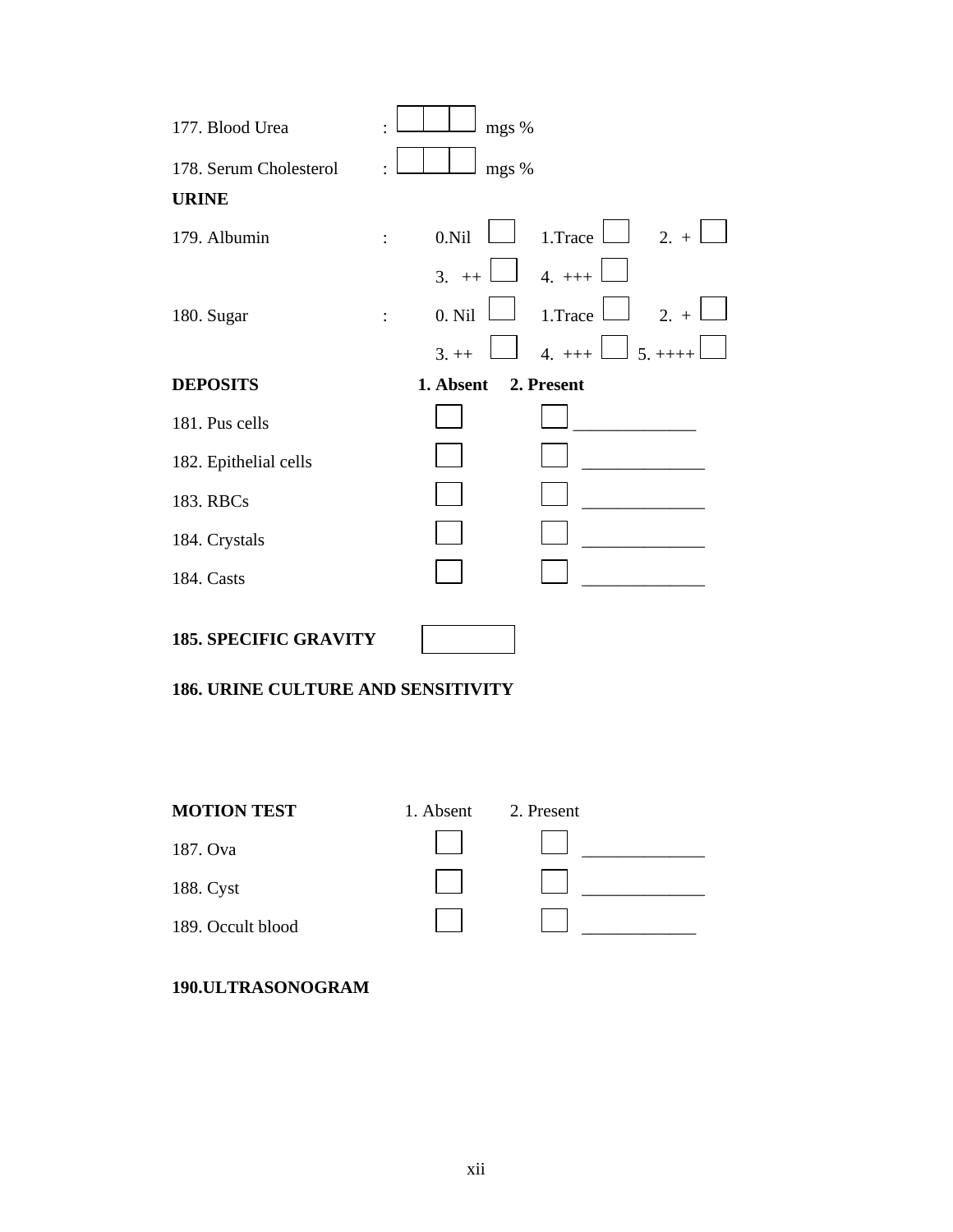177. Blood Urea : ☐☐☐ mgs %

178. Serum Cholesterol : ☐☐☐ mgs %

**URINE**

179. Albumin : 0.Nil ☐ 1.Trace ☐ 2. + ☐

3. ++ ☐ 4. +++ ☐

180. Sugar : 0. Nil ☐ 1.Trace ☐ 2. + ☐

3. ++ ☐ 4. +++ ☐ 5. ++++ ☐

| **DEPOSITS** | **1. Absent** | **2. Present** | |
|---|---|---|---|
| 181. Pus cells | ☐ | ☐ | _____________ |
| 182. Epithelial cells | ☐ | ☐ | _____________ |
| 183. RBCs | ☐ | ☐ | _____________ |
| 184. Crystals | ☐ | ☐ | _____________ |
| 184. Casts | ☐ | ☐ | _____________ |

**185. SPECIFIC GRAVITY** ☐

**186. URINE CULTURE AND SENSITIVITY**

| **MOTION TEST** | 1. Absent | 2. Present | |
|---|---|---|---|
| 187. Ova | ☐ | ☐ | _____________ |
| 188. Cyst | ☐ | ☐ | _____________ |
| 189. Occult blood | ☐ | ☐ | ____________ |

**190.ULTRASONOGRAM**